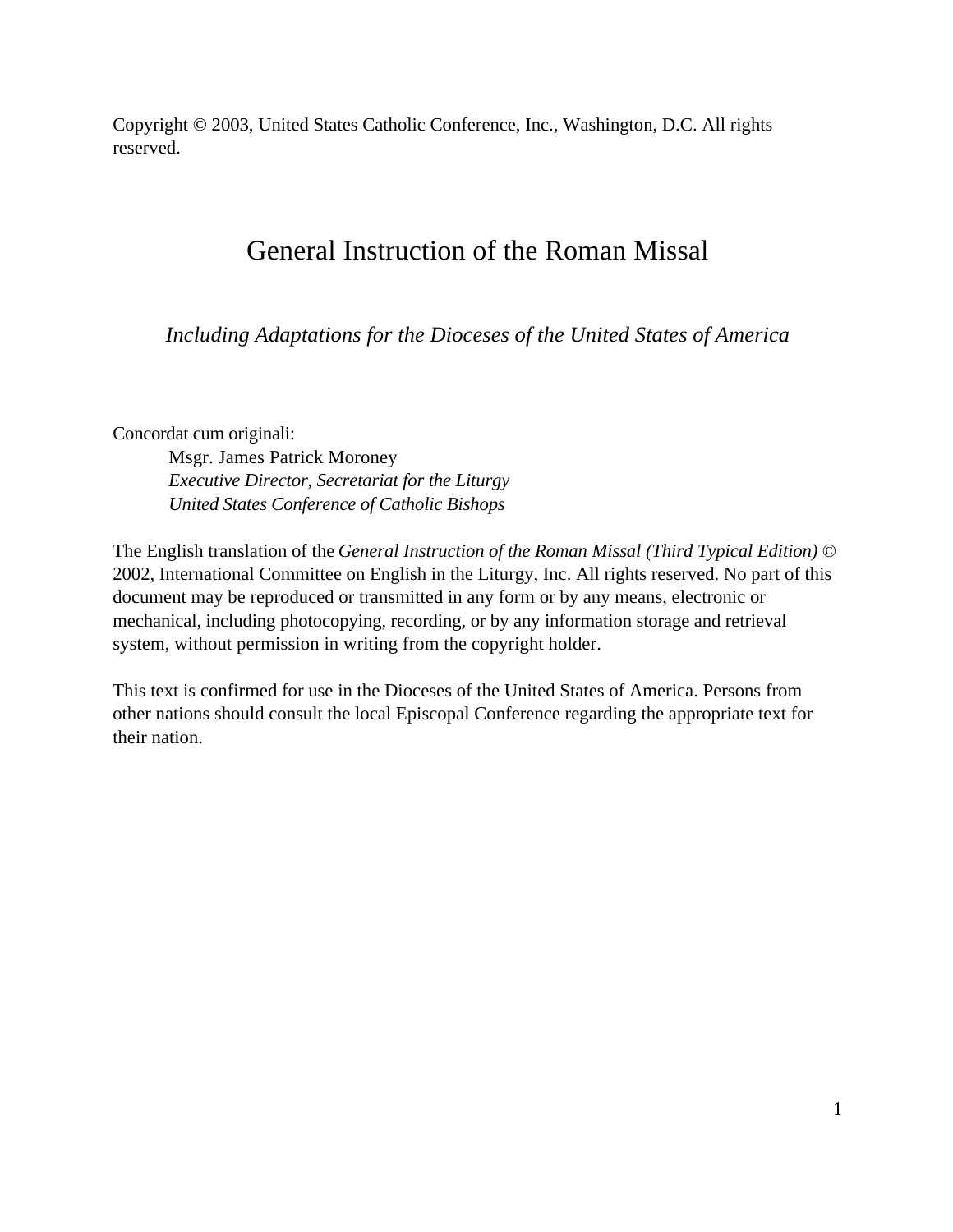Copyright © 2003, United States Catholic Conference, Inc., Washington, D.C. All rights reserved.

# General Instruction of the Roman Missal

*Including Adaptations for the Dioceses of the United States of America*

Concordat cum originali:

Msgr. James Patrick Moroney  
*Executive Director, Secretariat for the Liturgy*  
*United States Conference of Catholic Bishops*

The English translation of the *General Instruction of the Roman Missal (Third Typical Edition)* © 2002, International Committee on English in the Liturgy, Inc. All rights reserved. No part of this document may be reproduced or transmitted in any form or by any means, electronic or mechanical, including photocopying, recording, or by any information storage and retrieval system, without permission in writing from the copyright holder.

This text is confirmed for use in the Dioceses of the United States of America. Persons from other nations should consult the local Episcopal Conference regarding the appropriate text for their nation.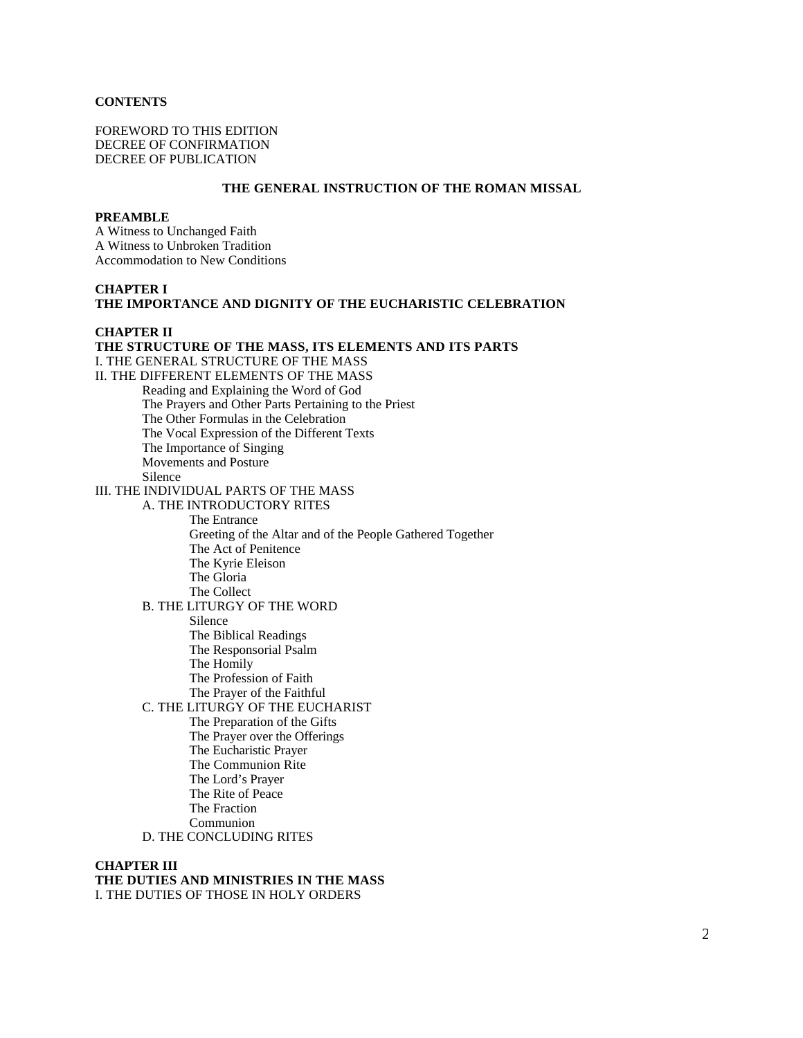**CONTENTS**

FOREWORD TO THIS EDITION
DECREE OF CONFIRMATION
DECREE OF PUBLICATION

## THE GENERAL INSTRUCTION OF THE ROMAN MISSAL

**PREAMBLE**
A Witness to Unchanged Faith
A Witness to Unbroken Tradition
Accommodation to New Conditions

**CHAPTER I**
**THE IMPORTANCE AND DIGNITY OF THE EUCHARISTIC CELEBRATION**

**CHAPTER II**
**THE STRUCTURE OF THE MASS, ITS ELEMENTS AND ITS PARTS**

- I. THE GENERAL STRUCTURE OF THE MASS
- II. THE DIFFERENT ELEMENTS OF THE MASS
  - Reading and Explaining the Word of God
  - The Prayers and Other Parts Pertaining to the Priest
  - The Other Formulas in the Celebration
  - The Vocal Expression of the Different Texts
  - The Importance of Singing
  - Movements and Posture
  - Silence
- III. THE INDIVIDUAL PARTS OF THE MASS
  - A. THE INTRODUCTORY RITES
    - The Entrance
    - Greeting of the Altar and of the People Gathered Together
    - The Act of Penitence
    - The Kyrie Eleison
    - The Gloria
    - The Collect
  - B. THE LITURGY OF THE WORD
    - Silence
    - The Biblical Readings
    - The Responsorial Psalm
    - The Homily
    - The Profession of Faith
    - The Prayer of the Faithful
  - C. THE LITURGY OF THE EUCHARIST
    - The Preparation of the Gifts
    - The Prayer over the Offerings
    - The Eucharistic Prayer
    - The Communion Rite
    - The Lord's Prayer
    - The Rite of Peace
    - The Fraction
    - Communion
  - D. THE CONCLUDING RITES

**CHAPTER III**
**THE DUTIES AND MINISTRIES IN THE MASS**

- I. THE DUTIES OF THOSE IN HOLY ORDERS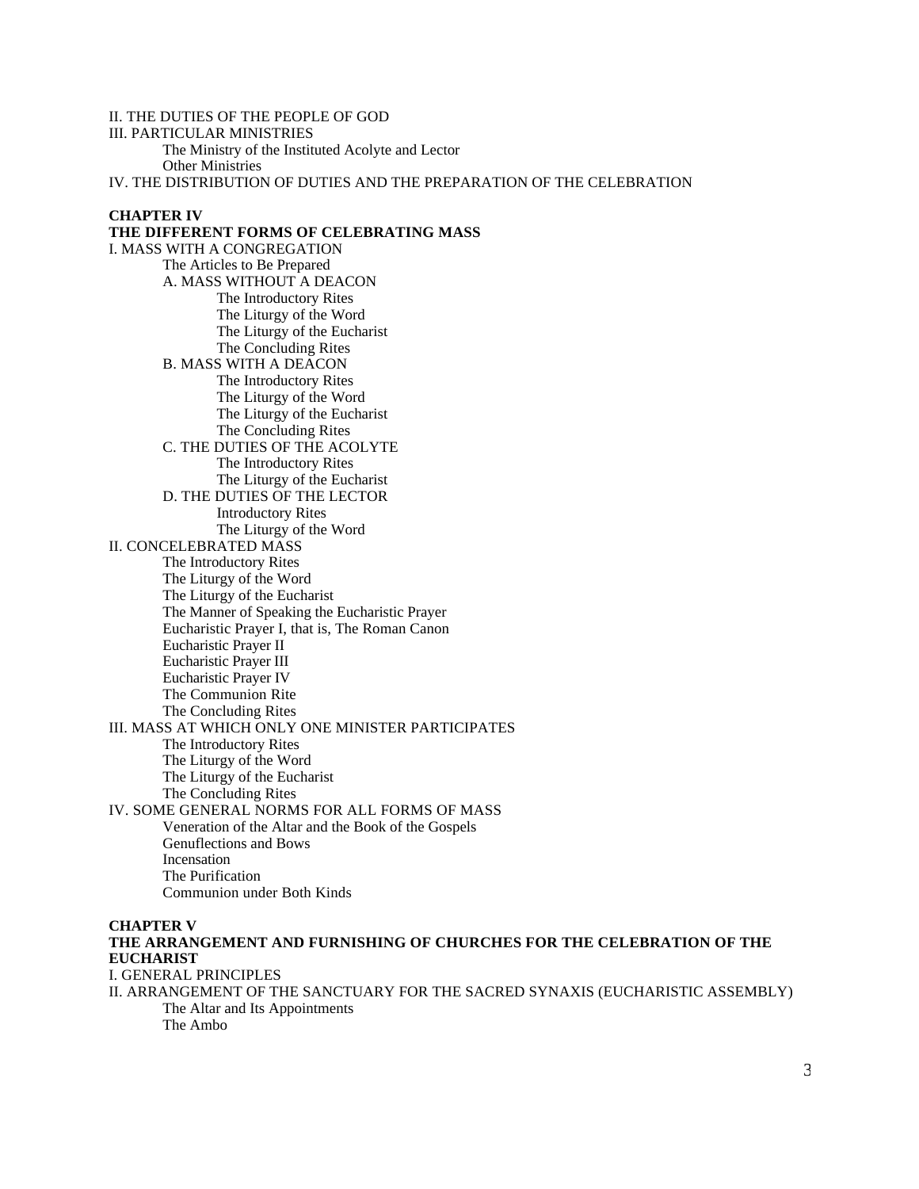II. THE DUTIES OF THE PEOPLE OF GOD
III. PARTICULAR MINISTRIES
- The Ministry of the Instituted Acolyte and Lector
- Other Ministries

IV. THE DISTRIBUTION OF DUTIES AND THE PREPARATION OF THE CELEBRATION

**CHAPTER IV**
**THE DIFFERENT FORMS OF CELEBRATING MASS**

I. MASS WITH A CONGREGATION
- The Articles to Be Prepared
- A. MASS WITHOUT A DEACON
  - The Introductory Rites
  - The Liturgy of the Word
  - The Liturgy of the Eucharist
  - The Concluding Rites
- B. MASS WITH A DEACON
  - The Introductory Rites
  - The Liturgy of the Word
  - The Liturgy of the Eucharist
  - The Concluding Rites
- C. THE DUTIES OF THE ACOLYTE
  - The Introductory Rites
  - The Liturgy of the Eucharist
- D. THE DUTIES OF THE LECTOR
  - Introductory Rites
  - The Liturgy of the Word

II. CONCELEBRATED MASS
- The Introductory Rites
- The Liturgy of the Word
- The Liturgy of the Eucharist
- The Manner of Speaking the Eucharistic Prayer
- Eucharistic Prayer I, that is, The Roman Canon
- Eucharistic Prayer II
- Eucharistic Prayer III
- Eucharistic Prayer IV
- The Communion Rite
- The Concluding Rites

III. MASS AT WHICH ONLY ONE MINISTER PARTICIPATES
- The Introductory Rites
- The Liturgy of the Word
- The Liturgy of the Eucharist
- The Concluding Rites

IV. SOME GENERAL NORMS FOR ALL FORMS OF MASS
- Veneration of the Altar and the Book of the Gospels
- Genuflections and Bows
- Incensation
- The Purification
- Communion under Both Kinds

**CHAPTER V**
**THE ARRANGEMENT AND FURNISHING OF CHURCHES FOR THE CELEBRATION OF THE EUCHARIST**

I. GENERAL PRINCIPLES
II. ARRANGEMENT OF THE SANCTUARY FOR THE SACRED SYNAXIS (EUCHARISTIC ASSEMBLY)
- The Altar and Its Appointments
- The Ambo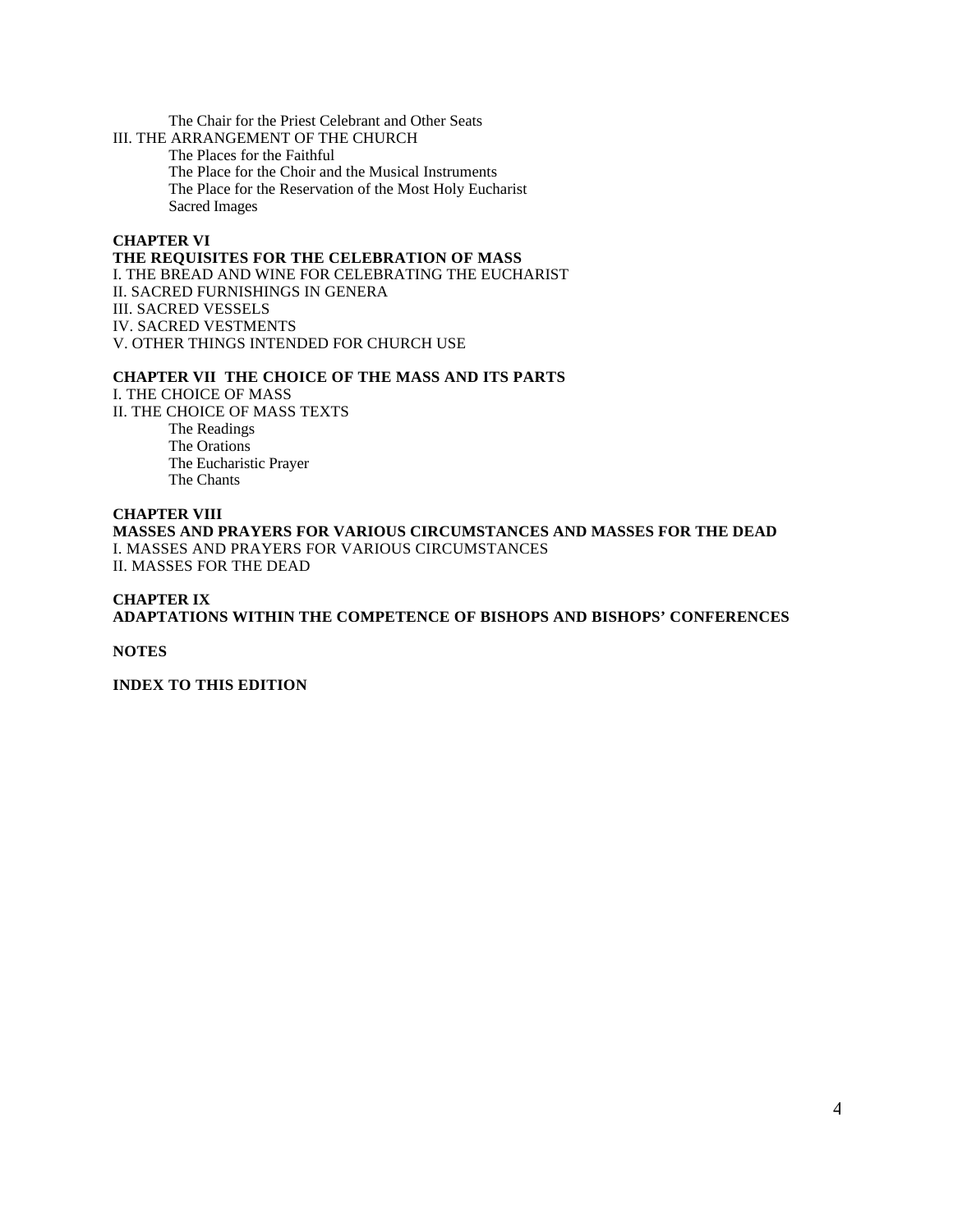The Chair for the Priest Celebrant and Other Seats

III. THE ARRANGEMENT OF THE CHURCH

The Places for the Faithful

The Place for the Choir and the Musical Instruments

The Place for the Reservation of the Most Holy Eucharist

Sacred Images

**CHAPTER VI**

**THE REQUISITES FOR THE CELEBRATION OF MASS**

I. THE BREAD AND WINE FOR CELEBRATING THE EUCHARIST

II. SACRED FURNISHINGS IN GENERA

III. SACRED VESSELS

IV. SACRED VESTMENTS

V. OTHER THINGS INTENDED FOR CHURCH USE

**CHAPTER VII THE CHOICE OF THE MASS AND ITS PARTS**

I. THE CHOICE OF MASS

II. THE CHOICE OF MASS TEXTS

The Readings

The Orations

The Eucharistic Prayer

The Chants

**CHAPTER VIII**

**MASSES AND PRAYERS FOR VARIOUS CIRCUMSTANCES AND MASSES FOR THE DEAD**

I. MASSES AND PRAYERS FOR VARIOUS CIRCUMSTANCES

II. MASSES FOR THE DEAD

**CHAPTER IX**

**ADAPTATIONS WITHIN THE COMPETENCE OF BISHOPS AND BISHOPS' CONFERENCES**

**NOTES**

**INDEX TO THIS EDITION**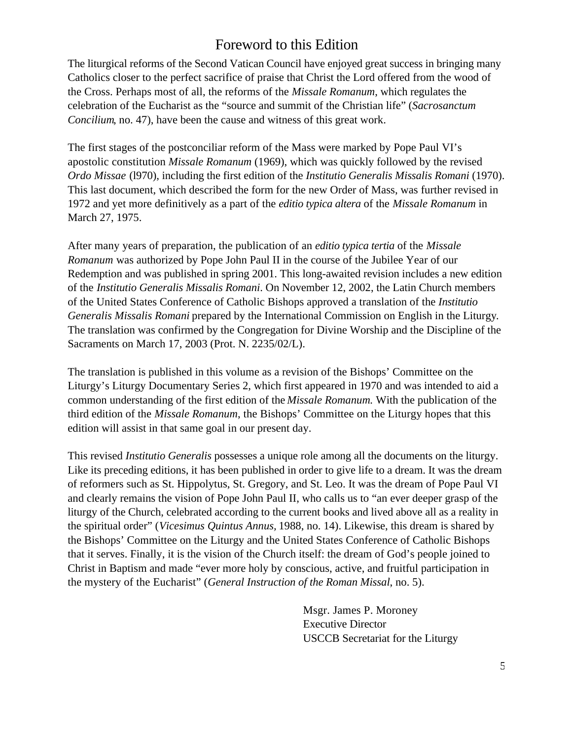# Foreword to this Edition

The liturgical reforms of the Second Vatican Council have enjoyed great success in bringing many Catholics closer to the perfect sacrifice of praise that Christ the Lord offered from the wood of the Cross. Perhaps most of all, the reforms of the *Missale Romanum*, which regulates the celebration of the Eucharist as the "source and summit of the Christian life" (*Sacrosanctum Concilium*, no. 47), have been the cause and witness of this great work.

The first stages of the postconciliar reform of the Mass were marked by Pope Paul VI's apostolic constitution *Missale Romanum* (1969), which was quickly followed by the revised *Ordo Missae* (l970), including the first edition of the *Institutio Generalis Missalis Romani* (1970). This last document, which described the form for the new Order of Mass, was further revised in 1972 and yet more definitively as a part of the *editio typica altera* of the *Missale Romanum* in March 27, 1975.

After many years of preparation, the publication of an *editio typica tertia* of the *Missale Romanum* was authorized by Pope John Paul II in the course of the Jubilee Year of our Redemption and was published in spring 2001. This long-awaited revision includes a new edition of the *Institutio Generalis Missalis Romani*. On November 12, 2002, the Latin Church members of the United States Conference of Catholic Bishops approved a translation of the *Institutio Generalis Missalis Romani* prepared by the International Commission on English in the Liturgy. The translation was confirmed by the Congregation for Divine Worship and the Discipline of the Sacraments on March 17, 2003 (Prot. N. 2235/02/L).

The translation is published in this volume as a revision of the Bishops' Committee on the Liturgy's Liturgy Documentary Series 2, which first appeared in 1970 and was intended to aid a common understanding of the first edition of the *Missale Romanum.* With the publication of the third edition of the *Missale Romanum*, the Bishops' Committee on the Liturgy hopes that this edition will assist in that same goal in our present day.

This revised *Institutio Generalis* possesses a unique role among all the documents on the liturgy. Like its preceding editions, it has been published in order to give life to a dream. It was the dream of reformers such as St. Hippolytus, St. Gregory, and St. Leo. It was the dream of Pope Paul VI and clearly remains the vision of Pope John Paul II, who calls us to "an ever deeper grasp of the liturgy of the Church, celebrated according to the current books and lived above all as a reality in the spiritual order" (*Vicesimus Quintus Annus*, 1988, no. 14). Likewise, this dream is shared by the Bishops' Committee on the Liturgy and the United States Conference of Catholic Bishops that it serves. Finally, it is the vision of the Church itself: the dream of God's people joined to Christ in Baptism and made "ever more holy by conscious, active, and fruitful participation in the mystery of the Eucharist" (*General Instruction of the Roman Missal*, no. 5).

Msgr. James P. Moroney  
Executive Director  
USCCB Secretariat for the Liturgy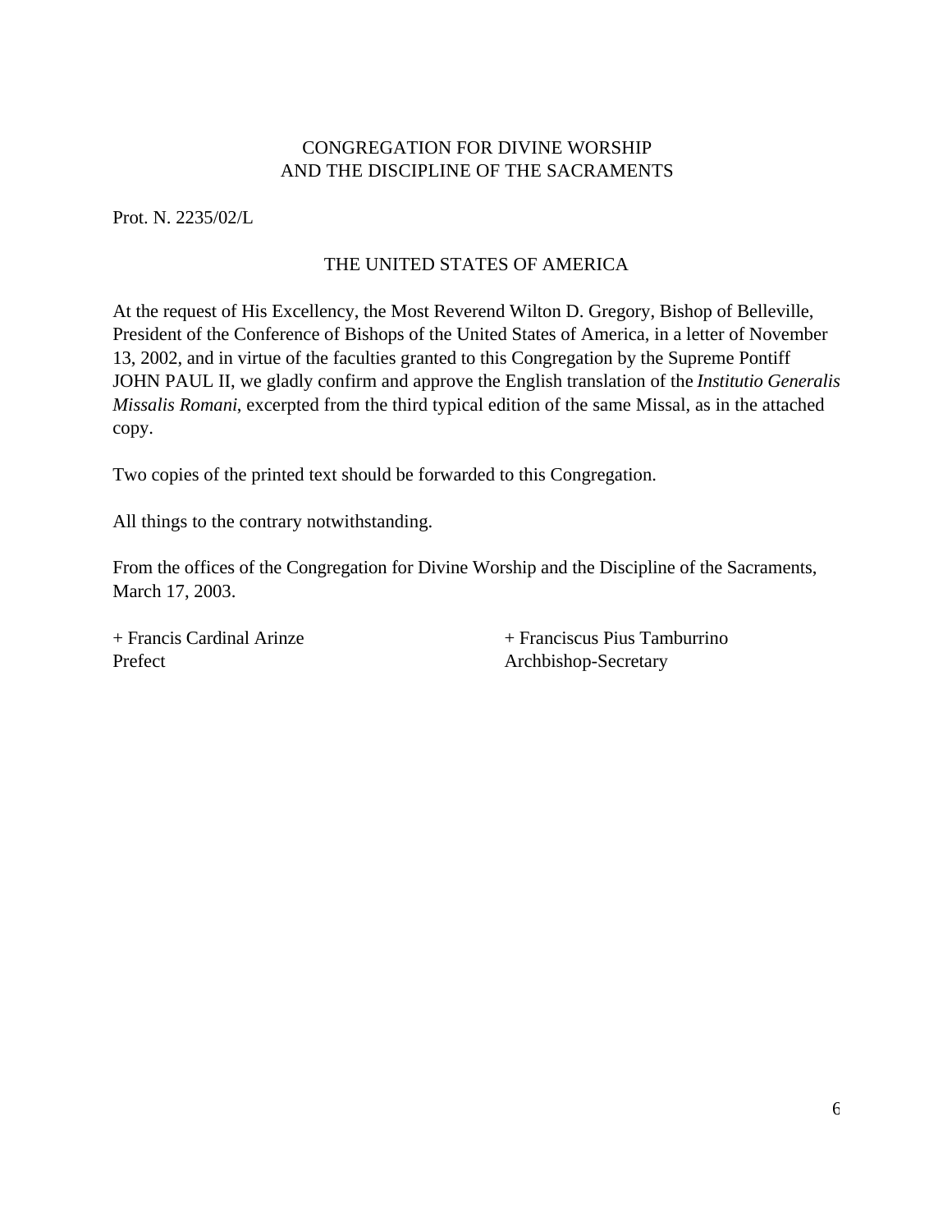# CONGREGATION FOR DIVINE WORSHIP AND THE DISCIPLINE OF THE SACRAMENTS

Prot. N. 2235/02/L

## THE UNITED STATES OF AMERICA

At the request of His Excellency, the Most Reverend Wilton D. Gregory, Bishop of Belleville, President of the Conference of Bishops of the United States of America, in a letter of November 13, 2002, and in virtue of the faculties granted to this Congregation by the Supreme Pontiff JOHN PAUL II, we gladly confirm and approve the English translation of the *Institutio Generalis Missalis Romani*, excerpted from the third typical edition of the same Missal, as in the attached copy.

Two copies of the printed text should be forwarded to this Congregation.

All things to the contrary notwithstanding.

From the offices of the Congregation for Divine Worship and the Discipline of the Sacraments, March 17, 2003.

+ Francis Cardinal Arinze
Prefect

+ Franciscus Pius Tamburrino
Archbishop-Secretary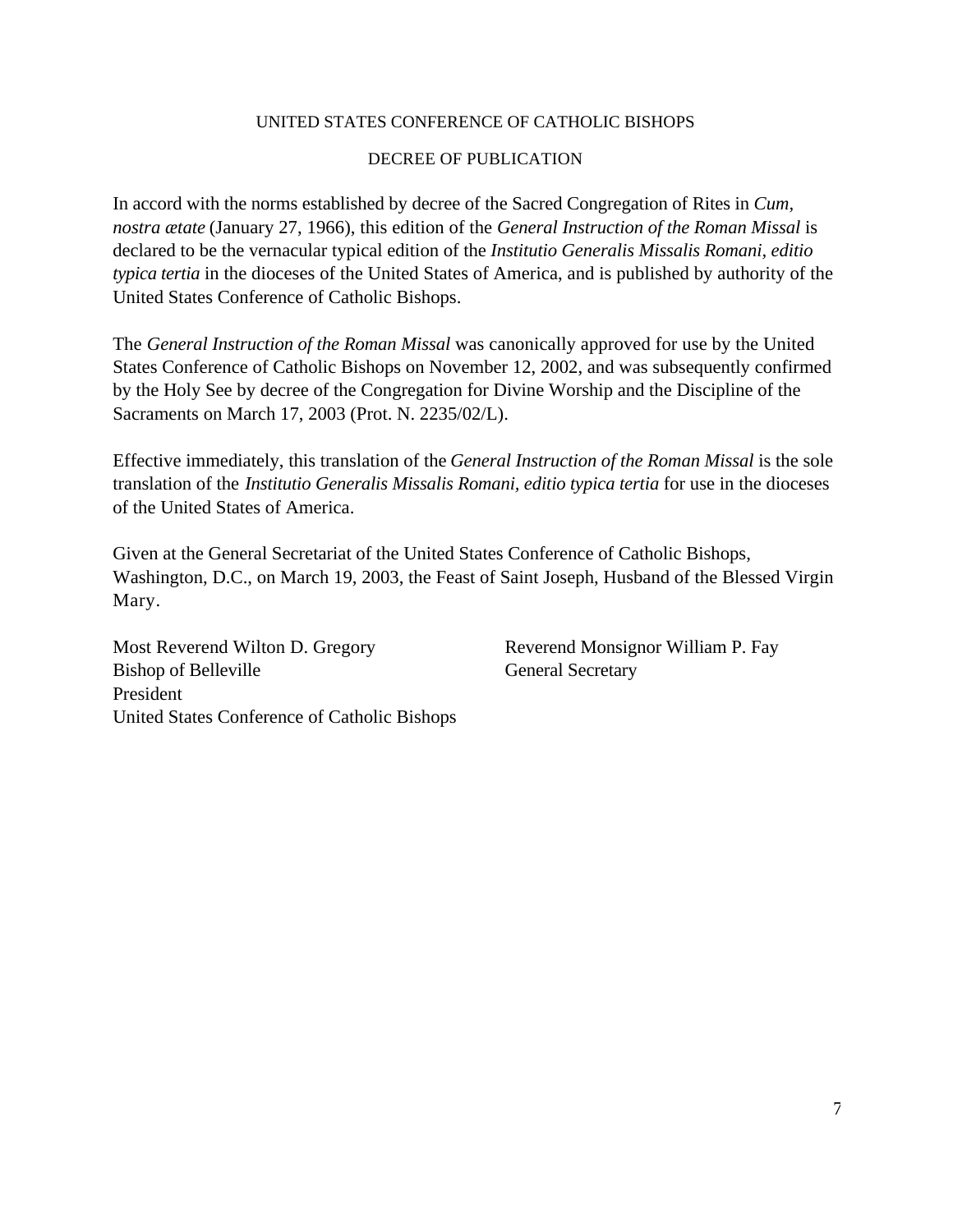UNITED STATES CONFERENCE OF CATHOLIC BISHOPS

DECREE OF PUBLICATION

In accord with the norms established by decree of the Sacred Congregation of Rites in *Cum, nostra ætate* (January 27, 1966), this edition of the *General Instruction of the Roman Missal* is declared to be the vernacular typical edition of the *Institutio Generalis Missalis Romani, editio typica tertia* in the dioceses of the United States of America, and is published by authority of the United States Conference of Catholic Bishops.

The *General Instruction of the Roman Missal* was canonically approved for use by the United States Conference of Catholic Bishops on November 12, 2002, and was subsequently confirmed by the Holy See by decree of the Congregation for Divine Worship and the Discipline of the Sacraments on March 17, 2003 (Prot. N. 2235/02/L).

Effective immediately, this translation of the *General Instruction of the Roman Missal* is the sole translation of the *Institutio Generalis Missalis Romani, editio typica tertia* for use in the dioceses of the United States of America.

Given at the General Secretariat of the United States Conference of Catholic Bishops, Washington, D.C., on March 19, 2003, the Feast of Saint Joseph, Husband of the Blessed Virgin Mary.

Most Reverend Wilton D. Gregory
Bishop of Belleville
President
United States Conference of Catholic Bishops

Reverend Monsignor William P. Fay
General Secretary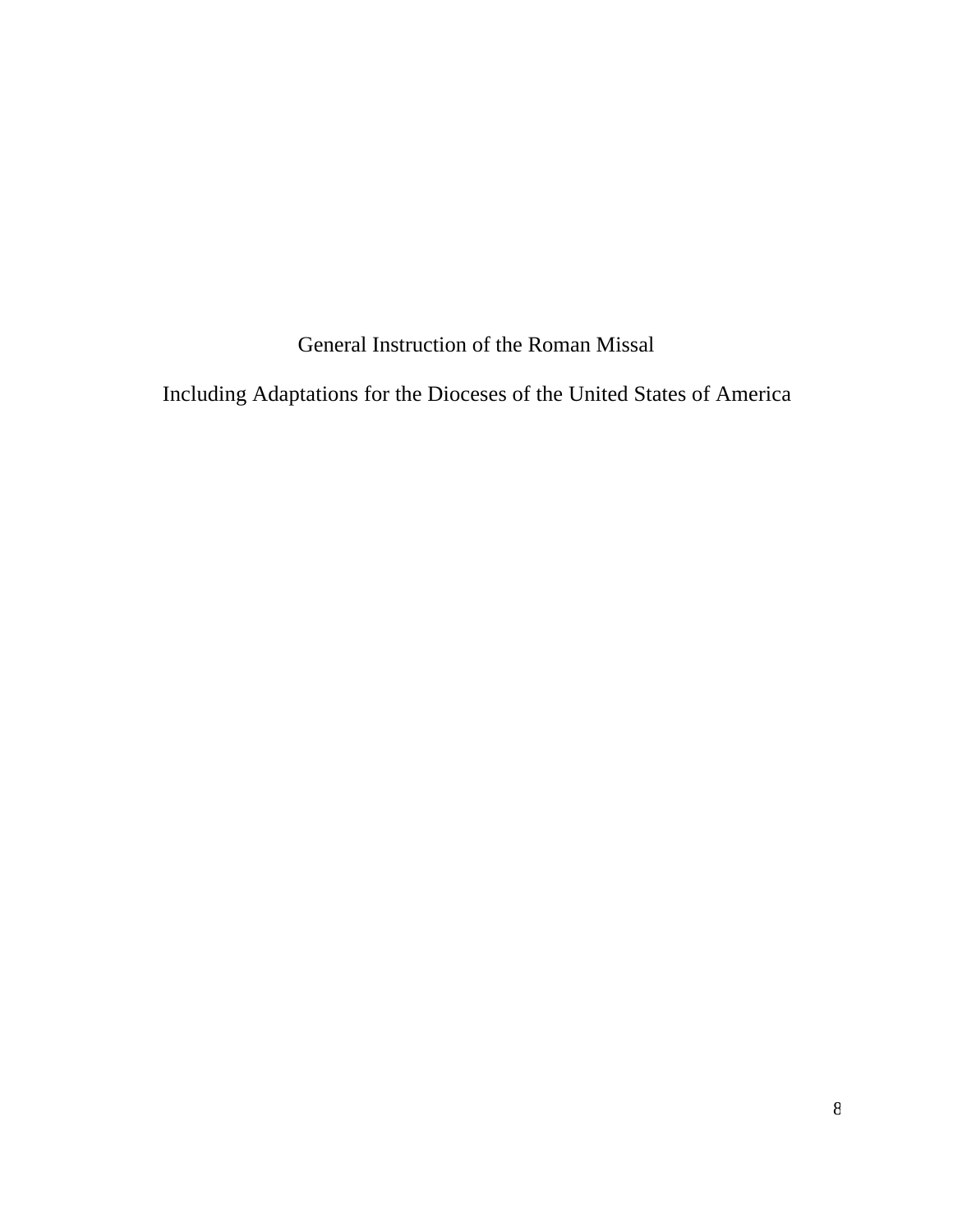# General Instruction of the Roman Missal

## Including Adaptations for the Dioceses of the United States of America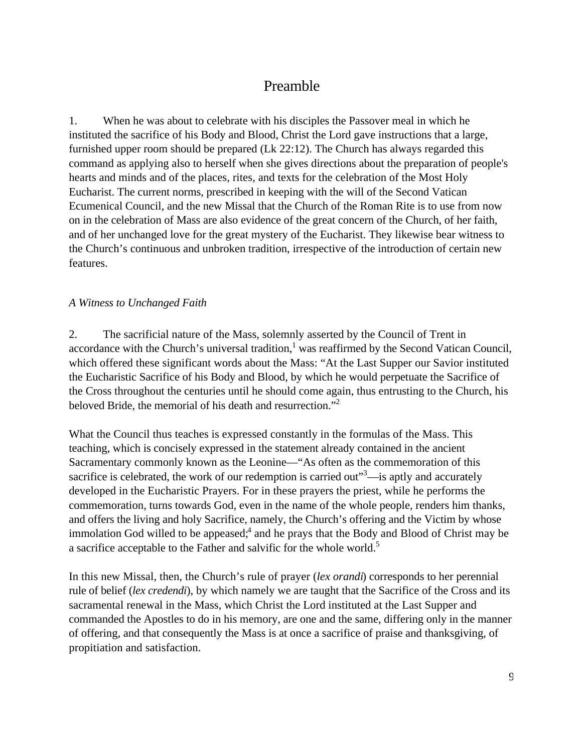# Preamble

1. When he was about to celebrate with his disciples the Passover meal in which he instituted the sacrifice of his Body and Blood, Christ the Lord gave instructions that a large, furnished upper room should be prepared (Lk 22:12). The Church has always regarded this command as applying also to herself when she gives directions about the preparation of people's hearts and minds and of the places, rites, and texts for the celebration of the Most Holy Eucharist. The current norms, prescribed in keeping with the will of the Second Vatican Ecumenical Council, and the new Missal that the Church of the Roman Rite is to use from now on in the celebration of Mass are also evidence of the great concern of the Church, of her faith, and of her unchanged love for the great mystery of the Eucharist. They likewise bear witness to the Church's continuous and unbroken tradition, irrespective of the introduction of certain new features.

*A Witness to Unchanged Faith*

2. The sacrificial nature of the Mass, solemnly asserted by the Council of Trent in accordance with the Church's universal tradition,[1] was reaffirmed by the Second Vatican Council, which offered these significant words about the Mass: "At the Last Supper our Savior instituted the Eucharistic Sacrifice of his Body and Blood, by which he would perpetuate the Sacrifice of the Cross throughout the centuries until he should come again, thus entrusting to the Church, his beloved Bride, the memorial of his death and resurrection."[2]

What the Council thus teaches is expressed constantly in the formulas of the Mass. This teaching, which is concisely expressed in the statement already contained in the ancient Sacramentary commonly known as the Leonine—"As often as the commemoration of this sacrifice is celebrated, the work of our redemption is carried out"[3]—is aptly and accurately developed in the Eucharistic Prayers. For in these prayers the priest, while he performs the commemoration, turns towards God, even in the name of the whole people, renders him thanks, and offers the living and holy Sacrifice, namely, the Church's offering and the Victim by whose immolation God willed to be appeased;[4] and he prays that the Body and Blood of Christ may be a sacrifice acceptable to the Father and salvific for the whole world.[5]

In this new Missal, then, the Church's rule of prayer (*lex orandi*) corresponds to her perennial rule of belief (*lex credendi*), by which namely we are taught that the Sacrifice of the Cross and its sacramental renewal in the Mass, which Christ the Lord instituted at the Last Supper and commanded the Apostles to do in his memory, are one and the same, differing only in the manner of offering, and that consequently the Mass is at once a sacrifice of praise and thanksgiving, of propitiation and satisfaction.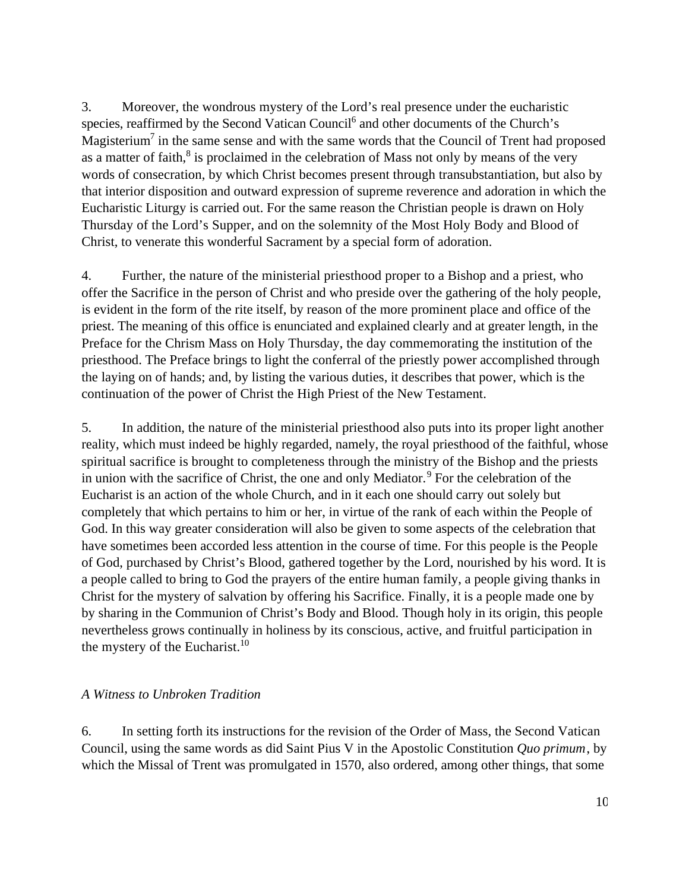3. Moreover, the wondrous mystery of the Lord's real presence under the eucharistic species, reaffirmed by the Second Vatican Council[6] and other documents of the Church's Magisterium[7] in the same sense and with the same words that the Council of Trent had proposed as a matter of faith,[8] is proclaimed in the celebration of Mass not only by means of the very words of consecration, by which Christ becomes present through transubstantiation, but also by that interior disposition and outward expression of supreme reverence and adoration in which the Eucharistic Liturgy is carried out. For the same reason the Christian people is drawn on Holy Thursday of the Lord's Supper, and on the solemnity of the Most Holy Body and Blood of Christ, to venerate this wonderful Sacrament by a special form of adoration.

4. Further, the nature of the ministerial priesthood proper to a Bishop and a priest, who offer the Sacrifice in the person of Christ and who preside over the gathering of the holy people, is evident in the form of the rite itself, by reason of the more prominent place and office of the priest. The meaning of this office is enunciated and explained clearly and at greater length, in the Preface for the Chrism Mass on Holy Thursday, the day commemorating the institution of the priesthood. The Preface brings to light the conferral of the priestly power accomplished through the laying on of hands; and, by listing the various duties, it describes that power, which is the continuation of the power of Christ the High Priest of the New Testament.

5. In addition, the nature of the ministerial priesthood also puts into its proper light another reality, which must indeed be highly regarded, namely, the royal priesthood of the faithful, whose spiritual sacrifice is brought to completeness through the ministry of the Bishop and the priests in union with the sacrifice of Christ, the one and only Mediator.[9] For the celebration of the Eucharist is an action of the whole Church, and in it each one should carry out solely but completely that which pertains to him or her, in virtue of the rank of each within the People of God. In this way greater consideration will also be given to some aspects of the celebration that have sometimes been accorded less attention in the course of time. For this people is the People of God, purchased by Christ's Blood, gathered together by the Lord, nourished by his word. It is a people called to bring to God the prayers of the entire human family, a people giving thanks in Christ for the mystery of salvation by offering his Sacrifice. Finally, it is a people made one by by sharing in the Communion of Christ's Body and Blood. Though holy in its origin, this people nevertheless grows continually in holiness by its conscious, active, and fruitful participation in the mystery of the Eucharist.[10]

*A Witness to Unbroken Tradition*

6. In setting forth its instructions for the revision of the Order of Mass, the Second Vatican Council, using the same words as did Saint Pius V in the Apostolic Constitution *Quo primum*, by which the Missal of Trent was promulgated in 1570, also ordered, among other things, that some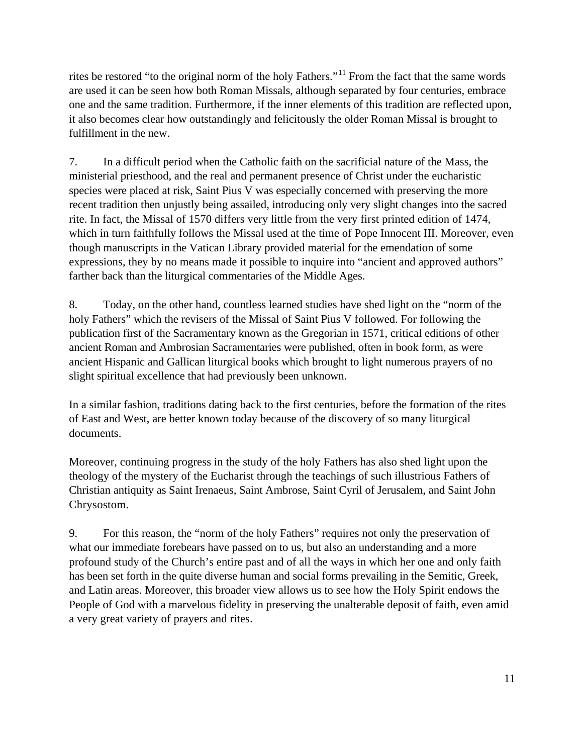rites be restored "to the original norm of the holy Fathers."[11] From the fact that the same words are used it can be seen how both Roman Missals, although separated by four centuries, embrace one and the same tradition. Furthermore, if the inner elements of this tradition are reflected upon, it also becomes clear how outstandingly and felicitously the older Roman Missal is brought to fulfillment in the new.

7. In a difficult period when the Catholic faith on the sacrificial nature of the Mass, the ministerial priesthood, and the real and permanent presence of Christ under the eucharistic species were placed at risk, Saint Pius V was especially concerned with preserving the more recent tradition then unjustly being assailed, introducing only very slight changes into the sacred rite. In fact, the Missal of 1570 differs very little from the very first printed edition of 1474, which in turn faithfully follows the Missal used at the time of Pope Innocent III. Moreover, even though manuscripts in the Vatican Library provided material for the emendation of some expressions, they by no means made it possible to inquire into "ancient and approved authors" farther back than the liturgical commentaries of the Middle Ages.

8. Today, on the other hand, countless learned studies have shed light on the "norm of the holy Fathers" which the revisers of the Missal of Saint Pius V followed. For following the publication first of the Sacramentary known as the Gregorian in 1571, critical editions of other ancient Roman and Ambrosian Sacramentaries were published, often in book form, as were ancient Hispanic and Gallican liturgical books which brought to light numerous prayers of no slight spiritual excellence that had previously been unknown.

In a similar fashion, traditions dating back to the first centuries, before the formation of the rites of East and West, are better known today because of the discovery of so many liturgical documents.

Moreover, continuing progress in the study of the holy Fathers has also shed light upon the theology of the mystery of the Eucharist through the teachings of such illustrious Fathers of Christian antiquity as Saint Irenaeus, Saint Ambrose, Saint Cyril of Jerusalem, and Saint John Chrysostom.

9. For this reason, the "norm of the holy Fathers" requires not only the preservation of what our immediate forebears have passed on to us, but also an understanding and a more profound study of the Church's entire past and of all the ways in which her one and only faith has been set forth in the quite diverse human and social forms prevailing in the Semitic, Greek, and Latin areas. Moreover, this broader view allows us to see how the Holy Spirit endows the People of God with a marvelous fidelity in preserving the unalterable deposit of faith, even amid a very great variety of prayers and rites.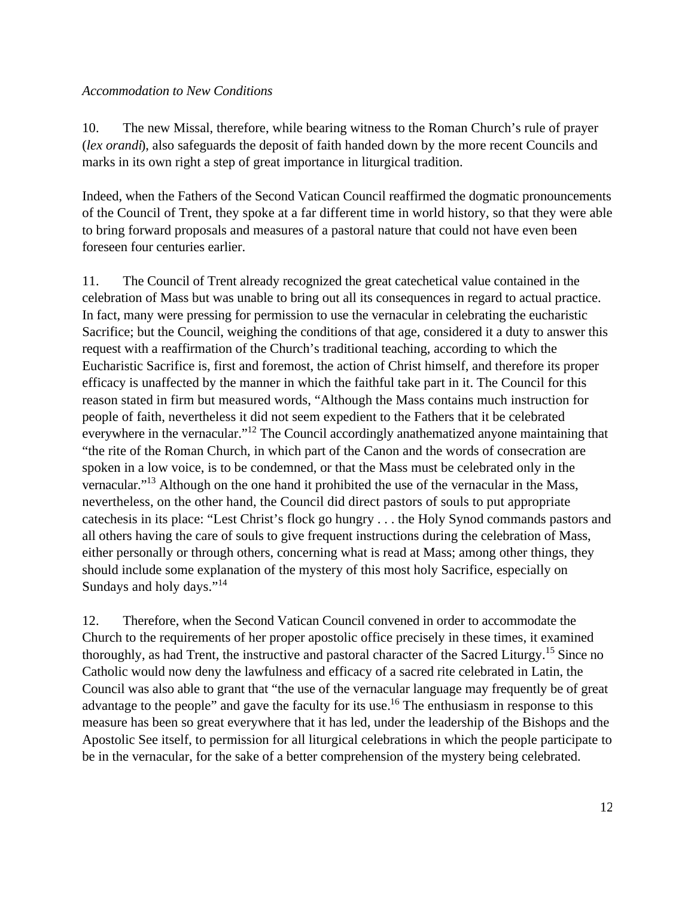*Accommodation to New Conditions*

10. The new Missal, therefore, while bearing witness to the Roman Church's rule of prayer (*lex orandi*), also safeguards the deposit of faith handed down by the more recent Councils and marks in its own right a step of great importance in liturgical tradition.

Indeed, when the Fathers of the Second Vatican Council reaffirmed the dogmatic pronouncements of the Council of Trent, they spoke at a far different time in world history, so that they were able to bring forward proposals and measures of a pastoral nature that could not have even been foreseen four centuries earlier.

11. The Council of Trent already recognized the great catechetical value contained in the celebration of Mass but was unable to bring out all its consequences in regard to actual practice. In fact, many were pressing for permission to use the vernacular in celebrating the eucharistic Sacrifice; but the Council, weighing the conditions of that age, considered it a duty to answer this request with a reaffirmation of the Church's traditional teaching, according to which the Eucharistic Sacrifice is, first and foremost, the action of Christ himself, and therefore its proper efficacy is unaffected by the manner in which the faithful take part in it. The Council for this reason stated in firm but measured words, "Although the Mass contains much instruction for people of faith, nevertheless it did not seem expedient to the Fathers that it be celebrated everywhere in the vernacular."[12] The Council accordingly anathematized anyone maintaining that "the rite of the Roman Church, in which part of the Canon and the words of consecration are spoken in a low voice, is to be condemned, or that the Mass must be celebrated only in the vernacular."[13] Although on the one hand it prohibited the use of the vernacular in the Mass, nevertheless, on the other hand, the Council did direct pastors of souls to put appropriate catechesis in its place: "Lest Christ's flock go hungry . . . the Holy Synod commands pastors and all others having the care of souls to give frequent instructions during the celebration of Mass, either personally or through others, concerning what is read at Mass; among other things, they should include some explanation of the mystery of this most holy Sacrifice, especially on Sundays and holy days."[14]

12. Therefore, when the Second Vatican Council convened in order to accommodate the Church to the requirements of her proper apostolic office precisely in these times, it examined thoroughly, as had Trent, the instructive and pastoral character of the Sacred Liturgy.[15] Since no Catholic would now deny the lawfulness and efficacy of a sacred rite celebrated in Latin, the Council was also able to grant that "the use of the vernacular language may frequently be of great advantage to the people" and gave the faculty for its use.[16] The enthusiasm in response to this measure has been so great everywhere that it has led, under the leadership of the Bishops and the Apostolic See itself, to permission for all liturgical celebrations in which the people participate to be in the vernacular, for the sake of a better comprehension of the mystery being celebrated.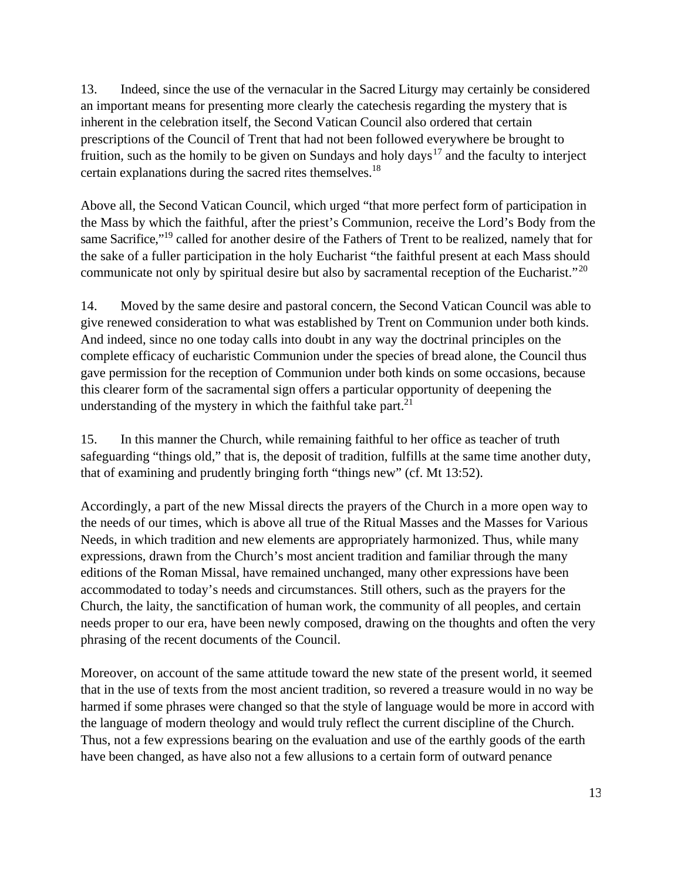13. Indeed, since the use of the vernacular in the Sacred Liturgy may certainly be considered an important means for presenting more clearly the catechesis regarding the mystery that is inherent in the celebration itself, the Second Vatican Council also ordered that certain prescriptions of the Council of Trent that had not been followed everywhere be brought to fruition, such as the homily to be given on Sundays and holy days[17] and the faculty to interject certain explanations during the sacred rites themselves.[18]

Above all, the Second Vatican Council, which urged "that more perfect form of participation in the Mass by which the faithful, after the priest's Communion, receive the Lord's Body from the same Sacrifice,"[19] called for another desire of the Fathers of Trent to be realized, namely that for the sake of a fuller participation in the holy Eucharist "the faithful present at each Mass should communicate not only by spiritual desire but also by sacramental reception of the Eucharist."[20]

14. Moved by the same desire and pastoral concern, the Second Vatican Council was able to give renewed consideration to what was established by Trent on Communion under both kinds. And indeed, since no one today calls into doubt in any way the doctrinal principles on the complete efficacy of eucharistic Communion under the species of bread alone, the Council thus gave permission for the reception of Communion under both kinds on some occasions, because this clearer form of the sacramental sign offers a particular opportunity of deepening the understanding of the mystery in which the faithful take part.[21]

15. In this manner the Church, while remaining faithful to her office as teacher of truth safeguarding "things old," that is, the deposit of tradition, fulfills at the same time another duty, that of examining and prudently bringing forth "things new" (cf. Mt 13:52).

Accordingly, a part of the new Missal directs the prayers of the Church in a more open way to the needs of our times, which is above all true of the Ritual Masses and the Masses for Various Needs, in which tradition and new elements are appropriately harmonized. Thus, while many expressions, drawn from the Church's most ancient tradition and familiar through the many editions of the Roman Missal, have remained unchanged, many other expressions have been accommodated to today's needs and circumstances. Still others, such as the prayers for the Church, the laity, the sanctification of human work, the community of all peoples, and certain needs proper to our era, have been newly composed, drawing on the thoughts and often the very phrasing of the recent documents of the Council.

Moreover, on account of the same attitude toward the new state of the present world, it seemed that in the use of texts from the most ancient tradition, so revered a treasure would in no way be harmed if some phrases were changed so that the style of language would be more in accord with the language of modern theology and would truly reflect the current discipline of the Church. Thus, not a few expressions bearing on the evaluation and use of the earthly goods of the earth have been changed, as have also not a few allusions to a certain form of outward penance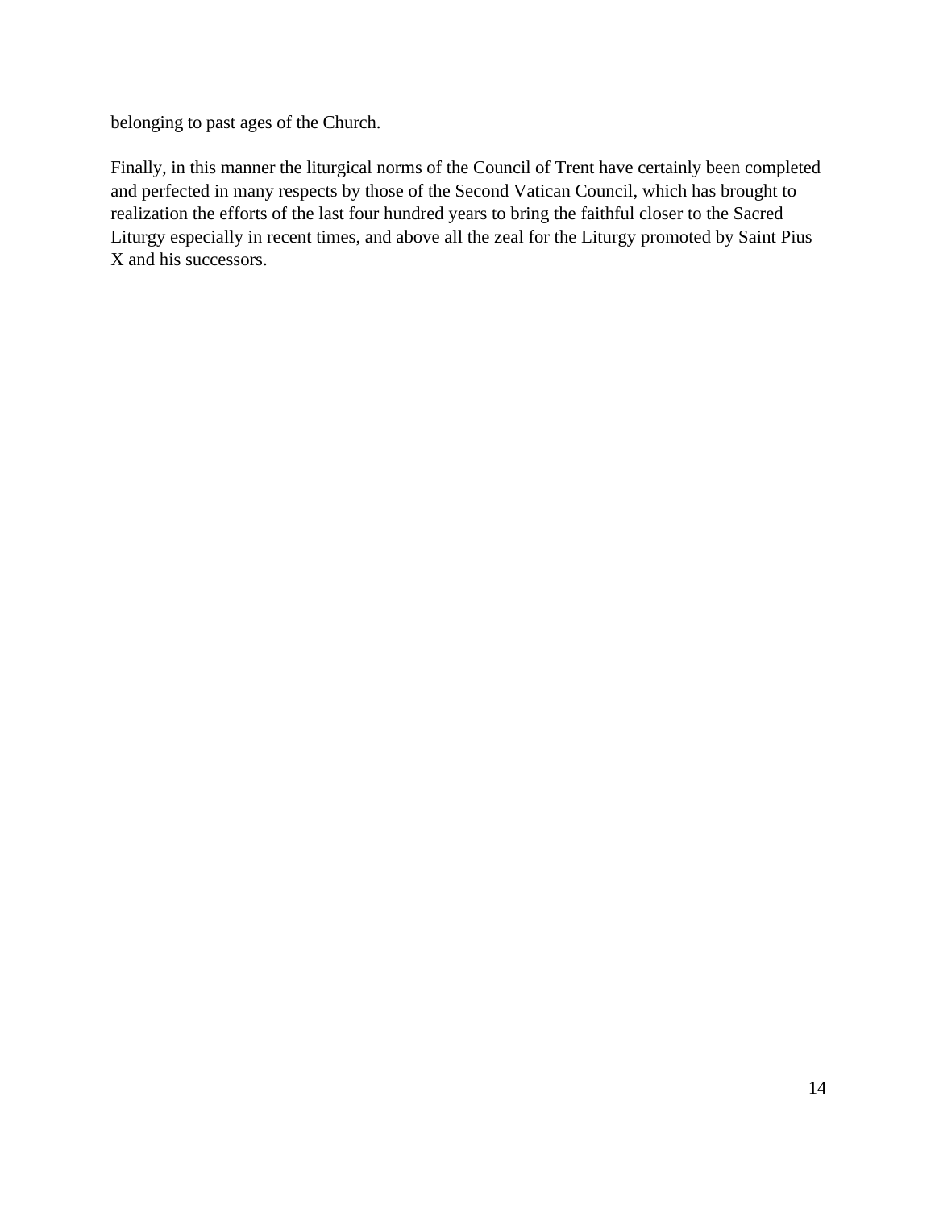belonging to past ages of the Church.

Finally, in this manner the liturgical norms of the Council of Trent have certainly been completed and perfected in many respects by those of the Second Vatican Council, which has brought to realization the efforts of the last four hundred years to bring the faithful closer to the Sacred Liturgy especially in recent times, and above all the zeal for the Liturgy promoted by Saint Pius X and his successors.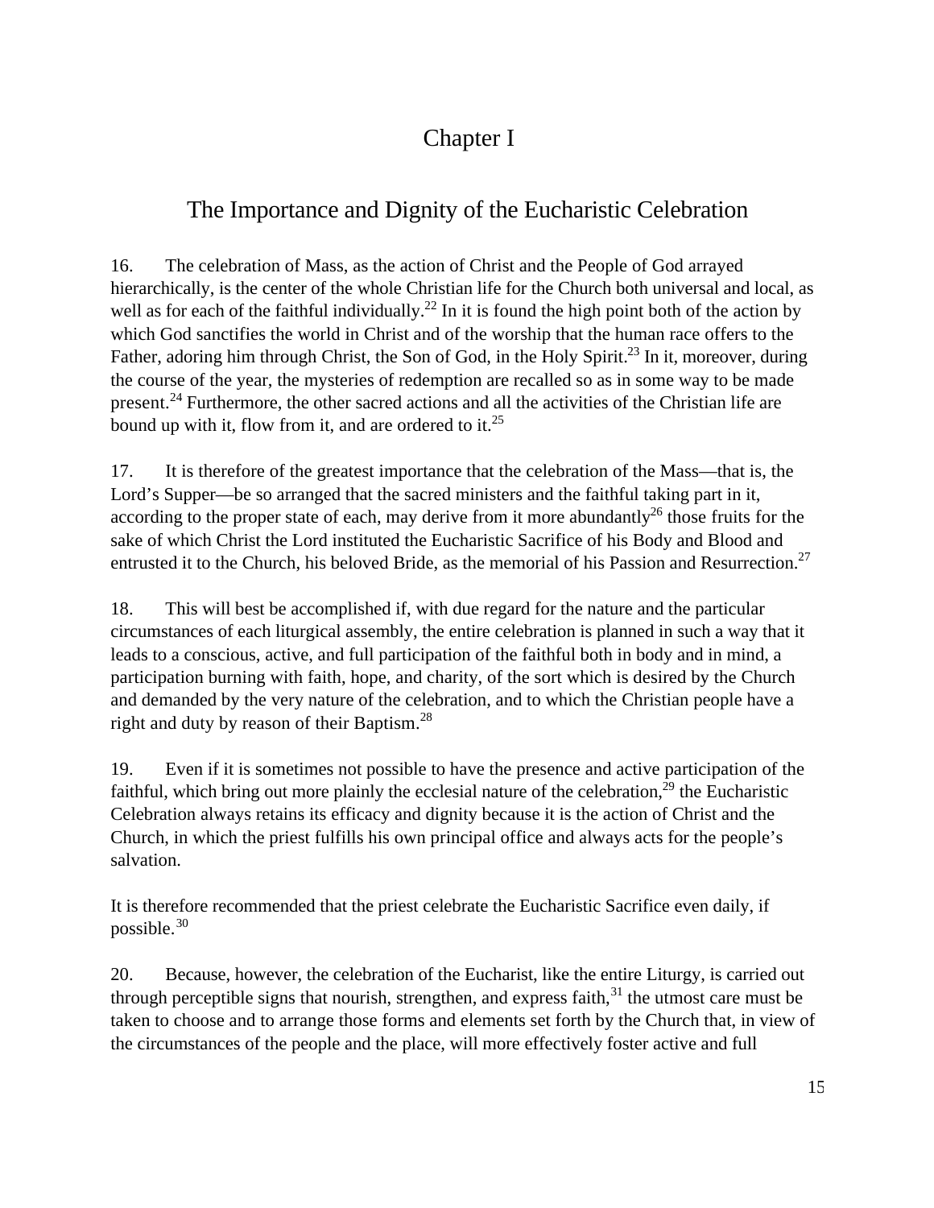# Chapter I

## The Importance and Dignity of the Eucharistic Celebration

16. The celebration of Mass, as the action of Christ and the People of God arrayed hierarchically, is the center of the whole Christian life for the Church both universal and local, as well as for each of the faithful individually.[22] In it is found the high point both of the action by which God sanctifies the world in Christ and of the worship that the human race offers to the Father, adoring him through Christ, the Son of God, in the Holy Spirit.[23] In it, moreover, during the course of the year, the mysteries of redemption are recalled so as in some way to be made present.[24] Furthermore, the other sacred actions and all the activities of the Christian life are bound up with it, flow from it, and are ordered to it.[25]

17. It is therefore of the greatest importance that the celebration of the Mass—that is, the Lord's Supper—be so arranged that the sacred ministers and the faithful taking part in it, according to the proper state of each, may derive from it more abundantly[26] those fruits for the sake of which Christ the Lord instituted the Eucharistic Sacrifice of his Body and Blood and entrusted it to the Church, his beloved Bride, as the memorial of his Passion and Resurrection.[27]

18. This will best be accomplished if, with due regard for the nature and the particular circumstances of each liturgical assembly, the entire celebration is planned in such a way that it leads to a conscious, active, and full participation of the faithful both in body and in mind, a participation burning with faith, hope, and charity, of the sort which is desired by the Church and demanded by the very nature of the celebration, and to which the Christian people have a right and duty by reason of their Baptism.[28]

19. Even if it is sometimes not possible to have the presence and active participation of the faithful, which bring out more plainly the ecclesial nature of the celebration,[29] the Eucharistic Celebration always retains its efficacy and dignity because it is the action of Christ and the Church, in which the priest fulfills his own principal office and always acts for the people's salvation.

It is therefore recommended that the priest celebrate the Eucharistic Sacrifice even daily, if possible.[30]

20. Because, however, the celebration of the Eucharist, like the entire Liturgy, is carried out through perceptible signs that nourish, strengthen, and express faith,[31] the utmost care must be taken to choose and to arrange those forms and elements set forth by the Church that, in view of the circumstances of the people and the place, will more effectively foster active and full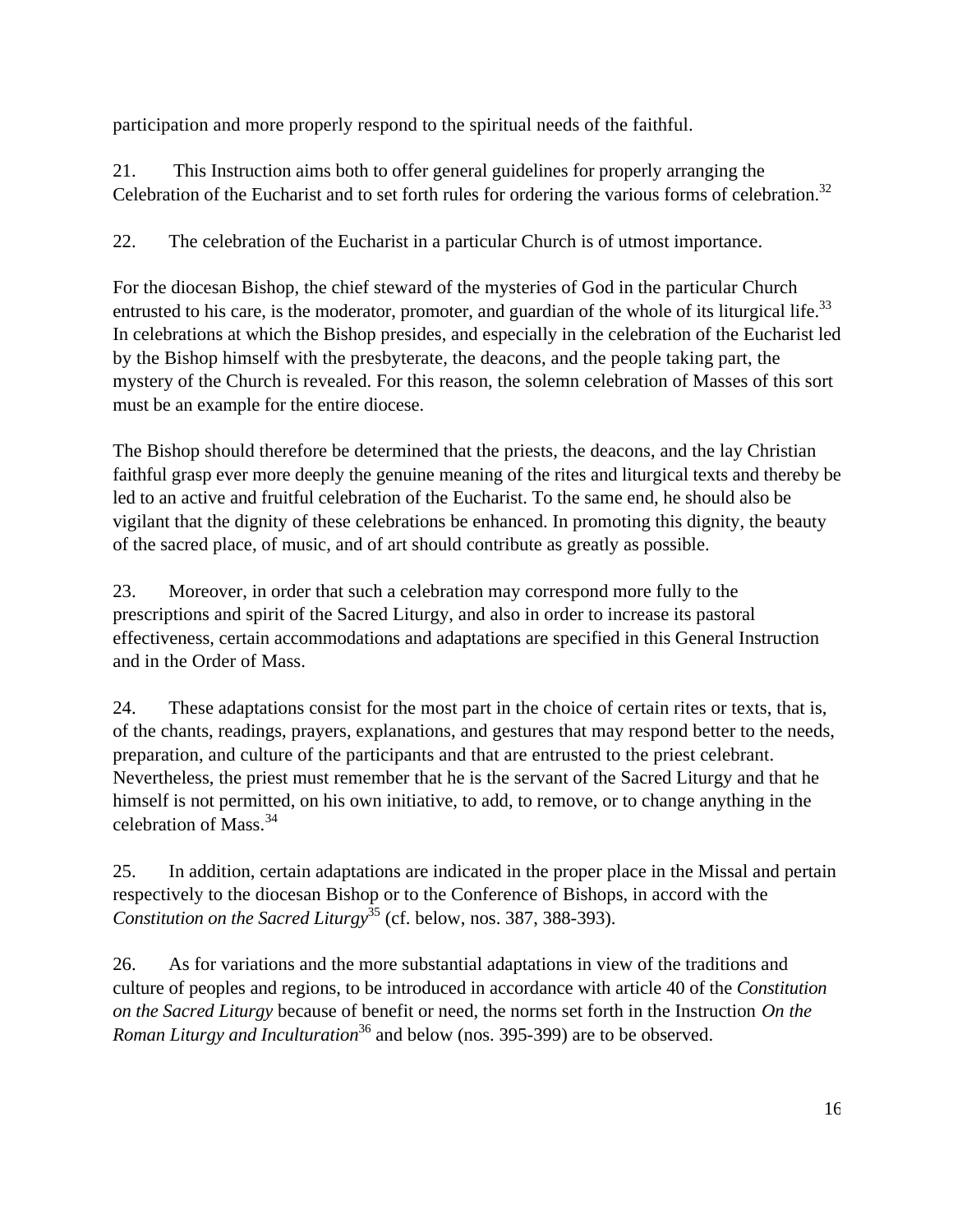participation and more properly respond to the spiritual needs of the faithful.

21. This Instruction aims both to offer general guidelines for properly arranging the Celebration of the Eucharist and to set forth rules for ordering the various forms of celebration.[32]

22. The celebration of the Eucharist in a particular Church is of utmost importance.

For the diocesan Bishop, the chief steward of the mysteries of God in the particular Church entrusted to his care, is the moderator, promoter, and guardian of the whole of its liturgical life.[33] In celebrations at which the Bishop presides, and especially in the celebration of the Eucharist led by the Bishop himself with the presbyterate, the deacons, and the people taking part, the mystery of the Church is revealed. For this reason, the solemn celebration of Masses of this sort must be an example for the entire diocese.

The Bishop should therefore be determined that the priests, the deacons, and the lay Christian faithful grasp ever more deeply the genuine meaning of the rites and liturgical texts and thereby be led to an active and fruitful celebration of the Eucharist. To the same end, he should also be vigilant that the dignity of these celebrations be enhanced. In promoting this dignity, the beauty of the sacred place, of music, and of art should contribute as greatly as possible.

23. Moreover, in order that such a celebration may correspond more fully to the prescriptions and spirit of the Sacred Liturgy, and also in order to increase its pastoral effectiveness, certain accommodations and adaptations are specified in this General Instruction and in the Order of Mass.

24. These adaptations consist for the most part in the choice of certain rites or texts, that is, of the chants, readings, prayers, explanations, and gestures that may respond better to the needs, preparation, and culture of the participants and that are entrusted to the priest celebrant. Nevertheless, the priest must remember that he is the servant of the Sacred Liturgy and that he himself is not permitted, on his own initiative, to add, to remove, or to change anything in the celebration of Mass.[34]

25. In addition, certain adaptations are indicated in the proper place in the Missal and pertain respectively to the diocesan Bishop or to the Conference of Bishops, in accord with the *Constitution on the Sacred Liturgy*[35] (cf. below, nos. 387, 388-393).

26. As for variations and the more substantial adaptations in view of the traditions and culture of peoples and regions, to be introduced in accordance with article 40 of the *Constitution on the Sacred Liturgy* because of benefit or need, the norms set forth in the Instruction *On the Roman Liturgy and Inculturation*[36] and below (nos. 395-399) are to be observed.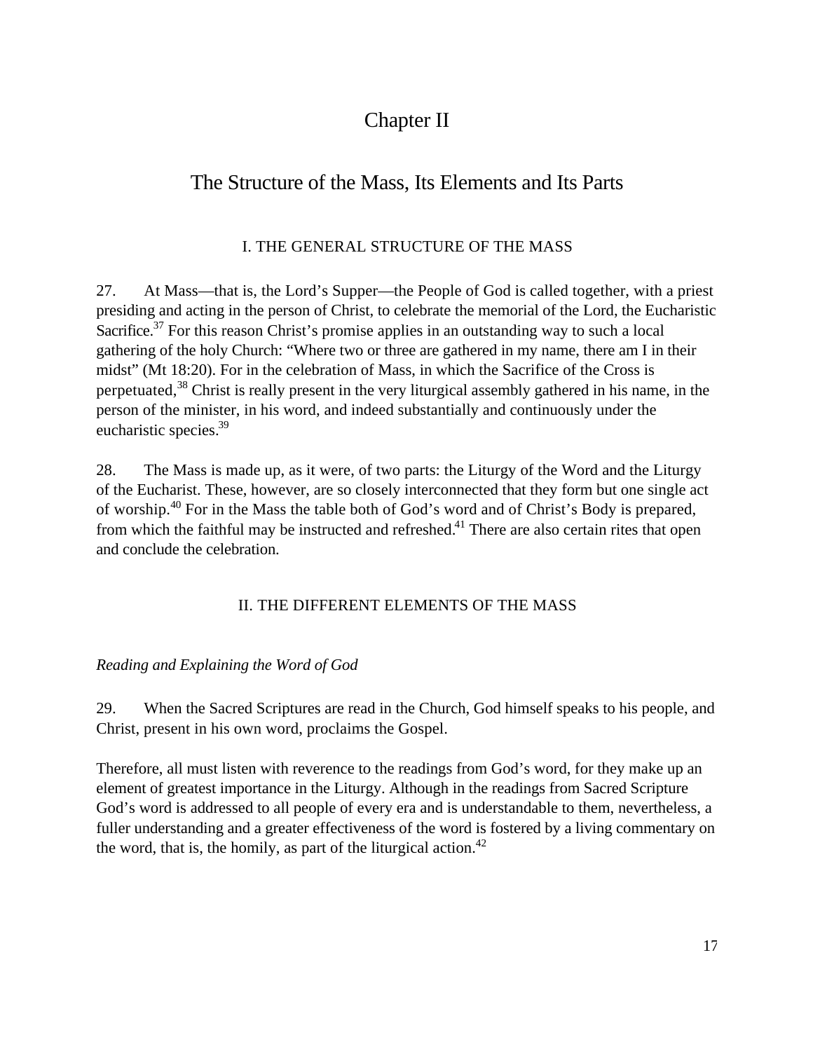# Chapter II

## The Structure of the Mass, Its Elements and Its Parts

### I. THE GENERAL STRUCTURE OF THE MASS

27. At Mass—that is, the Lord's Supper—the People of God is called together, with a priest presiding and acting in the person of Christ, to celebrate the memorial of the Lord, the Eucharistic Sacrifice.[37] For this reason Christ's promise applies in an outstanding way to such a local gathering of the holy Church: "Where two or three are gathered in my name, there am I in their midst" (Mt 18:20). For in the celebration of Mass, in which the Sacrifice of the Cross is perpetuated,[38] Christ is really present in the very liturgical assembly gathered in his name, in the person of the minister, in his word, and indeed substantially and continuously under the eucharistic species.[39]

28. The Mass is made up, as it were, of two parts: the Liturgy of the Word and the Liturgy of the Eucharist. These, however, are so closely interconnected that they form but one single act of worship.[40] For in the Mass the table both of God's word and of Christ's Body is prepared, from which the faithful may be instructed and refreshed.[41] There are also certain rites that open and conclude the celebration.

### II. THE DIFFERENT ELEMENTS OF THE MASS

*Reading and Explaining the Word of God*

29. When the Sacred Scriptures are read in the Church, God himself speaks to his people, and Christ, present in his own word, proclaims the Gospel.

Therefore, all must listen with reverence to the readings from God's word, for they make up an element of greatest importance in the Liturgy. Although in the readings from Sacred Scripture God's word is addressed to all people of every era and is understandable to them, nevertheless, a fuller understanding and a greater effectiveness of the word is fostered by a living commentary on the word, that is, the homily, as part of the liturgical action.[42]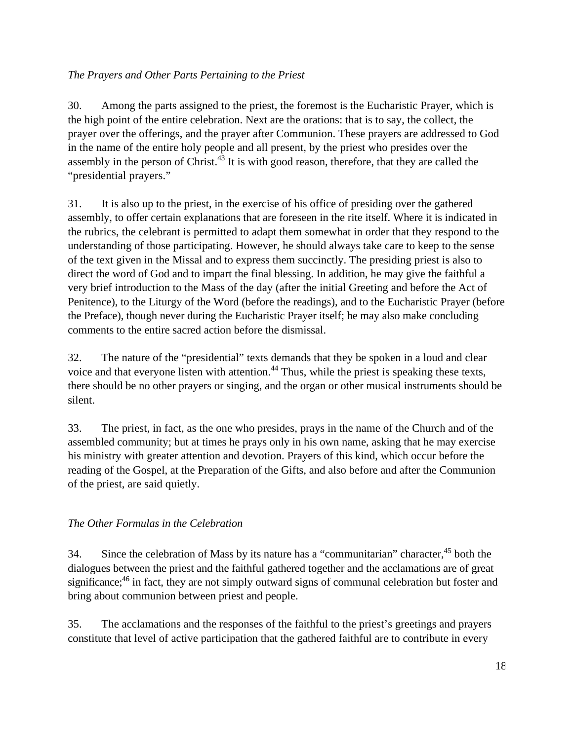*The Prayers and Other Parts Pertaining to the Priest*

30. Among the parts assigned to the priest, the foremost is the Eucharistic Prayer, which is the high point of the entire celebration. Next are the orations: that is to say, the collect, the prayer over the offerings, and the prayer after Communion. These prayers are addressed to God in the name of the entire holy people and all present, by the priest who presides over the assembly in the person of Christ.[43] It is with good reason, therefore, that they are called the "presidential prayers."

31. It is also up to the priest, in the exercise of his office of presiding over the gathered assembly, to offer certain explanations that are foreseen in the rite itself. Where it is indicated in the rubrics, the celebrant is permitted to adapt them somewhat in order that they respond to the understanding of those participating. However, he should always take care to keep to the sense of the text given in the Missal and to express them succinctly. The presiding priest is also to direct the word of God and to impart the final blessing. In addition, he may give the faithful a very brief introduction to the Mass of the day (after the initial Greeting and before the Act of Penitence), to the Liturgy of the Word (before the readings), and to the Eucharistic Prayer (before the Preface), though never during the Eucharistic Prayer itself; he may also make concluding comments to the entire sacred action before the dismissal.

32. The nature of the "presidential" texts demands that they be spoken in a loud and clear voice and that everyone listen with attention.[44] Thus, while the priest is speaking these texts, there should be no other prayers or singing, and the organ or other musical instruments should be silent.

33. The priest, in fact, as the one who presides, prays in the name of the Church and of the assembled community; but at times he prays only in his own name, asking that he may exercise his ministry with greater attention and devotion. Prayers of this kind, which occur before the reading of the Gospel, at the Preparation of the Gifts, and also before and after the Communion of the priest, are said quietly.

*The Other Formulas in the Celebration*

34. Since the celebration of Mass by its nature has a "communitarian" character,[45] both the dialogues between the priest and the faithful gathered together and the acclamations are of great significance;[46] in fact, they are not simply outward signs of communal celebration but foster and bring about communion between priest and people.

35. The acclamations and the responses of the faithful to the priest's greetings and prayers constitute that level of active participation that the gathered faithful are to contribute in every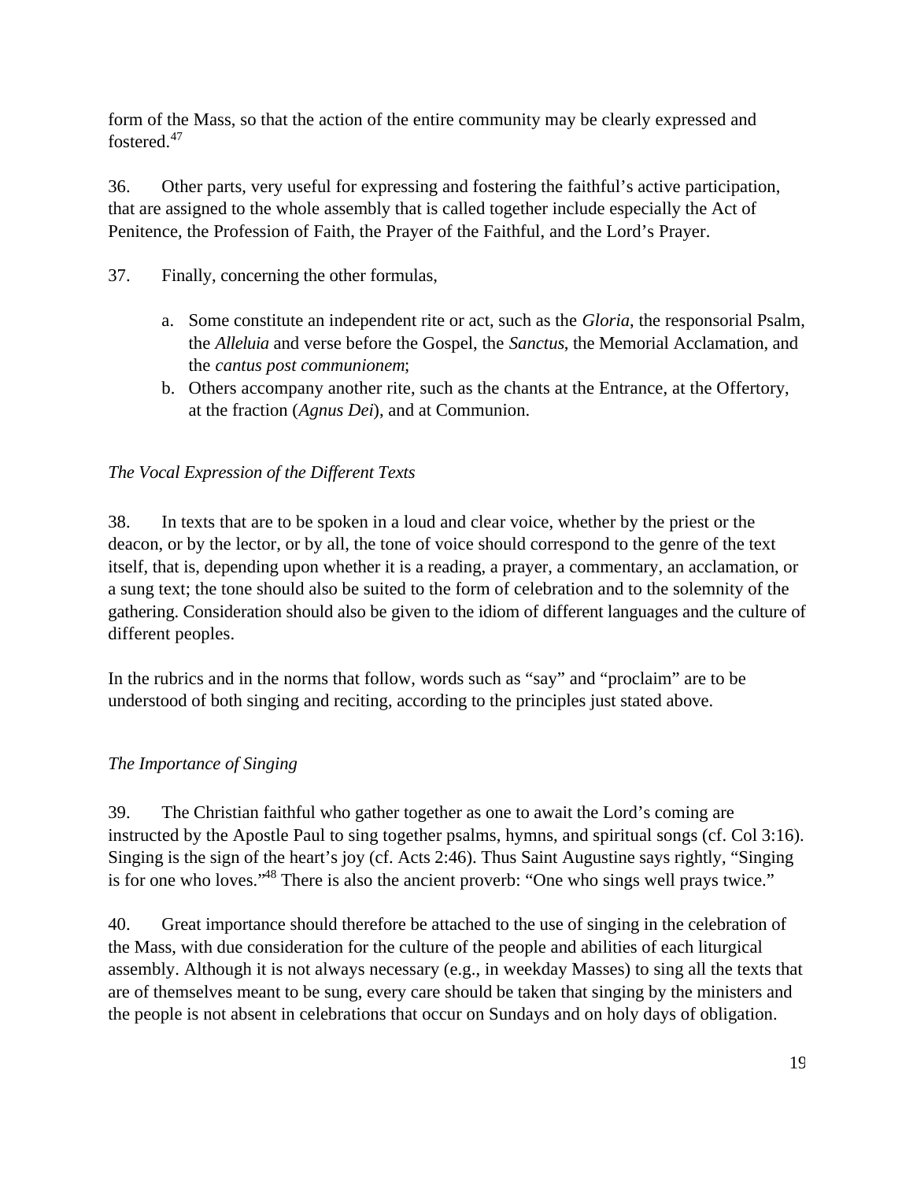form of the Mass, so that the action of the entire community may be clearly expressed and fostered.[47]

36. Other parts, very useful for expressing and fostering the faithful's active participation, that are assigned to the whole assembly that is called together include especially the Act of Penitence, the Profession of Faith, the Prayer of the Faithful, and the Lord's Prayer.

37. Finally, concerning the other formulas,

a. Some constitute an independent rite or act, such as the *Gloria*, the responsorial Psalm, the *Alleluia* and verse before the Gospel, the *Sanctus*, the Memorial Acclamation, and the *cantus post communionem*;
b. Others accompany another rite, such as the chants at the Entrance, at the Offertory, at the fraction (*Agnus Dei*), and at Communion.

*The Vocal Expression of the Different Texts*

38. In texts that are to be spoken in a loud and clear voice, whether by the priest or the deacon, or by the lector, or by all, the tone of voice should correspond to the genre of the text itself, that is, depending upon whether it is a reading, a prayer, a commentary, an acclamation, or a sung text; the tone should also be suited to the form of celebration and to the solemnity of the gathering. Consideration should also be given to the idiom of different languages and the culture of different peoples.

In the rubrics and in the norms that follow, words such as "say" and "proclaim" are to be understood of both singing and reciting, according to the principles just stated above.

*The Importance of Singing*

39. The Christian faithful who gather together as one to await the Lord's coming are instructed by the Apostle Paul to sing together psalms, hymns, and spiritual songs (cf. Col 3:16). Singing is the sign of the heart's joy (cf. Acts 2:46). Thus Saint Augustine says rightly, "Singing is for one who loves."[48] There is also the ancient proverb: "One who sings well prays twice."

40. Great importance should therefore be attached to the use of singing in the celebration of the Mass, with due consideration for the culture of the people and abilities of each liturgical assembly. Although it is not always necessary (e.g., in weekday Masses) to sing all the texts that are of themselves meant to be sung, every care should be taken that singing by the ministers and the people is not absent in celebrations that occur on Sundays and on holy days of obligation.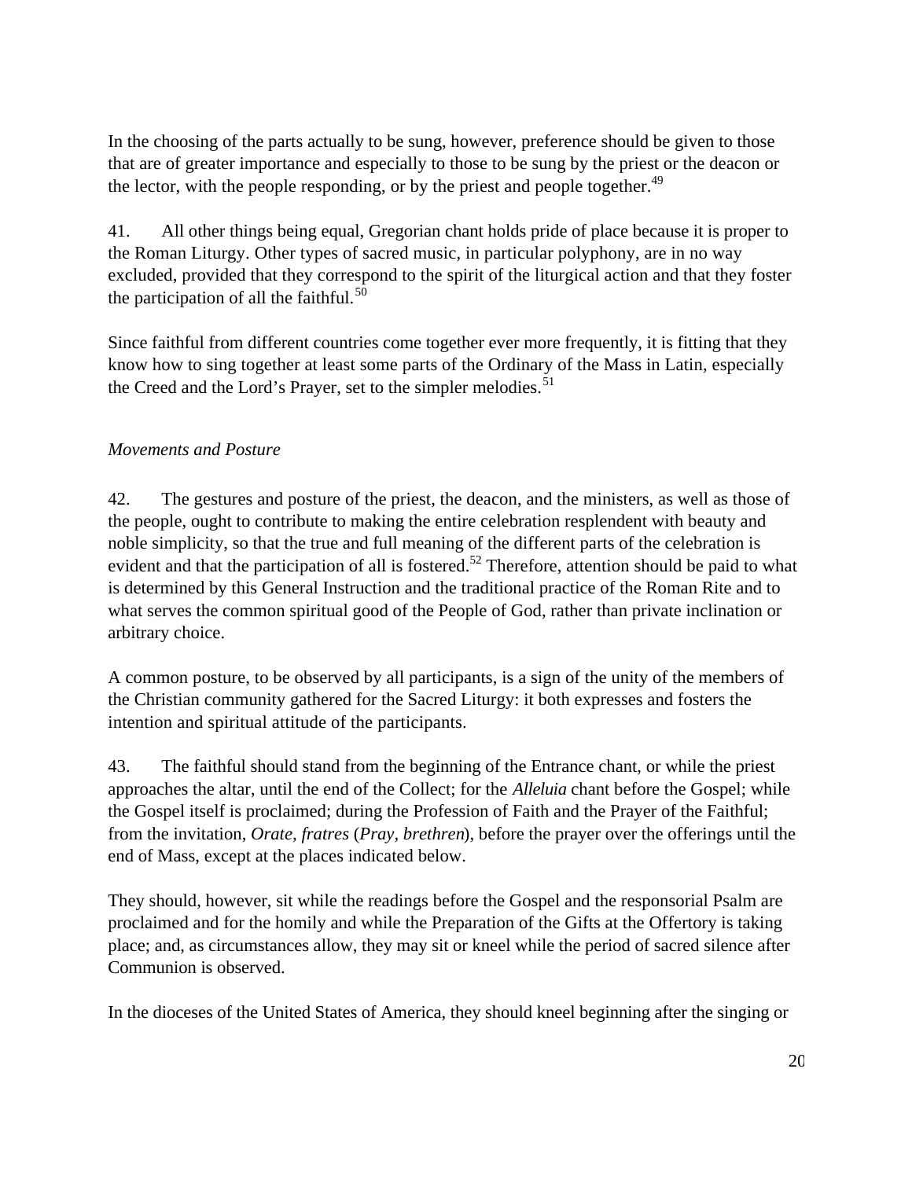In the choosing of the parts actually to be sung, however, preference should be given to those that are of greater importance and especially to those to be sung by the priest or the deacon or the lector, with the people responding, or by the priest and people together.[49]

41. All other things being equal, Gregorian chant holds pride of place because it is proper to the Roman Liturgy. Other types of sacred music, in particular polyphony, are in no way excluded, provided that they correspond to the spirit of the liturgical action and that they foster the participation of all the faithful.[50]

Since faithful from different countries come together ever more frequently, it is fitting that they know how to sing together at least some parts of the Ordinary of the Mass in Latin, especially the Creed and the Lord's Prayer, set to the simpler melodies.[51]

*Movements and Posture*

42. The gestures and posture of the priest, the deacon, and the ministers, as well as those of the people, ought to contribute to making the entire celebration resplendent with beauty and noble simplicity, so that the true and full meaning of the different parts of the celebration is evident and that the participation of all is fostered.[52] Therefore, attention should be paid to what is determined by this General Instruction and the traditional practice of the Roman Rite and to what serves the common spiritual good of the People of God, rather than private inclination or arbitrary choice.

A common posture, to be observed by all participants, is a sign of the unity of the members of the Christian community gathered for the Sacred Liturgy: it both expresses and fosters the intention and spiritual attitude of the participants.

43. The faithful should stand from the beginning of the Entrance chant, or while the priest approaches the altar, until the end of the Collect; for the *Alleluia* chant before the Gospel; while the Gospel itself is proclaimed; during the Profession of Faith and the Prayer of the Faithful; from the invitation, *Orate, fratres* (*Pray, brethren*), before the prayer over the offerings until the end of Mass, except at the places indicated below.

They should, however, sit while the readings before the Gospel and the responsorial Psalm are proclaimed and for the homily and while the Preparation of the Gifts at the Offertory is taking place; and, as circumstances allow, they may sit or kneel while the period of sacred silence after Communion is observed.

In the dioceses of the United States of America, they should kneel beginning after the singing or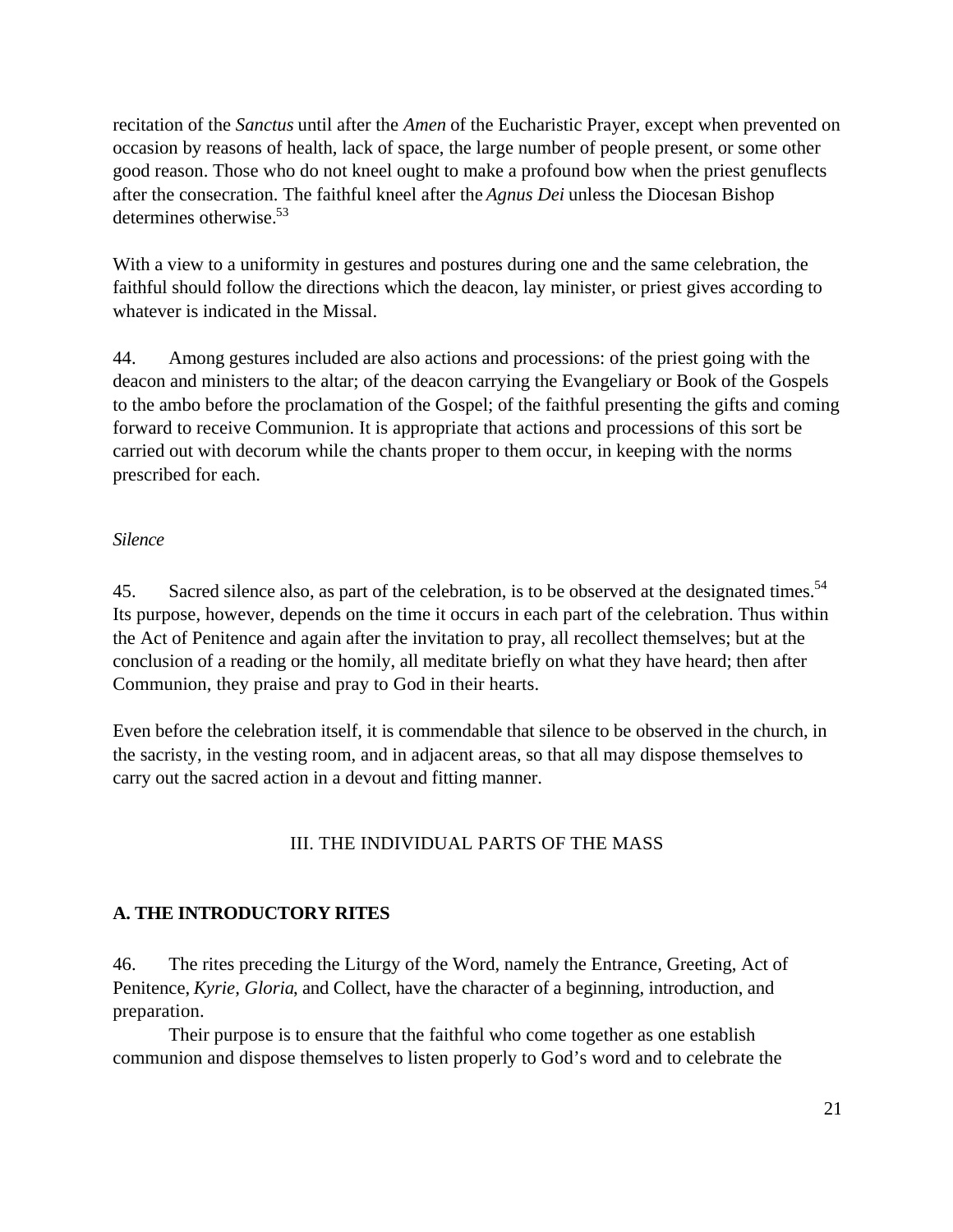recitation of the *Sanctus* until after the *Amen* of the Eucharistic Prayer, except when prevented on occasion by reasons of health, lack of space, the large number of people present, or some other good reason. Those who do not kneel ought to make a profound bow when the priest genuflects after the consecration. The faithful kneel after the *Agnus Dei* unless the Diocesan Bishop determines otherwise.[53]

With a view to a uniformity in gestures and postures during one and the same celebration, the faithful should follow the directions which the deacon, lay minister, or priest gives according to whatever is indicated in the Missal.

44. Among gestures included are also actions and processions: of the priest going with the deacon and ministers to the altar; of the deacon carrying the Evangeliary or Book of the Gospels to the ambo before the proclamation of the Gospel; of the faithful presenting the gifts and coming forward to receive Communion. It is appropriate that actions and processions of this sort be carried out with decorum while the chants proper to them occur, in keeping with the norms prescribed for each.

*Silence*

45. Sacred silence also, as part of the celebration, is to be observed at the designated times.[54] Its purpose, however, depends on the time it occurs in each part of the celebration. Thus within the Act of Penitence and again after the invitation to pray, all recollect themselves; but at the conclusion of a reading or the homily, all meditate briefly on what they have heard; then after Communion, they praise and pray to God in their hearts.

Even before the celebration itself, it is commendable that silence to be observed in the church, in the sacristy, in the vesting room, and in adjacent areas, so that all may dispose themselves to carry out the sacred action in a devout and fitting manner.

## III. THE INDIVIDUAL PARTS OF THE MASS

### A. THE INTRODUCTORY RITES

46. The rites preceding the Liturgy of the Word, namely the Entrance, Greeting, Act of Penitence, *Kyrie, Gloria*, and Collect, have the character of a beginning, introduction, and preparation.

Their purpose is to ensure that the faithful who come together as one establish communion and dispose themselves to listen properly to God's word and to celebrate the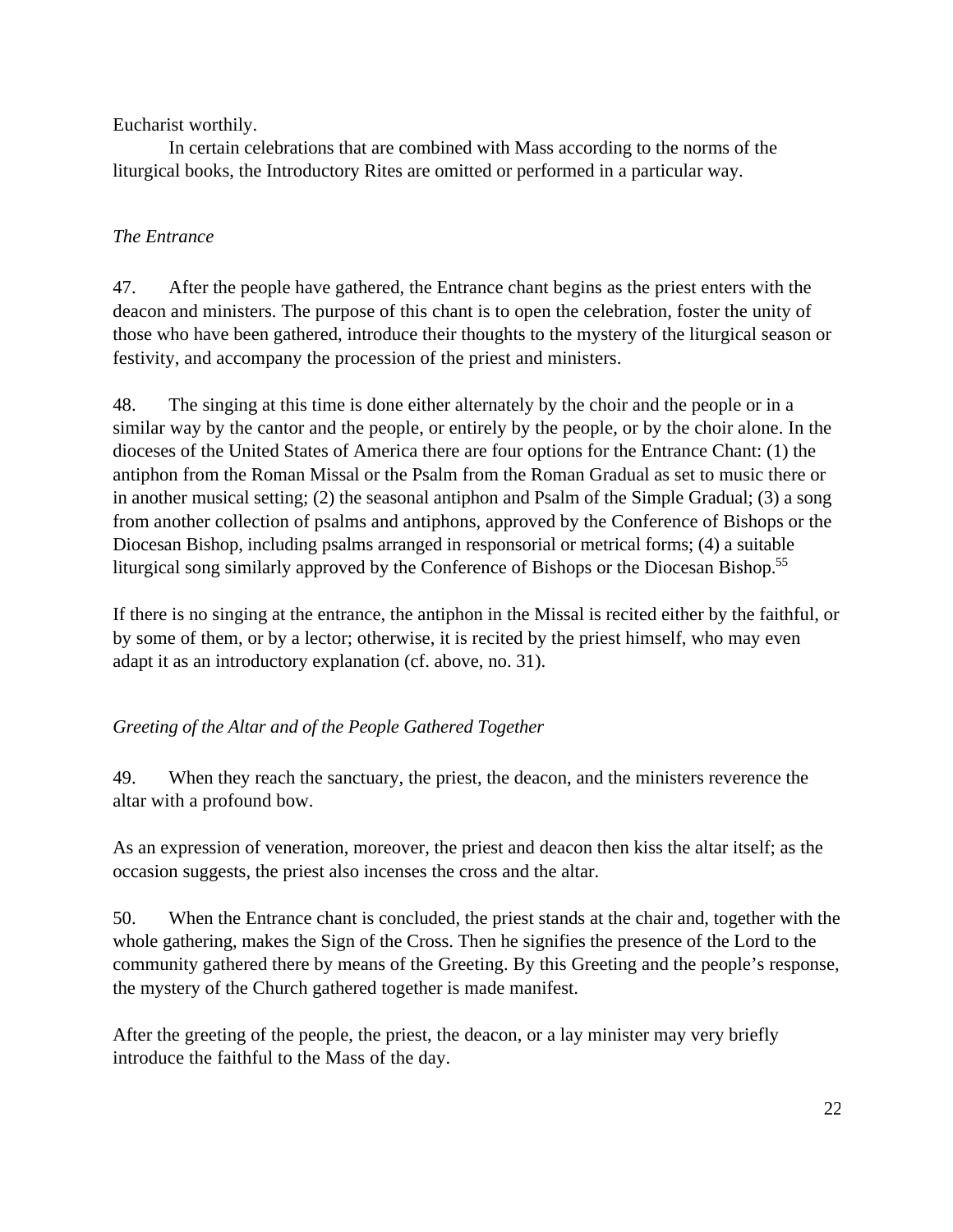Eucharist worthily.

In certain celebrations that are combined with Mass according to the norms of the liturgical books, the Introductory Rites are omitted or performed in a particular way.

*The Entrance*

47. After the people have gathered, the Entrance chant begins as the priest enters with the deacon and ministers. The purpose of this chant is to open the celebration, foster the unity of those who have been gathered, introduce their thoughts to the mystery of the liturgical season or festivity, and accompany the procession of the priest and ministers.

48. The singing at this time is done either alternately by the choir and the people or in a similar way by the cantor and the people, or entirely by the people, or by the choir alone. In the dioceses of the United States of America there are four options for the Entrance Chant: (1) the antiphon from the Roman Missal or the Psalm from the Roman Gradual as set to music there or in another musical setting; (2) the seasonal antiphon and Psalm of the Simple Gradual; (3) a song from another collection of psalms and antiphons, approved by the Conference of Bishops or the Diocesan Bishop, including psalms arranged in responsorial or metrical forms; (4) a suitable liturgical song similarly approved by the Conference of Bishops or the Diocesan Bishop.[55]

If there is no singing at the entrance, the antiphon in the Missal is recited either by the faithful, or by some of them, or by a lector; otherwise, it is recited by the priest himself, who may even adapt it as an introductory explanation (cf. above, no. 31).

*Greeting of the Altar and of the People Gathered Together*

49. When they reach the sanctuary, the priest, the deacon, and the ministers reverence the altar with a profound bow.

As an expression of veneration, moreover, the priest and deacon then kiss the altar itself; as the occasion suggests, the priest also incenses the cross and the altar.

50. When the Entrance chant is concluded, the priest stands at the chair and, together with the whole gathering, makes the Sign of the Cross. Then he signifies the presence of the Lord to the community gathered there by means of the Greeting. By this Greeting and the people's response, the mystery of the Church gathered together is made manifest.

After the greeting of the people, the priest, the deacon, or a lay minister may very briefly introduce the faithful to the Mass of the day.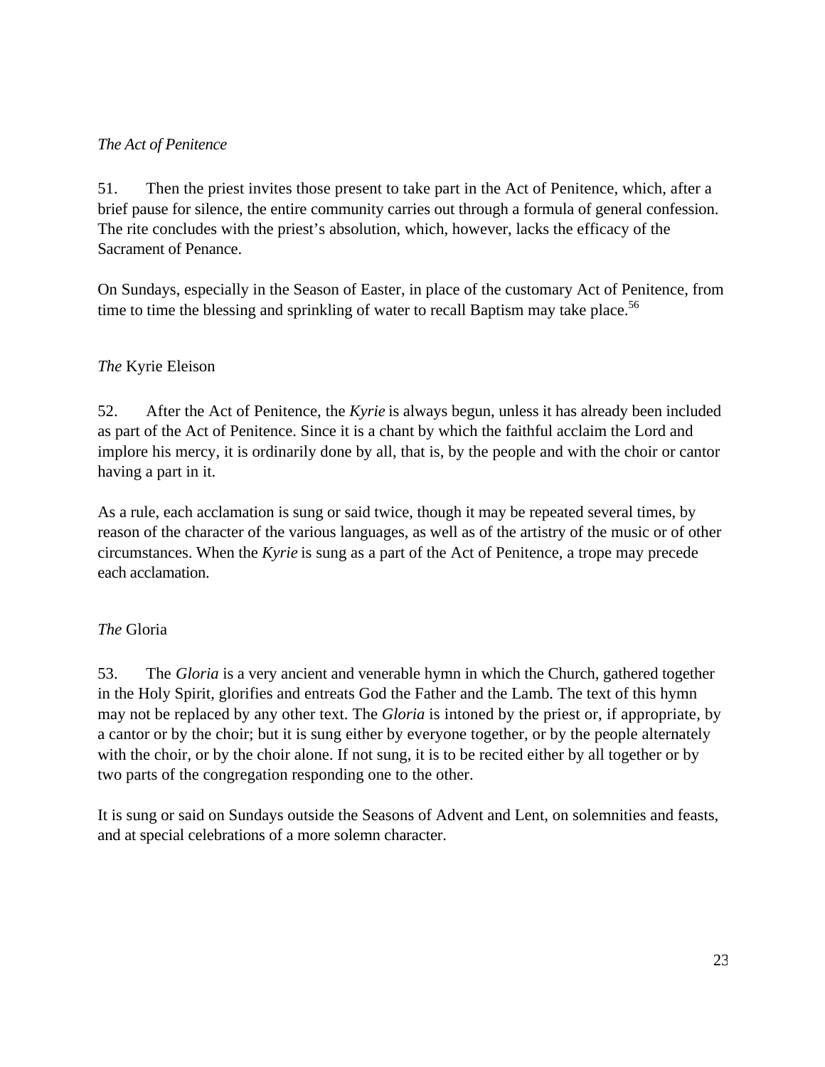*The Act of Penitence*

51. Then the priest invites those present to take part in the Act of Penitence, which, after a brief pause for silence, the entire community carries out through a formula of general confession. The rite concludes with the priest's absolution, which, however, lacks the efficacy of the Sacrament of Penance.

On Sundays, especially in the Season of Easter, in place of the customary Act of Penitence, from time to time the blessing and sprinkling of water to recall Baptism may take place.[56]

*The* Kyrie Eleison

52. After the Act of Penitence, the *Kyrie* is always begun, unless it has already been included as part of the Act of Penitence. Since it is a chant by which the faithful acclaim the Lord and implore his mercy, it is ordinarily done by all, that is, by the people and with the choir or cantor having a part in it.

As a rule, each acclamation is sung or said twice, though it may be repeated several times, by reason of the character of the various languages, as well as of the artistry of the music or of other circumstances. When the *Kyrie* is sung as a part of the Act of Penitence, a trope may precede each acclamation.

*The* Gloria

53. The *Gloria* is a very ancient and venerable hymn in which the Church, gathered together in the Holy Spirit, glorifies and entreats God the Father and the Lamb. The text of this hymn may not be replaced by any other text. The *Gloria* is intoned by the priest or, if appropriate, by a cantor or by the choir; but it is sung either by everyone together, or by the people alternately with the choir, or by the choir alone. If not sung, it is to be recited either by all together or by two parts of the congregation responding one to the other.

It is sung or said on Sundays outside the Seasons of Advent and Lent, on solemnities and feasts, and at special celebrations of a more solemn character.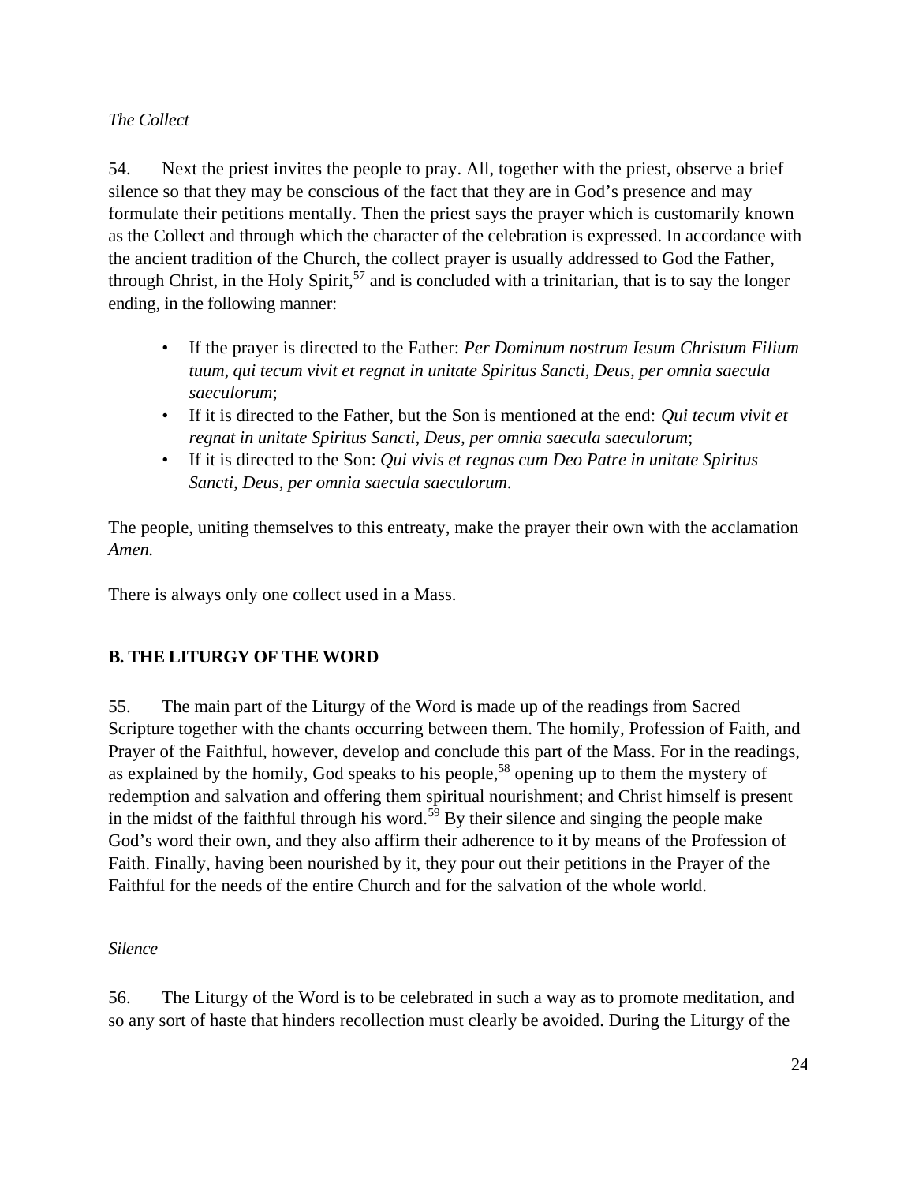*The Collect*

54. Next the priest invites the people to pray. All, together with the priest, observe a brief silence so that they may be conscious of the fact that they are in God's presence and may formulate their petitions mentally. Then the priest says the prayer which is customarily known as the Collect and through which the character of the celebration is expressed. In accordance with the ancient tradition of the Church, the collect prayer is usually addressed to God the Father, through Christ, in the Holy Spirit,[57] and is concluded with a trinitarian, that is to say the longer ending, in the following manner:

- If the prayer is directed to the Father: *Per Dominum nostrum Iesum Christum Filium tuum, qui tecum vivit et regnat in unitate Spiritus Sancti, Deus, per omnia saecula saeculorum*;
- If it is directed to the Father, but the Son is mentioned at the end: *Qui tecum vivit et regnat in unitate Spiritus Sancti, Deus, per omnia saecula saeculorum*;
- If it is directed to the Son: *Qui vivis et regnas cum Deo Patre in unitate Spiritus Sancti, Deus, per omnia saecula saeculorum*.

The people, uniting themselves to this entreaty, make the prayer their own with the acclamation *Amen.*

There is always only one collect used in a Mass.

**B. THE LITURGY OF THE WORD**

55. The main part of the Liturgy of the Word is made up of the readings from Sacred Scripture together with the chants occurring between them. The homily, Profession of Faith, and Prayer of the Faithful, however, develop and conclude this part of the Mass. For in the readings, as explained by the homily, God speaks to his people,[58] opening up to them the mystery of redemption and salvation and offering them spiritual nourishment; and Christ himself is present in the midst of the faithful through his word.[59] By their silence and singing the people make God's word their own, and they also affirm their adherence to it by means of the Profession of Faith. Finally, having been nourished by it, they pour out their petitions in the Prayer of the Faithful for the needs of the entire Church and for the salvation of the whole world.

*Silence*

56. The Liturgy of the Word is to be celebrated in such a way as to promote meditation, and so any sort of haste that hinders recollection must clearly be avoided. During the Liturgy of the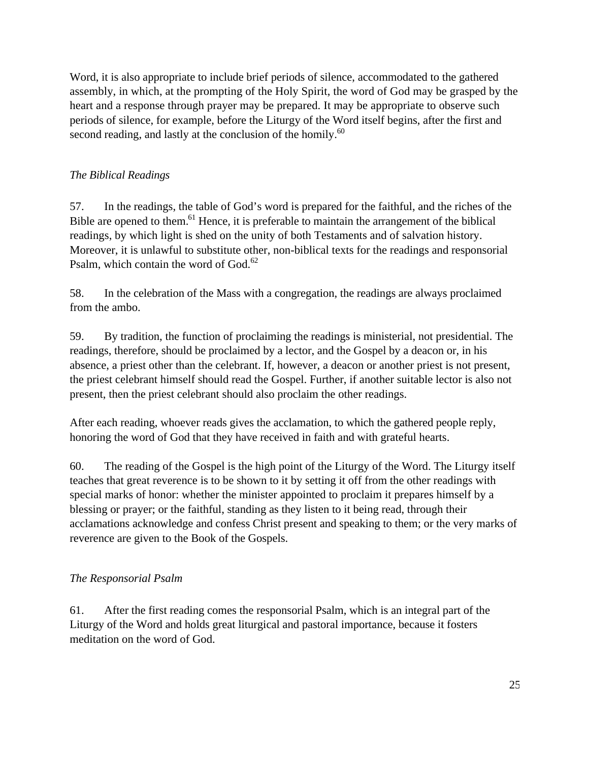Word, it is also appropriate to include brief periods of silence, accommodated to the gathered assembly, in which, at the prompting of the Holy Spirit, the word of God may be grasped by the heart and a response through prayer may be prepared. It may be appropriate to observe such periods of silence, for example, before the Liturgy of the Word itself begins, after the first and second reading, and lastly at the conclusion of the homily.[60]

*The Biblical Readings*

57. In the readings, the table of God's word is prepared for the faithful, and the riches of the Bible are opened to them.[61] Hence, it is preferable to maintain the arrangement of the biblical readings, by which light is shed on the unity of both Testaments and of salvation history. Moreover, it is unlawful to substitute other, non-biblical texts for the readings and responsorial Psalm, which contain the word of God.[62]

58. In the celebration of the Mass with a congregation, the readings are always proclaimed from the ambo.

59. By tradition, the function of proclaiming the readings is ministerial, not presidential. The readings, therefore, should be proclaimed by a lector, and the Gospel by a deacon or, in his absence, a priest other than the celebrant. If, however, a deacon or another priest is not present, the priest celebrant himself should read the Gospel. Further, if another suitable lector is also not present, then the priest celebrant should also proclaim the other readings.

After each reading, whoever reads gives the acclamation, to which the gathered people reply, honoring the word of God that they have received in faith and with grateful hearts.

60. The reading of the Gospel is the high point of the Liturgy of the Word. The Liturgy itself teaches that great reverence is to be shown to it by setting it off from the other readings with special marks of honor: whether the minister appointed to proclaim it prepares himself by a blessing or prayer; or the faithful, standing as they listen to it being read, through their acclamations acknowledge and confess Christ present and speaking to them; or the very marks of reverence are given to the Book of the Gospels.

*The Responsorial Psalm*

61. After the first reading comes the responsorial Psalm, which is an integral part of the Liturgy of the Word and holds great liturgical and pastoral importance, because it fosters meditation on the word of God.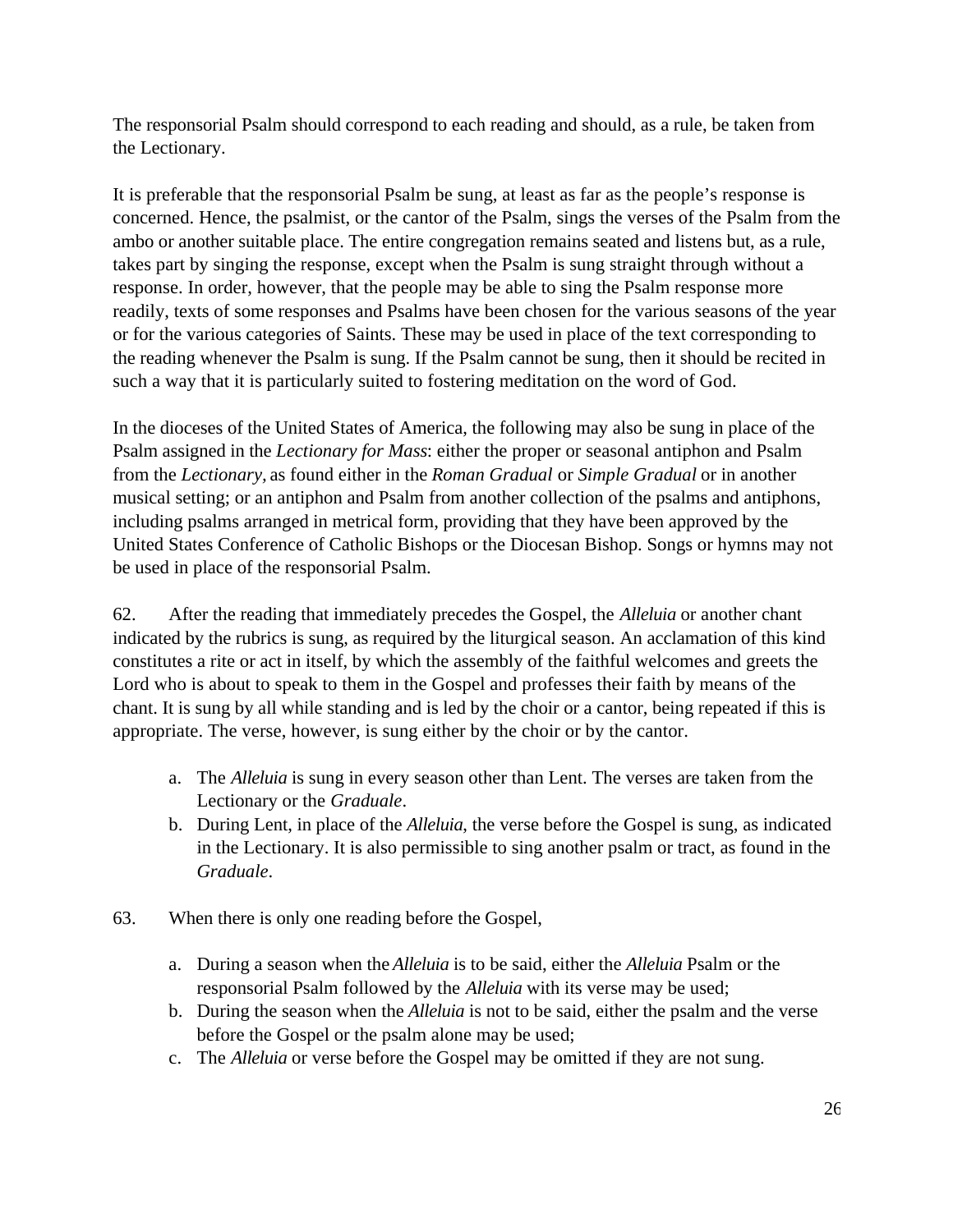The responsorial Psalm should correspond to each reading and should, as a rule, be taken from the Lectionary.

It is preferable that the responsorial Psalm be sung, at least as far as the people's response is concerned. Hence, the psalmist, or the cantor of the Psalm, sings the verses of the Psalm from the ambo or another suitable place. The entire congregation remains seated and listens but, as a rule, takes part by singing the response, except when the Psalm is sung straight through without a response. In order, however, that the people may be able to sing the Psalm response more readily, texts of some responses and Psalms have been chosen for the various seasons of the year or for the various categories of Saints. These may be used in place of the text corresponding to the reading whenever the Psalm is sung. If the Psalm cannot be sung, then it should be recited in such a way that it is particularly suited to fostering meditation on the word of God.

In the dioceses of the United States of America, the following may also be sung in place of the Psalm assigned in the *Lectionary for Mass*: either the proper or seasonal antiphon and Psalm from the *Lectionary,* as found either in the *Roman Gradual* or *Simple Gradual* or in another musical setting; or an antiphon and Psalm from another collection of the psalms and antiphons, including psalms arranged in metrical form, providing that they have been approved by the United States Conference of Catholic Bishops or the Diocesan Bishop. Songs or hymns may not be used in place of the responsorial Psalm.

62. After the reading that immediately precedes the Gospel, the *Alleluia* or another chant indicated by the rubrics is sung, as required by the liturgical season. An acclamation of this kind constitutes a rite or act in itself, by which the assembly of the faithful welcomes and greets the Lord who is about to speak to them in the Gospel and professes their faith by means of the chant. It is sung by all while standing and is led by the choir or a cantor, being repeated if this is appropriate. The verse, however, is sung either by the choir or by the cantor.

a. The *Alleluia* is sung in every season other than Lent. The verses are taken from the Lectionary or the *Graduale*.
b. During Lent, in place of the *Alleluia*, the verse before the Gospel is sung, as indicated in the Lectionary. It is also permissible to sing another psalm or tract, as found in the *Graduale*.

63. When there is only one reading before the Gospel,

a. During a season when the *Alleluia* is to be said, either the *Alleluia* Psalm or the responsorial Psalm followed by the *Alleluia* with its verse may be used;
b. During the season when the *Alleluia* is not to be said, either the psalm and the verse before the Gospel or the psalm alone may be used;
c. The *Alleluia* or verse before the Gospel may be omitted if they are not sung.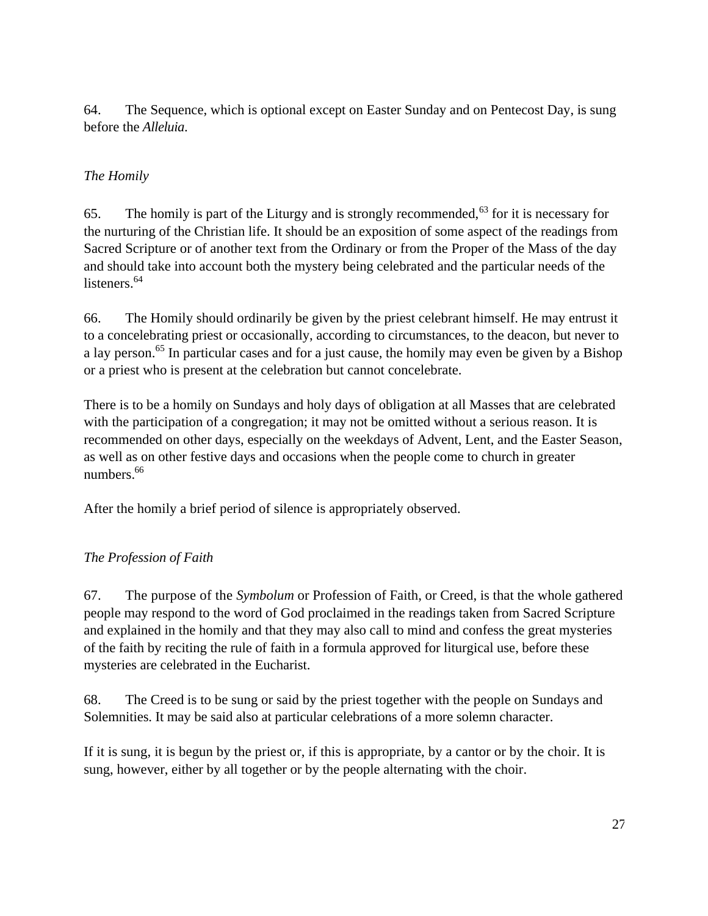64. The Sequence, which is optional except on Easter Sunday and on Pentecost Day, is sung before the *Alleluia.*

*The Homily*

65. The homily is part of the Liturgy and is strongly recommended,[63] for it is necessary for the nurturing of the Christian life. It should be an exposition of some aspect of the readings from Sacred Scripture or of another text from the Ordinary or from the Proper of the Mass of the day and should take into account both the mystery being celebrated and the particular needs of the listeners.[64]

66. The Homily should ordinarily be given by the priest celebrant himself. He may entrust it to a concelebrating priest or occasionally, according to circumstances, to the deacon, but never to a lay person.[65] In particular cases and for a just cause, the homily may even be given by a Bishop or a priest who is present at the celebration but cannot concelebrate.

There is to be a homily on Sundays and holy days of obligation at all Masses that are celebrated with the participation of a congregation; it may not be omitted without a serious reason. It is recommended on other days, especially on the weekdays of Advent, Lent, and the Easter Season, as well as on other festive days and occasions when the people come to church in greater numbers.[66]

After the homily a brief period of silence is appropriately observed.

*The Profession of Faith*

67. The purpose of the *Symbolum* or Profession of Faith, or Creed, is that the whole gathered people may respond to the word of God proclaimed in the readings taken from Sacred Scripture and explained in the homily and that they may also call to mind and confess the great mysteries of the faith by reciting the rule of faith in a formula approved for liturgical use, before these mysteries are celebrated in the Eucharist.

68. The Creed is to be sung or said by the priest together with the people on Sundays and Solemnities. It may be said also at particular celebrations of a more solemn character.

If it is sung, it is begun by the priest or, if this is appropriate, by a cantor or by the choir. It is sung, however, either by all together or by the people alternating with the choir.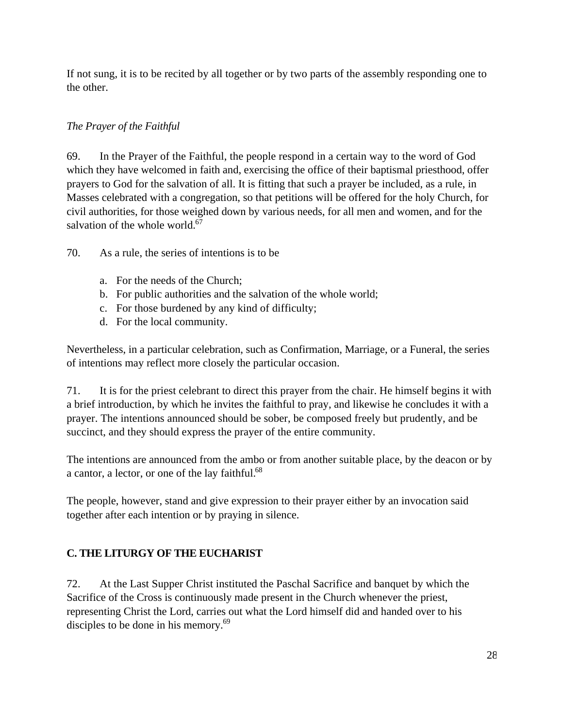If not sung, it is to be recited by all together or by two parts of the assembly responding one to the other.

*The Prayer of the Faithful*

69. In the Prayer of the Faithful, the people respond in a certain way to the word of God which they have welcomed in faith and, exercising the office of their baptismal priesthood, offer prayers to God for the salvation of all. It is fitting that such a prayer be included, as a rule, in Masses celebrated with a congregation, so that petitions will be offered for the holy Church, for civil authorities, for those weighed down by various needs, for all men and women, and for the salvation of the whole world.[67]

70. As a rule, the series of intentions is to be

a. For the needs of the Church;
b. For public authorities and the salvation of the whole world;
c. For those burdened by any kind of difficulty;
d. For the local community.

Nevertheless, in a particular celebration, such as Confirmation, Marriage, or a Funeral, the series of intentions may reflect more closely the particular occasion.

71. It is for the priest celebrant to direct this prayer from the chair. He himself begins it with a brief introduction, by which he invites the faithful to pray, and likewise he concludes it with a prayer. The intentions announced should be sober, be composed freely but prudently, and be succinct, and they should express the prayer of the entire community.

The intentions are announced from the ambo or from another suitable place, by the deacon or by a cantor, a lector, or one of the lay faithful.[68]

The people, however, stand and give expression to their prayer either by an invocation said together after each intention or by praying in silence.

## C. THE LITURGY OF THE EUCHARIST

72. At the Last Supper Christ instituted the Paschal Sacrifice and banquet by which the Sacrifice of the Cross is continuously made present in the Church whenever the priest, representing Christ the Lord, carries out what the Lord himself did and handed over to his disciples to be done in his memory.[69]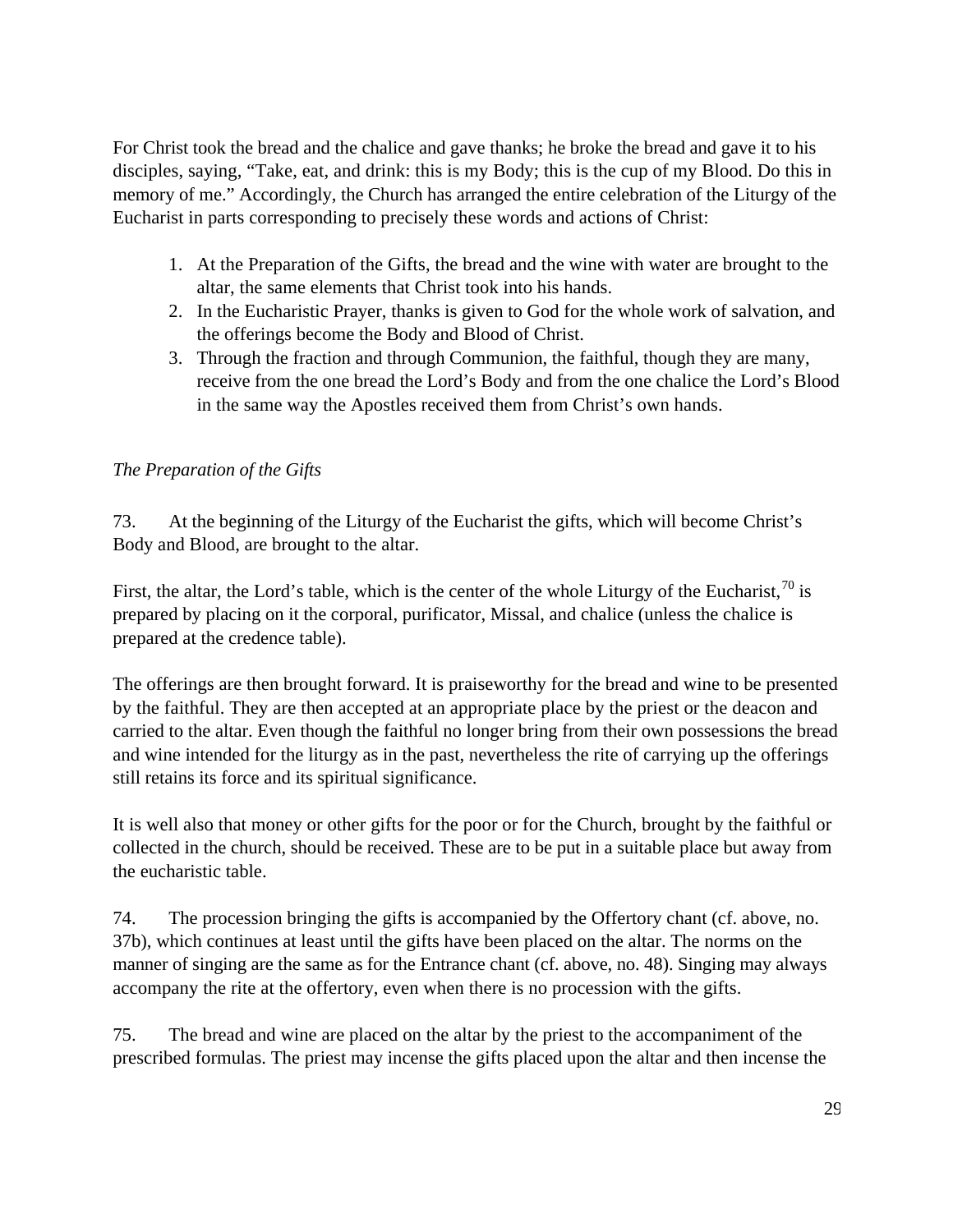For Christ took the bread and the chalice and gave thanks; he broke the bread and gave it to his disciples, saying, “Take, eat, and drink: this is my Body; this is the cup of my Blood. Do this in memory of me.” Accordingly, the Church has arranged the entire celebration of the Liturgy of the Eucharist in parts corresponding to precisely these words and actions of Christ:

1. At the Preparation of the Gifts, the bread and the wine with water are brought to the altar, the same elements that Christ took into his hands.
2. In the Eucharistic Prayer, thanks is given to God for the whole work of salvation, and the offerings become the Body and Blood of Christ.
3. Through the fraction and through Communion, the faithful, though they are many, receive from the one bread the Lord’s Body and from the one chalice the Lord’s Blood in the same way the Apostles received them from Christ’s own hands.

*The Preparation of the Gifts*

73. At the beginning of the Liturgy of the Eucharist the gifts, which will become Christ’s Body and Blood, are brought to the altar.

First, the altar, the Lord’s table, which is the center of the whole Liturgy of the Eucharist,[70] is prepared by placing on it the corporal, purificator, Missal, and chalice (unless the chalice is prepared at the credence table).

The offerings are then brought forward. It is praiseworthy for the bread and wine to be presented by the faithful. They are then accepted at an appropriate place by the priest or the deacon and carried to the altar. Even though the faithful no longer bring from their own possessions the bread and wine intended for the liturgy as in the past, nevertheless the rite of carrying up the offerings still retains its force and its spiritual significance.

It is well also that money or other gifts for the poor or for the Church, brought by the faithful or collected in the church, should be received. These are to be put in a suitable place but away from the eucharistic table.

74. The procession bringing the gifts is accompanied by the Offertory chant (cf. above, no. 37b), which continues at least until the gifts have been placed on the altar. The norms on the manner of singing are the same as for the Entrance chant (cf. above, no. 48). Singing may always accompany the rite at the offertory, even when there is no procession with the gifts.

75. The bread and wine are placed on the altar by the priest to the accompaniment of the prescribed formulas. The priest may incense the gifts placed upon the altar and then incense the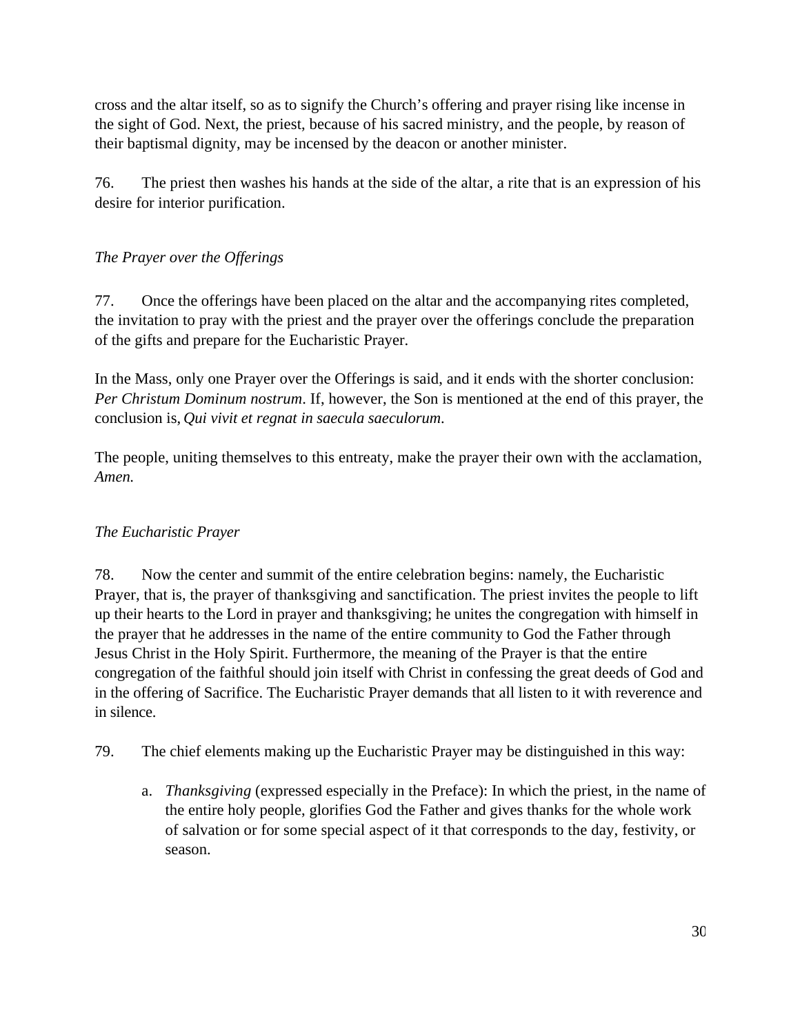cross and the altar itself, so as to signify the Church's offering and prayer rising like incense in the sight of God. Next, the priest, because of his sacred ministry, and the people, by reason of their baptismal dignity, may be incensed by the deacon or another minister.

76. The priest then washes his hands at the side of the altar, a rite that is an expression of his desire for interior purification.

*The Prayer over the Offerings*

77. Once the offerings have been placed on the altar and the accompanying rites completed, the invitation to pray with the priest and the prayer over the offerings conclude the preparation of the gifts and prepare for the Eucharistic Prayer.

In the Mass, only one Prayer over the Offerings is said, and it ends with the shorter conclusion: *Per Christum Dominum nostrum*. If, however, the Son is mentioned at the end of this prayer, the conclusion is, *Qui vivit et regnat in saecula saeculorum*.

The people, uniting themselves to this entreaty, make the prayer their own with the acclamation, *Amen.*

*The Eucharistic Prayer*

78. Now the center and summit of the entire celebration begins: namely, the Eucharistic Prayer, that is, the prayer of thanksgiving and sanctification. The priest invites the people to lift up their hearts to the Lord in prayer and thanksgiving; he unites the congregation with himself in the prayer that he addresses in the name of the entire community to God the Father through Jesus Christ in the Holy Spirit. Furthermore, the meaning of the Prayer is that the entire congregation of the faithful should join itself with Christ in confessing the great deeds of God and in the offering of Sacrifice. The Eucharistic Prayer demands that all listen to it with reverence and in silence.

79. The chief elements making up the Eucharistic Prayer may be distinguished in this way:

a. *Thanksgiving* (expressed especially in the Preface): In which the priest, in the name of the entire holy people, glorifies God the Father and gives thanks for the whole work of salvation or for some special aspect of it that corresponds to the day, festivity, or season.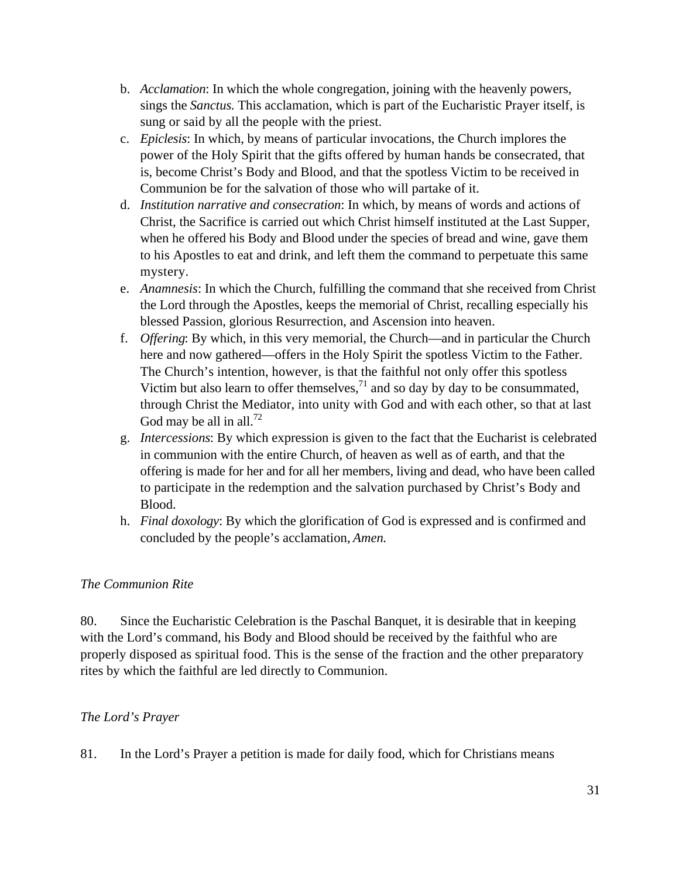b. *Acclamation*: In which the whole congregation, joining with the heavenly powers, sings the *Sanctus.* This acclamation, which is part of the Eucharistic Prayer itself, is sung or said by all the people with the priest.
c. *Epiclesis*: In which, by means of particular invocations, the Church implores the power of the Holy Spirit that the gifts offered by human hands be consecrated, that is, become Christ's Body and Blood, and that the spotless Victim to be received in Communion be for the salvation of those who will partake of it.
d. *Institution narrative and consecration*: In which, by means of words and actions of Christ, the Sacrifice is carried out which Christ himself instituted at the Last Supper, when he offered his Body and Blood under the species of bread and wine, gave them to his Apostles to eat and drink, and left them the command to perpetuate this same mystery.
e. *Anamnesis*: In which the Church, fulfilling the command that she received from Christ the Lord through the Apostles, keeps the memorial of Christ, recalling especially his blessed Passion, glorious Resurrection, and Ascension into heaven.
f. *Offering*: By which, in this very memorial, the Church—and in particular the Church here and now gathered—offers in the Holy Spirit the spotless Victim to the Father. The Church's intention, however, is that the faithful not only offer this spotless Victim but also learn to offer themselves,[71] and so day by day to be consummated, through Christ the Mediator, into unity with God and with each other, so that at last God may be all in all.[72]
g. *Intercessions*: By which expression is given to the fact that the Eucharist is celebrated in communion with the entire Church, of heaven as well as of earth, and that the offering is made for her and for all her members, living and dead, who have been called to participate in the redemption and the salvation purchased by Christ's Body and Blood.
h. *Final doxology*: By which the glorification of God is expressed and is confirmed and concluded by the people's acclamation, *Amen.*

*The Communion Rite*

80. Since the Eucharistic Celebration is the Paschal Banquet, it is desirable that in keeping with the Lord's command, his Body and Blood should be received by the faithful who are properly disposed as spiritual food. This is the sense of the fraction and the other preparatory rites by which the faithful are led directly to Communion.

*The Lord's Prayer*

81. In the Lord's Prayer a petition is made for daily food, which for Christians means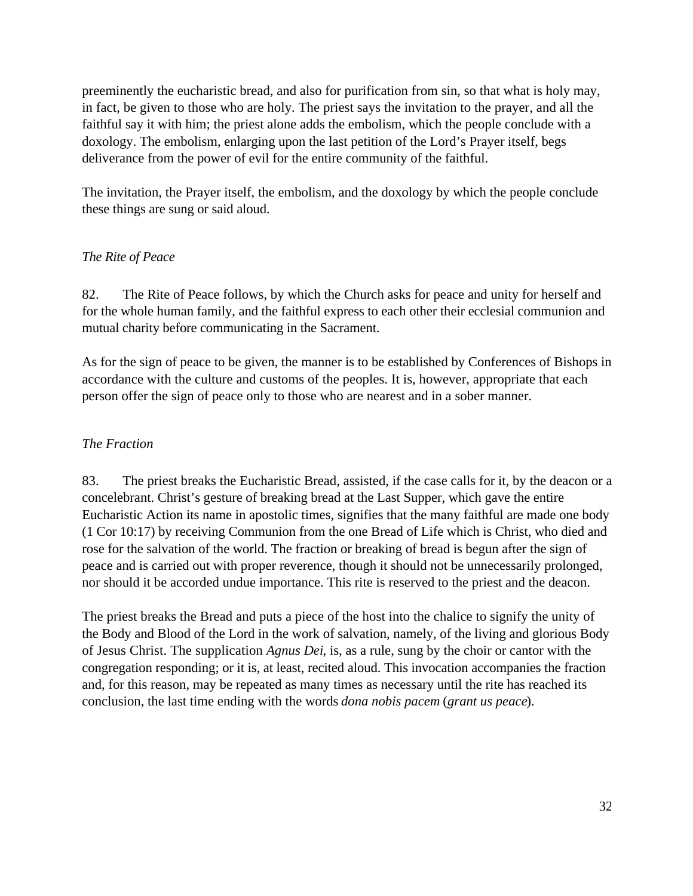preeminently the eucharistic bread, and also for purification from sin, so that what is holy may, in fact, be given to those who are holy. The priest says the invitation to the prayer, and all the faithful say it with him; the priest alone adds the embolism, which the people conclude with a doxology. The embolism, enlarging upon the last petition of the Lord's Prayer itself, begs deliverance from the power of evil for the entire community of the faithful.

The invitation, the Prayer itself, the embolism, and the doxology by which the people conclude these things are sung or said aloud.

*The Rite of Peace*

82. The Rite of Peace follows, by which the Church asks for peace and unity for herself and for the whole human family, and the faithful express to each other their ecclesial communion and mutual charity before communicating in the Sacrament.

As for the sign of peace to be given, the manner is to be established by Conferences of Bishops in accordance with the culture and customs of the peoples. It is, however, appropriate that each person offer the sign of peace only to those who are nearest and in a sober manner.

*The Fraction*

83. The priest breaks the Eucharistic Bread, assisted, if the case calls for it, by the deacon or a concelebrant. Christ's gesture of breaking bread at the Last Supper, which gave the entire Eucharistic Action its name in apostolic times, signifies that the many faithful are made one body (1 Cor 10:17) by receiving Communion from the one Bread of Life which is Christ, who died and rose for the salvation of the world. The fraction or breaking of bread is begun after the sign of peace and is carried out with proper reverence, though it should not be unnecessarily prolonged, nor should it be accorded undue importance. This rite is reserved to the priest and the deacon.

The priest breaks the Bread and puts a piece of the host into the chalice to signify the unity of the Body and Blood of the Lord in the work of salvation, namely, of the living and glorious Body of Jesus Christ. The supplication *Agnus Dei*, is, as a rule, sung by the choir or cantor with the congregation responding; or it is, at least, recited aloud. This invocation accompanies the fraction and, for this reason, may be repeated as many times as necessary until the rite has reached its conclusion, the last time ending with the words *dona nobis pacem* (*grant us peace*).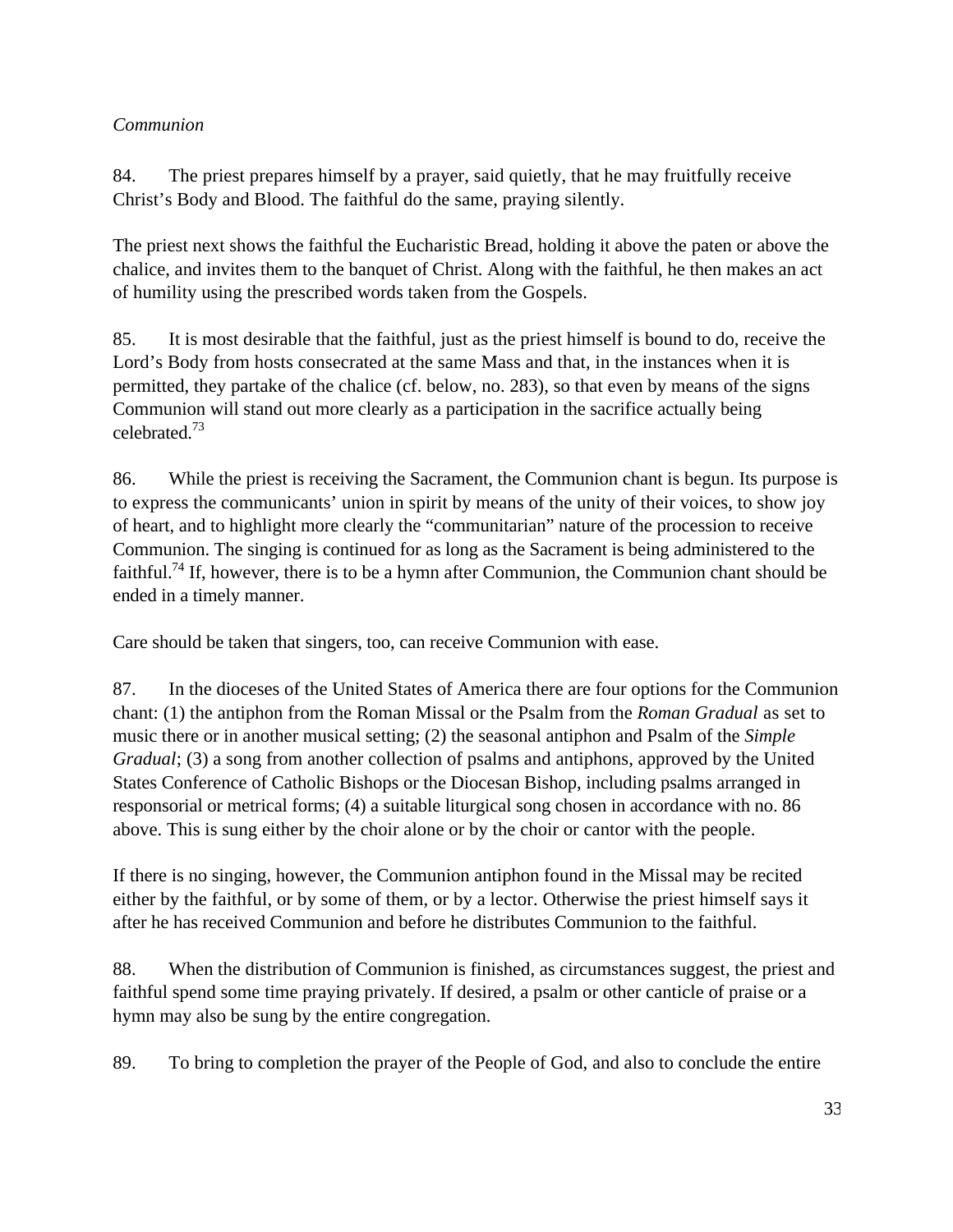*Communion*

84. The priest prepares himself by a prayer, said quietly, that he may fruitfully receive Christ's Body and Blood. The faithful do the same, praying silently.

The priest next shows the faithful the Eucharistic Bread, holding it above the paten or above the chalice, and invites them to the banquet of Christ. Along with the faithful, he then makes an act of humility using the prescribed words taken from the Gospels.

85. It is most desirable that the faithful, just as the priest himself is bound to do, receive the Lord's Body from hosts consecrated at the same Mass and that, in the instances when it is permitted, they partake of the chalice (cf. below, no. 283), so that even by means of the signs Communion will stand out more clearly as a participation in the sacrifice actually being celebrated.[73]

86. While the priest is receiving the Sacrament, the Communion chant is begun. Its purpose is to express the communicants' union in spirit by means of the unity of their voices, to show joy of heart, and to highlight more clearly the "communitarian" nature of the procession to receive Communion. The singing is continued for as long as the Sacrament is being administered to the faithful.[74] If, however, there is to be a hymn after Communion, the Communion chant should be ended in a timely manner.

Care should be taken that singers, too, can receive Communion with ease.

87. In the dioceses of the United States of America there are four options for the Communion chant: (1) the antiphon from the Roman Missal or the Psalm from the *Roman Gradual* as set to music there or in another musical setting; (2) the seasonal antiphon and Psalm of the *Simple Gradual*; (3) a song from another collection of psalms and antiphons, approved by the United States Conference of Catholic Bishops or the Diocesan Bishop, including psalms arranged in responsorial or metrical forms; (4) a suitable liturgical song chosen in accordance with no. 86 above. This is sung either by the choir alone or by the choir or cantor with the people.

If there is no singing, however, the Communion antiphon found in the Missal may be recited either by the faithful, or by some of them, or by a lector. Otherwise the priest himself says it after he has received Communion and before he distributes Communion to the faithful.

88. When the distribution of Communion is finished, as circumstances suggest, the priest and faithful spend some time praying privately. If desired, a psalm or other canticle of praise or a hymn may also be sung by the entire congregation.

89. To bring to completion the prayer of the People of God, and also to conclude the entire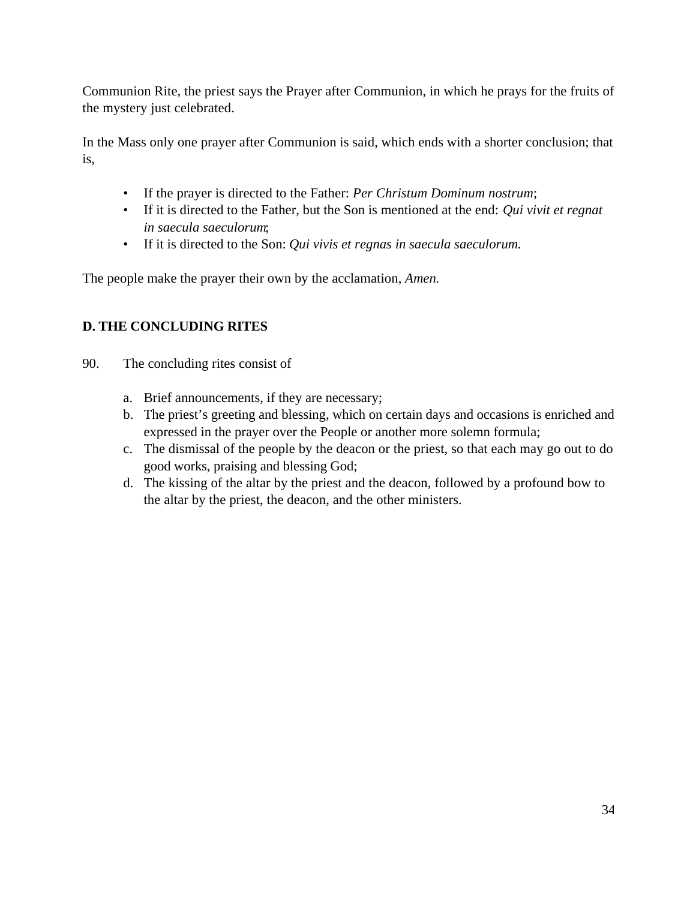Communion Rite, the priest says the Prayer after Communion, in which he prays for the fruits of the mystery just celebrated.

In the Mass only one prayer after Communion is said, which ends with a shorter conclusion; that is,

- If the prayer is directed to the Father: *Per Christum Dominum nostrum*;
- If it is directed to the Father, but the Son is mentioned at the end: *Qui vivit et regnat in saecula saeculorum*;
- If it is directed to the Son: *Qui vivis et regnas in saecula saeculorum.*

The people make the prayer their own by the acclamation, *Amen.*

**D. THE CONCLUDING RITES**

90. The concluding rites consist of

a. Brief announcements, if they are necessary;
b. The priest's greeting and blessing, which on certain days and occasions is enriched and expressed in the prayer over the People or another more solemn formula;
c. The dismissal of the people by the deacon or the priest, so that each may go out to do good works, praising and blessing God;
d. The kissing of the altar by the priest and the deacon, followed by a profound bow to the altar by the priest, the deacon, and the other ministers.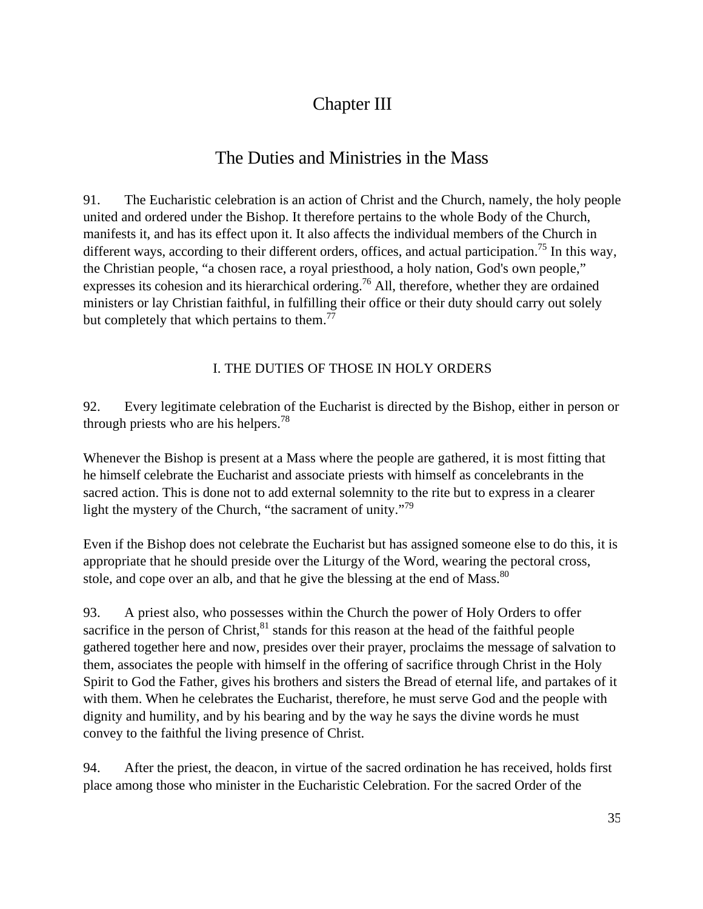# Chapter III

## The Duties and Ministries in the Mass

91. The Eucharistic celebration is an action of Christ and the Church, namely, the holy people united and ordered under the Bishop. It therefore pertains to the whole Body of the Church, manifests it, and has its effect upon it. It also affects the individual members of the Church in different ways, according to their different orders, offices, and actual participation.[75] In this way, the Christian people, "a chosen race, a royal priesthood, a holy nation, God's own people," expresses its cohesion and its hierarchical ordering.[76] All, therefore, whether they are ordained ministers or lay Christian faithful, in fulfilling their office or their duty should carry out solely but completely that which pertains to them.[77]

### I. THE DUTIES OF THOSE IN HOLY ORDERS

92. Every legitimate celebration of the Eucharist is directed by the Bishop, either in person or through priests who are his helpers.[78]

Whenever the Bishop is present at a Mass where the people are gathered, it is most fitting that he himself celebrate the Eucharist and associate priests with himself as concelebrants in the sacred action. This is done not to add external solemnity to the rite but to express in a clearer light the mystery of the Church, "the sacrament of unity."[79]

Even if the Bishop does not celebrate the Eucharist but has assigned someone else to do this, it is appropriate that he should preside over the Liturgy of the Word, wearing the pectoral cross, stole, and cope over an alb, and that he give the blessing at the end of Mass.[80]

93. A priest also, who possesses within the Church the power of Holy Orders to offer sacrifice in the person of Christ,[81] stands for this reason at the head of the faithful people gathered together here and now, presides over their prayer, proclaims the message of salvation to them, associates the people with himself in the offering of sacrifice through Christ in the Holy Spirit to God the Father, gives his brothers and sisters the Bread of eternal life, and partakes of it with them. When he celebrates the Eucharist, therefore, he must serve God and the people with dignity and humility, and by his bearing and by the way he says the divine words he must convey to the faithful the living presence of Christ.

94. After the priest, the deacon, in virtue of the sacred ordination he has received, holds first place among those who minister in the Eucharistic Celebration. For the sacred Order of the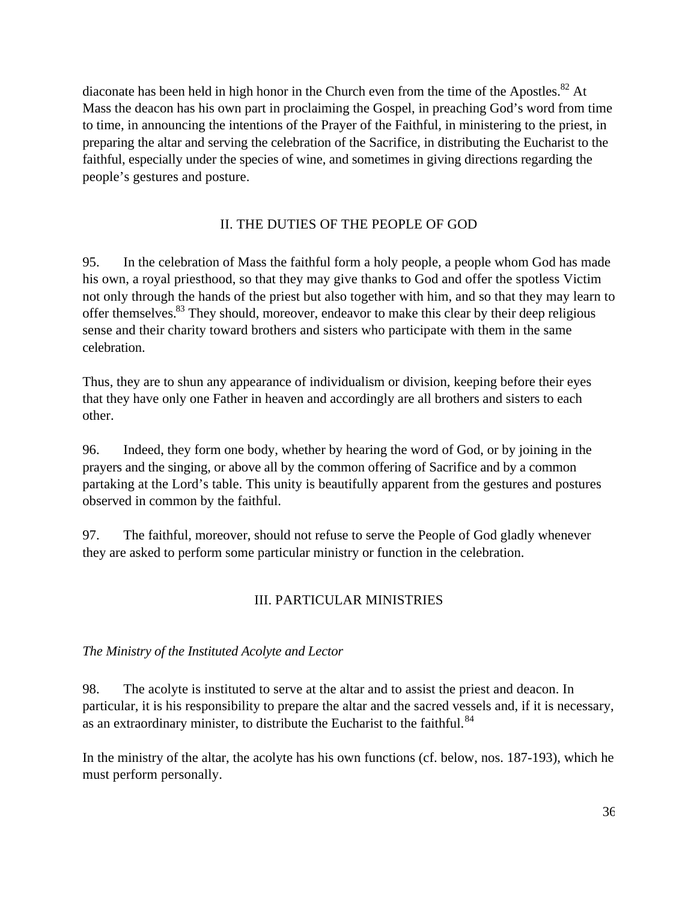diaconate has been held in high honor in the Church even from the time of the Apostles.[82] At Mass the deacon has his own part in proclaiming the Gospel, in preaching God's word from time to time, in announcing the intentions of the Prayer of the Faithful, in ministering to the priest, in preparing the altar and serving the celebration of the Sacrifice, in distributing the Eucharist to the faithful, especially under the species of wine, and sometimes in giving directions regarding the people's gestures and posture.

## II. THE DUTIES OF THE PEOPLE OF GOD

95. In the celebration of Mass the faithful form a holy people, a people whom God has made his own, a royal priesthood, so that they may give thanks to God and offer the spotless Victim not only through the hands of the priest but also together with him, and so that they may learn to offer themselves.[83] They should, moreover, endeavor to make this clear by their deep religious sense and their charity toward brothers and sisters who participate with them in the same celebration.

Thus, they are to shun any appearance of individualism or division, keeping before their eyes that they have only one Father in heaven and accordingly are all brothers and sisters to each other.

96. Indeed, they form one body, whether by hearing the word of God, or by joining in the prayers and the singing, or above all by the common offering of Sacrifice and by a common partaking at the Lord's table. This unity is beautifully apparent from the gestures and postures observed in common by the faithful.

97. The faithful, moreover, should not refuse to serve the People of God gladly whenever they are asked to perform some particular ministry or function in the celebration.

## III. PARTICULAR MINISTRIES

*The Ministry of the Instituted Acolyte and Lector*

98. The acolyte is instituted to serve at the altar and to assist the priest and deacon. In particular, it is his responsibility to prepare the altar and the sacred vessels and, if it is necessary, as an extraordinary minister, to distribute the Eucharist to the faithful.[84]

In the ministry of the altar, the acolyte has his own functions (cf. below, nos. 187-193), which he must perform personally.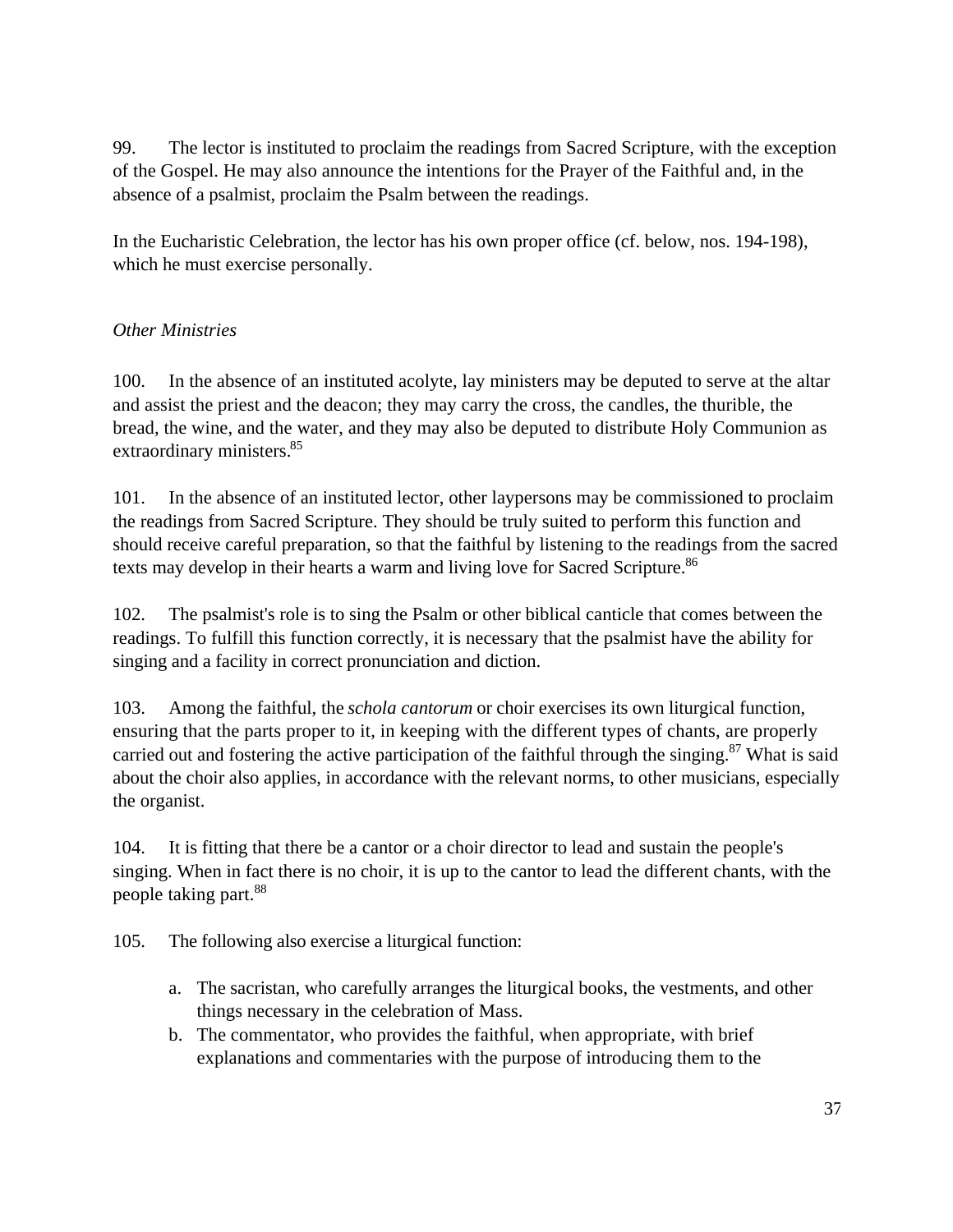99. The lector is instituted to proclaim the readings from Sacred Scripture, with the exception of the Gospel. He may also announce the intentions for the Prayer of the Faithful and, in the absence of a psalmist, proclaim the Psalm between the readings.

In the Eucharistic Celebration, the lector has his own proper office (cf. below, nos. 194-198), which he must exercise personally.

*Other Ministries*

100. In the absence of an instituted acolyte, lay ministers may be deputed to serve at the altar and assist the priest and the deacon; they may carry the cross, the candles, the thurible, the bread, the wine, and the water, and they may also be deputed to distribute Holy Communion as extraordinary ministers.[85]

101. In the absence of an instituted lector, other laypersons may be commissioned to proclaim the readings from Sacred Scripture. They should be truly suited to perform this function and should receive careful preparation, so that the faithful by listening to the readings from the sacred texts may develop in their hearts a warm and living love for Sacred Scripture.[86]

102. The psalmist's role is to sing the Psalm or other biblical canticle that comes between the readings. To fulfill this function correctly, it is necessary that the psalmist have the ability for singing and a facility in correct pronunciation and diction.

103. Among the faithful, the *schola cantorum* or choir exercises its own liturgical function, ensuring that the parts proper to it, in keeping with the different types of chants, are properly carried out and fostering the active participation of the faithful through the singing.[87] What is said about the choir also applies, in accordance with the relevant norms, to other musicians, especially the organist.

104. It is fitting that there be a cantor or a choir director to lead and sustain the people's singing. When in fact there is no choir, it is up to the cantor to lead the different chants, with the people taking part.[88]

105. The following also exercise a liturgical function:

a. The sacristan, who carefully arranges the liturgical books, the vestments, and other things necessary in the celebration of Mass.
b. The commentator, who provides the faithful, when appropriate, with brief explanations and commentaries with the purpose of introducing them to the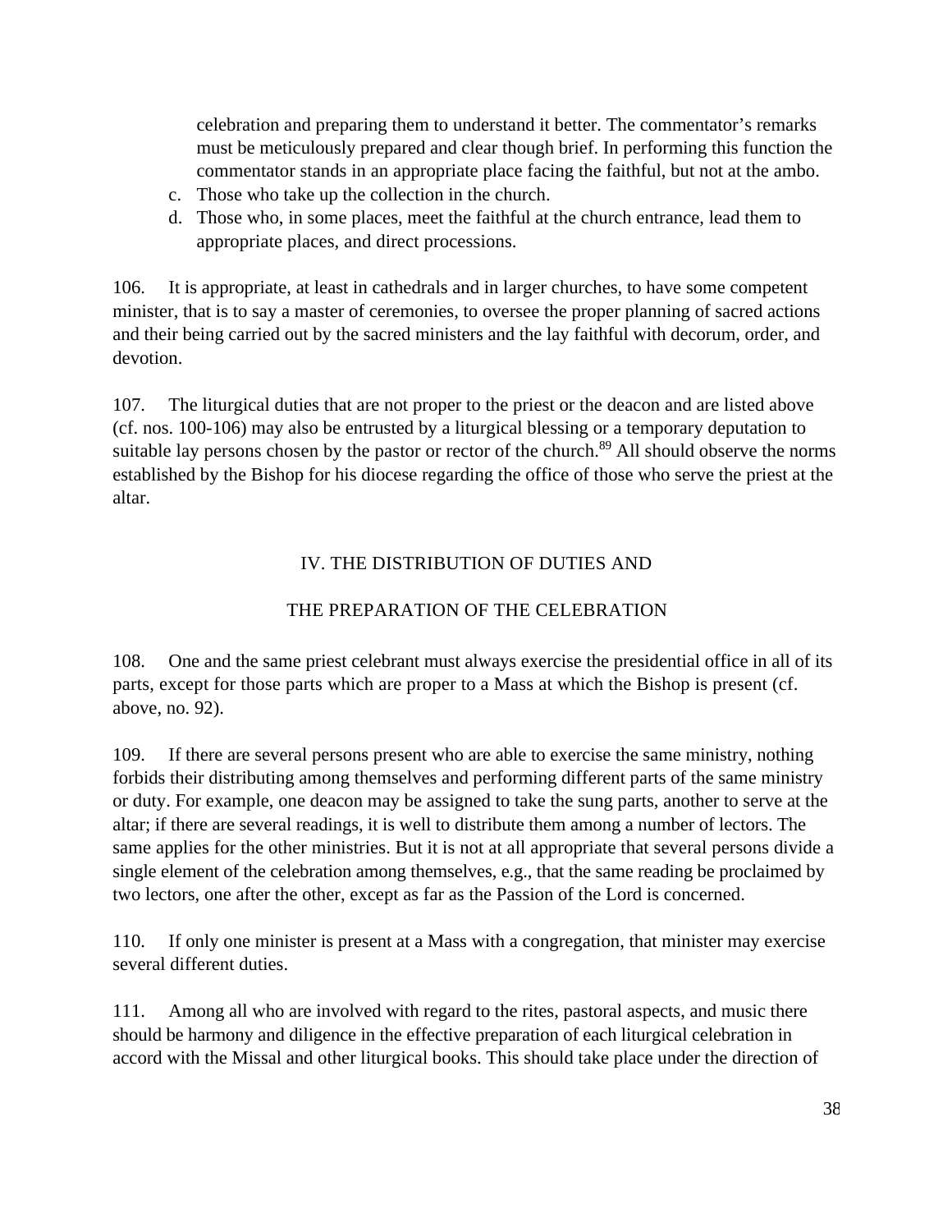celebration and preparing them to understand it better. The commentator's remarks must be meticulously prepared and clear though brief. In performing this function the commentator stands in an appropriate place facing the faithful, but not at the ambo.

c. Those who take up the collection in the church.
d. Those who, in some places, meet the faithful at the church entrance, lead them to appropriate places, and direct processions.

106. It is appropriate, at least in cathedrals and in larger churches, to have some competent minister, that is to say a master of ceremonies, to oversee the proper planning of sacred actions and their being carried out by the sacred ministers and the lay faithful with decorum, order, and devotion.

107. The liturgical duties that are not proper to the priest or the deacon and are listed above (cf. nos. 100-106) may also be entrusted by a liturgical blessing or a temporary deputation to suitable lay persons chosen by the pastor or rector of the church.[89] All should observe the norms established by the Bishop for his diocese regarding the office of those who serve the priest at the altar.

## IV. THE DISTRIBUTION OF DUTIES AND THE PREPARATION OF THE CELEBRATION

108. One and the same priest celebrant must always exercise the presidential office in all of its parts, except for those parts which are proper to a Mass at which the Bishop is present (cf. above, no. 92).

109. If there are several persons present who are able to exercise the same ministry, nothing forbids their distributing among themselves and performing different parts of the same ministry or duty. For example, one deacon may be assigned to take the sung parts, another to serve at the altar; if there are several readings, it is well to distribute them among a number of lectors. The same applies for the other ministries. But it is not at all appropriate that several persons divide a single element of the celebration among themselves, e.g., that the same reading be proclaimed by two lectors, one after the other, except as far as the Passion of the Lord is concerned.

110. If only one minister is present at a Mass with a congregation, that minister may exercise several different duties.

111. Among all who are involved with regard to the rites, pastoral aspects, and music there should be harmony and diligence in the effective preparation of each liturgical celebration in accord with the Missal and other liturgical books. This should take place under the direction of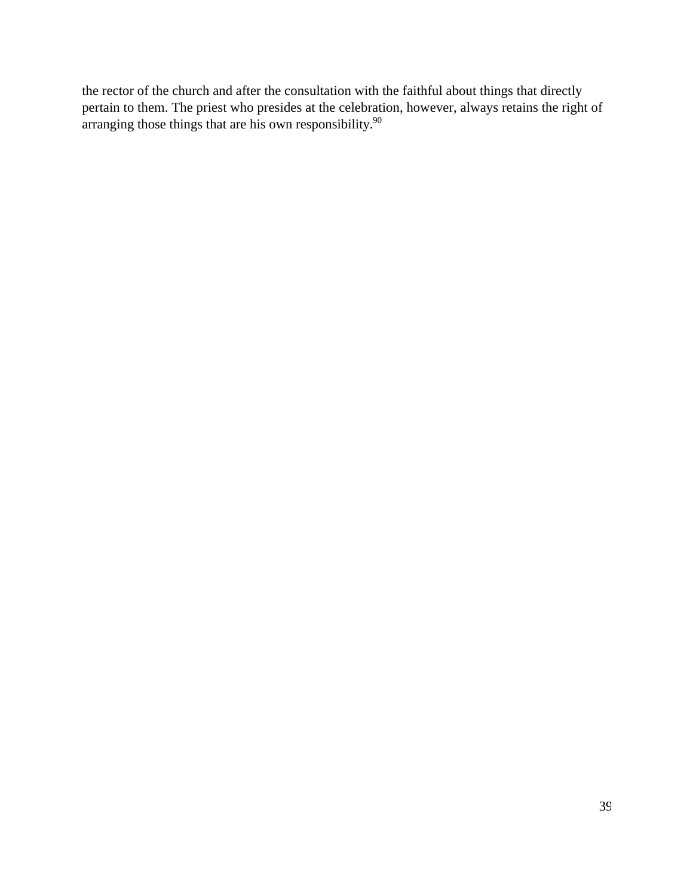the rector of the church and after the consultation with the faithful about things that directly pertain to them. The priest who presides at the celebration, however, always retains the right of arranging those things that are his own responsibility.[90]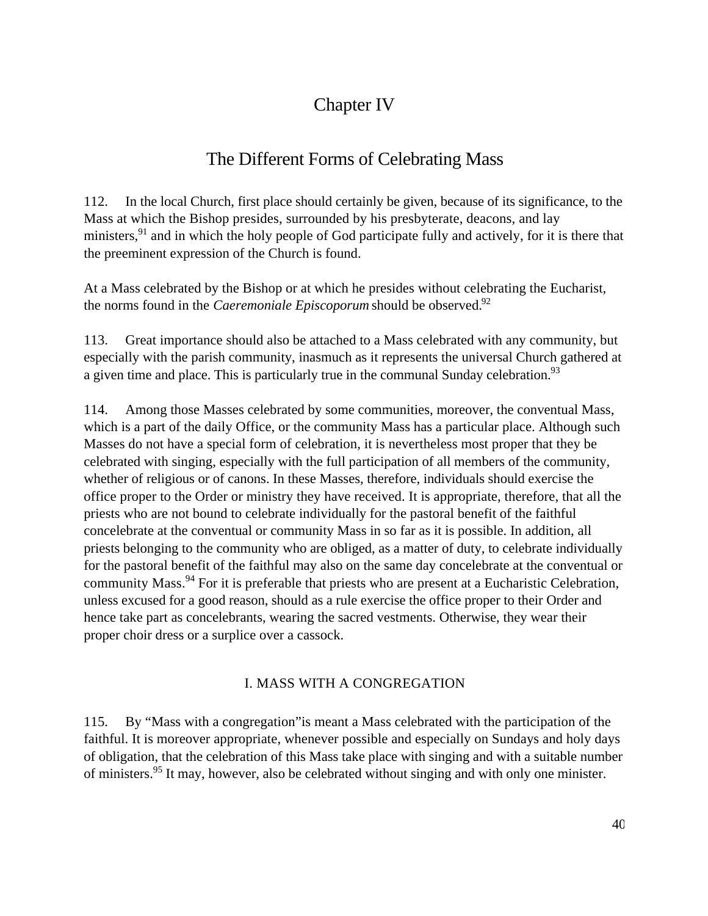# Chapter IV

## The Different Forms of Celebrating Mass

112. In the local Church, first place should certainly be given, because of its significance, to the Mass at which the Bishop presides, surrounded by his presbyterate, deacons, and lay ministers,[91] and in which the holy people of God participate fully and actively, for it is there that the preeminent expression of the Church is found.

At a Mass celebrated by the Bishop or at which he presides without celebrating the Eucharist, the norms found in the *Caeremoniale Episcoporum* should be observed.[92]

113. Great importance should also be attached to a Mass celebrated with any community, but especially with the parish community, inasmuch as it represents the universal Church gathered at a given time and place. This is particularly true in the communal Sunday celebration.[93]

114. Among those Masses celebrated by some communities, moreover, the conventual Mass, which is a part of the daily Office, or the community Mass has a particular place. Although such Masses do not have a special form of celebration, it is nevertheless most proper that they be celebrated with singing, especially with the full participation of all members of the community, whether of religious or of canons. In these Masses, therefore, individuals should exercise the office proper to the Order or ministry they have received. It is appropriate, therefore, that all the priests who are not bound to celebrate individually for the pastoral benefit of the faithful concelebrate at the conventual or community Mass in so far as it is possible. In addition, all priests belonging to the community who are obliged, as a matter of duty, to celebrate individually for the pastoral benefit of the faithful may also on the same day concelebrate at the conventual or community Mass.[94] For it is preferable that priests who are present at a Eucharistic Celebration, unless excused for a good reason, should as a rule exercise the office proper to their Order and hence take part as concelebrants, wearing the sacred vestments. Otherwise, they wear their proper choir dress or a surplice over a cassock.

### I. MASS WITH A CONGREGATION

115. By "Mass with a congregation" is meant a Mass celebrated with the participation of the faithful. It is moreover appropriate, whenever possible and especially on Sundays and holy days of obligation, that the celebration of this Mass take place with singing and with a suitable number of ministers.[95] It may, however, also be celebrated without singing and with only one minister.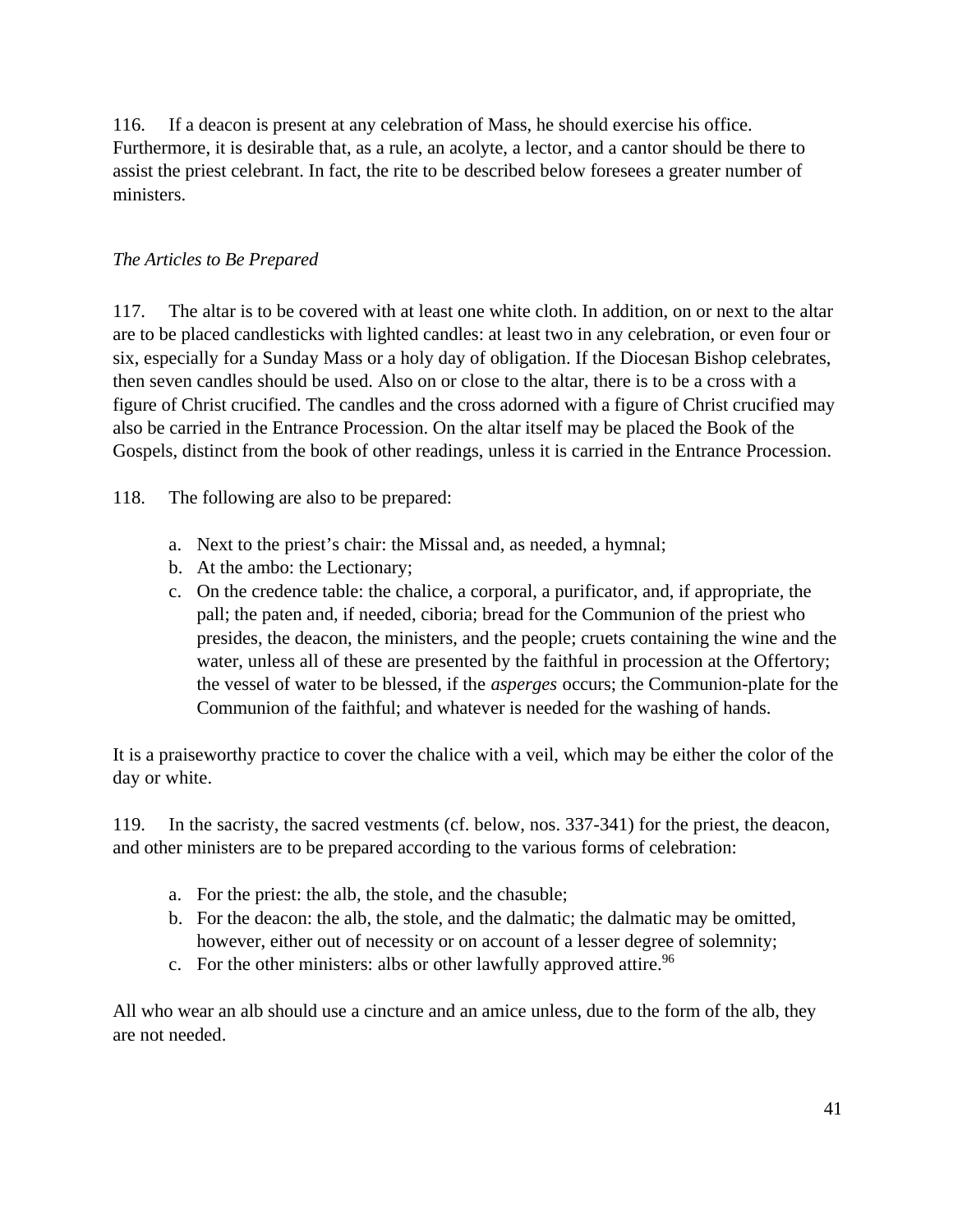116. If a deacon is present at any celebration of Mass, he should exercise his office. Furthermore, it is desirable that, as a rule, an acolyte, a lector, and a cantor should be there to assist the priest celebrant. In fact, the rite to be described below foresees a greater number of ministers.

*The Articles to Be Prepared*

117. The altar is to be covered with at least one white cloth. In addition, on or next to the altar are to be placed candlesticks with lighted candles: at least two in any celebration, or even four or six, especially for a Sunday Mass or a holy day of obligation. If the Diocesan Bishop celebrates, then seven candles should be used. Also on or close to the altar, there is to be a cross with a figure of Christ crucified. The candles and the cross adorned with a figure of Christ crucified may also be carried in the Entrance Procession. On the altar itself may be placed the Book of the Gospels, distinct from the book of other readings, unless it is carried in the Entrance Procession.

118. The following are also to be prepared:

a. Next to the priest's chair: the Missal and, as needed, a hymnal;
b. At the ambo: the Lectionary;
c. On the credence table: the chalice, a corporal, a purificator, and, if appropriate, the pall; the paten and, if needed, ciboria; bread for the Communion of the priest who presides, the deacon, the ministers, and the people; cruets containing the wine and the water, unless all of these are presented by the faithful in procession at the Offertory; the vessel of water to be blessed, if the *asperges* occurs; the Communion-plate for the Communion of the faithful; and whatever is needed for the washing of hands.

It is a praiseworthy practice to cover the chalice with a veil, which may be either the color of the day or white.

119. In the sacristy, the sacred vestments (cf. below, nos. 337-341) for the priest, the deacon, and other ministers are to be prepared according to the various forms of celebration:

a. For the priest: the alb, the stole, and the chasuble;
b. For the deacon: the alb, the stole, and the dalmatic; the dalmatic may be omitted, however, either out of necessity or on account of a lesser degree of solemnity;
c. For the other ministers: albs or other lawfully approved attire.[96]

All who wear an alb should use a cincture and an amice unless, due to the form of the alb, they are not needed.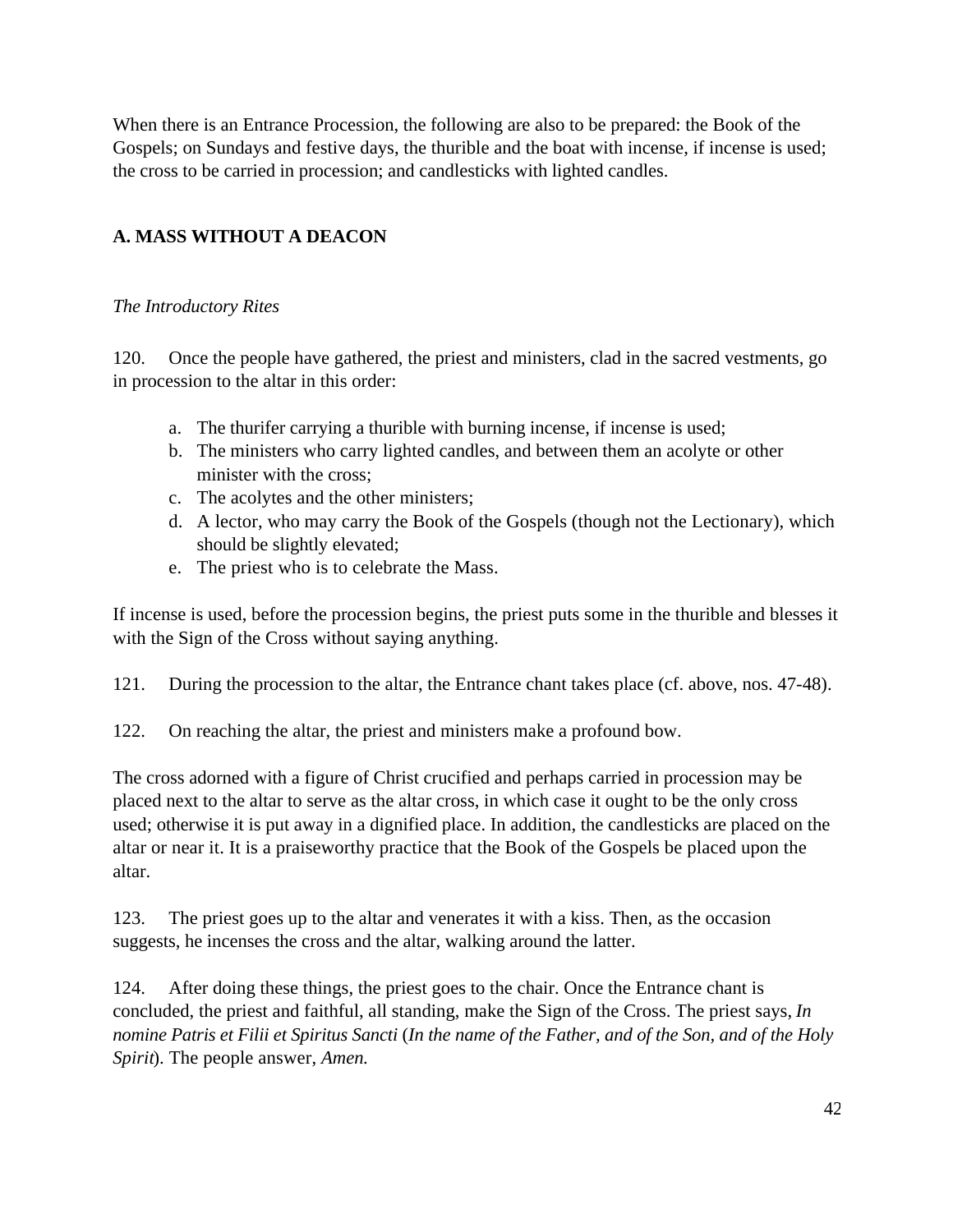When there is an Entrance Procession, the following are also to be prepared: the Book of the Gospels; on Sundays and festive days, the thurible and the boat with incense, if incense is used; the cross to be carried in procession; and candlesticks with lighted candles.

## A. MASS WITHOUT A DEACON

*The Introductory Rites*

120. Once the people have gathered, the priest and ministers, clad in the sacred vestments, go in procession to the altar in this order:

a. The thurifer carrying a thurible with burning incense, if incense is used;
b. The ministers who carry lighted candles, and between them an acolyte or other minister with the cross;
c. The acolytes and the other ministers;
d. A lector, who may carry the Book of the Gospels (though not the Lectionary), which should be slightly elevated;
e. The priest who is to celebrate the Mass.

If incense is used, before the procession begins, the priest puts some in the thurible and blesses it with the Sign of the Cross without saying anything.

121. During the procession to the altar, the Entrance chant takes place (cf. above, nos. 47-48).

122. On reaching the altar, the priest and ministers make a profound bow.

The cross adorned with a figure of Christ crucified and perhaps carried in procession may be placed next to the altar to serve as the altar cross, in which case it ought to be the only cross used; otherwise it is put away in a dignified place. In addition, the candlesticks are placed on the altar or near it. It is a praiseworthy practice that the Book of the Gospels be placed upon the altar.

123. The priest goes up to the altar and venerates it with a kiss. Then, as the occasion suggests, he incenses the cross and the altar, walking around the latter.

124. After doing these things, the priest goes to the chair. Once the Entrance chant is concluded, the priest and faithful, all standing, make the Sign of the Cross. The priest says, *In nomine Patris et Filii et Spiritus Sancti* (*In the name of the Father, and of the Son, and of the Holy Spirit*). The people answer, *Amen.*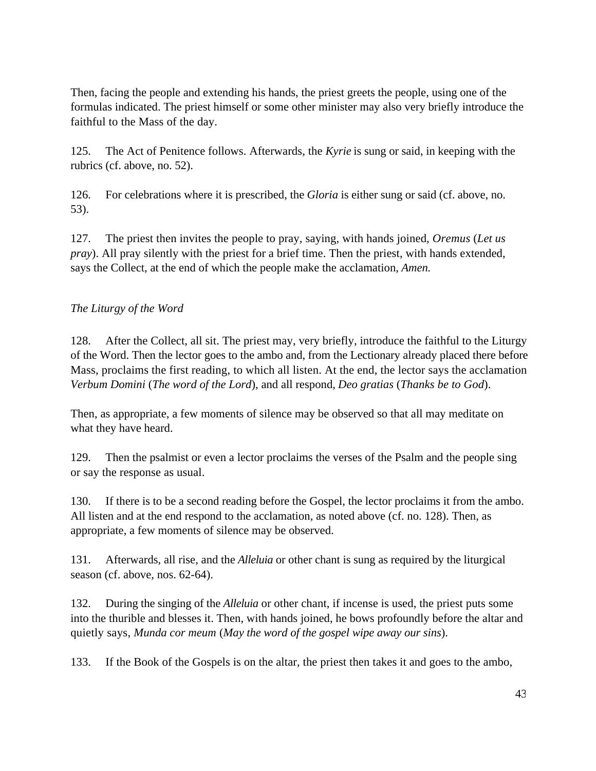Then, facing the people and extending his hands, the priest greets the people, using one of the formulas indicated. The priest himself or some other minister may also very briefly introduce the faithful to the Mass of the day.

125. The Act of Penitence follows. Afterwards, the *Kyrie* is sung or said, in keeping with the rubrics (cf. above, no. 52).

126. For celebrations where it is prescribed, the *Gloria* is either sung or said (cf. above, no. 53).

127. The priest then invites the people to pray, saying, with hands joined, *Oremus* (*Let us pray*). All pray silently with the priest for a brief time. Then the priest, with hands extended, says the Collect, at the end of which the people make the acclamation, *Amen.*

*The Liturgy of the Word*

128. After the Collect, all sit. The priest may, very briefly, introduce the faithful to the Liturgy of the Word. Then the lector goes to the ambo and, from the Lectionary already placed there before Mass, proclaims the first reading, to which all listen. At the end, the lector says the acclamation *Verbum Domini* (*The word of the Lord*), and all respond, *Deo gratias* (*Thanks be to God*).

Then, as appropriate, a few moments of silence may be observed so that all may meditate on what they have heard.

129. Then the psalmist or even a lector proclaims the verses of the Psalm and the people sing or say the response as usual.

130. If there is to be a second reading before the Gospel, the lector proclaims it from the ambo. All listen and at the end respond to the acclamation, as noted above (cf. no. 128). Then, as appropriate, a few moments of silence may be observed.

131. Afterwards, all rise, and the *Alleluia* or other chant is sung as required by the liturgical season (cf. above, nos. 62-64).

132. During the singing of the *Alleluia* or other chant, if incense is used, the priest puts some into the thurible and blesses it. Then, with hands joined, he bows profoundly before the altar and quietly says, *Munda cor meum* (*May the word of the gospel wipe away our sins*).

133. If the Book of the Gospels is on the altar, the priest then takes it and goes to the ambo,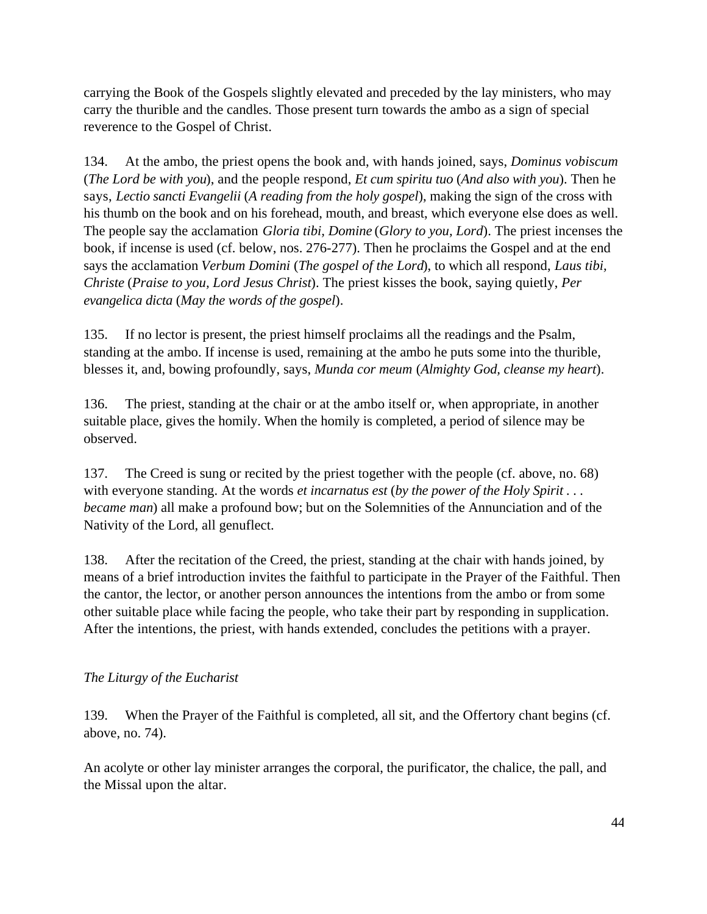carrying the Book of the Gospels slightly elevated and preceded by the lay ministers, who may carry the thurible and the candles. Those present turn towards the ambo as a sign of special reverence to the Gospel of Christ.

134. At the ambo, the priest opens the book and, with hands joined, says, *Dominus vobiscum* (*The Lord be with you*), and the people respond, *Et cum spiritu tuo* (*And also with you*). Then he says, *Lectio sancti Evangelii* (*A reading from the holy gospel*), making the sign of the cross with his thumb on the book and on his forehead, mouth, and breast, which everyone else does as well. The people say the acclamation *Gloria tibi, Domine* (*Glory to you, Lord*). The priest incenses the book, if incense is used (cf. below, nos. 276-277). Then he proclaims the Gospel and at the end says the acclamation *Verbum Domini* (*The gospel of the Lord*), to which all respond, *Laus tibi, Christe* (*Praise to you, Lord Jesus Christ*). The priest kisses the book, saying quietly, *Per evangelica dicta* (*May the words of the gospel*).

135. If no lector is present, the priest himself proclaims all the readings and the Psalm, standing at the ambo. If incense is used, remaining at the ambo he puts some into the thurible, blesses it, and, bowing profoundly, says, *Munda cor meum* (*Almighty God, cleanse my heart*).

136. The priest, standing at the chair or at the ambo itself or, when appropriate, in another suitable place, gives the homily. When the homily is completed, a period of silence may be observed.

137. The Creed is sung or recited by the priest together with the people (cf. above, no. 68) with everyone standing. At the words *et incarnatus est* (*by the power of the Holy Spirit . . . became man*) all make a profound bow; but on the Solemnities of the Annunciation and of the Nativity of the Lord, all genuflect.

138. After the recitation of the Creed, the priest, standing at the chair with hands joined, by means of a brief introduction invites the faithful to participate in the Prayer of the Faithful. Then the cantor, the lector, or another person announces the intentions from the ambo or from some other suitable place while facing the people, who take their part by responding in supplication. After the intentions, the priest, with hands extended, concludes the petitions with a prayer.

*The Liturgy of the Eucharist*

139. When the Prayer of the Faithful is completed, all sit, and the Offertory chant begins (cf. above, no. 74).

An acolyte or other lay minister arranges the corporal, the purificator, the chalice, the pall, and the Missal upon the altar.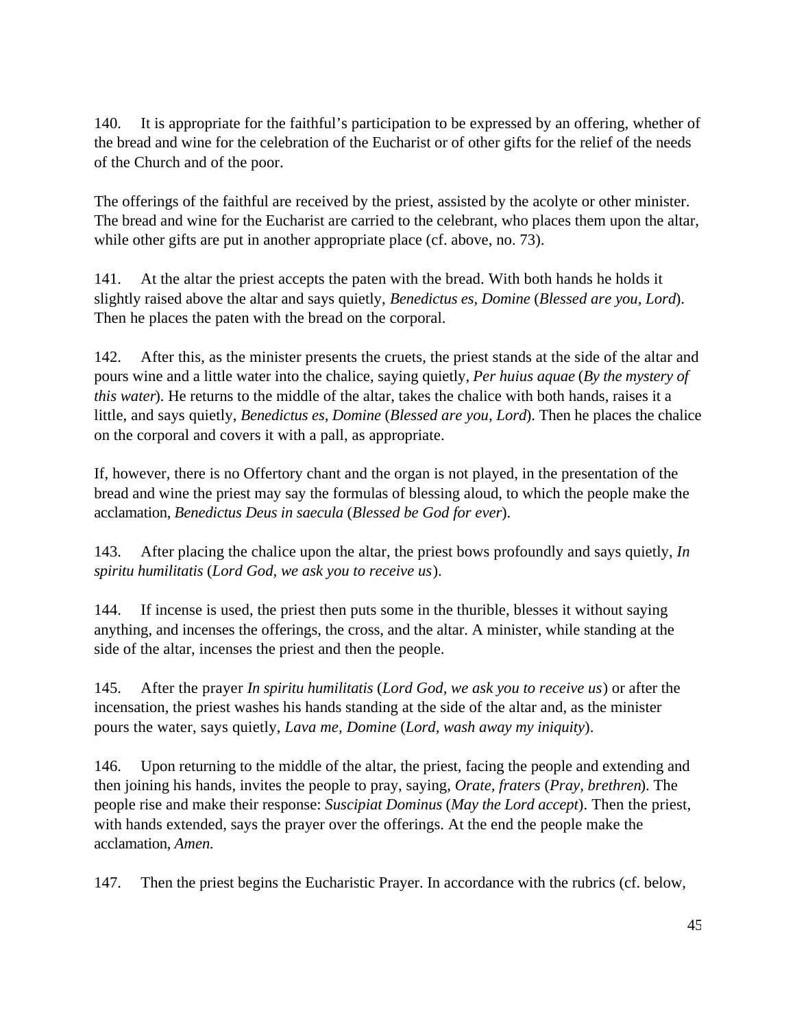140. It is appropriate for the faithful's participation to be expressed by an offering, whether of the bread and wine for the celebration of the Eucharist or of other gifts for the relief of the needs of the Church and of the poor.

The offerings of the faithful are received by the priest, assisted by the acolyte or other minister. The bread and wine for the Eucharist are carried to the celebrant, who places them upon the altar, while other gifts are put in another appropriate place (cf. above, no. 73).

141. At the altar the priest accepts the paten with the bread. With both hands he holds it slightly raised above the altar and says quietly, *Benedictus es, Domine* (*Blessed are you, Lord*). Then he places the paten with the bread on the corporal.

142. After this, as the minister presents the cruets, the priest stands at the side of the altar and pours wine and a little water into the chalice, saying quietly, *Per huius aquae* (*By the mystery of this water*). He returns to the middle of the altar, takes the chalice with both hands, raises it a little, and says quietly, *Benedictus es, Domine* (*Blessed are you, Lord*). Then he places the chalice on the corporal and covers it with a pall, as appropriate.

If, however, there is no Offertory chant and the organ is not played, in the presentation of the bread and wine the priest may say the formulas of blessing aloud, to which the people make the acclamation, *Benedictus Deus in saecula* (*Blessed be God for ever*).

143. After placing the chalice upon the altar, the priest bows profoundly and says quietly, *In spiritu humilitatis* (*Lord God, we ask you to receive us*).

144. If incense is used, the priest then puts some in the thurible, blesses it without saying anything, and incenses the offerings, the cross, and the altar. A minister, while standing at the side of the altar, incenses the priest and then the people.

145. After the prayer *In spiritu humilitatis* (*Lord God, we ask you to receive us*) or after the incensation, the priest washes his hands standing at the side of the altar and, as the minister pours the water, says quietly, *Lava me, Domine* (*Lord, wash away my iniquity*).

146. Upon returning to the middle of the altar, the priest, facing the people and extending and then joining his hands, invites the people to pray, saying, *Orate, fraters* (*Pray, brethren*). The people rise and make their response: *Suscipiat Dominus* (*May the Lord accept*). Then the priest, with hands extended, says the prayer over the offerings. At the end the people make the acclamation, *Amen.*

147. Then the priest begins the Eucharistic Prayer. In accordance with the rubrics (cf. below,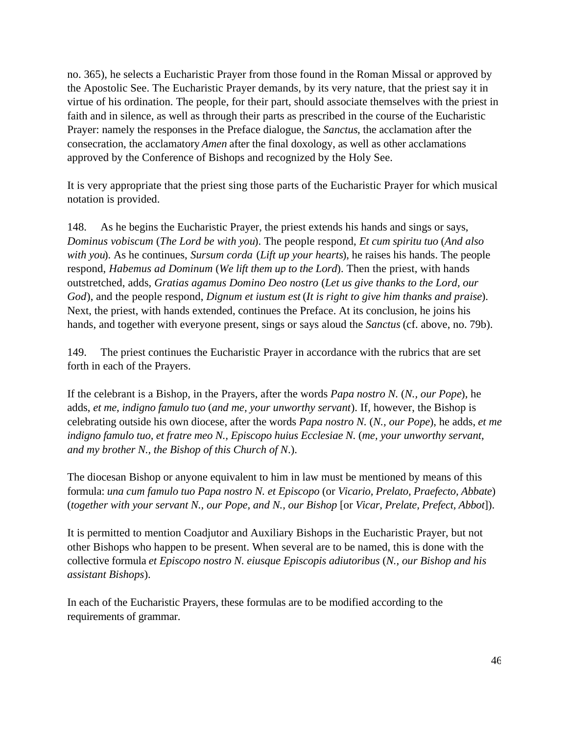no. 365), he selects a Eucharistic Prayer from those found in the Roman Missal or approved by the Apostolic See. The Eucharistic Prayer demands, by its very nature, that the priest say it in virtue of his ordination. The people, for their part, should associate themselves with the priest in faith and in silence, as well as through their parts as prescribed in the course of the Eucharistic Prayer: namely the responses in the Preface dialogue, the *Sanctus*, the acclamation after the consecration, the acclamatory *Amen* after the final doxology, as well as other acclamations approved by the Conference of Bishops and recognized by the Holy See.

It is very appropriate that the priest sing those parts of the Eucharistic Prayer for which musical notation is provided.

148. As he begins the Eucharistic Prayer, the priest extends his hands and sings or says, *Dominus vobiscum* (*The Lord be with you*). The people respond, *Et cum spiritu tuo* (*And also with you*). As he continues, *Sursum corda* (*Lift up your hearts*), he raises his hands. The people respond, *Habemus ad Dominum* (*We lift them up to the Lord*). Then the priest, with hands outstretched, adds, *Gratias agamus Domino Deo nostro* (*Let us give thanks to the Lord, our God*), and the people respond, *Dignum et iustum est* (*It is right to give him thanks and praise*). Next, the priest, with hands extended, continues the Preface. At its conclusion, he joins his hands, and together with everyone present, sings or says aloud the *Sanctus* (cf. above, no. 79b).

149. The priest continues the Eucharistic Prayer in accordance with the rubrics that are set forth in each of the Prayers.

If the celebrant is a Bishop, in the Prayers, after the words *Papa nostro N.* (*N., our Pope*), he adds, *et me, indigno famulo tuo* (*and me, your unworthy servant*). If, however, the Bishop is celebrating outside his own diocese, after the words *Papa nostro N.* (*N., our Pope*), he adds, *et me indigno famulo tuo, et fratre meo N., Episcopo huius Ecclesiae N.* (*me, your unworthy servant, and my brother N., the Bishop of this Church of N.*).

The diocesan Bishop or anyone equivalent to him in law must be mentioned by means of this formula: *una cum famulo tuo Papa nostro N. et Episcopo* (or *Vicario, Prelato, Praefecto, Abbate*) (*together with your servant N., our Pope, and N., our Bishop* [or *Vicar, Prelate, Prefect, Abbot*]).

It is permitted to mention Coadjutor and Auxiliary Bishops in the Eucharistic Prayer, but not other Bishops who happen to be present. When several are to be named, this is done with the collective formula *et Episcopo nostro N. eiusque Episcopis adiutoribus* (*N., our Bishop and his assistant Bishops*).

In each of the Eucharistic Prayers, these formulas are to be modified according to the requirements of grammar.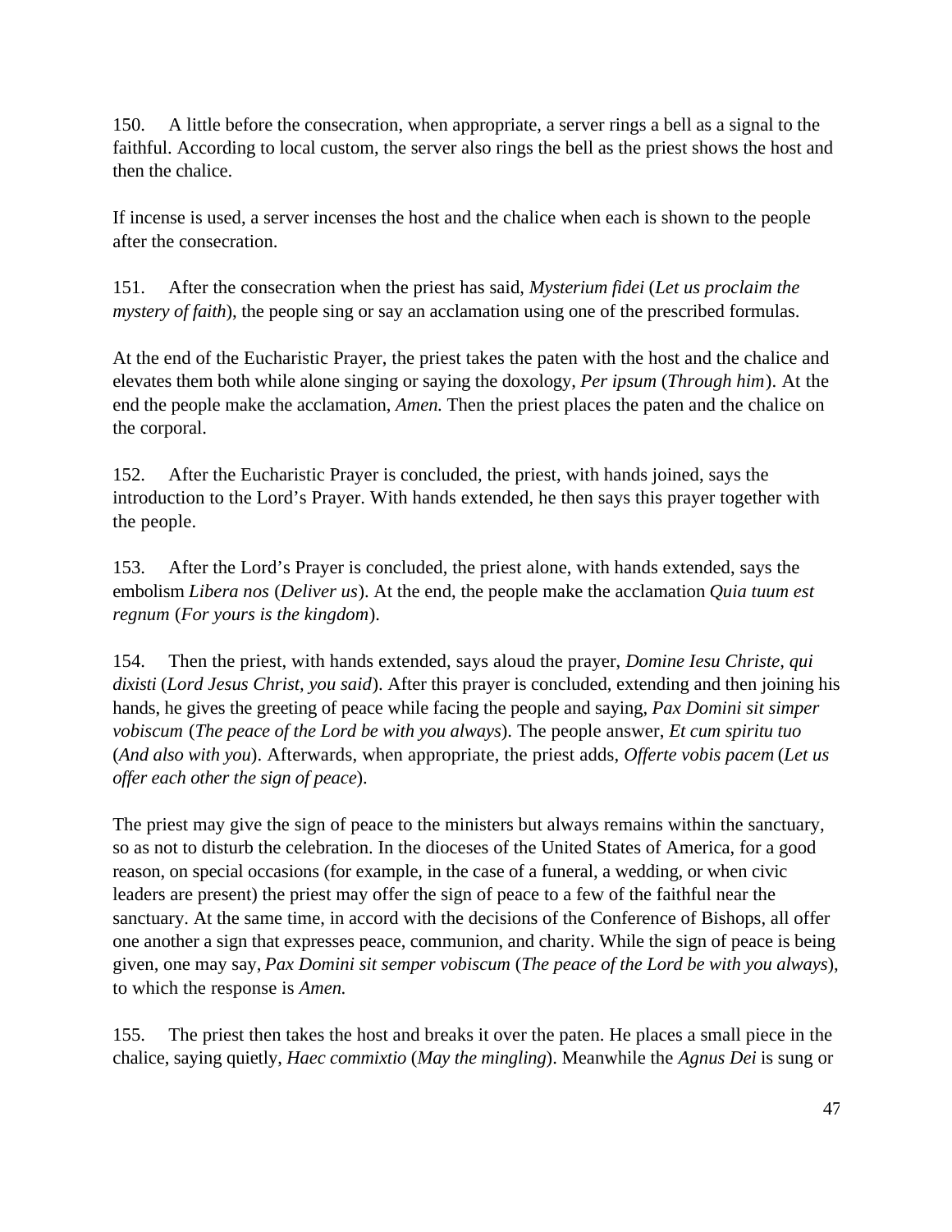150. A little before the consecration, when appropriate, a server rings a bell as a signal to the faithful. According to local custom, the server also rings the bell as the priest shows the host and then the chalice.

If incense is used, a server incenses the host and the chalice when each is shown to the people after the consecration.

151. After the consecration when the priest has said, *Mysterium fidei* (*Let us proclaim the mystery of faith*), the people sing or say an acclamation using one of the prescribed formulas.

At the end of the Eucharistic Prayer, the priest takes the paten with the host and the chalice and elevates them both while alone singing or saying the doxology, *Per ipsum* (*Through him*). At the end the people make the acclamation, *Amen.* Then the priest places the paten and the chalice on the corporal.

152. After the Eucharistic Prayer is concluded, the priest, with hands joined, says the introduction to the Lord's Prayer. With hands extended, he then says this prayer together with the people.

153. After the Lord's Prayer is concluded, the priest alone, with hands extended, says the embolism *Libera nos* (*Deliver us*). At the end, the people make the acclamation *Quia tuum est regnum* (*For yours is the kingdom*).

154. Then the priest, with hands extended, says aloud the prayer, *Domine Iesu Christe, qui dixisti* (*Lord Jesus Christ, you said*). After this prayer is concluded, extending and then joining his hands, he gives the greeting of peace while facing the people and saying, *Pax Domini sit simper vobiscum* (*The peace of the Lord be with you always*). The people answer, *Et cum spiritu tuo* (*And also with you*). Afterwards, when appropriate, the priest adds, *Offerte vobis pacem* (*Let us offer each other the sign of peace*).

The priest may give the sign of peace to the ministers but always remains within the sanctuary, so as not to disturb the celebration. In the dioceses of the United States of America, for a good reason, on special occasions (for example, in the case of a funeral, a wedding, or when civic leaders are present) the priest may offer the sign of peace to a few of the faithful near the sanctuary. At the same time, in accord with the decisions of the Conference of Bishops, all offer one another a sign that expresses peace, communion, and charity. While the sign of peace is being given, one may say, *Pax Domini sit semper vobiscum* (*The peace of the Lord be with you always*), to which the response is *Amen.*

155. The priest then takes the host and breaks it over the paten. He places a small piece in the chalice, saying quietly, *Haec commixtio* (*May the mingling*). Meanwhile the *Agnus Dei* is sung or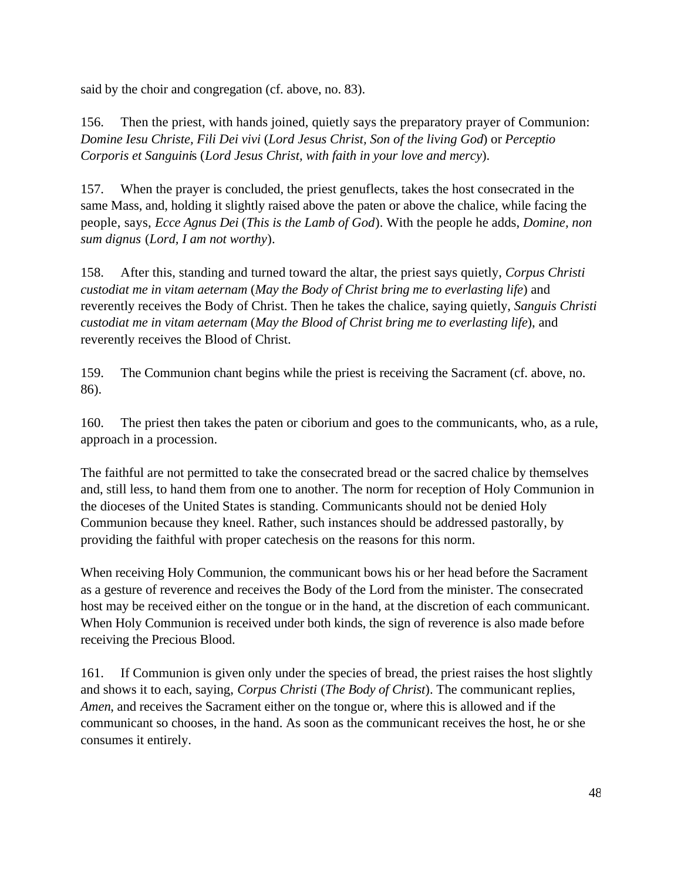said by the choir and congregation (cf. above, no. 83).

156. Then the priest, with hands joined, quietly says the preparatory prayer of Communion: *Domine Iesu Christe, Fili Dei vivi* (*Lord Jesus Christ, Son of the living God*) or *Perceptio Corporis et Sanguinis* (*Lord Jesus Christ, with faith in your love and mercy*).

157. When the prayer is concluded, the priest genuflects, takes the host consecrated in the same Mass, and, holding it slightly raised above the paten or above the chalice, while facing the people, says, *Ecce Agnus Dei* (*This is the Lamb of God*). With the people he adds, *Domine, non sum dignus* (*Lord, I am not worthy*).

158. After this, standing and turned toward the altar, the priest says quietly, *Corpus Christi custodiat me in vitam aeternam* (*May the Body of Christ bring me to everlasting life*) and reverently receives the Body of Christ. Then he takes the chalice, saying quietly, *Sanguis Christi custodiat me in vitam aeternam* (*May the Blood of Christ bring me to everlasting life*), and reverently receives the Blood of Christ.

159. The Communion chant begins while the priest is receiving the Sacrament (cf. above, no. 86).

160. The priest then takes the paten or ciborium and goes to the communicants, who, as a rule, approach in a procession.

The faithful are not permitted to take the consecrated bread or the sacred chalice by themselves and, still less, to hand them from one to another. The norm for reception of Holy Communion in the dioceses of the United States is standing. Communicants should not be denied Holy Communion because they kneel. Rather, such instances should be addressed pastorally, by providing the faithful with proper catechesis on the reasons for this norm.

When receiving Holy Communion, the communicant bows his or her head before the Sacrament as a gesture of reverence and receives the Body of the Lord from the minister. The consecrated host may be received either on the tongue or in the hand, at the discretion of each communicant. When Holy Communion is received under both kinds, the sign of reverence is also made before receiving the Precious Blood.

161. If Communion is given only under the species of bread, the priest raises the host slightly and shows it to each, saying, *Corpus Christi* (*The Body of Christ*). The communicant replies, *Amen*, and receives the Sacrament either on the tongue or, where this is allowed and if the communicant so chooses, in the hand. As soon as the communicant receives the host, he or she consumes it entirely.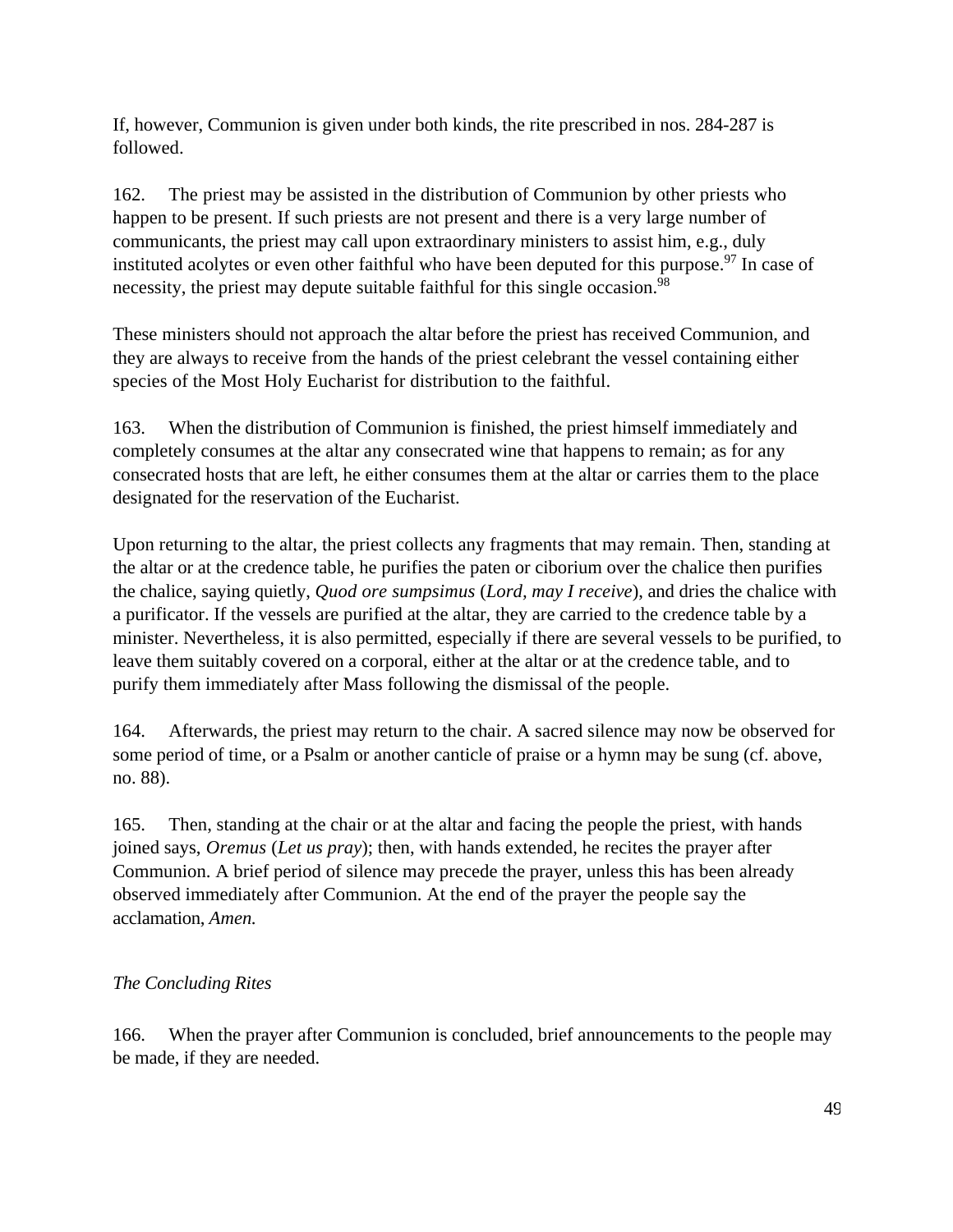If, however, Communion is given under both kinds, the rite prescribed in nos. 284-287 is followed.

162. The priest may be assisted in the distribution of Communion by other priests who happen to be present. If such priests are not present and there is a very large number of communicants, the priest may call upon extraordinary ministers to assist him, e.g., duly instituted acolytes or even other faithful who have been deputed for this purpose.[97] In case of necessity, the priest may depute suitable faithful for this single occasion.[98]

These ministers should not approach the altar before the priest has received Communion, and they are always to receive from the hands of the priest celebrant the vessel containing either species of the Most Holy Eucharist for distribution to the faithful.

163. When the distribution of Communion is finished, the priest himself immediately and completely consumes at the altar any consecrated wine that happens to remain; as for any consecrated hosts that are left, he either consumes them at the altar or carries them to the place designated for the reservation of the Eucharist.

Upon returning to the altar, the priest collects any fragments that may remain. Then, standing at the altar or at the credence table, he purifies the paten or ciborium over the chalice then purifies the chalice, saying quietly, *Quod ore sumpsimus* (*Lord, may I receive*), and dries the chalice with a purificator. If the vessels are purified at the altar, they are carried to the credence table by a minister. Nevertheless, it is also permitted, especially if there are several vessels to be purified, to leave them suitably covered on a corporal, either at the altar or at the credence table, and to purify them immediately after Mass following the dismissal of the people.

164. Afterwards, the priest may return to the chair. A sacred silence may now be observed for some period of time, or a Psalm or another canticle of praise or a hymn may be sung (cf. above, no. 88).

165. Then, standing at the chair or at the altar and facing the people the priest, with hands joined says, *Oremus* (*Let us pray*); then, with hands extended, he recites the prayer after Communion. A brief period of silence may precede the prayer, unless this has been already observed immediately after Communion. At the end of the prayer the people say the acclamation, *Amen.*

*The Concluding Rites*

166. When the prayer after Communion is concluded, brief announcements to the people may be made, if they are needed.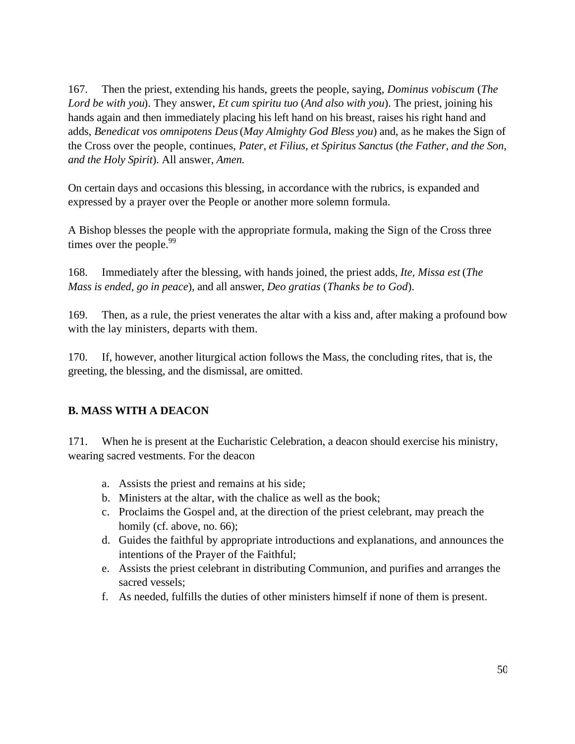167. Then the priest, extending his hands, greets the people, saying, *Dominus vobiscum* (*The Lord be with you*). They answer, *Et cum spiritu tuo* (*And also with you*). The priest, joining his hands again and then immediately placing his left hand on his breast, raises his right hand and adds, *Benedicat vos omnipotens Deus* (*May Almighty God Bless you*) and, as he makes the Sign of the Cross over the people, continues, *Pater, et Filius, et Spiritus Sanctus* (*the Father, and the Son, and the Holy Spirit*). All answer, *Amen.*

On certain days and occasions this blessing, in accordance with the rubrics, is expanded and expressed by a prayer over the People or another more solemn formula.

A Bishop blesses the people with the appropriate formula, making the Sign of the Cross three times over the people.[99]

168. Immediately after the blessing, with hands joined, the priest adds, *Ite, Missa est* (*The Mass is ended, go in peace*), and all answer, *Deo gratias* (*Thanks be to God*).

169. Then, as a rule, the priest venerates the altar with a kiss and, after making a profound bow with the lay ministers, departs with them.

170. If, however, another liturgical action follows the Mass, the concluding rites, that is, the greeting, the blessing, and the dismissal, are omitted.

## B. MASS WITH A DEACON

171. When he is present at the Eucharistic Celebration, a deacon should exercise his ministry, wearing sacred vestments. For the deacon

a. Assists the priest and remains at his side;
b. Ministers at the altar, with the chalice as well as the book;
c. Proclaims the Gospel and, at the direction of the priest celebrant, may preach the homily (cf. above, no. 66);
d. Guides the faithful by appropriate introductions and explanations, and announces the intentions of the Prayer of the Faithful;
e. Assists the priest celebrant in distributing Communion, and purifies and arranges the sacred vessels;
f. As needed, fulfills the duties of other ministers himself if none of them is present.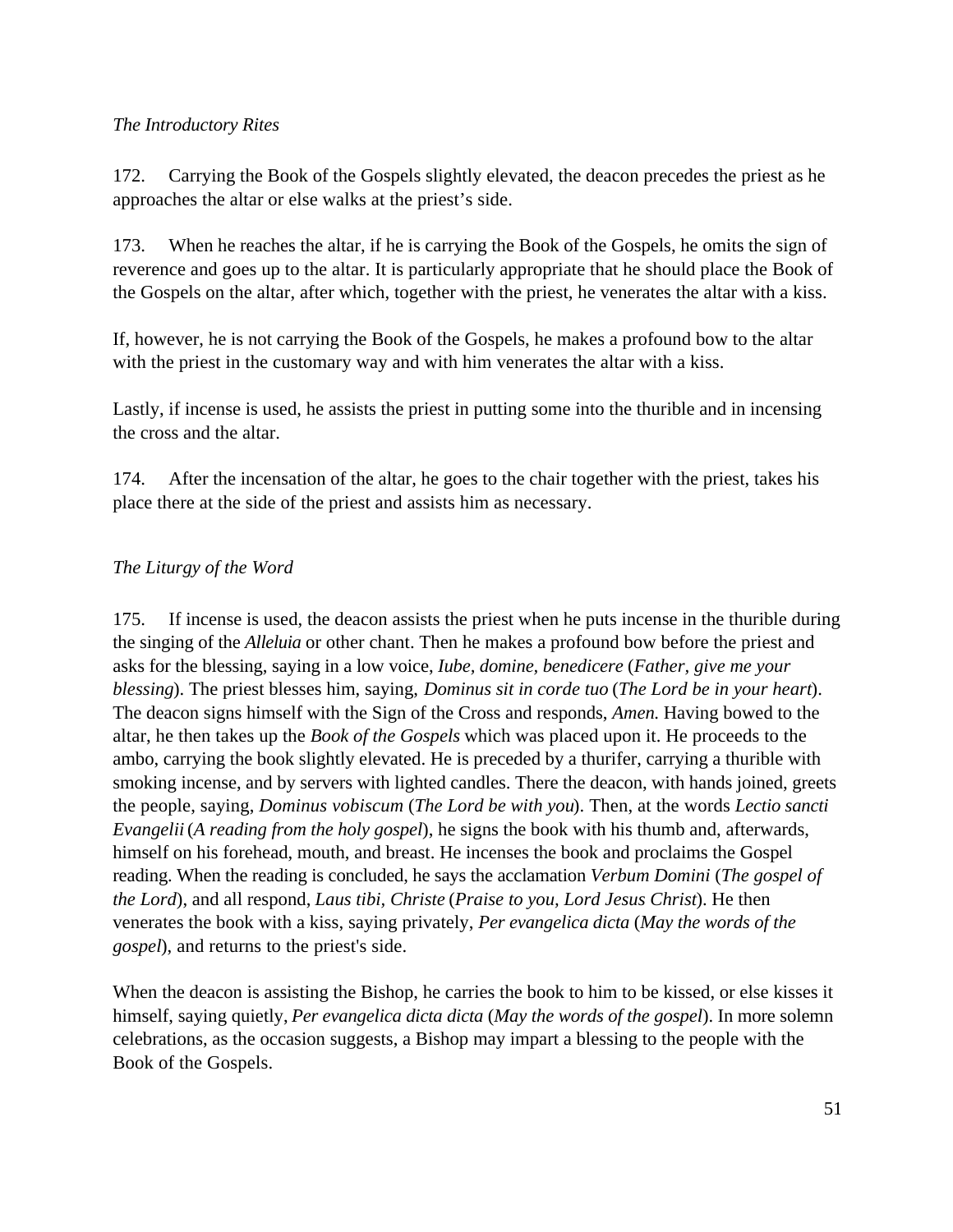*The Introductory Rites*

172. Carrying the Book of the Gospels slightly elevated, the deacon precedes the priest as he approaches the altar or else walks at the priest's side.

173. When he reaches the altar, if he is carrying the Book of the Gospels, he omits the sign of reverence and goes up to the altar. It is particularly appropriate that he should place the Book of the Gospels on the altar, after which, together with the priest, he venerates the altar with a kiss.

If, however, he is not carrying the Book of the Gospels, he makes a profound bow to the altar with the priest in the customary way and with him venerates the altar with a kiss.

Lastly, if incense is used, he assists the priest in putting some into the thurible and in incensing the cross and the altar.

174. After the incensation of the altar, he goes to the chair together with the priest, takes his place there at the side of the priest and assists him as necessary.

*The Liturgy of the Word*

175. If incense is used, the deacon assists the priest when he puts incense in the thurible during the singing of the *Alleluia* or other chant. Then he makes a profound bow before the priest and asks for the blessing, saying in a low voice, *Iube, domine, benedicere* (*Father, give me your blessing*). The priest blesses him, saying, *Dominus sit in corde tuo* (*The Lord be in your heart*). The deacon signs himself with the Sign of the Cross and responds, *Amen.* Having bowed to the altar, he then takes up the *Book of the Gospels* which was placed upon it. He proceeds to the ambo, carrying the book slightly elevated. He is preceded by a thurifer, carrying a thurible with smoking incense, and by servers with lighted candles. There the deacon, with hands joined, greets the people, saying, *Dominus vobiscum* (*The Lord be with you*). Then, at the words *Lectio sancti Evangelii* (*A reading from the holy gospel*), he signs the book with his thumb and, afterwards, himself on his forehead, mouth, and breast. He incenses the book and proclaims the Gospel reading. When the reading is concluded, he says the acclamation *Verbum Domini* (*The gospel of the Lord*), and all respond, *Laus tibi, Christe* (*Praise to you, Lord Jesus Christ*). He then venerates the book with a kiss, saying privately, *Per evangelica dicta* (*May the words of the gospel*), and returns to the priest's side.

When the deacon is assisting the Bishop, he carries the book to him to be kissed, or else kisses it himself, saying quietly, *Per evangelica dicta dicta* (*May the words of the gospel*). In more solemn celebrations, as the occasion suggests, a Bishop may impart a blessing to the people with the Book of the Gospels.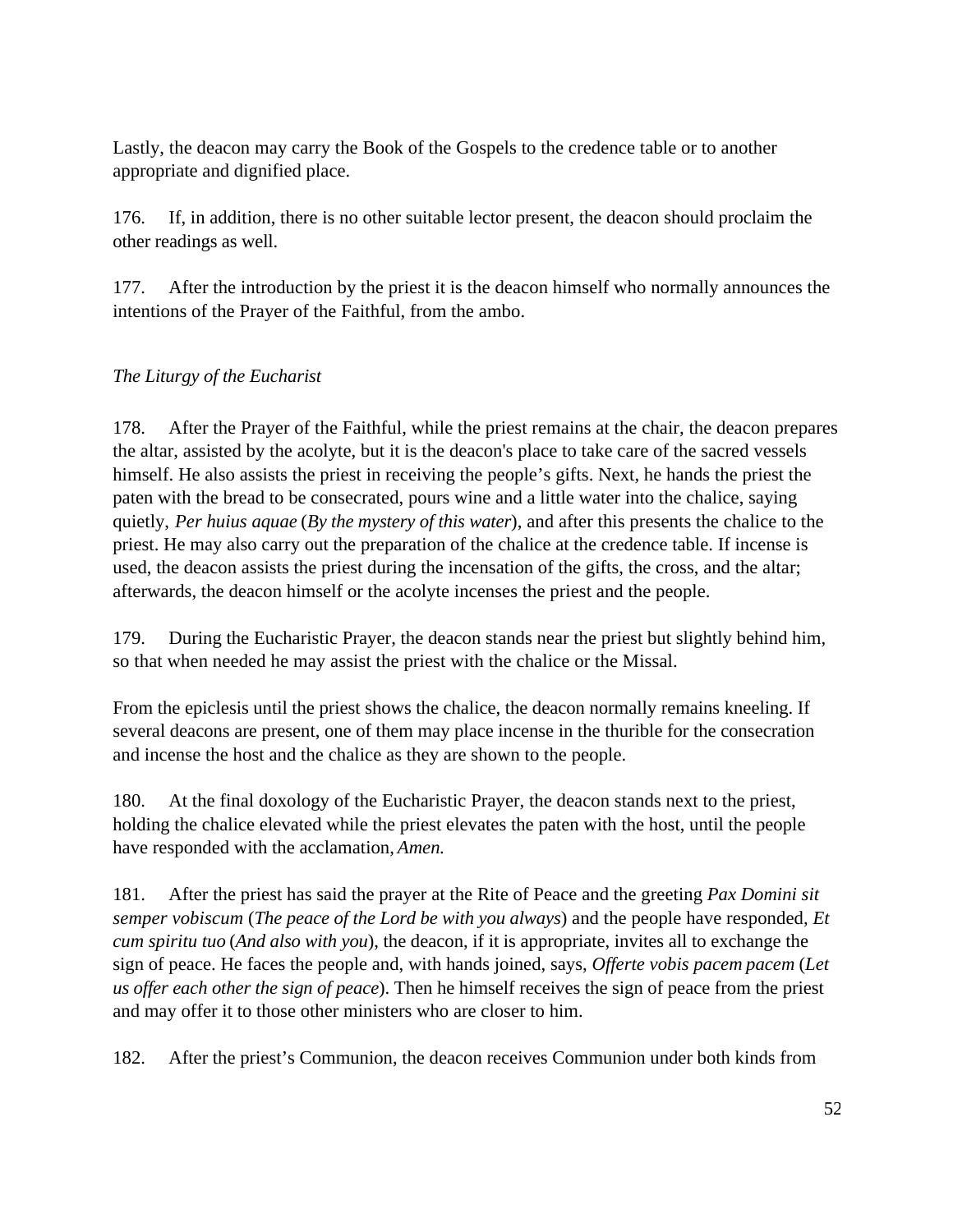Lastly, the deacon may carry the Book of the Gospels to the credence table or to another appropriate and dignified place.

176. If, in addition, there is no other suitable lector present, the deacon should proclaim the other readings as well.

177. After the introduction by the priest it is the deacon himself who normally announces the intentions of the Prayer of the Faithful, from the ambo.

*The Liturgy of the Eucharist*

178. After the Prayer of the Faithful, while the priest remains at the chair, the deacon prepares the altar, assisted by the acolyte, but it is the deacon's place to take care of the sacred vessels himself. He also assists the priest in receiving the people's gifts. Next, he hands the priest the paten with the bread to be consecrated, pours wine and a little water into the chalice, saying quietly, *Per huius aquae* (*By the mystery of this water*), and after this presents the chalice to the priest. He may also carry out the preparation of the chalice at the credence table. If incense is used, the deacon assists the priest during the incensation of the gifts, the cross, and the altar; afterwards, the deacon himself or the acolyte incenses the priest and the people.

179. During the Eucharistic Prayer, the deacon stands near the priest but slightly behind him, so that when needed he may assist the priest with the chalice or the Missal.

From the epiclesis until the priest shows the chalice, the deacon normally remains kneeling. If several deacons are present, one of them may place incense in the thurible for the consecration and incense the host and the chalice as they are shown to the people.

180. At the final doxology of the Eucharistic Prayer, the deacon stands next to the priest, holding the chalice elevated while the priest elevates the paten with the host, until the people have responded with the acclamation, *Amen.*

181. After the priest has said the prayer at the Rite of Peace and the greeting *Pax Domini sit semper vobiscum* (*The peace of the Lord be with you always*) and the people have responded, *Et cum spiritu tuo* (*And also with you*), the deacon, if it is appropriate, invites all to exchange the sign of peace. He faces the people and, with hands joined, says, *Offerte vobis pacem pacem* (*Let us offer each other the sign of peace*). Then he himself receives the sign of peace from the priest and may offer it to those other ministers who are closer to him.

182. After the priest's Communion, the deacon receives Communion under both kinds from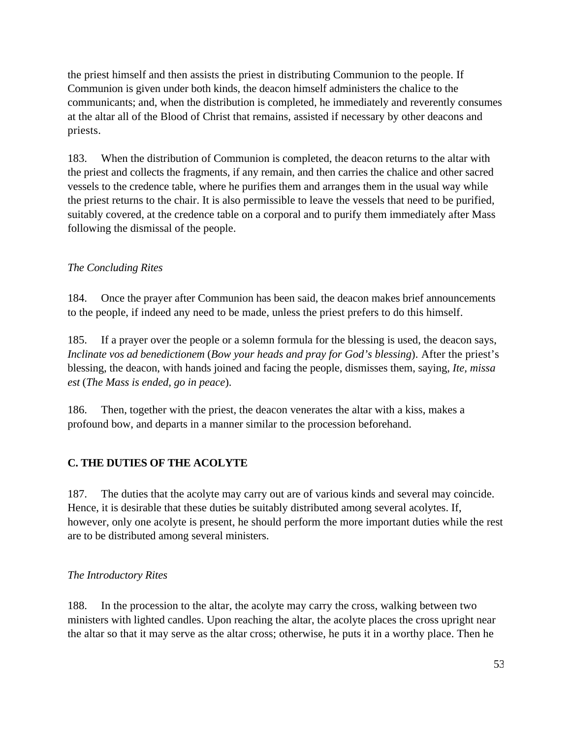the priest himself and then assists the priest in distributing Communion to the people. If Communion is given under both kinds, the deacon himself administers the chalice to the communicants; and, when the distribution is completed, he immediately and reverently consumes at the altar all of the Blood of Christ that remains, assisted if necessary by other deacons and priests.

183. When the distribution of Communion is completed, the deacon returns to the altar with the priest and collects the fragments, if any remain, and then carries the chalice and other sacred vessels to the credence table, where he purifies them and arranges them in the usual way while the priest returns to the chair. It is also permissible to leave the vessels that need to be purified, suitably covered, at the credence table on a corporal and to purify them immediately after Mass following the dismissal of the people.

*The Concluding Rites*

184. Once the prayer after Communion has been said, the deacon makes brief announcements to the people, if indeed any need to be made, unless the priest prefers to do this himself.

185. If a prayer over the people or a solemn formula for the blessing is used, the deacon says, *Inclinate vos ad benedictionem* (*Bow your heads and pray for God's blessing*). After the priest's blessing, the deacon, with hands joined and facing the people, dismisses them, saying, *Ite, missa est* (*The Mass is ended, go in peace*).

186. Then, together with the priest, the deacon venerates the altar with a kiss, makes a profound bow, and departs in a manner similar to the procession beforehand.

## C. THE DUTIES OF THE ACOLYTE

187. The duties that the acolyte may carry out are of various kinds and several may coincide. Hence, it is desirable that these duties be suitably distributed among several acolytes. If, however, only one acolyte is present, he should perform the more important duties while the rest are to be distributed among several ministers.

*The Introductory Rites*

188. In the procession to the altar, the acolyte may carry the cross, walking between two ministers with lighted candles. Upon reaching the altar, the acolyte places the cross upright near the altar so that it may serve as the altar cross; otherwise, he puts it in a worthy place. Then he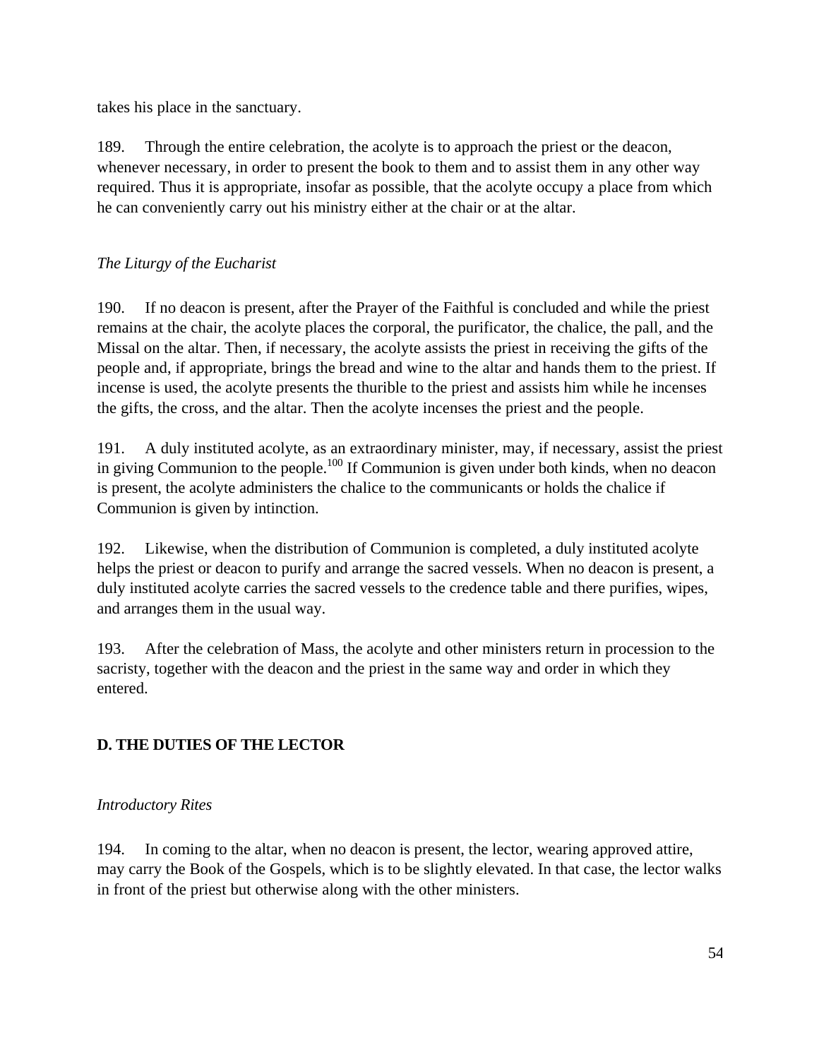takes his place in the sanctuary.

189. Through the entire celebration, the acolyte is to approach the priest or the deacon, whenever necessary, in order to present the book to them and to assist them in any other way required. Thus it is appropriate, insofar as possible, that the acolyte occupy a place from which he can conveniently carry out his ministry either at the chair or at the altar.

*The Liturgy of the Eucharist*

190. If no deacon is present, after the Prayer of the Faithful is concluded and while the priest remains at the chair, the acolyte places the corporal, the purificator, the chalice, the pall, and the Missal on the altar. Then, if necessary, the acolyte assists the priest in receiving the gifts of the people and, if appropriate, brings the bread and wine to the altar and hands them to the priest. If incense is used, the acolyte presents the thurible to the priest and assists him while he incenses the gifts, the cross, and the altar. Then the acolyte incenses the priest and the people.

191. A duly instituted acolyte, as an extraordinary minister, may, if necessary, assist the priest in giving Communion to the people.[100] If Communion is given under both kinds, when no deacon is present, the acolyte administers the chalice to the communicants or holds the chalice if Communion is given by intinction.

192. Likewise, when the distribution of Communion is completed, a duly instituted acolyte helps the priest or deacon to purify and arrange the sacred vessels. When no deacon is present, a duly instituted acolyte carries the sacred vessels to the credence table and there purifies, wipes, and arranges them in the usual way.

193. After the celebration of Mass, the acolyte and other ministers return in procession to the sacristy, together with the deacon and the priest in the same way and order in which they entered.

## D. THE DUTIES OF THE LECTOR

*Introductory Rites*

194. In coming to the altar, when no deacon is present, the lector, wearing approved attire, may carry the Book of the Gospels, which is to be slightly elevated. In that case, the lector walks in front of the priest but otherwise along with the other ministers.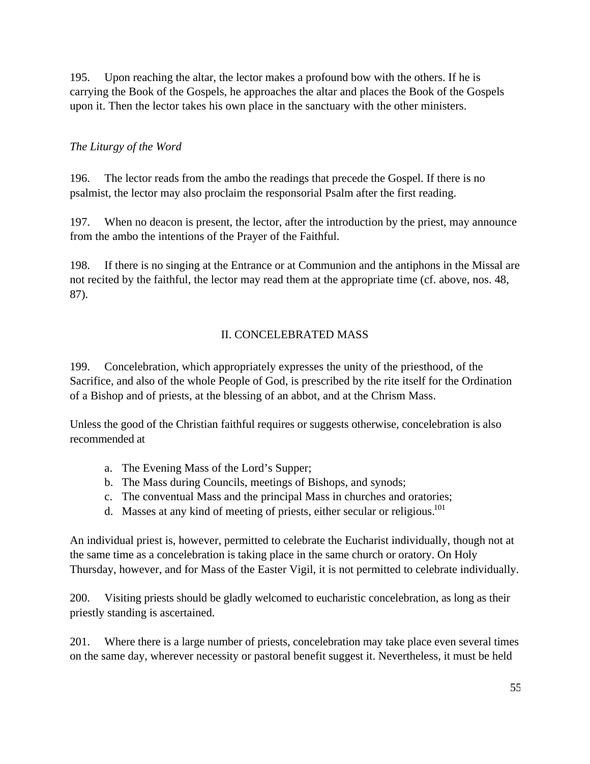195. Upon reaching the altar, the lector makes a profound bow with the others. If he is carrying the Book of the Gospels, he approaches the altar and places the Book of the Gospels upon it. Then the lector takes his own place in the sanctuary with the other ministers.

*The Liturgy of the Word*

196. The lector reads from the ambo the readings that precede the Gospel. If there is no psalmist, the lector may also proclaim the responsorial Psalm after the first reading.

197. When no deacon is present, the lector, after the introduction by the priest, may announce from the ambo the intentions of the Prayer of the Faithful.

198. If there is no singing at the Entrance or at Communion and the antiphons in the Missal are not recited by the faithful, the lector may read them at the appropriate time (cf. above, nos. 48, 87).

## II. CONCELEBRATED MASS

199. Concelebration, which appropriately expresses the unity of the priesthood, of the Sacrifice, and also of the whole People of God, is prescribed by the rite itself for the Ordination of a Bishop and of priests, at the blessing of an abbot, and at the Chrism Mass.

Unless the good of the Christian faithful requires or suggests otherwise, concelebration is also recommended at

a. The Evening Mass of the Lord's Supper;
b. The Mass during Councils, meetings of Bishops, and synods;
c. The conventual Mass and the principal Mass in churches and oratories;
d. Masses at any kind of meeting of priests, either secular or religious.[101]

An individual priest is, however, permitted to celebrate the Eucharist individually, though not at the same time as a concelebration is taking place in the same church or oratory. On Holy Thursday, however, and for Mass of the Easter Vigil, it is not permitted to celebrate individually.

200. Visiting priests should be gladly welcomed to eucharistic concelebration, as long as their priestly standing is ascertained.

201. Where there is a large number of priests, concelebration may take place even several times on the same day, wherever necessity or pastoral benefit suggest it. Nevertheless, it must be held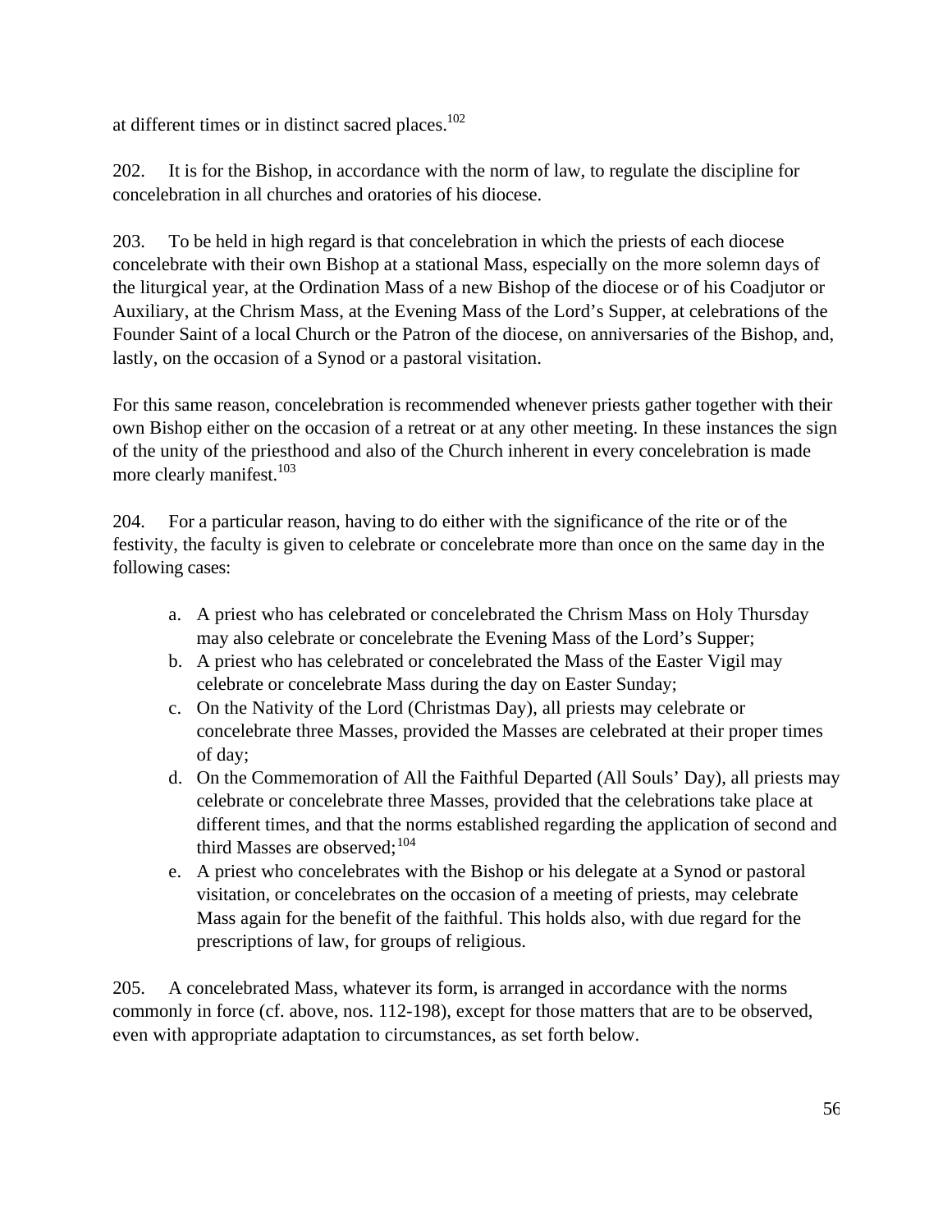at different times or in distinct sacred places.[102]

202. It is for the Bishop, in accordance with the norm of law, to regulate the discipline for concelebration in all churches and oratories of his diocese.

203. To be held in high regard is that concelebration in which the priests of each diocese concelebrate with their own Bishop at a stational Mass, especially on the more solemn days of the liturgical year, at the Ordination Mass of a new Bishop of the diocese or of his Coadjutor or Auxiliary, at the Chrism Mass, at the Evening Mass of the Lord's Supper, at celebrations of the Founder Saint of a local Church or the Patron of the diocese, on anniversaries of the Bishop, and, lastly, on the occasion of a Synod or a pastoral visitation.

For this same reason, concelebration is recommended whenever priests gather together with their own Bishop either on the occasion of a retreat or at any other meeting. In these instances the sign of the unity of the priesthood and also of the Church inherent in every concelebration is made more clearly manifest.[103]

204. For a particular reason, having to do either with the significance of the rite or of the festivity, the faculty is given to celebrate or concelebrate more than once on the same day in the following cases:

a. A priest who has celebrated or concelebrated the Chrism Mass on Holy Thursday may also celebrate or concelebrate the Evening Mass of the Lord's Supper;
b. A priest who has celebrated or concelebrated the Mass of the Easter Vigil may celebrate or concelebrate Mass during the day on Easter Sunday;
c. On the Nativity of the Lord (Christmas Day), all priests may celebrate or concelebrate three Masses, provided the Masses are celebrated at their proper times of day;
d. On the Commemoration of All the Faithful Departed (All Souls' Day), all priests may celebrate or concelebrate three Masses, provided that the celebrations take place at different times, and that the norms established regarding the application of second and third Masses are observed;[104]
e. A priest who concelebrates with the Bishop or his delegate at a Synod or pastoral visitation, or concelebrates on the occasion of a meeting of priests, may celebrate Mass again for the benefit of the faithful. This holds also, with due regard for the prescriptions of law, for groups of religious.

205. A concelebrated Mass, whatever its form, is arranged in accordance with the norms commonly in force (cf. above, nos. 112-198), except for those matters that are to be observed, even with appropriate adaptation to circumstances, as set forth below.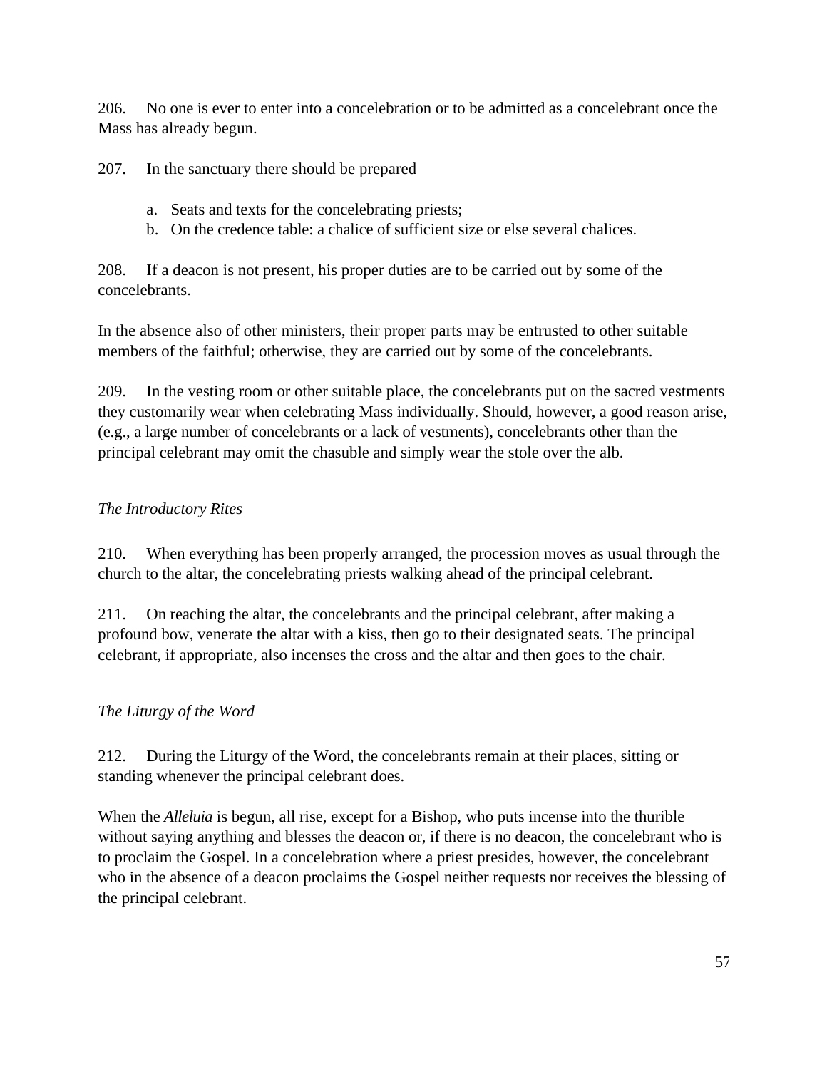206. No one is ever to enter into a concelebration or to be admitted as a concelebrant once the Mass has already begun.

207. In the sanctuary there should be prepared

a. Seats and texts for the concelebrating priests;
b. On the credence table: a chalice of sufficient size or else several chalices.

208. If a deacon is not present, his proper duties are to be carried out by some of the concelebrants.

In the absence also of other ministers, their proper parts may be entrusted to other suitable members of the faithful; otherwise, they are carried out by some of the concelebrants.

209. In the vesting room or other suitable place, the concelebrants put on the sacred vestments they customarily wear when celebrating Mass individually. Should, however, a good reason arise, (e.g., a large number of concelebrants or a lack of vestments), concelebrants other than the principal celebrant may omit the chasuble and simply wear the stole over the alb.

*The Introductory Rites*

210. When everything has been properly arranged, the procession moves as usual through the church to the altar, the concelebrating priests walking ahead of the principal celebrant.

211. On reaching the altar, the concelebrants and the principal celebrant, after making a profound bow, venerate the altar with a kiss, then go to their designated seats. The principal celebrant, if appropriate, also incenses the cross and the altar and then goes to the chair.

*The Liturgy of the Word*

212. During the Liturgy of the Word, the concelebrants remain at their places, sitting or standing whenever the principal celebrant does.

When the *Alleluia* is begun, all rise, except for a Bishop, who puts incense into the thurible without saying anything and blesses the deacon or, if there is no deacon, the concelebrant who is to proclaim the Gospel. In a concelebration where a priest presides, however, the concelebrant who in the absence of a deacon proclaims the Gospel neither requests nor receives the blessing of the principal celebrant.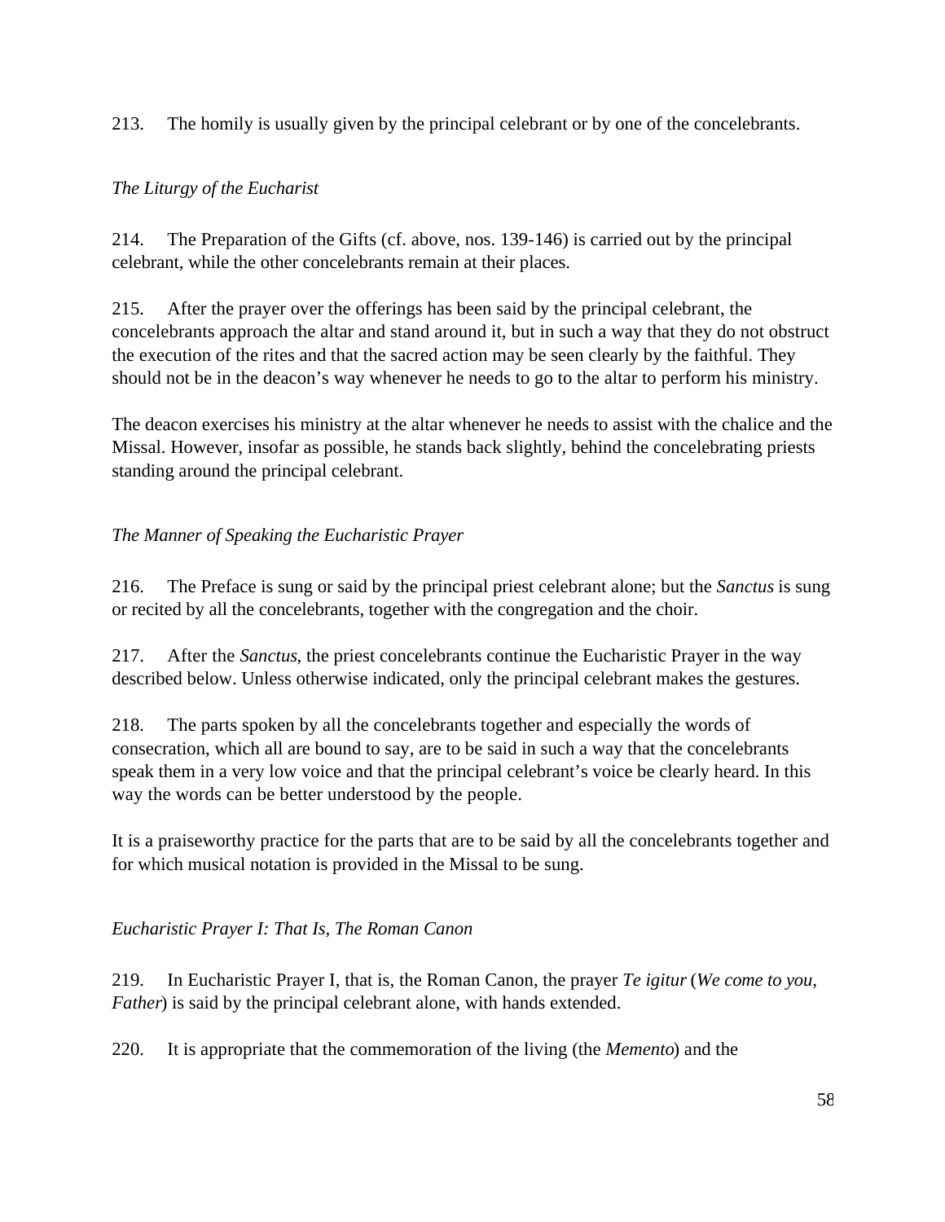213. The homily is usually given by the principal celebrant or by one of the concelebrants.

*The Liturgy of the Eucharist*

214. The Preparation of the Gifts (cf. above, nos. 139-146) is carried out by the principal celebrant, while the other concelebrants remain at their places.

215. After the prayer over the offerings has been said by the principal celebrant, the concelebrants approach the altar and stand around it, but in such a way that they do not obstruct the execution of the rites and that the sacred action may be seen clearly by the faithful. They should not be in the deacon's way whenever he needs to go to the altar to perform his ministry.

The deacon exercises his ministry at the altar whenever he needs to assist with the chalice and the Missal. However, insofar as possible, he stands back slightly, behind the concelebrating priests standing around the principal celebrant.

*The Manner of Speaking the Eucharistic Prayer*

216. The Preface is sung or said by the principal priest celebrant alone; but the *Sanctus* is sung or recited by all the concelebrants, together with the congregation and the choir.

217. After the *Sanctus*, the priest concelebrants continue the Eucharistic Prayer in the way described below. Unless otherwise indicated, only the principal celebrant makes the gestures.

218. The parts spoken by all the concelebrants together and especially the words of consecration, which all are bound to say, are to be said in such a way that the concelebrants speak them in a very low voice and that the principal celebrant's voice be clearly heard. In this way the words can be better understood by the people.

It is a praiseworthy practice for the parts that are to be said by all the concelebrants together and for which musical notation is provided in the Missal to be sung.

*Eucharistic Prayer I: That Is, The Roman Canon*

219. In Eucharistic Prayer I, that is, the Roman Canon, the prayer *Te igitur* (*We come to you, Father*) is said by the principal celebrant alone, with hands extended.

220. It is appropriate that the commemoration of the living (the *Memento*) and the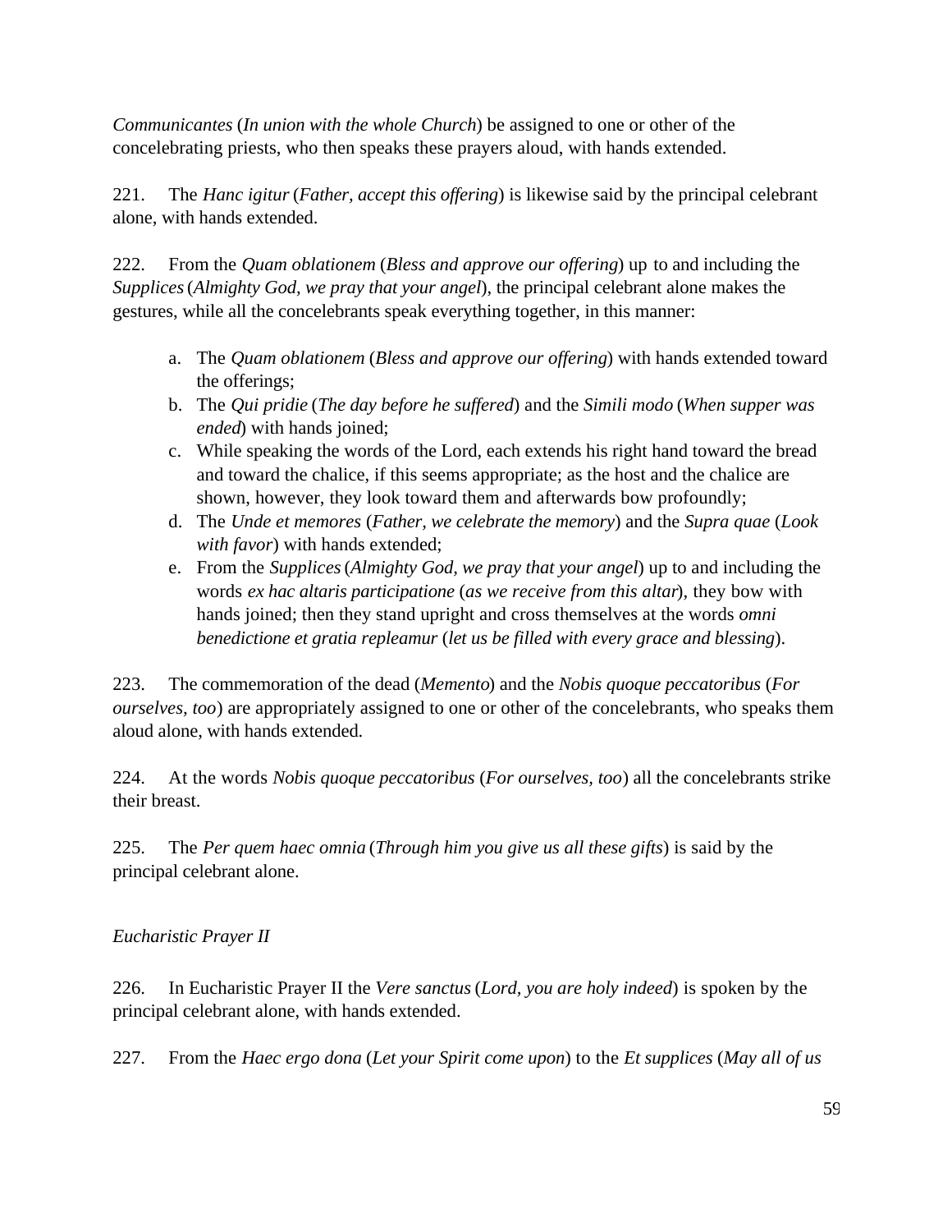*Communicantes* (*In union with the whole Church*) be assigned to one or other of the concelebrating priests, who then speaks these prayers aloud, with hands extended.

221. The *Hanc igitur* (*Father, accept this offering*) is likewise said by the principal celebrant alone, with hands extended.

222. From the *Quam oblationem* (*Bless and approve our offering*) up to and including the *Supplices* (*Almighty God, we pray that your angel*), the principal celebrant alone makes the gestures, while all the concelebrants speak everything together, in this manner:

a. The *Quam oblationem* (*Bless and approve our offering*) with hands extended toward the offerings;
b. The *Qui pridie* (*The day before he suffered*) and the *Simili modo* (*When supper was ended*) with hands joined;
c. While speaking the words of the Lord, each extends his right hand toward the bread and toward the chalice, if this seems appropriate; as the host and the chalice are shown, however, they look toward them and afterwards bow profoundly;
d. The *Unde et memores* (*Father, we celebrate the memory*) and the *Supra quae* (*Look with favor*) with hands extended;
e. From the *Supplices* (*Almighty God, we pray that your angel*) up to and including the words *ex hac altaris participatione* (*as we receive from this altar*), they bow with hands joined; then they stand upright and cross themselves at the words *omni benedictione et gratia repleamur* (*let us be filled with every grace and blessing*).

223. The commemoration of the dead (*Memento*) and the *Nobis quoque peccatoribus* (*For ourselves, too*) are appropriately assigned to one or other of the concelebrants, who speaks them aloud alone, with hands extended.

224. At the words *Nobis quoque peccatoribus* (*For ourselves, too*) all the concelebrants strike their breast.

225. The *Per quem haec omnia* (*Through him you give us all these gifts*) is said by the principal celebrant alone.

### *Eucharistic Prayer II*

226. In Eucharistic Prayer II the *Vere sanctus* (*Lord, you are holy indeed*) is spoken by the principal celebrant alone, with hands extended.

227. From the *Haec ergo dona* (*Let your Spirit come upon*) to the *Et supplices* (*May all of us*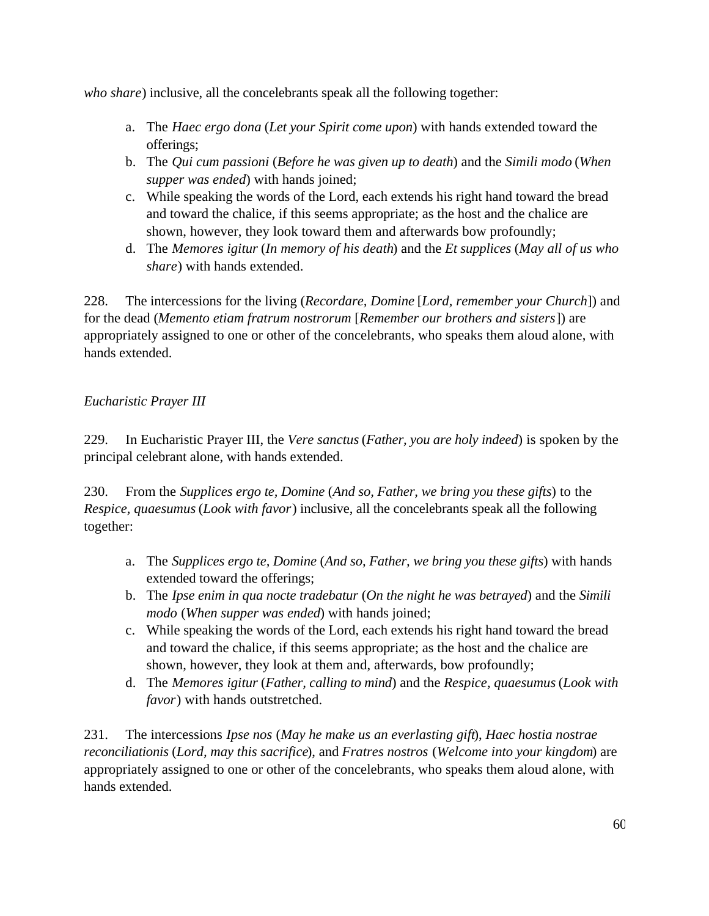*who share*) inclusive, all the concelebrants speak all the following together:

a. The *Haec ergo dona* (*Let your Spirit come upon*) with hands extended toward the offerings;
b. The *Qui cum passioni* (*Before he was given up to death*) and the *Simili modo* (*When supper was ended*) with hands joined;
c. While speaking the words of the Lord, each extends his right hand toward the bread and toward the chalice, if this seems appropriate; as the host and the chalice are shown, however, they look toward them and afterwards bow profoundly;
d. The *Memores igitur* (*In memory of his death*) and the *Et supplices* (*May all of us who share*) with hands extended.

228. The intercessions for the living (*Recordare, Domine* [*Lord, remember your Church*]) and for the dead (*Memento etiam fratrum nostrorum* [*Remember our brothers and sisters*]) are appropriately assigned to one or other of the concelebrants, who speaks them aloud alone, with hands extended.

*Eucharistic Prayer III*

229. In Eucharistic Prayer III, the *Vere sanctus* (*Father, you are holy indeed*) is spoken by the principal celebrant alone, with hands extended.

230. From the *Supplices ergo te, Domine* (*And so, Father, we bring you these gifts*) to the *Respice, quaesumus* (*Look with favor*) inclusive, all the concelebrants speak all the following together:

a. The *Supplices ergo te, Domine* (*And so, Father, we bring you these gifts*) with hands extended toward the offerings;
b. The *Ipse enim in qua nocte tradebatur* (*On the night he was betrayed*) and the *Simili modo* (*When supper was ended*) with hands joined;
c. While speaking the words of the Lord, each extends his right hand toward the bread and toward the chalice, if this seems appropriate; as the host and the chalice are shown, however, they look at them and, afterwards, bow profoundly;
d. The *Memores igitur* (*Father, calling to mind*) and the *Respice, quaesumus* (*Look with favor*) with hands outstretched.

231. The intercessions *Ipse nos* (*May he make us an everlasting gift*), *Haec hostia nostrae reconciliationis* (*Lord, may this sacrifice*), and *Fratres nostros* (*Welcome into your kingdom*) are appropriately assigned to one or other of the concelebrants, who speaks them aloud alone, with hands extended.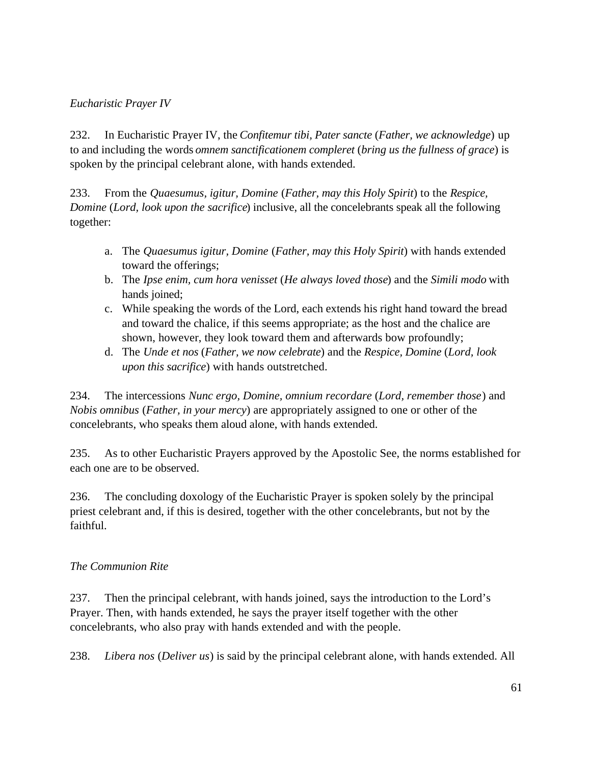*Eucharistic Prayer IV*

232. In Eucharistic Prayer IV, the *Confitemur tibi, Pater sancte* (*Father, we acknowledge*) up to and including the words *omnem sanctificationem compleret* (*bring us the fullness of grace*) is spoken by the principal celebrant alone, with hands extended.

233. From the *Quaesumus, igitur, Domine* (*Father, may this Holy Spirit*) to the *Respice, Domine* (*Lord, look upon the sacrifice*) inclusive, all the concelebrants speak all the following together:

a. The *Quaesumus igitur, Domine* (*Father, may this Holy Spirit*) with hands extended toward the offerings;
b. The *Ipse enim, cum hora venisset* (*He always loved those*) and the *Simili modo* with hands joined;
c. While speaking the words of the Lord, each extends his right hand toward the bread and toward the chalice, if this seems appropriate; as the host and the chalice are shown, however, they look toward them and afterwards bow profoundly;
d. The *Unde et nos* (*Father, we now celebrate*) and the *Respice, Domine* (*Lord, look upon this sacrifice*) with hands outstretched.

234. The intercessions *Nunc ergo, Domine, omnium recordare* (*Lord, remember those*) and *Nobis omnibus* (*Father, in your mercy*) are appropriately assigned to one or other of the concelebrants, who speaks them aloud alone, with hands extended.

235. As to other Eucharistic Prayers approved by the Apostolic See, the norms established for each one are to be observed.

236. The concluding doxology of the Eucharistic Prayer is spoken solely by the principal priest celebrant and, if this is desired, together with the other concelebrants, but not by the faithful.

*The Communion Rite*

237. Then the principal celebrant, with hands joined, says the introduction to the Lord's Prayer. Then, with hands extended, he says the prayer itself together with the other concelebrants, who also pray with hands extended and with the people.

238. *Libera nos* (*Deliver us*) is said by the principal celebrant alone, with hands extended. All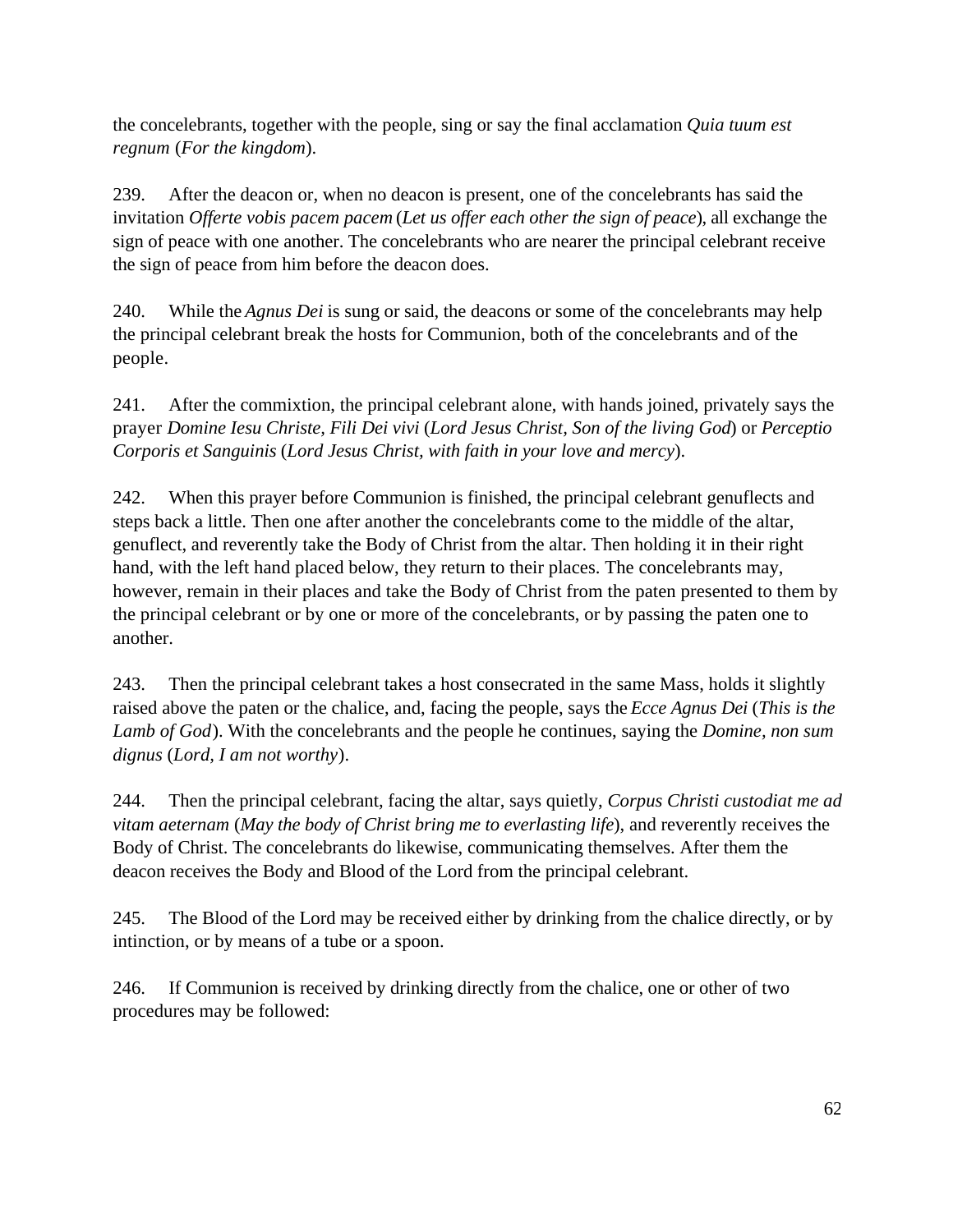the concelebrants, together with the people, sing or say the final acclamation *Quia tuum est regnum* (*For the kingdom*).

239. After the deacon or, when no deacon is present, one of the concelebrants has said the invitation *Offerte vobis pacem pacem* (*Let us offer each other the sign of peace*), all exchange the sign of peace with one another. The concelebrants who are nearer the principal celebrant receive the sign of peace from him before the deacon does.

240. While the *Agnus Dei* is sung or said, the deacons or some of the concelebrants may help the principal celebrant break the hosts for Communion, both of the concelebrants and of the people.

241. After the commixtion, the principal celebrant alone, with hands joined, privately says the prayer *Domine Iesu Christe, Fili Dei vivi* (*Lord Jesus Christ, Son of the living God*) or *Perceptio Corporis et Sanguinis* (*Lord Jesus Christ, with faith in your love and mercy*).

242. When this prayer before Communion is finished, the principal celebrant genuflects and steps back a little. Then one after another the concelebrants come to the middle of the altar, genuflect, and reverently take the Body of Christ from the altar. Then holding it in their right hand, with the left hand placed below, they return to their places. The concelebrants may, however, remain in their places and take the Body of Christ from the paten presented to them by the principal celebrant or by one or more of the concelebrants, or by passing the paten one to another.

243. Then the principal celebrant takes a host consecrated in the same Mass, holds it slightly raised above the paten or the chalice, and, facing the people, says the *Ecce Agnus Dei* (*This is the Lamb of God*). With the concelebrants and the people he continues, saying the *Domine, non sum dignus* (*Lord, I am not worthy*).

244. Then the principal celebrant, facing the altar, says quietly, *Corpus Christi custodiat me ad vitam aeternam* (*May the body of Christ bring me to everlasting life*), and reverently receives the Body of Christ. The concelebrants do likewise, communicating themselves. After them the deacon receives the Body and Blood of the Lord from the principal celebrant.

245. The Blood of the Lord may be received either by drinking from the chalice directly, or by intinction, or by means of a tube or a spoon.

246. If Communion is received by drinking directly from the chalice, one or other of two procedures may be followed: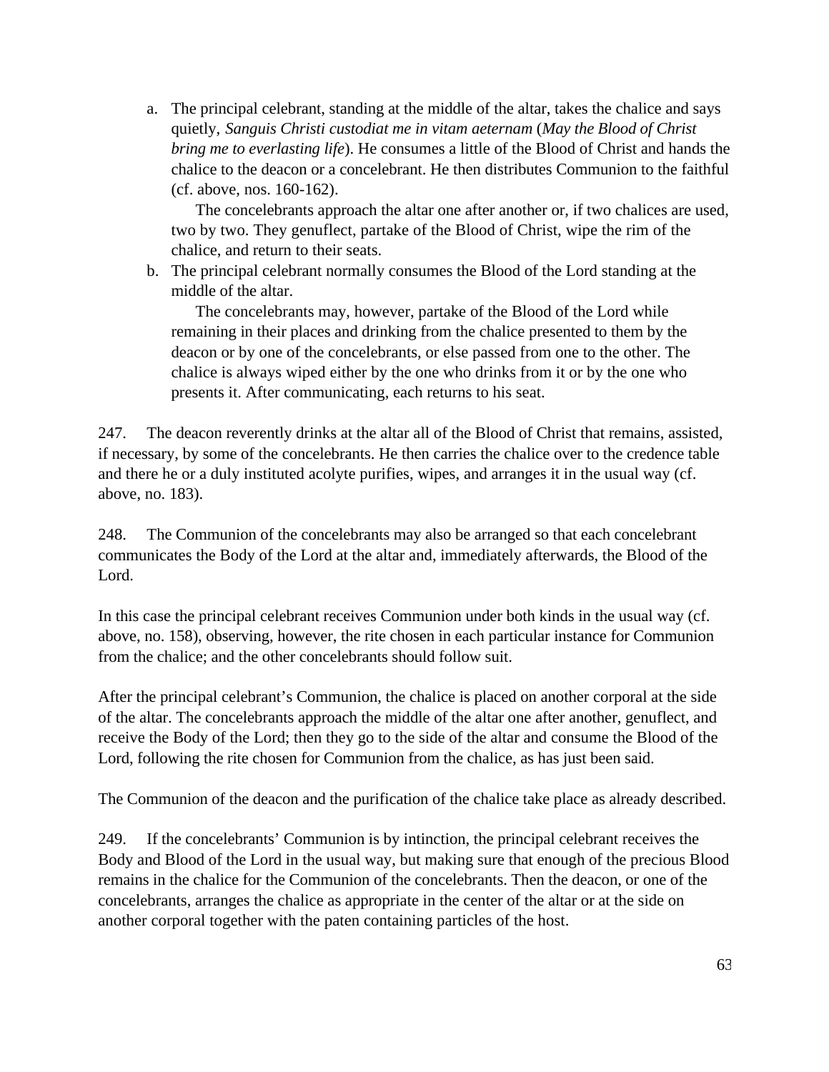a. The principal celebrant, standing at the middle of the altar, takes the chalice and says quietly, *Sanguis Christi custodiat me in vitam aeternam* (*May the Blood of Christ bring me to everlasting life*). He consumes a little of the Blood of Christ and hands the chalice to the deacon or a concelebrant. He then distributes Communion to the faithful (cf. above, nos. 160-162).

   The concelebrants approach the altar one after another or, if two chalices are used, two by two. They genuflect, partake of the Blood of Christ, wipe the rim of the chalice, and return to their seats.

b. The principal celebrant normally consumes the Blood of the Lord standing at the middle of the altar.

   The concelebrants may, however, partake of the Blood of the Lord while remaining in their places and drinking from the chalice presented to them by the deacon or by one of the concelebrants, or else passed from one to the other. The chalice is always wiped either by the one who drinks from it or by the one who presents it. After communicating, each returns to his seat.

247. The deacon reverently drinks at the altar all of the Blood of Christ that remains, assisted, if necessary, by some of the concelebrants. He then carries the chalice over to the credence table and there he or a duly instituted acolyte purifies, wipes, and arranges it in the usual way (cf. above, no. 183).

248. The Communion of the concelebrants may also be arranged so that each concelebrant communicates the Body of the Lord at the altar and, immediately afterwards, the Blood of the Lord.

In this case the principal celebrant receives Communion under both kinds in the usual way (cf. above, no. 158), observing, however, the rite chosen in each particular instance for Communion from the chalice; and the other concelebrants should follow suit.

After the principal celebrant's Communion, the chalice is placed on another corporal at the side of the altar. The concelebrants approach the middle of the altar one after another, genuflect, and receive the Body of the Lord; then they go to the side of the altar and consume the Blood of the Lord, following the rite chosen for Communion from the chalice, as has just been said.

The Communion of the deacon and the purification of the chalice take place as already described.

249. If the concelebrants' Communion is by intinction, the principal celebrant receives the Body and Blood of the Lord in the usual way, but making sure that enough of the precious Blood remains in the chalice for the Communion of the concelebrants. Then the deacon, or one of the concelebrants, arranges the chalice as appropriate in the center of the altar or at the side on another corporal together with the paten containing particles of the host.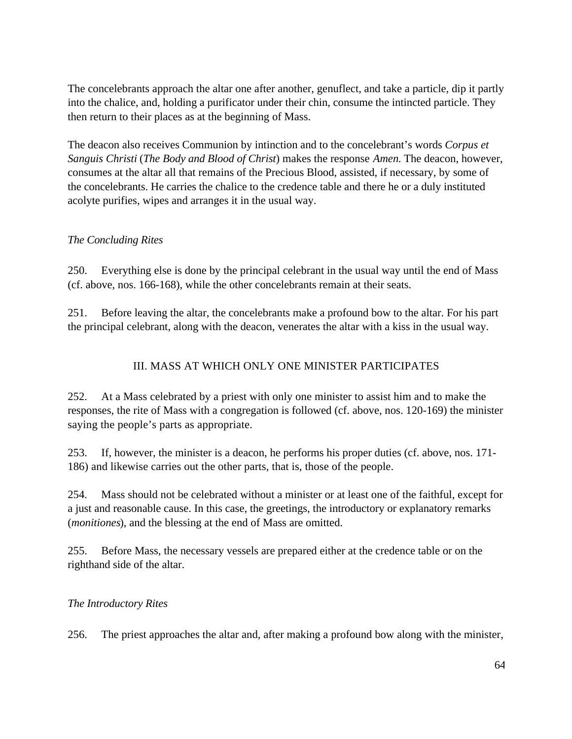The concelebrants approach the altar one after another, genuflect, and take a particle, dip it partly into the chalice, and, holding a purificator under their chin, consume the intincted particle. They then return to their places as at the beginning of Mass.

The deacon also receives Communion by intinction and to the concelebrant's words *Corpus et Sanguis Christi* (*The Body and Blood of Christ*) makes the response *Amen.* The deacon, however, consumes at the altar all that remains of the Precious Blood, assisted, if necessary, by some of the concelebrants. He carries the chalice to the credence table and there he or a duly instituted acolyte purifies, wipes and arranges it in the usual way.

*The Concluding Rites*

250. Everything else is done by the principal celebrant in the usual way until the end of Mass (cf. above, nos. 166-168), while the other concelebrants remain at their seats.

251. Before leaving the altar, the concelebrants make a profound bow to the altar. For his part the principal celebrant, along with the deacon, venerates the altar with a kiss in the usual way.

## III. MASS AT WHICH ONLY ONE MINISTER PARTICIPATES

252. At a Mass celebrated by a priest with only one minister to assist him and to make the responses, the rite of Mass with a congregation is followed (cf. above, nos. 120-169) the minister saying the people's parts as appropriate.

253. If, however, the minister is a deacon, he performs his proper duties (cf. above, nos. 171-186) and likewise carries out the other parts, that is, those of the people.

254. Mass should not be celebrated without a minister or at least one of the faithful, except for a just and reasonable cause. In this case, the greetings, the introductory or explanatory remarks (*monitiones*), and the blessing at the end of Mass are omitted.

255. Before Mass, the necessary vessels are prepared either at the credence table or on the righthand side of the altar.

*The Introductory Rites*

256. The priest approaches the altar and, after making a profound bow along with the minister,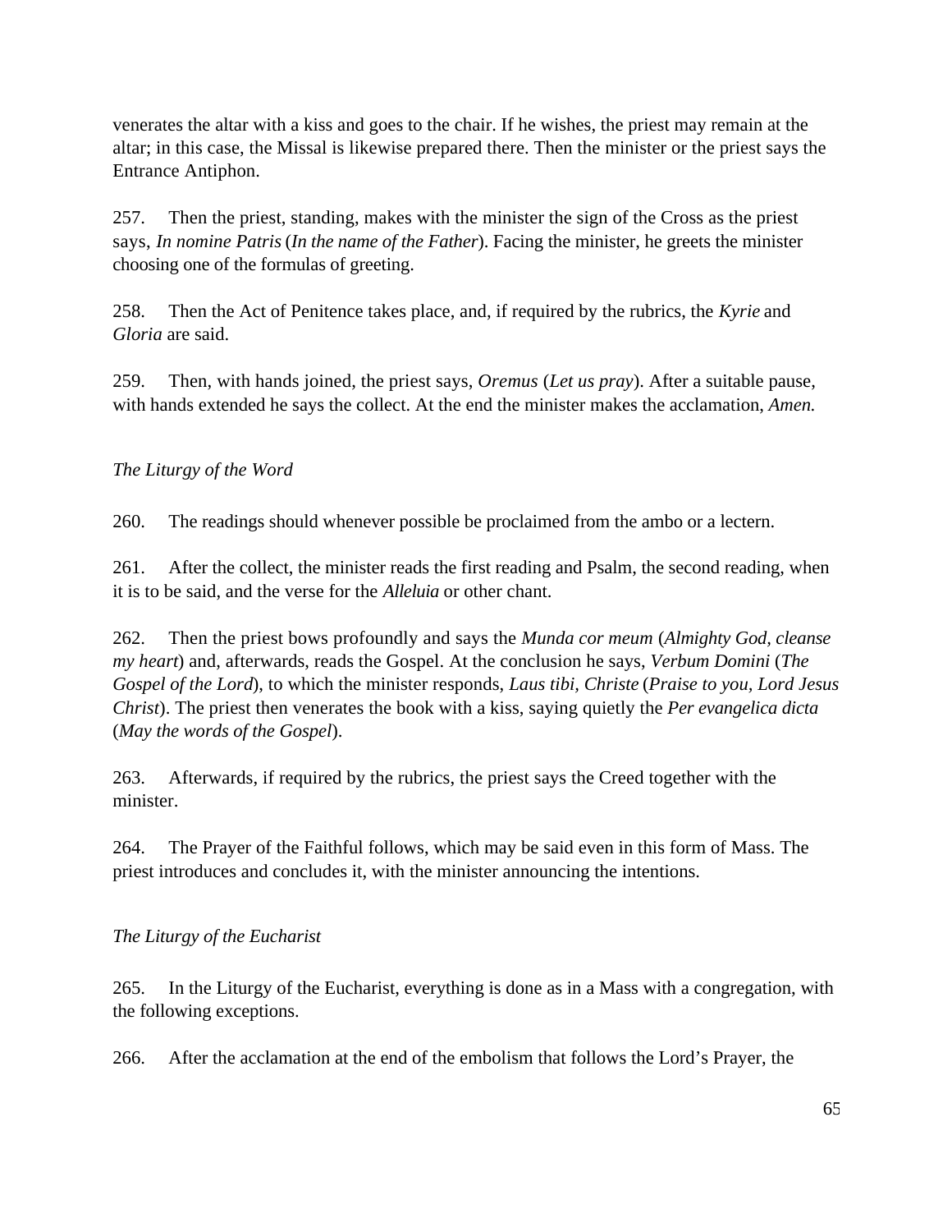venerates the altar with a kiss and goes to the chair. If he wishes, the priest may remain at the altar; in this case, the Missal is likewise prepared there. Then the minister or the priest says the Entrance Antiphon.

257. Then the priest, standing, makes with the minister the sign of the Cross as the priest says, *In nomine Patris* (*In the name of the Father*). Facing the minister, he greets the minister choosing one of the formulas of greeting.

258. Then the Act of Penitence takes place, and, if required by the rubrics, the *Kyrie* and *Gloria* are said.

259. Then, with hands joined, the priest says, *Oremus* (*Let us pray*). After a suitable pause, with hands extended he says the collect. At the end the minister makes the acclamation, *Amen.*

### *The Liturgy of the Word*

260. The readings should whenever possible be proclaimed from the ambo or a lectern.

261. After the collect, the minister reads the first reading and Psalm, the second reading, when it is to be said, and the verse for the *Alleluia* or other chant.

262. Then the priest bows profoundly and says the *Munda cor meum* (*Almighty God, cleanse my heart*) and, afterwards, reads the Gospel. At the conclusion he says, *Verbum Domini* (*The Gospel of the Lord*), to which the minister responds, *Laus tibi, Christe* (*Praise to you, Lord Jesus Christ*). The priest then venerates the book with a kiss, saying quietly the *Per evangelica dicta* (*May the words of the Gospel*).

263. Afterwards, if required by the rubrics, the priest says the Creed together with the minister.

264. The Prayer of the Faithful follows, which may be said even in this form of Mass. The priest introduces and concludes it, with the minister announcing the intentions.

### *The Liturgy of the Eucharist*

265. In the Liturgy of the Eucharist, everything is done as in a Mass with a congregation, with the following exceptions.

266. After the acclamation at the end of the embolism that follows the Lord's Prayer, the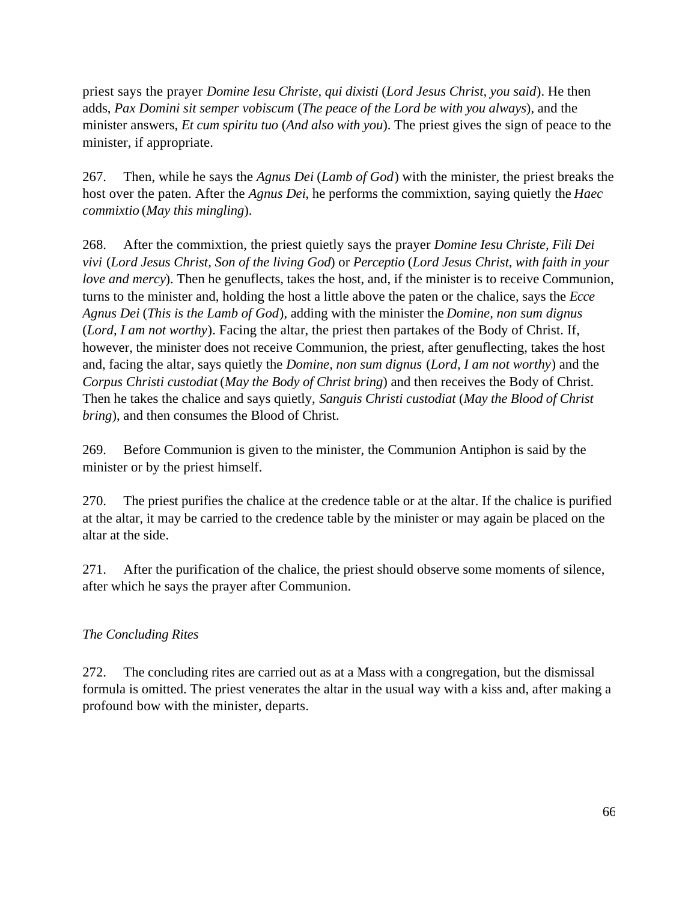priest says the prayer *Domine Iesu Christe, qui dixisti* (*Lord Jesus Christ, you said*). He then adds, *Pax Domini sit semper vobiscum* (*The peace of the Lord be with you always*), and the minister answers, *Et cum spiritu tuo* (*And also with you*). The priest gives the sign of peace to the minister, if appropriate.

267. Then, while he says the *Agnus Dei* (*Lamb of God*) with the minister, the priest breaks the host over the paten. After the *Agnus Dei*, he performs the commixtion, saying quietly the *Haec commixtio* (*May this mingling*).

268. After the commixtion, the priest quietly says the prayer *Domine Iesu Christe, Fili Dei vivi* (*Lord Jesus Christ, Son of the living God*) or *Perceptio* (*Lord Jesus Christ, with faith in your love and mercy*). Then he genuflects, takes the host, and, if the minister is to receive Communion, turns to the minister and, holding the host a little above the paten or the chalice, says the *Ecce Agnus Dei* (*This is the Lamb of God*), adding with the minister the *Domine, non sum dignus* (*Lord, I am not worthy*). Facing the altar, the priest then partakes of the Body of Christ. If, however, the minister does not receive Communion, the priest, after genuflecting, takes the host and, facing the altar, says quietly the *Domine, non sum dignus* (*Lord, I am not worthy*) and the *Corpus Christi custodiat* (*May the Body of Christ bring*) and then receives the Body of Christ. Then he takes the chalice and says quietly, *Sanguis Christi custodiat* (*May the Blood of Christ bring*), and then consumes the Blood of Christ.

269. Before Communion is given to the minister, the Communion Antiphon is said by the minister or by the priest himself.

270. The priest purifies the chalice at the credence table or at the altar. If the chalice is purified at the altar, it may be carried to the credence table by the minister or may again be placed on the altar at the side.

271. After the purification of the chalice, the priest should observe some moments of silence, after which he says the prayer after Communion.

*The Concluding Rites*

272. The concluding rites are carried out as at a Mass with a congregation, but the dismissal formula is omitted. The priest venerates the altar in the usual way with a kiss and, after making a profound bow with the minister, departs.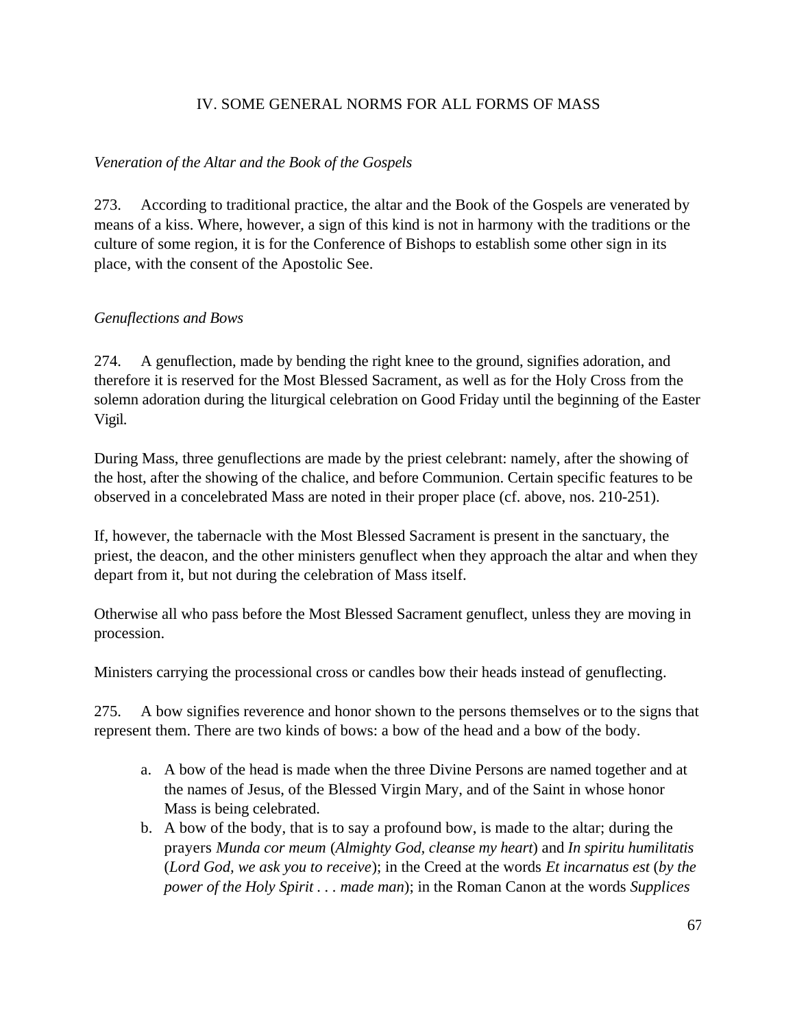## IV. SOME GENERAL NORMS FOR ALL FORMS OF MASS

*Veneration of the Altar and the Book of the Gospels*

273. According to traditional practice, the altar and the Book of the Gospels are venerated by means of a kiss. Where, however, a sign of this kind is not in harmony with the traditions or the culture of some region, it is for the Conference of Bishops to establish some other sign in its place, with the consent of the Apostolic See.

*Genuflections and Bows*

274. A genuflection, made by bending the right knee to the ground, signifies adoration, and therefore it is reserved for the Most Blessed Sacrament, as well as for the Holy Cross from the solemn adoration during the liturgical celebration on Good Friday until the beginning of the Easter Vigil.

During Mass, three genuflections are made by the priest celebrant: namely, after the showing of the host, after the showing of the chalice, and before Communion. Certain specific features to be observed in a concelebrated Mass are noted in their proper place (cf. above, nos. 210-251).

If, however, the tabernacle with the Most Blessed Sacrament is present in the sanctuary, the priest, the deacon, and the other ministers genuflect when they approach the altar and when they depart from it, but not during the celebration of Mass itself.

Otherwise all who pass before the Most Blessed Sacrament genuflect, unless they are moving in procession.

Ministers carrying the processional cross or candles bow their heads instead of genuflecting.

275. A bow signifies reverence and honor shown to the persons themselves or to the signs that represent them. There are two kinds of bows: a bow of the head and a bow of the body.

a. A bow of the head is made when the three Divine Persons are named together and at the names of Jesus, of the Blessed Virgin Mary, and of the Saint in whose honor Mass is being celebrated.
b. A bow of the body, that is to say a profound bow, is made to the altar; during the prayers *Munda cor meum* (*Almighty God, cleanse my heart*) and *In spiritu humilitatis* (*Lord God, we ask you to receive*); in the Creed at the words *Et incarnatus est* (*by the power of the Holy Spirit . . . made man*); in the Roman Canon at the words *Supplices*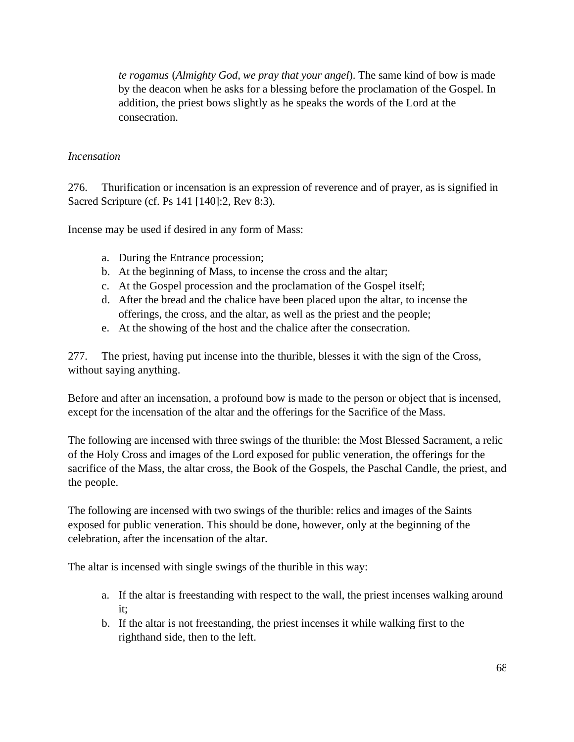*te rogamus* (*Almighty God, we pray that your angel*). The same kind of bow is made by the deacon when he asks for a blessing before the proclamation of the Gospel. In addition, the priest bows slightly as he speaks the words of the Lord at the consecration.

*Incensation*

276. Thurification or incensation is an expression of reverence and of prayer, as is signified in Sacred Scripture (cf. Ps 141 [140]:2, Rev 8:3).

Incense may be used if desired in any form of Mass:

a. During the Entrance procession;
b. At the beginning of Mass, to incense the cross and the altar;
c. At the Gospel procession and the proclamation of the Gospel itself;
d. After the bread and the chalice have been placed upon the altar, to incense the offerings, the cross, and the altar, as well as the priest and the people;
e. At the showing of the host and the chalice after the consecration.

277. The priest, having put incense into the thurible, blesses it with the sign of the Cross, without saying anything.

Before and after an incensation, a profound bow is made to the person or object that is incensed, except for the incensation of the altar and the offerings for the Sacrifice of the Mass.

The following are incensed with three swings of the thurible: the Most Blessed Sacrament, a relic of the Holy Cross and images of the Lord exposed for public veneration, the offerings for the sacrifice of the Mass, the altar cross, the Book of the Gospels, the Paschal Candle, the priest, and the people.

The following are incensed with two swings of the thurible: relics and images of the Saints exposed for public veneration. This should be done, however, only at the beginning of the celebration, after the incensation of the altar.

The altar is incensed with single swings of the thurible in this way:

a. If the altar is freestanding with respect to the wall, the priest incenses walking around it;
b. If the altar is not freestanding, the priest incenses it while walking first to the righthand side, then to the left.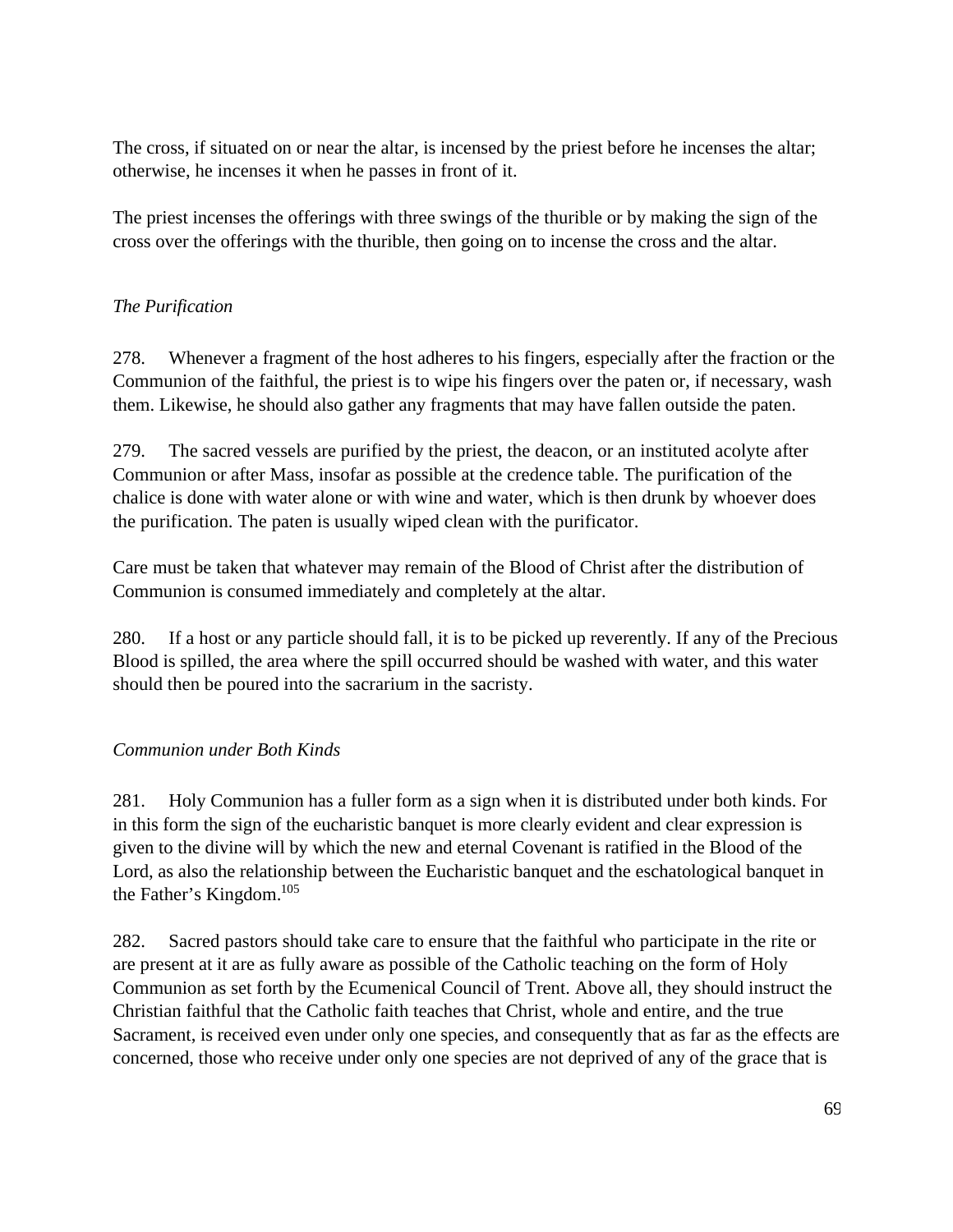The cross, if situated on or near the altar, is incensed by the priest before he incenses the altar; otherwise, he incenses it when he passes in front of it.

The priest incenses the offerings with three swings of the thurible or by making the sign of the cross over the offerings with the thurible, then going on to incense the cross and the altar.

*The Purification*

278. Whenever a fragment of the host adheres to his fingers, especially after the fraction or the Communion of the faithful, the priest is to wipe his fingers over the paten or, if necessary, wash them. Likewise, he should also gather any fragments that may have fallen outside the paten.

279. The sacred vessels are purified by the priest, the deacon, or an instituted acolyte after Communion or after Mass, insofar as possible at the credence table. The purification of the chalice is done with water alone or with wine and water, which is then drunk by whoever does the purification. The paten is usually wiped clean with the purificator.

Care must be taken that whatever may remain of the Blood of Christ after the distribution of Communion is consumed immediately and completely at the altar.

280. If a host or any particle should fall, it is to be picked up reverently. If any of the Precious Blood is spilled, the area where the spill occurred should be washed with water, and this water should then be poured into the sacrarium in the sacristy.

*Communion under Both Kinds*

281. Holy Communion has a fuller form as a sign when it is distributed under both kinds. For in this form the sign of the eucharistic banquet is more clearly evident and clear expression is given to the divine will by which the new and eternal Covenant is ratified in the Blood of the Lord, as also the relationship between the Eucharistic banquet and the eschatological banquet in the Father's Kingdom.[105]

282. Sacred pastors should take care to ensure that the faithful who participate in the rite or are present at it are as fully aware as possible of the Catholic teaching on the form of Holy Communion as set forth by the Ecumenical Council of Trent. Above all, they should instruct the Christian faithful that the Catholic faith teaches that Christ, whole and entire, and the true Sacrament, is received even under only one species, and consequently that as far as the effects are concerned, those who receive under only one species are not deprived of any of the grace that is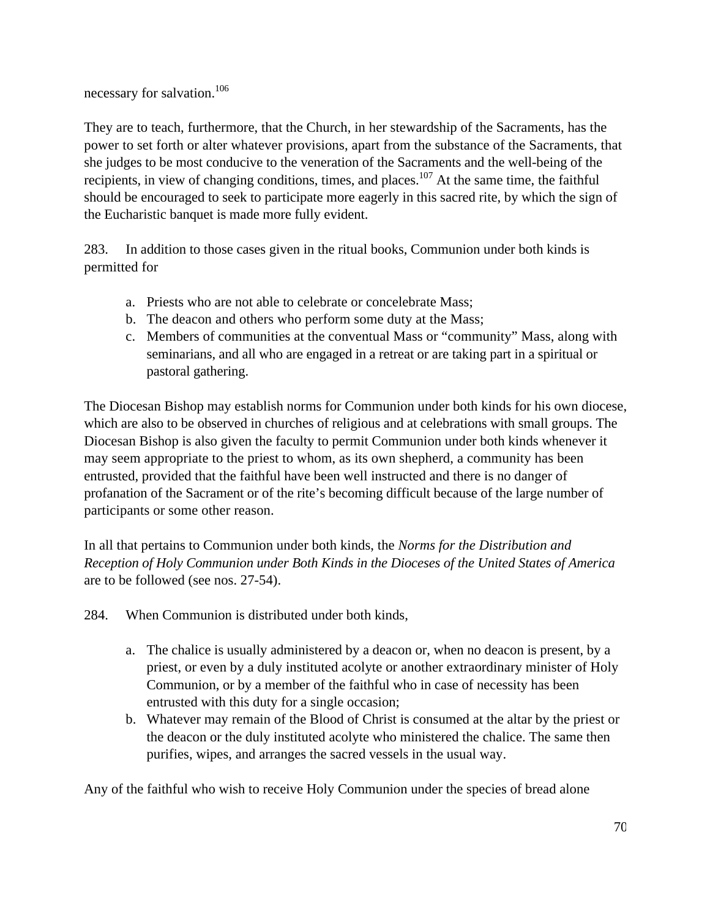necessary for salvation.[106]

They are to teach, furthermore, that the Church, in her stewardship of the Sacraments, has the power to set forth or alter whatever provisions, apart from the substance of the Sacraments, that she judges to be most conducive to the veneration of the Sacraments and the well-being of the recipients, in view of changing conditions, times, and places.[107] At the same time, the faithful should be encouraged to seek to participate more eagerly in this sacred rite, by which the sign of the Eucharistic banquet is made more fully evident.

283. In addition to those cases given in the ritual books, Communion under both kinds is permitted for

a. Priests who are not able to celebrate or concelebrate Mass;
b. The deacon and others who perform some duty at the Mass;
c. Members of communities at the conventual Mass or "community" Mass, along with seminarians, and all who are engaged in a retreat or are taking part in a spiritual or pastoral gathering.

The Diocesan Bishop may establish norms for Communion under both kinds for his own diocese, which are also to be observed in churches of religious and at celebrations with small groups. The Diocesan Bishop is also given the faculty to permit Communion under both kinds whenever it may seem appropriate to the priest to whom, as its own shepherd, a community has been entrusted, provided that the faithful have been well instructed and there is no danger of profanation of the Sacrament or of the rite's becoming difficult because of the large number of participants or some other reason.

In all that pertains to Communion under both kinds, the *Norms for the Distribution and Reception of Holy Communion under Both Kinds in the Dioceses of the United States of America* are to be followed (see nos. 27-54).

284. When Communion is distributed under both kinds,

a. The chalice is usually administered by a deacon or, when no deacon is present, by a priest, or even by a duly instituted acolyte or another extraordinary minister of Holy Communion, or by a member of the faithful who in case of necessity has been entrusted with this duty for a single occasion;
b. Whatever may remain of the Blood of Christ is consumed at the altar by the priest or the deacon or the duly instituted acolyte who ministered the chalice. The same then purifies, wipes, and arranges the sacred vessels in the usual way.

Any of the faithful who wish to receive Holy Communion under the species of bread alone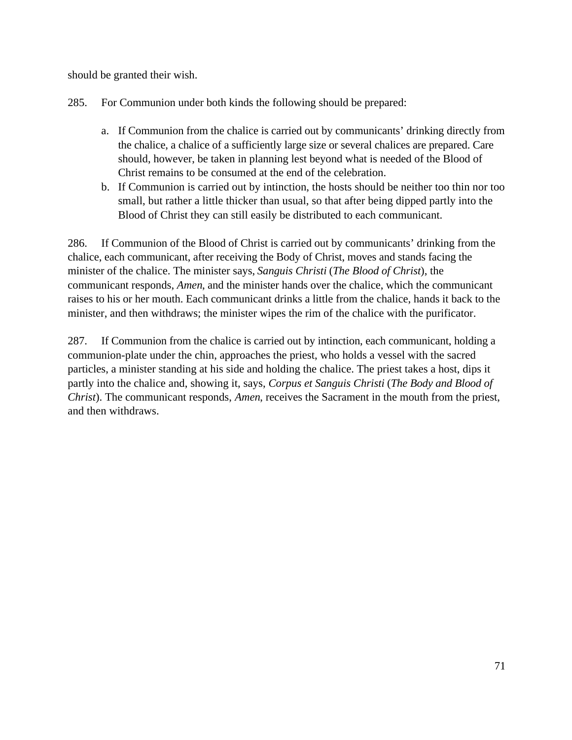should be granted their wish.

285. For Communion under both kinds the following should be prepared:

a. If Communion from the chalice is carried out by communicants' drinking directly from the chalice, a chalice of a sufficiently large size or several chalices are prepared. Care should, however, be taken in planning lest beyond what is needed of the Blood of Christ remains to be consumed at the end of the celebration.
b. If Communion is carried out by intinction, the hosts should be neither too thin nor too small, but rather a little thicker than usual, so that after being dipped partly into the Blood of Christ they can still easily be distributed to each communicant.

286. If Communion of the Blood of Christ is carried out by communicants' drinking from the chalice, each communicant, after receiving the Body of Christ, moves and stands facing the minister of the chalice. The minister says, *Sanguis Christi* (*The Blood of Christ*), the communicant responds, *Amen*, and the minister hands over the chalice, which the communicant raises to his or her mouth. Each communicant drinks a little from the chalice, hands it back to the minister, and then withdraws; the minister wipes the rim of the chalice with the purificator.

287. If Communion from the chalice is carried out by intinction, each communicant, holding a communion-plate under the chin, approaches the priest, who holds a vessel with the sacred particles, a minister standing at his side and holding the chalice. The priest takes a host, dips it partly into the chalice and, showing it, says, *Corpus et Sanguis Christi* (*The Body and Blood of Christ*). The communicant responds, *Amen*, receives the Sacrament in the mouth from the priest, and then withdraws.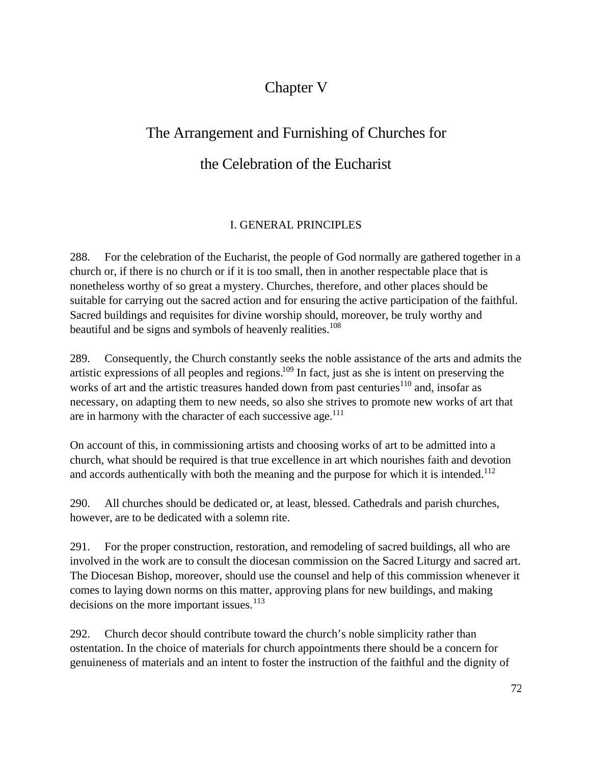# Chapter V

# The Arrangement and Furnishing of Churches for the Celebration of the Eucharist

## I. GENERAL PRINCIPLES

288. For the celebration of the Eucharist, the people of God normally are gathered together in a church or, if there is no church or if it is too small, then in another respectable place that is nonetheless worthy of so great a mystery. Churches, therefore, and other places should be suitable for carrying out the sacred action and for ensuring the active participation of the faithful. Sacred buildings and requisites for divine worship should, moreover, be truly worthy and beautiful and be signs and symbols of heavenly realities.[108]

289. Consequently, the Church constantly seeks the noble assistance of the arts and admits the artistic expressions of all peoples and regions.[109] In fact, just as she is intent on preserving the works of art and the artistic treasures handed down from past centuries[110] and, insofar as necessary, on adapting them to new needs, so also she strives to promote new works of art that are in harmony with the character of each successive age.[111]

On account of this, in commissioning artists and choosing works of art to be admitted into a church, what should be required is that true excellence in art which nourishes faith and devotion and accords authentically with both the meaning and the purpose for which it is intended.[112]

290. All churches should be dedicated or, at least, blessed. Cathedrals and parish churches, however, are to be dedicated with a solemn rite.

291. For the proper construction, restoration, and remodeling of sacred buildings, all who are involved in the work are to consult the diocesan commission on the Sacred Liturgy and sacred art. The Diocesan Bishop, moreover, should use the counsel and help of this commission whenever it comes to laying down norms on this matter, approving plans for new buildings, and making decisions on the more important issues.[113]

292. Church decor should contribute toward the church's noble simplicity rather than ostentation. In the choice of materials for church appointments there should be a concern for genuineness of materials and an intent to foster the instruction of the faithful and the dignity of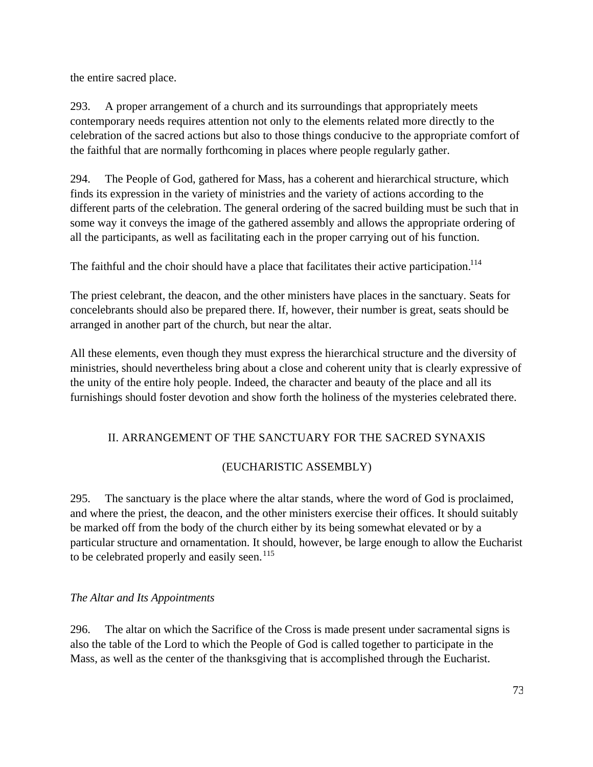the entire sacred place.

293. A proper arrangement of a church and its surroundings that appropriately meets contemporary needs requires attention not only to the elements related more directly to the celebration of the sacred actions but also to those things conducive to the appropriate comfort of the faithful that are normally forthcoming in places where people regularly gather.

294. The People of God, gathered for Mass, has a coherent and hierarchical structure, which finds its expression in the variety of ministries and the variety of actions according to the different parts of the celebration. The general ordering of the sacred building must be such that in some way it conveys the image of the gathered assembly and allows the appropriate ordering of all the participants, as well as facilitating each in the proper carrying out of his function.

The faithful and the choir should have a place that facilitates their active participation.[114]

The priest celebrant, the deacon, and the other ministers have places in the sanctuary. Seats for concelebrants should also be prepared there. If, however, their number is great, seats should be arranged in another part of the church, but near the altar.

All these elements, even though they must express the hierarchical structure and the diversity of ministries, should nevertheless bring about a close and coherent unity that is clearly expressive of the unity of the entire holy people. Indeed, the character and beauty of the place and all its furnishings should foster devotion and show forth the holiness of the mysteries celebrated there.

## II. ARRANGEMENT OF THE SANCTUARY FOR THE SACRED SYNAXIS (EUCHARISTIC ASSEMBLY)

295. The sanctuary is the place where the altar stands, where the word of God is proclaimed, and where the priest, the deacon, and the other ministers exercise their offices. It should suitably be marked off from the body of the church either by its being somewhat elevated or by a particular structure and ornamentation. It should, however, be large enough to allow the Eucharist to be celebrated properly and easily seen.[115]

### *The Altar and Its Appointments*

296. The altar on which the Sacrifice of the Cross is made present under sacramental signs is also the table of the Lord to which the People of God is called together to participate in the Mass, as well as the center of the thanksgiving that is accomplished through the Eucharist.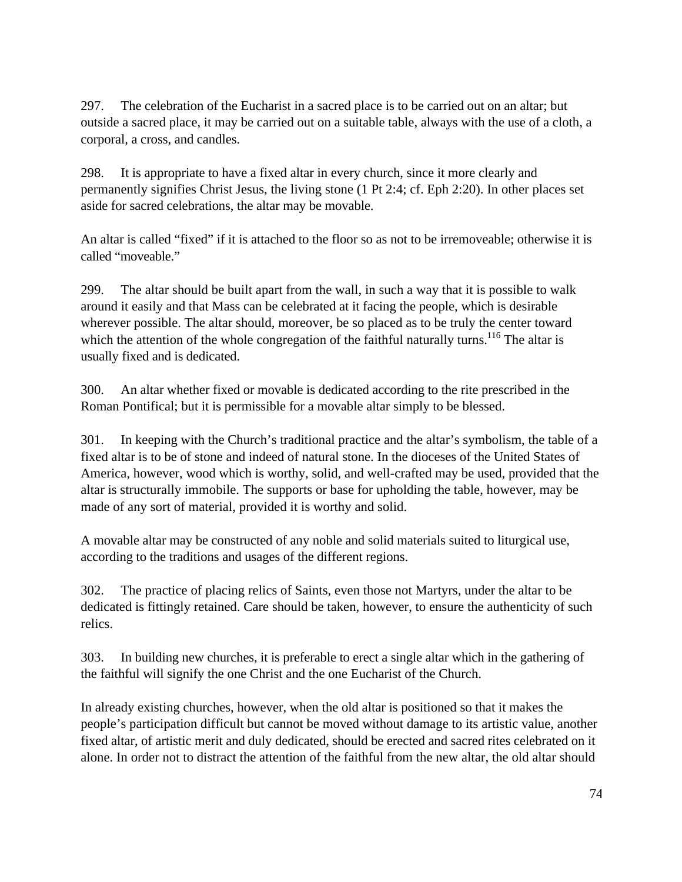297. The celebration of the Eucharist in a sacred place is to be carried out on an altar; but outside a sacred place, it may be carried out on a suitable table, always with the use of a cloth, a corporal, a cross, and candles.

298. It is appropriate to have a fixed altar in every church, since it more clearly and permanently signifies Christ Jesus, the living stone (1 Pt 2:4; cf. Eph 2:20). In other places set aside for sacred celebrations, the altar may be movable.

An altar is called "fixed" if it is attached to the floor so as not to be irremoveable; otherwise it is called "moveable."

299. The altar should be built apart from the wall, in such a way that it is possible to walk around it easily and that Mass can be celebrated at it facing the people, which is desirable wherever possible. The altar should, moreover, be so placed as to be truly the center toward which the attention of the whole congregation of the faithful naturally turns.[116] The altar is usually fixed and is dedicated.

300. An altar whether fixed or movable is dedicated according to the rite prescribed in the Roman Pontifical; but it is permissible for a movable altar simply to be blessed.

301. In keeping with the Church's traditional practice and the altar's symbolism, the table of a fixed altar is to be of stone and indeed of natural stone. In the dioceses of the United States of America, however, wood which is worthy, solid, and well-crafted may be used, provided that the altar is structurally immobile. The supports or base for upholding the table, however, may be made of any sort of material, provided it is worthy and solid.

A movable altar may be constructed of any noble and solid materials suited to liturgical use, according to the traditions and usages of the different regions.

302. The practice of placing relics of Saints, even those not Martyrs, under the altar to be dedicated is fittingly retained. Care should be taken, however, to ensure the authenticity of such relics.

303. In building new churches, it is preferable to erect a single altar which in the gathering of the faithful will signify the one Christ and the one Eucharist of the Church.

In already existing churches, however, when the old altar is positioned so that it makes the people's participation difficult but cannot be moved without damage to its artistic value, another fixed altar, of artistic merit and duly dedicated, should be erected and sacred rites celebrated on it alone. In order not to distract the attention of the faithful from the new altar, the old altar should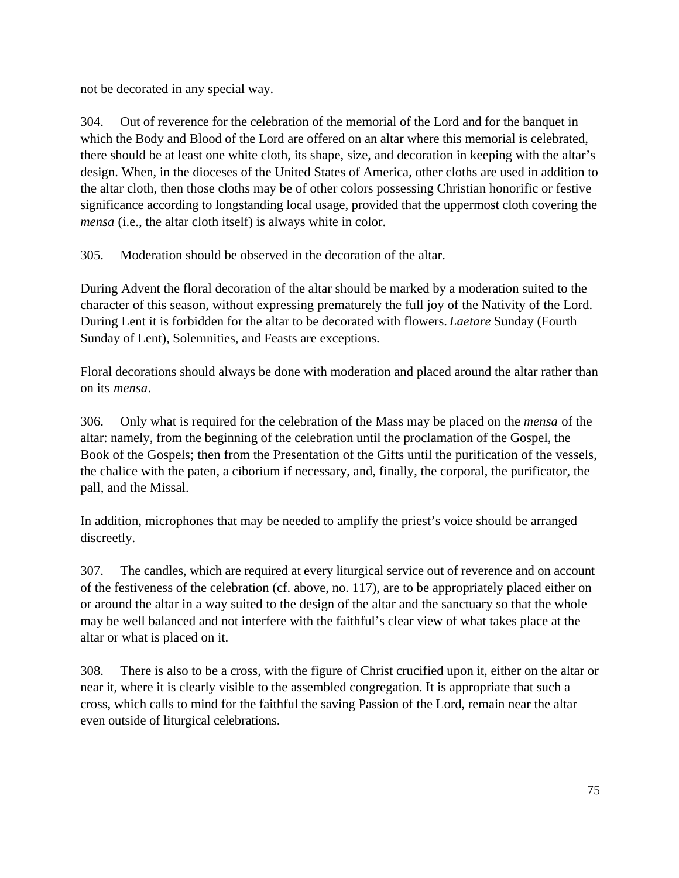not be decorated in any special way.

304. Out of reverence for the celebration of the memorial of the Lord and for the banquet in which the Body and Blood of the Lord are offered on an altar where this memorial is celebrated, there should be at least one white cloth, its shape, size, and decoration in keeping with the altar's design. When, in the dioceses of the United States of America, other cloths are used in addition to the altar cloth, then those cloths may be of other colors possessing Christian honorific or festive significance according to longstanding local usage, provided that the uppermost cloth covering the *mensa* (i.e., the altar cloth itself) is always white in color.

305. Moderation should be observed in the decoration of the altar.

During Advent the floral decoration of the altar should be marked by a moderation suited to the character of this season, without expressing prematurely the full joy of the Nativity of the Lord. During Lent it is forbidden for the altar to be decorated with flowers. *Laetare* Sunday (Fourth Sunday of Lent), Solemnities, and Feasts are exceptions.

Floral decorations should always be done with moderation and placed around the altar rather than on its *mensa*.

306. Only what is required for the celebration of the Mass may be placed on the *mensa* of the altar: namely, from the beginning of the celebration until the proclamation of the Gospel, the Book of the Gospels; then from the Presentation of the Gifts until the purification of the vessels, the chalice with the paten, a ciborium if necessary, and, finally, the corporal, the purificator, the pall, and the Missal.

In addition, microphones that may be needed to amplify the priest's voice should be arranged discreetly.

307. The candles, which are required at every liturgical service out of reverence and on account of the festiveness of the celebration (cf. above, no. 117), are to be appropriately placed either on or around the altar in a way suited to the design of the altar and the sanctuary so that the whole may be well balanced and not interfere with the faithful's clear view of what takes place at the altar or what is placed on it.

308. There is also to be a cross, with the figure of Christ crucified upon it, either on the altar or near it, where it is clearly visible to the assembled congregation. It is appropriate that such a cross, which calls to mind for the faithful the saving Passion of the Lord, remain near the altar even outside of liturgical celebrations.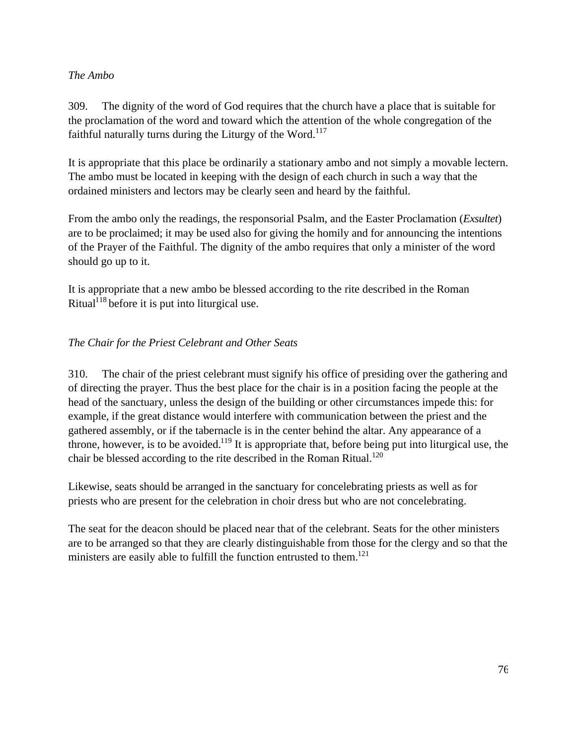*The Ambo*

309. The dignity of the word of God requires that the church have a place that is suitable for the proclamation of the word and toward which the attention of the whole congregation of the faithful naturally turns during the Liturgy of the Word.[117]

It is appropriate that this place be ordinarily a stationary ambo and not simply a movable lectern. The ambo must be located in keeping with the design of each church in such a way that the ordained ministers and lectors may be clearly seen and heard by the faithful.

From the ambo only the readings, the responsorial Psalm, and the Easter Proclamation (*Exsultet*) are to be proclaimed; it may be used also for giving the homily and for announcing the intentions of the Prayer of the Faithful. The dignity of the ambo requires that only a minister of the word should go up to it.

It is appropriate that a new ambo be blessed according to the rite described in the Roman Ritual[118] before it is put into liturgical use.

*The Chair for the Priest Celebrant and Other Seats*

310. The chair of the priest celebrant must signify his office of presiding over the gathering and of directing the prayer. Thus the best place for the chair is in a position facing the people at the head of the sanctuary, unless the design of the building or other circumstances impede this: for example, if the great distance would interfere with communication between the priest and the gathered assembly, or if the tabernacle is in the center behind the altar. Any appearance of a throne, however, is to be avoided.[119] It is appropriate that, before being put into liturgical use, the chair be blessed according to the rite described in the Roman Ritual.[120]

Likewise, seats should be arranged in the sanctuary for concelebrating priests as well as for priests who are present for the celebration in choir dress but who are not concelebrating.

The seat for the deacon should be placed near that of the celebrant. Seats for the other ministers are to be arranged so that they are clearly distinguishable from those for the clergy and so that the ministers are easily able to fulfill the function entrusted to them.[121]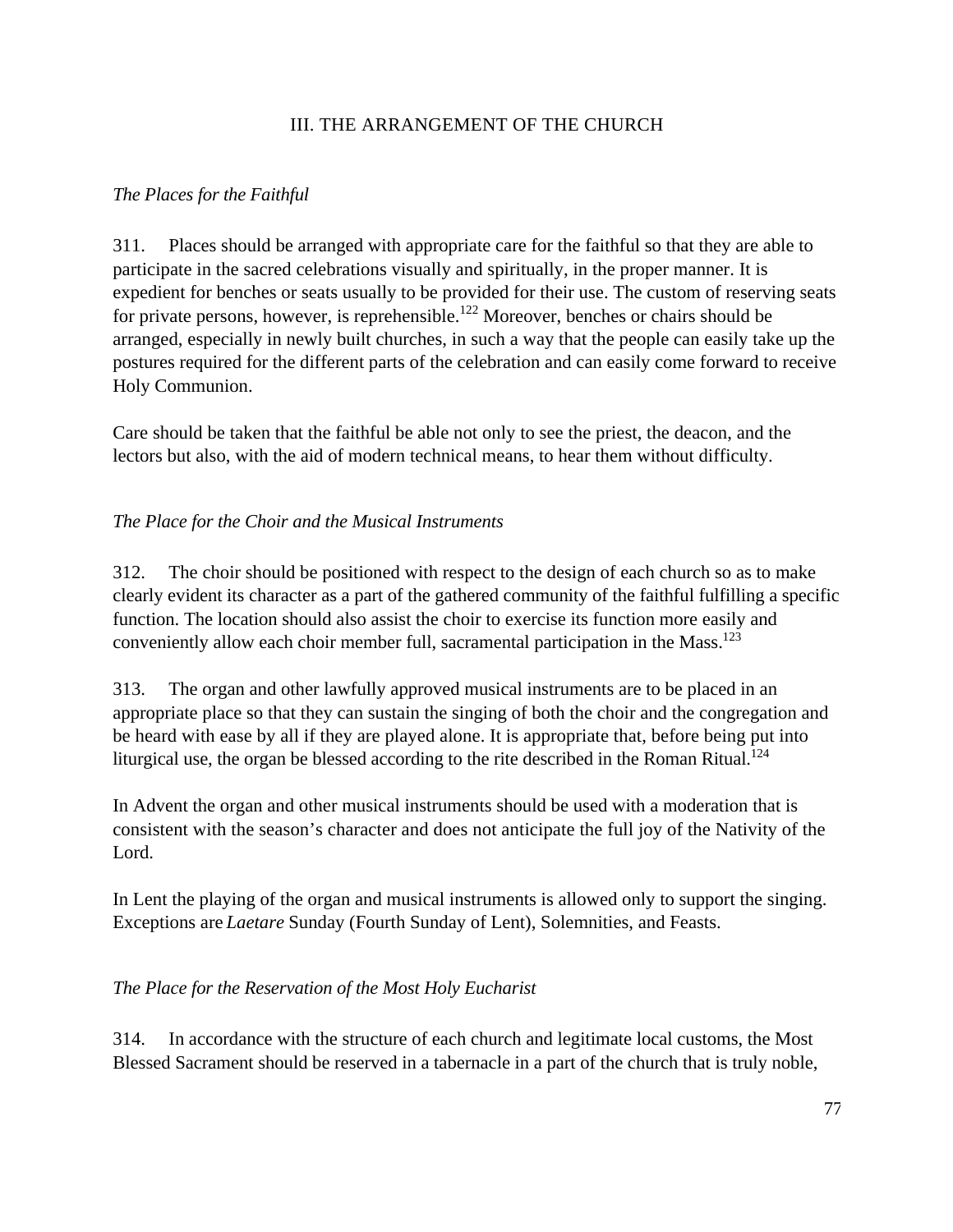## III. THE ARRANGEMENT OF THE CHURCH

*The Places for the Faithful*

311. Places should be arranged with appropriate care for the faithful so that they are able to participate in the sacred celebrations visually and spiritually, in the proper manner. It is expedient for benches or seats usually to be provided for their use. The custom of reserving seats for private persons, however, is reprehensible.[122] Moreover, benches or chairs should be arranged, especially in newly built churches, in such a way that the people can easily take up the postures required for the different parts of the celebration and can easily come forward to receive Holy Communion.

Care should be taken that the faithful be able not only to see the priest, the deacon, and the lectors but also, with the aid of modern technical means, to hear them without difficulty.

*The Place for the Choir and the Musical Instruments*

312. The choir should be positioned with respect to the design of each church so as to make clearly evident its character as a part of the gathered community of the faithful fulfilling a specific function. The location should also assist the choir to exercise its function more easily and conveniently allow each choir member full, sacramental participation in the Mass.[123]

313. The organ and other lawfully approved musical instruments are to be placed in an appropriate place so that they can sustain the singing of both the choir and the congregation and be heard with ease by all if they are played alone. It is appropriate that, before being put into liturgical use, the organ be blessed according to the rite described in the Roman Ritual.[124]

In Advent the organ and other musical instruments should be used with a moderation that is consistent with the season's character and does not anticipate the full joy of the Nativity of the Lord.

In Lent the playing of the organ and musical instruments is allowed only to support the singing. Exceptions are *Laetare* Sunday (Fourth Sunday of Lent), Solemnities, and Feasts.

*The Place for the Reservation of the Most Holy Eucharist*

314. In accordance with the structure of each church and legitimate local customs, the Most Blessed Sacrament should be reserved in a tabernacle in a part of the church that is truly noble,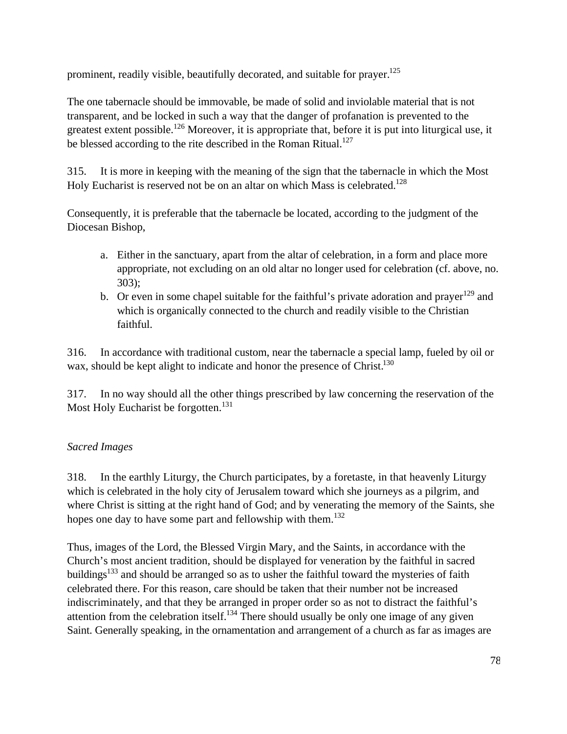prominent, readily visible, beautifully decorated, and suitable for prayer.[125]

The one tabernacle should be immovable, be made of solid and inviolable material that is not transparent, and be locked in such a way that the danger of profanation is prevented to the greatest extent possible.[126] Moreover, it is appropriate that, before it is put into liturgical use, it be blessed according to the rite described in the Roman Ritual.[127]

315. It is more in keeping with the meaning of the sign that the tabernacle in which the Most Holy Eucharist is reserved not be on an altar on which Mass is celebrated.[128]

Consequently, it is preferable that the tabernacle be located, according to the judgment of the Diocesan Bishop,

a. Either in the sanctuary, apart from the altar of celebration, in a form and place more appropriate, not excluding on an old altar no longer used for celebration (cf. above, no. 303);
b. Or even in some chapel suitable for the faithful's private adoration and prayer[129] and which is organically connected to the church and readily visible to the Christian faithful.

316. In accordance with traditional custom, near the tabernacle a special lamp, fueled by oil or wax, should be kept alight to indicate and honor the presence of Christ.[130]

317. In no way should all the other things prescribed by law concerning the reservation of the Most Holy Eucharist be forgotten.[131]

*Sacred Images*

318. In the earthly Liturgy, the Church participates, by a foretaste, in that heavenly Liturgy which is celebrated in the holy city of Jerusalem toward which she journeys as a pilgrim, and where Christ is sitting at the right hand of God; and by venerating the memory of the Saints, she hopes one day to have some part and fellowship with them.[132]

Thus, images of the Lord, the Blessed Virgin Mary, and the Saints, in accordance with the Church's most ancient tradition, should be displayed for veneration by the faithful in sacred buildings[133] and should be arranged so as to usher the faithful toward the mysteries of faith celebrated there. For this reason, care should be taken that their number not be increased indiscriminately, and that they be arranged in proper order so as not to distract the faithful's attention from the celebration itself.[134] There should usually be only one image of any given Saint. Generally speaking, in the ornamentation and arrangement of a church as far as images are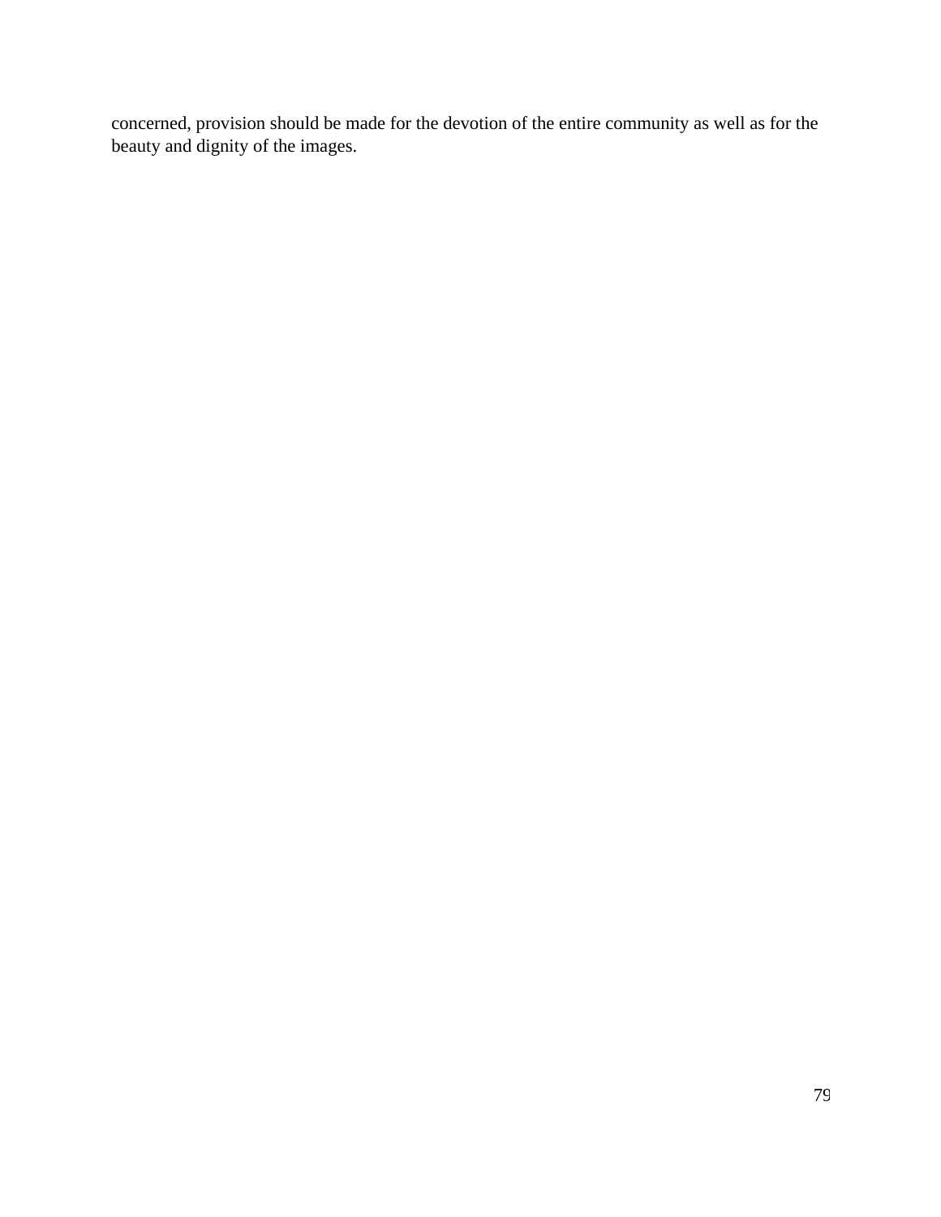concerned, provision should be made for the devotion of the entire community as well as for the beauty and dignity of the images.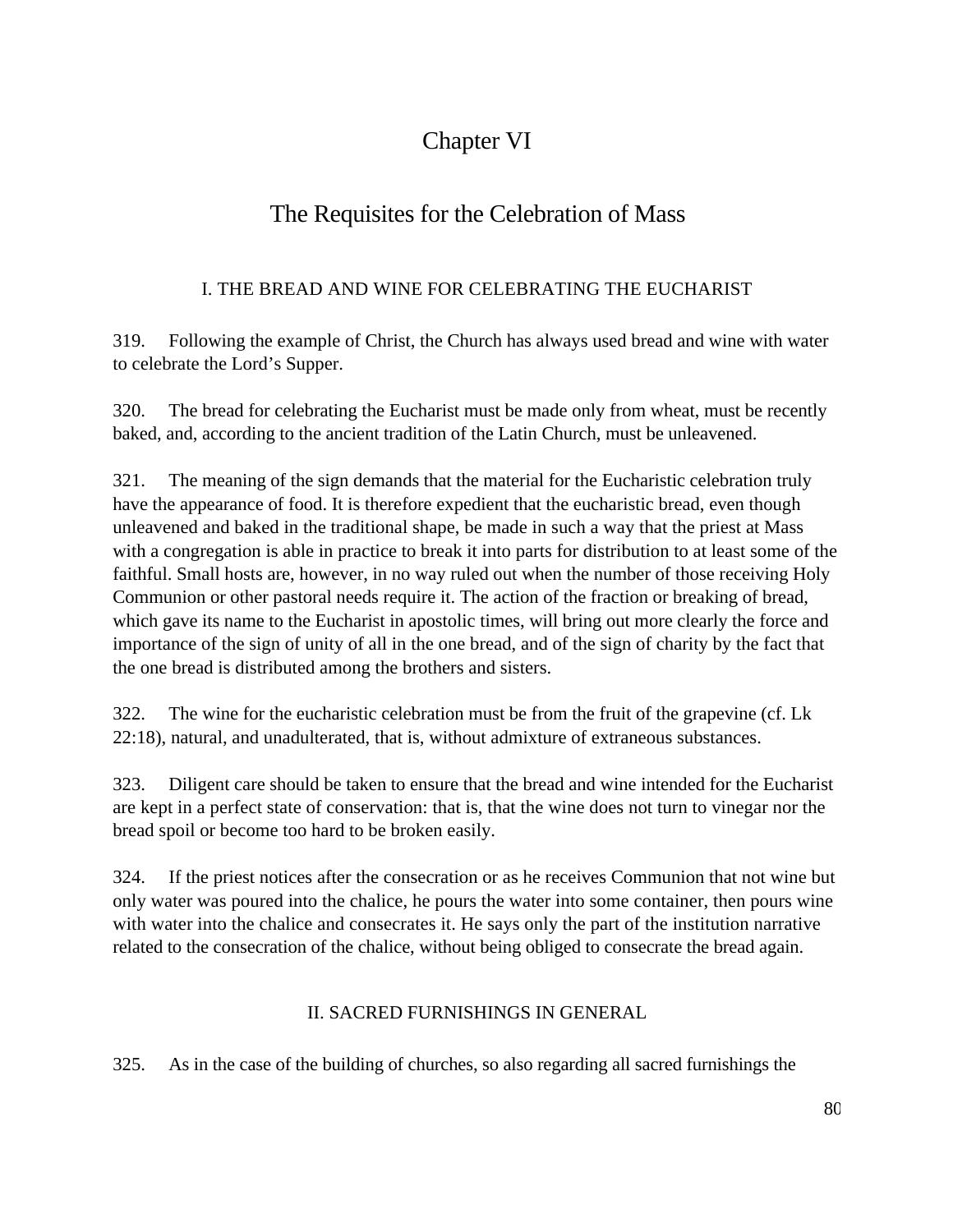# Chapter VI

## The Requisites for the Celebration of Mass

### I. THE BREAD AND WINE FOR CELEBRATING THE EUCHARIST

319. Following the example of Christ, the Church has always used bread and wine with water to celebrate the Lord's Supper.

320. The bread for celebrating the Eucharist must be made only from wheat, must be recently baked, and, according to the ancient tradition of the Latin Church, must be unleavened.

321. The meaning of the sign demands that the material for the Eucharistic celebration truly have the appearance of food. It is therefore expedient that the eucharistic bread, even though unleavened and baked in the traditional shape, be made in such a way that the priest at Mass with a congregation is able in practice to break it into parts for distribution to at least some of the faithful. Small hosts are, however, in no way ruled out when the number of those receiving Holy Communion or other pastoral needs require it. The action of the fraction or breaking of bread, which gave its name to the Eucharist in apostolic times, will bring out more clearly the force and importance of the sign of unity of all in the one bread, and of the sign of charity by the fact that the one bread is distributed among the brothers and sisters.

322. The wine for the eucharistic celebration must be from the fruit of the grapevine (cf. Lk 22:18), natural, and unadulterated, that is, without admixture of extraneous substances.

323. Diligent care should be taken to ensure that the bread and wine intended for the Eucharist are kept in a perfect state of conservation: that is, that the wine does not turn to vinegar nor the bread spoil or become too hard to be broken easily.

324. If the priest notices after the consecration or as he receives Communion that not wine but only water was poured into the chalice, he pours the water into some container, then pours wine with water into the chalice and consecrates it. He says only the part of the institution narrative related to the consecration of the chalice, without being obliged to consecrate the bread again.

### II. SACRED FURNISHINGS IN GENERAL

325. As in the case of the building of churches, so also regarding all sacred furnishings the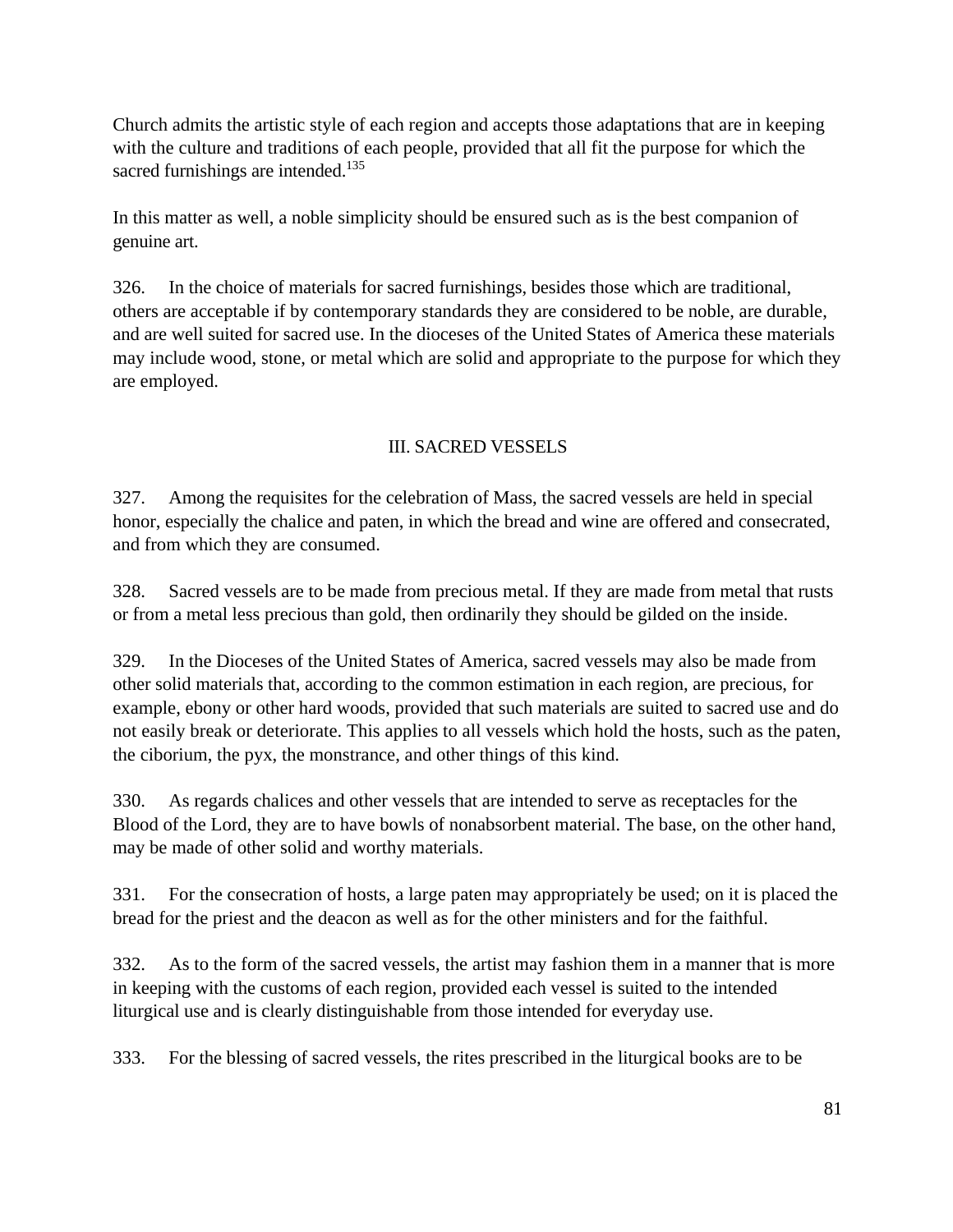Church admits the artistic style of each region and accepts those adaptations that are in keeping with the culture and traditions of each people, provided that all fit the purpose for which the sacred furnishings are intended.[135]

In this matter as well, a noble simplicity should be ensured such as is the best companion of genuine art.

326. In the choice of materials for sacred furnishings, besides those which are traditional, others are acceptable if by contemporary standards they are considered to be noble, are durable, and are well suited for sacred use. In the dioceses of the United States of America these materials may include wood, stone, or metal which are solid and appropriate to the purpose for which they are employed.

## III. SACRED VESSELS

327. Among the requisites for the celebration of Mass, the sacred vessels are held in special honor, especially the chalice and paten, in which the bread and wine are offered and consecrated, and from which they are consumed.

328. Sacred vessels are to be made from precious metal. If they are made from metal that rusts or from a metal less precious than gold, then ordinarily they should be gilded on the inside.

329. In the Dioceses of the United States of America, sacred vessels may also be made from other solid materials that, according to the common estimation in each region, are precious, for example, ebony or other hard woods, provided that such materials are suited to sacred use and do not easily break or deteriorate. This applies to all vessels which hold the hosts, such as the paten, the ciborium, the pyx, the monstrance, and other things of this kind.

330. As regards chalices and other vessels that are intended to serve as receptacles for the Blood of the Lord, they are to have bowls of nonabsorbent material. The base, on the other hand, may be made of other solid and worthy materials.

331. For the consecration of hosts, a large paten may appropriately be used; on it is placed the bread for the priest and the deacon as well as for the other ministers and for the faithful.

332. As to the form of the sacred vessels, the artist may fashion them in a manner that is more in keeping with the customs of each region, provided each vessel is suited to the intended liturgical use and is clearly distinguishable from those intended for everyday use.

333. For the blessing of sacred vessels, the rites prescribed in the liturgical books are to be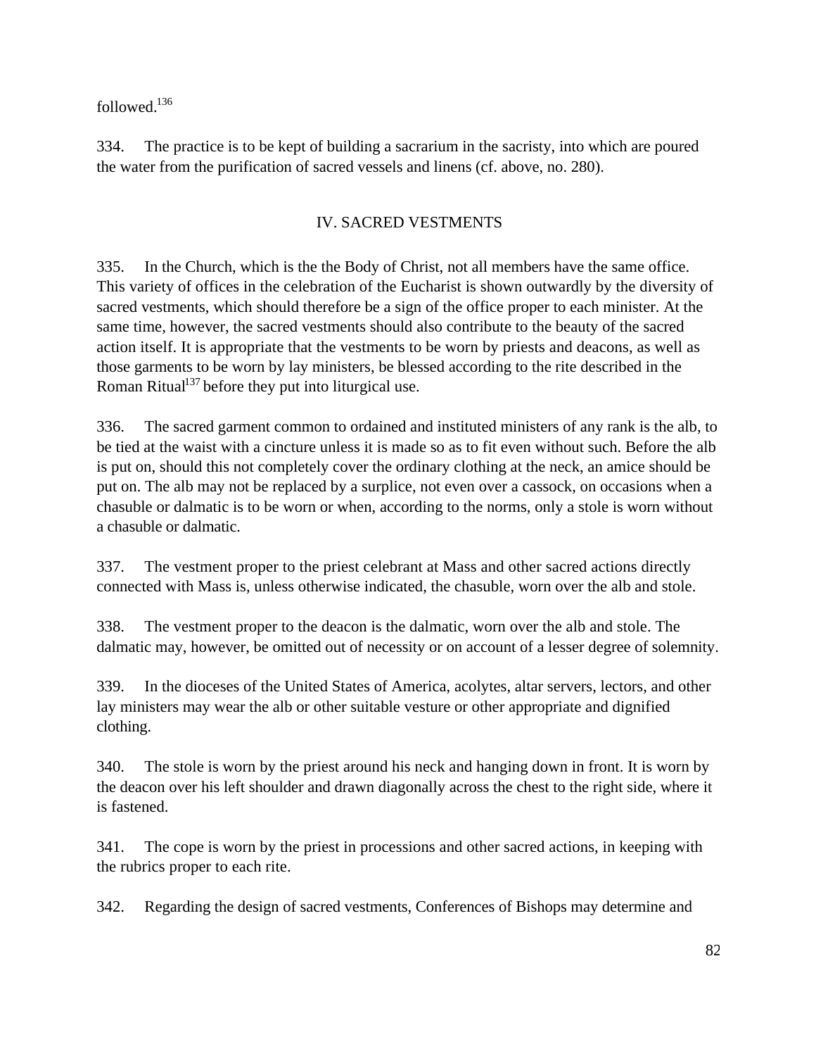followed.[136]

334. The practice is to be kept of building a sacrarium in the sacristy, into which are poured the water from the purification of sacred vessels and linens (cf. above, no. 280).

## IV. SACRED VESTMENTS

335. In the Church, which is the the Body of Christ, not all members have the same office. This variety of offices in the celebration of the Eucharist is shown outwardly by the diversity of sacred vestments, which should therefore be a sign of the office proper to each minister. At the same time, however, the sacred vestments should also contribute to the beauty of the sacred action itself. It is appropriate that the vestments to be worn by priests and deacons, as well as those garments to be worn by lay ministers, be blessed according to the rite described in the Roman Ritual[137] before they put into liturgical use.

336. The sacred garment common to ordained and instituted ministers of any rank is the alb, to be tied at the waist with a cincture unless it is made so as to fit even without such. Before the alb is put on, should this not completely cover the ordinary clothing at the neck, an amice should be put on. The alb may not be replaced by a surplice, not even over a cassock, on occasions when a chasuble or dalmatic is to be worn or when, according to the norms, only a stole is worn without a chasuble or dalmatic.

337. The vestment proper to the priest celebrant at Mass and other sacred actions directly connected with Mass is, unless otherwise indicated, the chasuble, worn over the alb and stole.

338. The vestment proper to the deacon is the dalmatic, worn over the alb and stole. The dalmatic may, however, be omitted out of necessity or on account of a lesser degree of solemnity.

339. In the dioceses of the United States of America, acolytes, altar servers, lectors, and other lay ministers may wear the alb or other suitable vesture or other appropriate and dignified clothing.

340. The stole is worn by the priest around his neck and hanging down in front. It is worn by the deacon over his left shoulder and drawn diagonally across the chest to the right side, where it is fastened.

341. The cope is worn by the priest in processions and other sacred actions, in keeping with the rubrics proper to each rite.

342. Regarding the design of sacred vestments, Conferences of Bishops may determine and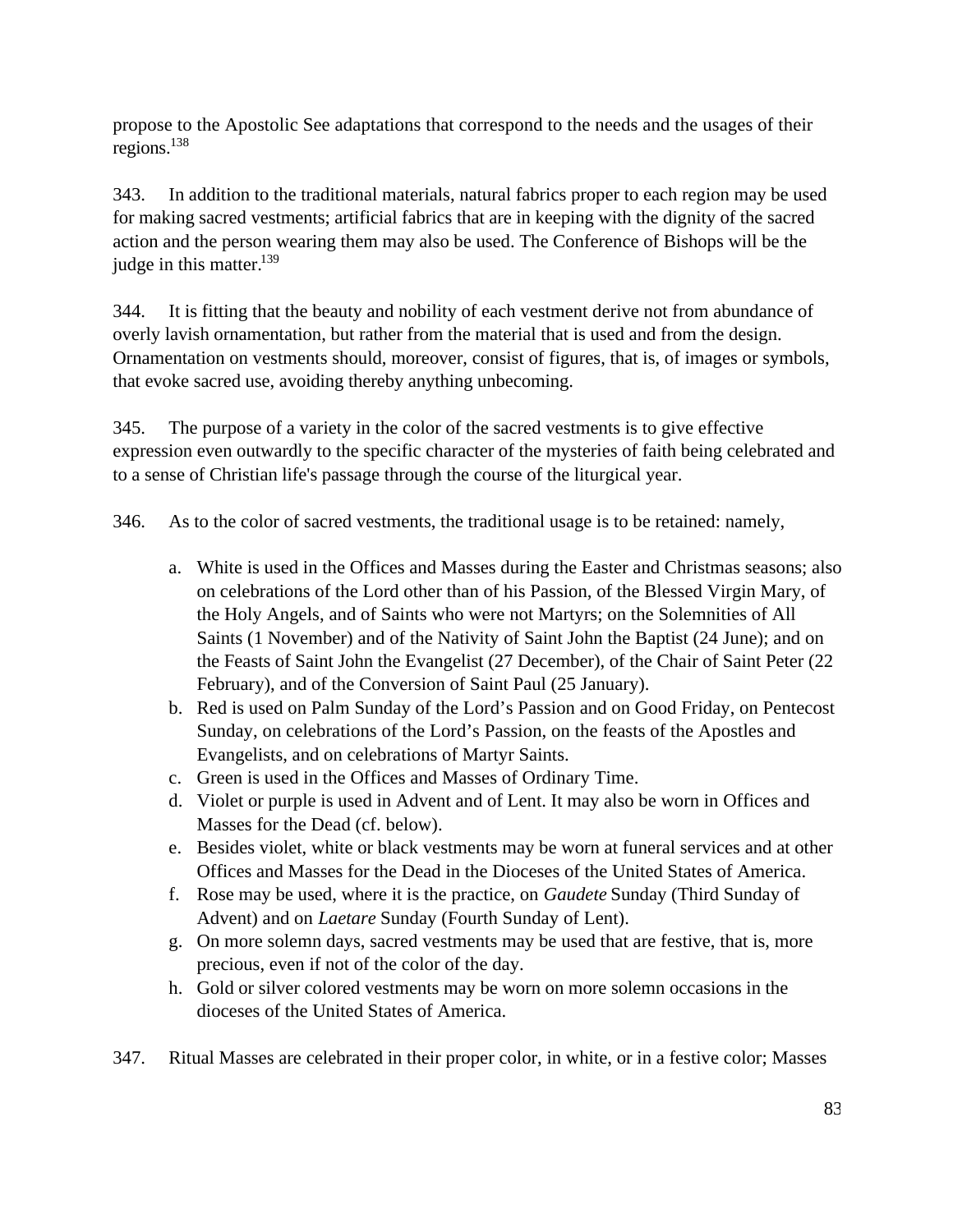propose to the Apostolic See adaptations that correspond to the needs and the usages of their regions.[138]

343. In addition to the traditional materials, natural fabrics proper to each region may be used for making sacred vestments; artificial fabrics that are in keeping with the dignity of the sacred action and the person wearing them may also be used. The Conference of Bishops will be the judge in this matter.[139]

344. It is fitting that the beauty and nobility of each vestment derive not from abundance of overly lavish ornamentation, but rather from the material that is used and from the design. Ornamentation on vestments should, moreover, consist of figures, that is, of images or symbols, that evoke sacred use, avoiding thereby anything unbecoming.

345. The purpose of a variety in the color of the sacred vestments is to give effective expression even outwardly to the specific character of the mysteries of faith being celebrated and to a sense of Christian life's passage through the course of the liturgical year.

346. As to the color of sacred vestments, the traditional usage is to be retained: namely,

a. White is used in the Offices and Masses during the Easter and Christmas seasons; also on celebrations of the Lord other than of his Passion, of the Blessed Virgin Mary, of the Holy Angels, and of Saints who were not Martyrs; on the Solemnities of All Saints (1 November) and of the Nativity of Saint John the Baptist (24 June); and on the Feasts of Saint John the Evangelist (27 December), of the Chair of Saint Peter (22 February), and of the Conversion of Saint Paul (25 January).
b. Red is used on Palm Sunday of the Lord’s Passion and on Good Friday, on Pentecost Sunday, on celebrations of the Lord’s Passion, on the feasts of the Apostles and Evangelists, and on celebrations of Martyr Saints.
c. Green is used in the Offices and Masses of Ordinary Time.
d. Violet or purple is used in Advent and of Lent. It may also be worn in Offices and Masses for the Dead (cf. below).
e. Besides violet, white or black vestments may be worn at funeral services and at other Offices and Masses for the Dead in the Dioceses of the United States of America.
f. Rose may be used, where it is the practice, on *Gaudete* Sunday (Third Sunday of Advent) and on *Laetare* Sunday (Fourth Sunday of Lent).
g. On more solemn days, sacred vestments may be used that are festive, that is, more precious, even if not of the color of the day.
h. Gold or silver colored vestments may be worn on more solemn occasions in the dioceses of the United States of America.

347. Ritual Masses are celebrated in their proper color, in white, or in a festive color; Masses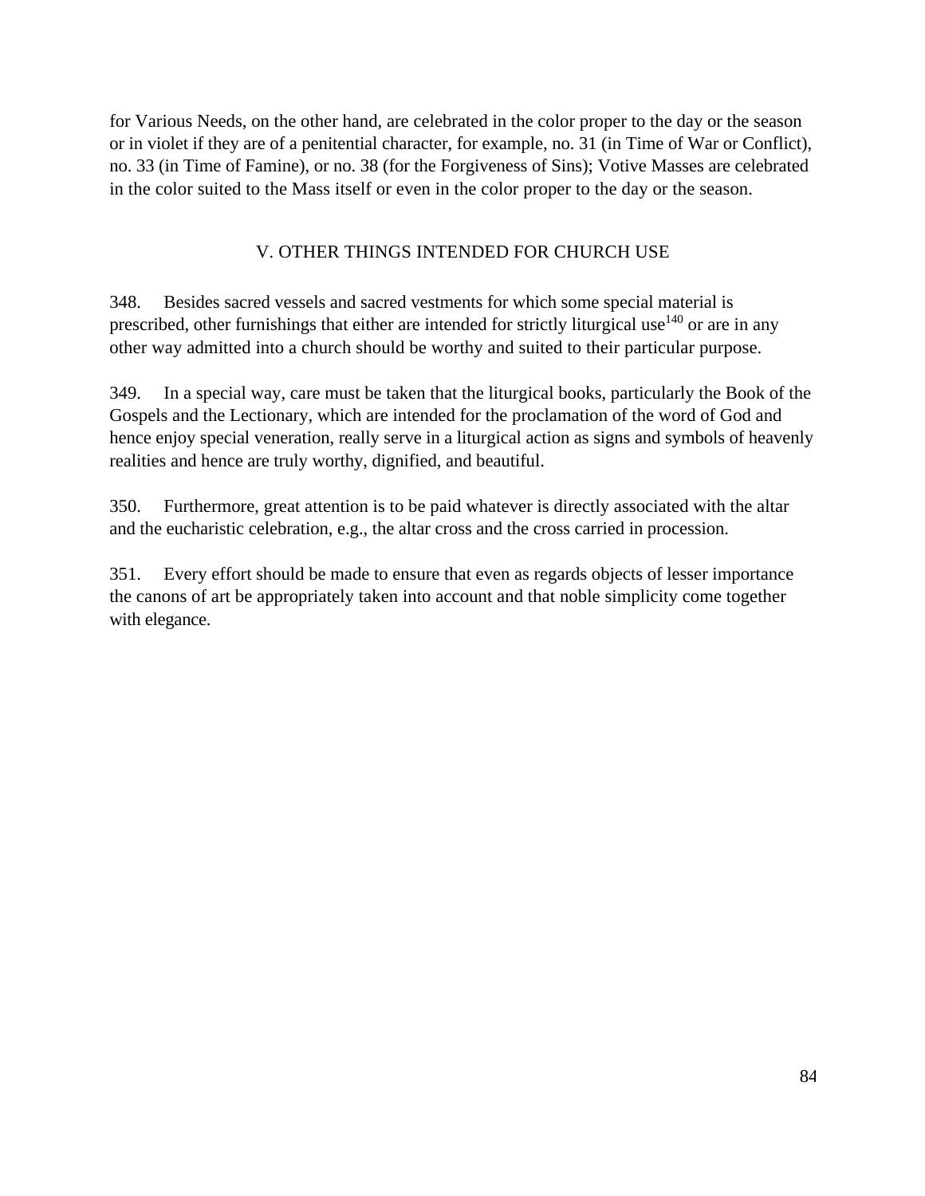for Various Needs, on the other hand, are celebrated in the color proper to the day or the season or in violet if they are of a penitential character, for example, no. 31 (in Time of War or Conflict), no. 33 (in Time of Famine), or no. 38 (for the Forgiveness of Sins); Votive Masses are celebrated in the color suited to the Mass itself or even in the color proper to the day or the season.

## V. OTHER THINGS INTENDED FOR CHURCH USE

348. Besides sacred vessels and sacred vestments for which some special material is prescribed, other furnishings that either are intended for strictly liturgical use[140] or are in any other way admitted into a church should be worthy and suited to their particular purpose.

349. In a special way, care must be taken that the liturgical books, particularly the Book of the Gospels and the Lectionary, which are intended for the proclamation of the word of God and hence enjoy special veneration, really serve in a liturgical action as signs and symbols of heavenly realities and hence are truly worthy, dignified, and beautiful.

350. Furthermore, great attention is to be paid whatever is directly associated with the altar and the eucharistic celebration, e.g., the altar cross and the cross carried in procession.

351. Every effort should be made to ensure that even as regards objects of lesser importance the canons of art be appropriately taken into account and that noble simplicity come together with elegance.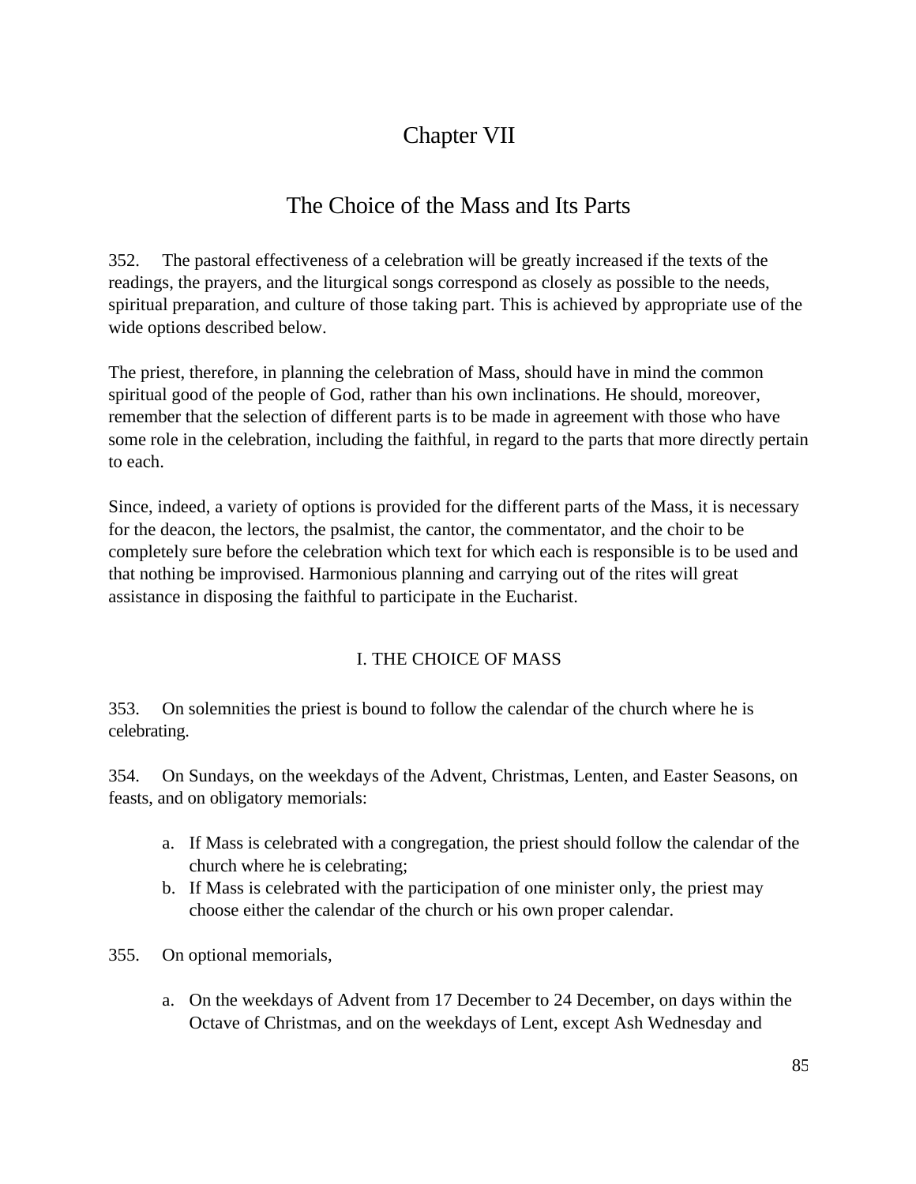# Chapter VII

## The Choice of the Mass and Its Parts

352. The pastoral effectiveness of a celebration will be greatly increased if the texts of the readings, the prayers, and the liturgical songs correspond as closely as possible to the needs, spiritual preparation, and culture of those taking part. This is achieved by appropriate use of the wide options described below.

The priest, therefore, in planning the celebration of Mass, should have in mind the common spiritual good of the people of God, rather than his own inclinations. He should, moreover, remember that the selection of different parts is to be made in agreement with those who have some role in the celebration, including the faithful, in regard to the parts that more directly pertain to each.

Since, indeed, a variety of options is provided for the different parts of the Mass, it is necessary for the deacon, the lectors, the psalmist, the cantor, the commentator, and the choir to be completely sure before the celebration which text for which each is responsible is to be used and that nothing be improvised. Harmonious planning and carrying out of the rites will great assistance in disposing the faithful to participate in the Eucharist.

### I. THE CHOICE OF MASS

353. On solemnities the priest is bound to follow the calendar of the church where he is celebrating.

354. On Sundays, on the weekdays of the Advent, Christmas, Lenten, and Easter Seasons, on feasts, and on obligatory memorials:

a. If Mass is celebrated with a congregation, the priest should follow the calendar of the church where he is celebrating;
b. If Mass is celebrated with the participation of one minister only, the priest may choose either the calendar of the church or his own proper calendar.

355. On optional memorials,

a. On the weekdays of Advent from 17 December to 24 December, on days within the Octave of Christmas, and on the weekdays of Lent, except Ash Wednesday and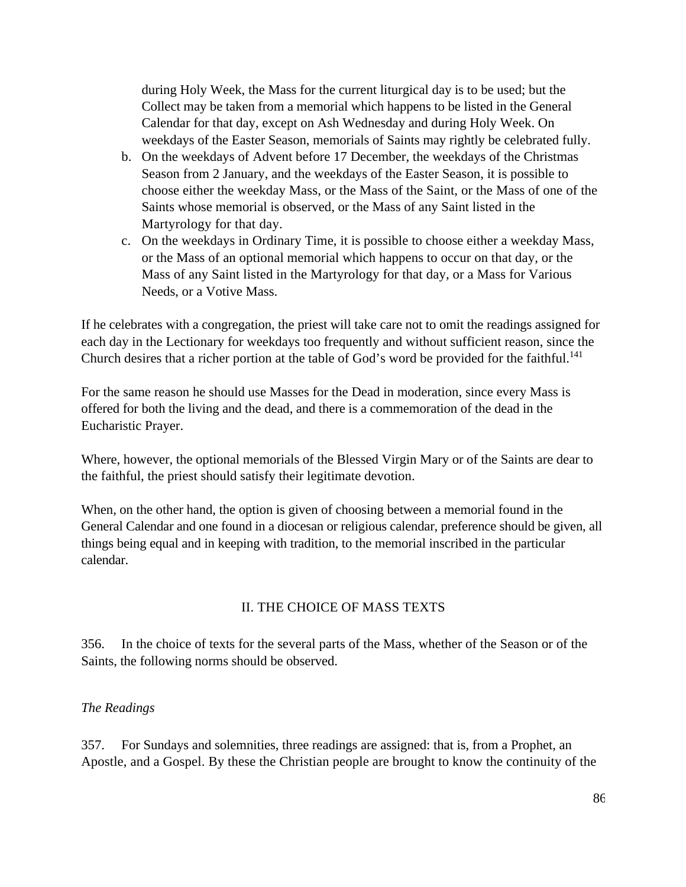during Holy Week, the Mass for the current liturgical day is to be used; but the Collect may be taken from a memorial which happens to be listed in the General Calendar for that day, except on Ash Wednesday and during Holy Week. On weekdays of the Easter Season, memorials of Saints may rightly be celebrated fully.

b. On the weekdays of Advent before 17 December, the weekdays of the Christmas Season from 2 January, and the weekdays of the Easter Season, it is possible to choose either the weekday Mass, or the Mass of the Saint, or the Mass of one of the Saints whose memorial is observed, or the Mass of any Saint listed in the Martyrology for that day.
c. On the weekdays in Ordinary Time, it is possible to choose either a weekday Mass, or the Mass of an optional memorial which happens to occur on that day, or the Mass of any Saint listed in the Martyrology for that day, or a Mass for Various Needs, or a Votive Mass.

If he celebrates with a congregation, the priest will take care not to omit the readings assigned for each day in the Lectionary for weekdays too frequently and without sufficient reason, since the Church desires that a richer portion at the table of God's word be provided for the faithful.[141]

For the same reason he should use Masses for the Dead in moderation, since every Mass is offered for both the living and the dead, and there is a commemoration of the dead in the Eucharistic Prayer.

Where, however, the optional memorials of the Blessed Virgin Mary or of the Saints are dear to the faithful, the priest should satisfy their legitimate devotion.

When, on the other hand, the option is given of choosing between a memorial found in the General Calendar and one found in a diocesan or religious calendar, preference should be given, all things being equal and in keeping with tradition, to the memorial inscribed in the particular calendar.

## II. THE CHOICE OF MASS TEXTS

356. In the choice of texts for the several parts of the Mass, whether of the Season or of the Saints, the following norms should be observed.

### *The Readings*

357. For Sundays and solemnities, three readings are assigned: that is, from a Prophet, an Apostle, and a Gospel. By these the Christian people are brought to know the continuity of the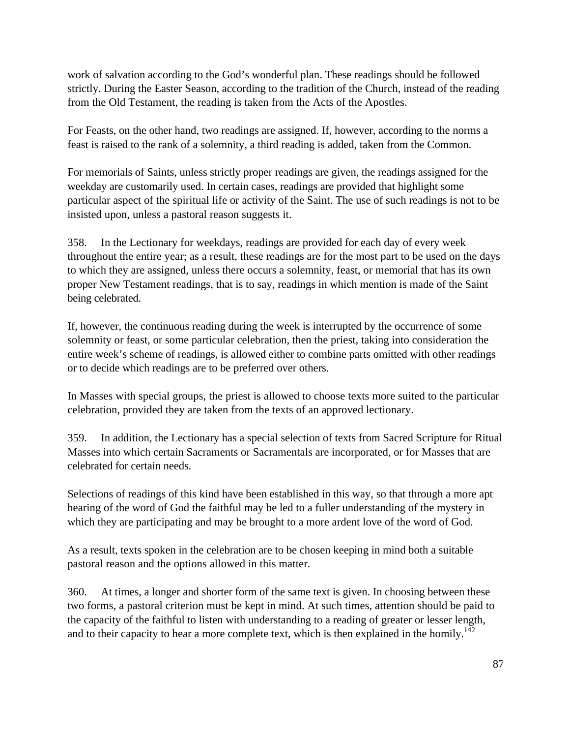work of salvation according to the God's wonderful plan. These readings should be followed strictly. During the Easter Season, according to the tradition of the Church, instead of the reading from the Old Testament, the reading is taken from the Acts of the Apostles.

For Feasts, on the other hand, two readings are assigned. If, however, according to the norms a feast is raised to the rank of a solemnity, a third reading is added, taken from the Common.

For memorials of Saints, unless strictly proper readings are given, the readings assigned for the weekday are customarily used. In certain cases, readings are provided that highlight some particular aspect of the spiritual life or activity of the Saint. The use of such readings is not to be insisted upon, unless a pastoral reason suggests it.

358. In the Lectionary for weekdays, readings are provided for each day of every week throughout the entire year; as a result, these readings are for the most part to be used on the days to which they are assigned, unless there occurs a solemnity, feast, or memorial that has its own proper New Testament readings, that is to say, readings in which mention is made of the Saint being celebrated.

If, however, the continuous reading during the week is interrupted by the occurrence of some solemnity or feast, or some particular celebration, then the priest, taking into consideration the entire week's scheme of readings, is allowed either to combine parts omitted with other readings or to decide which readings are to be preferred over others.

In Masses with special groups, the priest is allowed to choose texts more suited to the particular celebration, provided they are taken from the texts of an approved lectionary.

359. In addition, the Lectionary has a special selection of texts from Sacred Scripture for Ritual Masses into which certain Sacraments or Sacramentals are incorporated, or for Masses that are celebrated for certain needs.

Selections of readings of this kind have been established in this way, so that through a more apt hearing of the word of God the faithful may be led to a fuller understanding of the mystery in which they are participating and may be brought to a more ardent love of the word of God.

As a result, texts spoken in the celebration are to be chosen keeping in mind both a suitable pastoral reason and the options allowed in this matter.

360. At times, a longer and shorter form of the same text is given. In choosing between these two forms, a pastoral criterion must be kept in mind. At such times, attention should be paid to the capacity of the faithful to listen with understanding to a reading of greater or lesser length, and to their capacity to hear a more complete text, which is then explained in the homily.[142]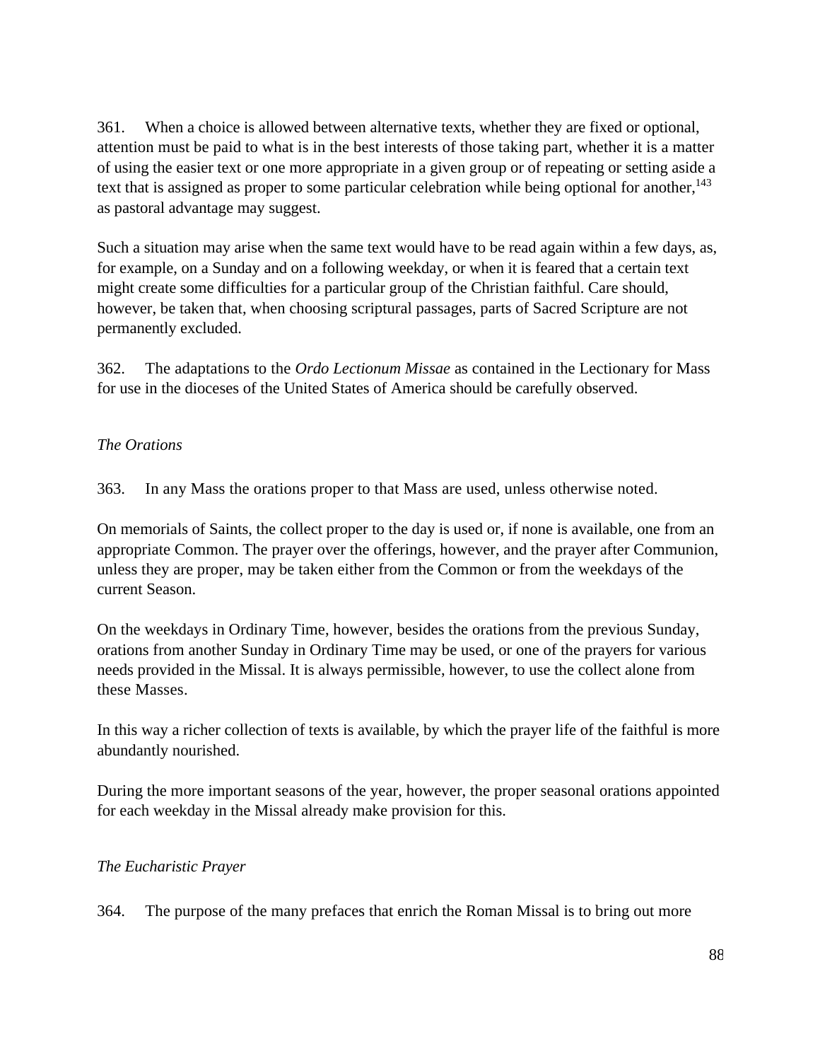361. When a choice is allowed between alternative texts, whether they are fixed or optional, attention must be paid to what is in the best interests of those taking part, whether it is a matter of using the easier text or one more appropriate in a given group or of repeating or setting aside a text that is assigned as proper to some particular celebration while being optional for another,[143] as pastoral advantage may suggest.

Such a situation may arise when the same text would have to be read again within a few days, as, for example, on a Sunday and on a following weekday, or when it is feared that a certain text might create some difficulties for a particular group of the Christian faithful. Care should, however, be taken that, when choosing scriptural passages, parts of Sacred Scripture are not permanently excluded.

362. The adaptations to the *Ordo Lectionum Missae* as contained in the Lectionary for Mass for use in the dioceses of the United States of America should be carefully observed.

*The Orations*

363. In any Mass the orations proper to that Mass are used, unless otherwise noted.

On memorials of Saints, the collect proper to the day is used or, if none is available, one from an appropriate Common. The prayer over the offerings, however, and the prayer after Communion, unless they are proper, may be taken either from the Common or from the weekdays of the current Season.

On the weekdays in Ordinary Time, however, besides the orations from the previous Sunday, orations from another Sunday in Ordinary Time may be used, or one of the prayers for various needs provided in the Missal. It is always permissible, however, to use the collect alone from these Masses.

In this way a richer collection of texts is available, by which the prayer life of the faithful is more abundantly nourished.

During the more important seasons of the year, however, the proper seasonal orations appointed for each weekday in the Missal already make provision for this.

*The Eucharistic Prayer*

364. The purpose of the many prefaces that enrich the Roman Missal is to bring out more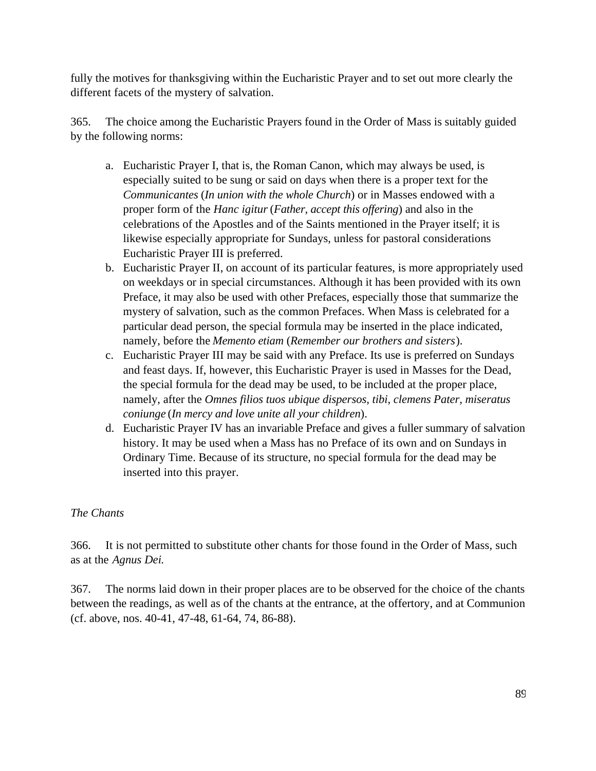fully the motives for thanksgiving within the Eucharistic Prayer and to set out more clearly the different facets of the mystery of salvation.

365. The choice among the Eucharistic Prayers found in the Order of Mass is suitably guided by the following norms:

a. Eucharistic Prayer I, that is, the Roman Canon, which may always be used, is especially suited to be sung or said on days when there is a proper text for the *Communicantes* (*In union with the whole Church*) or in Masses endowed with a proper form of the *Hanc igitur* (*Father, accept this offering*) and also in the celebrations of the Apostles and of the Saints mentioned in the Prayer itself; it is likewise especially appropriate for Sundays, unless for pastoral considerations Eucharistic Prayer III is preferred.
b. Eucharistic Prayer II, on account of its particular features, is more appropriately used on weekdays or in special circumstances. Although it has been provided with its own Preface, it may also be used with other Prefaces, especially those that summarize the mystery of salvation, such as the common Prefaces. When Mass is celebrated for a particular dead person, the special formula may be inserted in the place indicated, namely, before the *Memento etiam* (*Remember our brothers and sisters*).
c. Eucharistic Prayer III may be said with any Preface. Its use is preferred on Sundays and feast days. If, however, this Eucharistic Prayer is used in Masses for the Dead, the special formula for the dead may be used, to be included at the proper place, namely, after the *Omnes filios tuos ubique dispersos, tibi, clemens Pater, miseratus coniunge* (*In mercy and love unite all your children*).
d. Eucharistic Prayer IV has an invariable Preface and gives a fuller summary of salvation history. It may be used when a Mass has no Preface of its own and on Sundays in Ordinary Time. Because of its structure, no special formula for the dead may be inserted into this prayer.

*The Chants*

366. It is not permitted to substitute other chants for those found in the Order of Mass, such as at the *Agnus Dei.*

367. The norms laid down in their proper places are to be observed for the choice of the chants between the readings, as well as of the chants at the entrance, at the offertory, and at Communion (cf. above, nos. 40-41, 47-48, 61-64, 74, 86-88).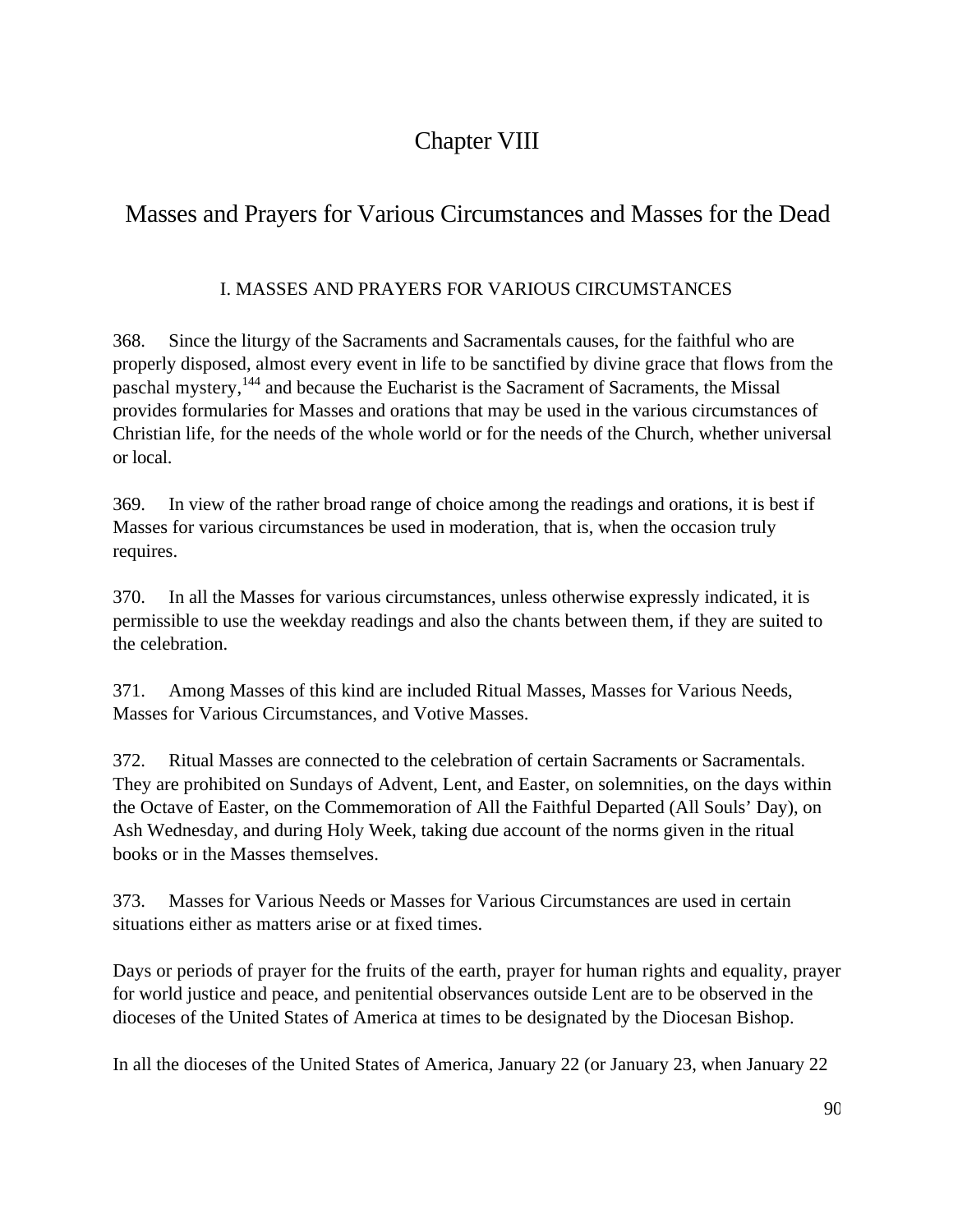# Chapter VIII

## Masses and Prayers for Various Circumstances and Masses for the Dead

### I. MASSES AND PRAYERS FOR VARIOUS CIRCUMSTANCES

368. Since the liturgy of the Sacraments and Sacramentals causes, for the faithful who are properly disposed, almost every event in life to be sanctified by divine grace that flows from the paschal mystery,[144] and because the Eucharist is the Sacrament of Sacraments, the Missal provides formularies for Masses and orations that may be used in the various circumstances of Christian life, for the needs of the whole world or for the needs of the Church, whether universal or local.

369. In view of the rather broad range of choice among the readings and orations, it is best if Masses for various circumstances be used in moderation, that is, when the occasion truly requires.

370. In all the Masses for various circumstances, unless otherwise expressly indicated, it is permissible to use the weekday readings and also the chants between them, if they are suited to the celebration.

371. Among Masses of this kind are included Ritual Masses, Masses for Various Needs, Masses for Various Circumstances, and Votive Masses.

372. Ritual Masses are connected to the celebration of certain Sacraments or Sacramentals. They are prohibited on Sundays of Advent, Lent, and Easter, on solemnities, on the days within the Octave of Easter, on the Commemoration of All the Faithful Departed (All Souls' Day), on Ash Wednesday, and during Holy Week, taking due account of the norms given in the ritual books or in the Masses themselves.

373. Masses for Various Needs or Masses for Various Circumstances are used in certain situations either as matters arise or at fixed times.

Days or periods of prayer for the fruits of the earth, prayer for human rights and equality, prayer for world justice and peace, and penitential observances outside Lent are to be observed in the dioceses of the United States of America at times to be designated by the Diocesan Bishop.

In all the dioceses of the United States of America, January 22 (or January 23, when January 22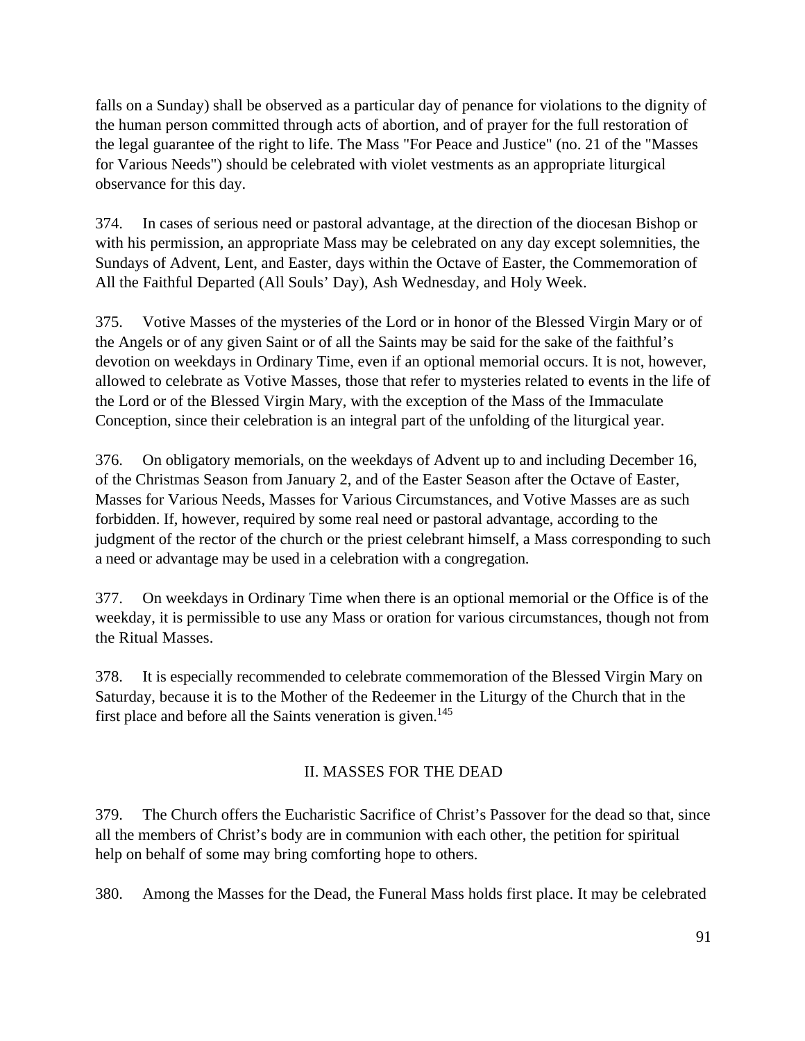falls on a Sunday) shall be observed as a particular day of penance for violations to the dignity of the human person committed through acts of abortion, and of prayer for the full restoration of the legal guarantee of the right to life. The Mass "For Peace and Justice" (no. 21 of the "Masses for Various Needs") should be celebrated with violet vestments as an appropriate liturgical observance for this day.

374. In cases of serious need or pastoral advantage, at the direction of the diocesan Bishop or with his permission, an appropriate Mass may be celebrated on any day except solemnities, the Sundays of Advent, Lent, and Easter, days within the Octave of Easter, the Commemoration of All the Faithful Departed (All Souls' Day), Ash Wednesday, and Holy Week.

375. Votive Masses of the mysteries of the Lord or in honor of the Blessed Virgin Mary or of the Angels or of any given Saint or of all the Saints may be said for the sake of the faithful's devotion on weekdays in Ordinary Time, even if an optional memorial occurs. It is not, however, allowed to celebrate as Votive Masses, those that refer to mysteries related to events in the life of the Lord or of the Blessed Virgin Mary, with the exception of the Mass of the Immaculate Conception, since their celebration is an integral part of the unfolding of the liturgical year.

376. On obligatory memorials, on the weekdays of Advent up to and including December 16, of the Christmas Season from January 2, and of the Easter Season after the Octave of Easter, Masses for Various Needs, Masses for Various Circumstances, and Votive Masses are as such forbidden. If, however, required by some real need or pastoral advantage, according to the judgment of the rector of the church or the priest celebrant himself, a Mass corresponding to such a need or advantage may be used in a celebration with a congregation.

377. On weekdays in Ordinary Time when there is an optional memorial or the Office is of the weekday, it is permissible to use any Mass or oration for various circumstances, though not from the Ritual Masses.

378. It is especially recommended to celebrate commemoration of the Blessed Virgin Mary on Saturday, because it is to the Mother of the Redeemer in the Liturgy of the Church that in the first place and before all the Saints veneration is given.[145]

## II. MASSES FOR THE DEAD

379. The Church offers the Eucharistic Sacrifice of Christ's Passover for the dead so that, since all the members of Christ's body are in communion with each other, the petition for spiritual help on behalf of some may bring comforting hope to others.

380. Among the Masses for the Dead, the Funeral Mass holds first place. It may be celebrated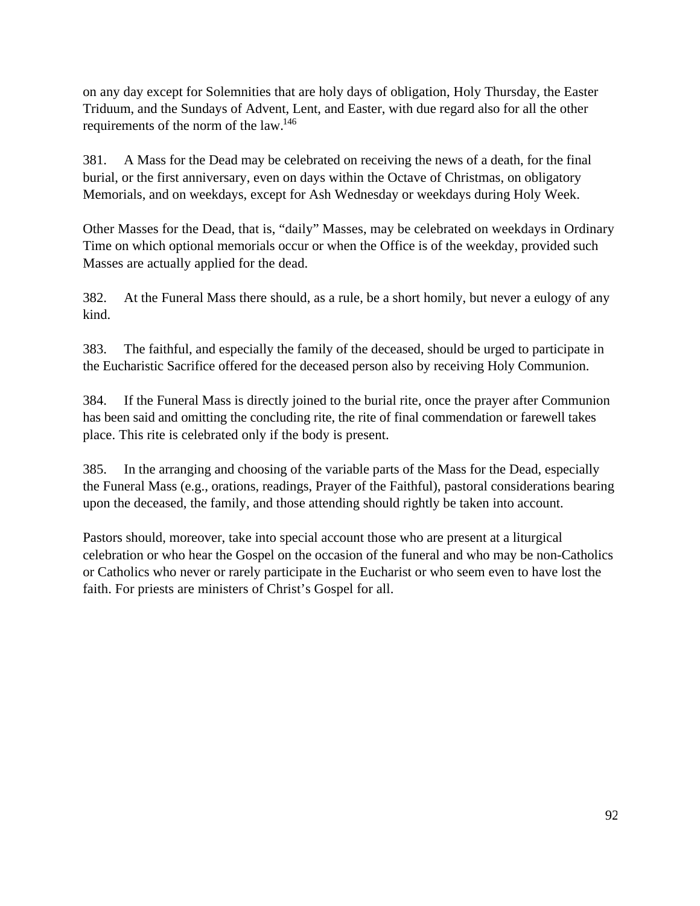on any day except for Solemnities that are holy days of obligation, Holy Thursday, the Easter Triduum, and the Sundays of Advent, Lent, and Easter, with due regard also for all the other requirements of the norm of the law.[146]

381. A Mass for the Dead may be celebrated on receiving the news of a death, for the final burial, or the first anniversary, even on days within the Octave of Christmas, on obligatory Memorials, and on weekdays, except for Ash Wednesday or weekdays during Holy Week.

Other Masses for the Dead, that is, "daily" Masses, may be celebrated on weekdays in Ordinary Time on which optional memorials occur or when the Office is of the weekday, provided such Masses are actually applied for the dead.

382. At the Funeral Mass there should, as a rule, be a short homily, but never a eulogy of any kind.

383. The faithful, and especially the family of the deceased, should be urged to participate in the Eucharistic Sacrifice offered for the deceased person also by receiving Holy Communion.

384. If the Funeral Mass is directly joined to the burial rite, once the prayer after Communion has been said and omitting the concluding rite, the rite of final commendation or farewell takes place. This rite is celebrated only if the body is present.

385. In the arranging and choosing of the variable parts of the Mass for the Dead, especially the Funeral Mass (e.g., orations, readings, Prayer of the Faithful), pastoral considerations bearing upon the deceased, the family, and those attending should rightly be taken into account.

Pastors should, moreover, take into special account those who are present at a liturgical celebration or who hear the Gospel on the occasion of the funeral and who may be non-Catholics or Catholics who never or rarely participate in the Eucharist or who seem even to have lost the faith. For priests are ministers of Christ's Gospel for all.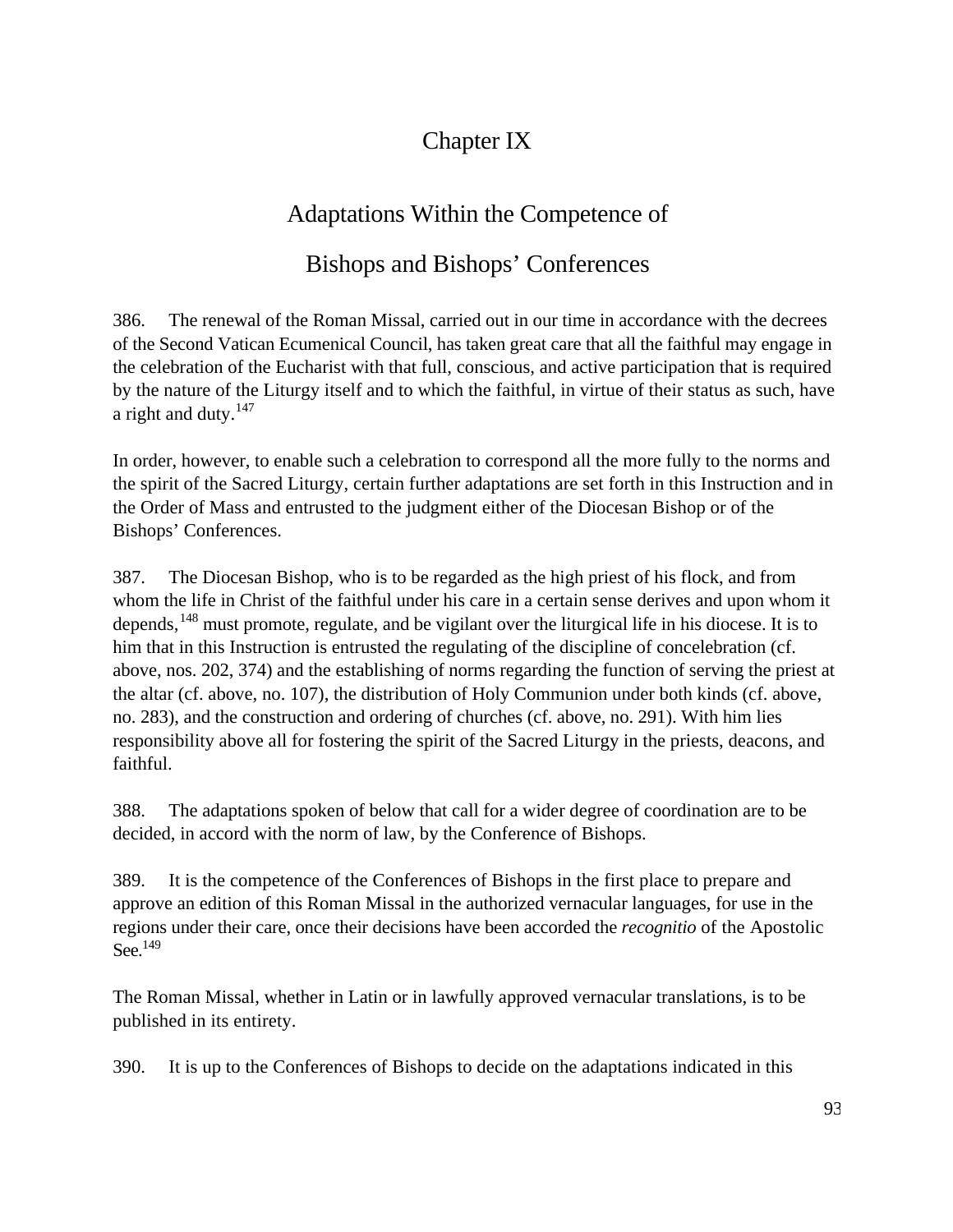# Chapter IX

## Adaptations Within the Competence of Bishops and Bishops' Conferences

386. The renewal of the Roman Missal, carried out in our time in accordance with the decrees of the Second Vatican Ecumenical Council, has taken great care that all the faithful may engage in the celebration of the Eucharist with that full, conscious, and active participation that is required by the nature of the Liturgy itself and to which the faithful, in virtue of their status as such, have a right and duty.[147]

In order, however, to enable such a celebration to correspond all the more fully to the norms and the spirit of the Sacred Liturgy, certain further adaptations are set forth in this Instruction and in the Order of Mass and entrusted to the judgment either of the Diocesan Bishop or of the Bishops' Conferences.

387. The Diocesan Bishop, who is to be regarded as the high priest of his flock, and from whom the life in Christ of the faithful under his care in a certain sense derives and upon whom it depends,[148] must promote, regulate, and be vigilant over the liturgical life in his diocese. It is to him that in this Instruction is entrusted the regulating of the discipline of concelebration (cf. above, nos. 202, 374) and the establishing of norms regarding the function of serving the priest at the altar (cf. above, no. 107), the distribution of Holy Communion under both kinds (cf. above, no. 283), and the construction and ordering of churches (cf. above, no. 291). With him lies responsibility above all for fostering the spirit of the Sacred Liturgy in the priests, deacons, and faithful.

388. The adaptations spoken of below that call for a wider degree of coordination are to be decided, in accord with the norm of law, by the Conference of Bishops.

389. It is the competence of the Conferences of Bishops in the first place to prepare and approve an edition of this Roman Missal in the authorized vernacular languages, for use in the regions under their care, once their decisions have been accorded the *recognitio* of the Apostolic See.[149]

The Roman Missal, whether in Latin or in lawfully approved vernacular translations, is to be published in its entirety.

390. It is up to the Conferences of Bishops to decide on the adaptations indicated in this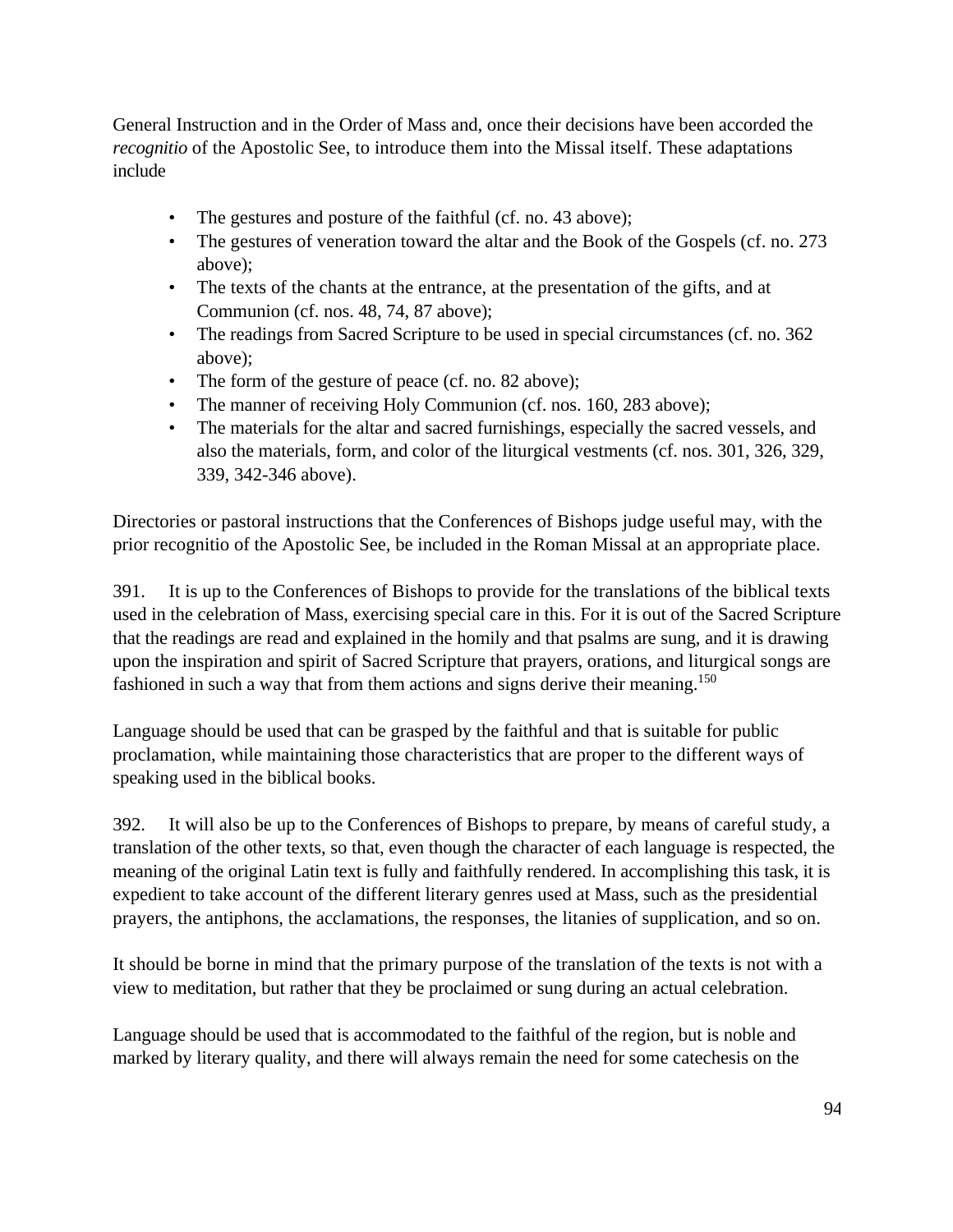General Instruction and in the Order of Mass and, once their decisions have been accorded the *recognitio* of the Apostolic See, to introduce them into the Missal itself. These adaptations include

- The gestures and posture of the faithful (cf. no. 43 above);
- The gestures of veneration toward the altar and the Book of the Gospels (cf. no. 273 above);
- The texts of the chants at the entrance, at the presentation of the gifts, and at Communion (cf. nos. 48, 74, 87 above);
- The readings from Sacred Scripture to be used in special circumstances (cf. no. 362 above);
- The form of the gesture of peace (cf. no. 82 above);
- The manner of receiving Holy Communion (cf. nos. 160, 283 above);
- The materials for the altar and sacred furnishings, especially the sacred vessels, and also the materials, form, and color of the liturgical vestments (cf. nos. 301, 326, 329, 339, 342-346 above).

Directories or pastoral instructions that the Conferences of Bishops judge useful may, with the prior recognitio of the Apostolic See, be included in the Roman Missal at an appropriate place.

391. It is up to the Conferences of Bishops to provide for the translations of the biblical texts used in the celebration of Mass, exercising special care in this. For it is out of the Sacred Scripture that the readings are read and explained in the homily and that psalms are sung, and it is drawing upon the inspiration and spirit of Sacred Scripture that prayers, orations, and liturgical songs are fashioned in such a way that from them actions and signs derive their meaning.[150]

Language should be used that can be grasped by the faithful and that is suitable for public proclamation, while maintaining those characteristics that are proper to the different ways of speaking used in the biblical books.

392. It will also be up to the Conferences of Bishops to prepare, by means of careful study, a translation of the other texts, so that, even though the character of each language is respected, the meaning of the original Latin text is fully and faithfully rendered. In accomplishing this task, it is expedient to take account of the different literary genres used at Mass, such as the presidential prayers, the antiphons, the acclamations, the responses, the litanies of supplication, and so on.

It should be borne in mind that the primary purpose of the translation of the texts is not with a view to meditation, but rather that they be proclaimed or sung during an actual celebration.

Language should be used that is accommodated to the faithful of the region, but is noble and marked by literary quality, and there will always remain the need for some catechesis on the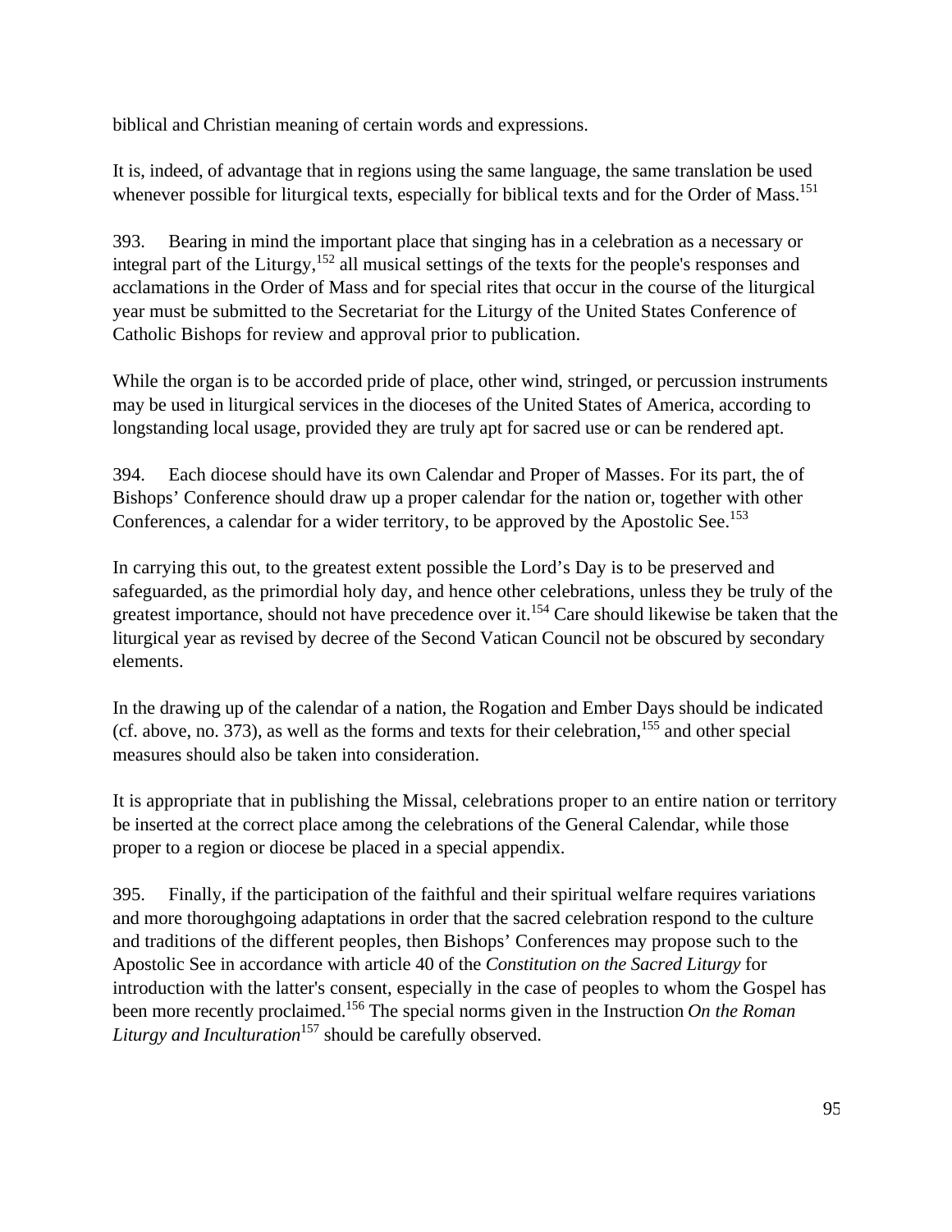biblical and Christian meaning of certain words and expressions.

It is, indeed, of advantage that in regions using the same language, the same translation be used whenever possible for liturgical texts, especially for biblical texts and for the Order of Mass.[151]

393. Bearing in mind the important place that singing has in a celebration as a necessary or integral part of the Liturgy,[152] all musical settings of the texts for the people's responses and acclamations in the Order of Mass and for special rites that occur in the course of the liturgical year must be submitted to the Secretariat for the Liturgy of the United States Conference of Catholic Bishops for review and approval prior to publication.

While the organ is to be accorded pride of place, other wind, stringed, or percussion instruments may be used in liturgical services in the dioceses of the United States of America, according to longstanding local usage, provided they are truly apt for sacred use or can be rendered apt.

394. Each diocese should have its own Calendar and Proper of Masses. For its part, the of Bishops' Conference should draw up a proper calendar for the nation or, together with other Conferences, a calendar for a wider territory, to be approved by the Apostolic See.[153]

In carrying this out, to the greatest extent possible the Lord's Day is to be preserved and safeguarded, as the primordial holy day, and hence other celebrations, unless they be truly of the greatest importance, should not have precedence over it.[154] Care should likewise be taken that the liturgical year as revised by decree of the Second Vatican Council not be obscured by secondary elements.

In the drawing up of the calendar of a nation, the Rogation and Ember Days should be indicated (cf. above, no. 373), as well as the forms and texts for their celebration,[155] and other special measures should also be taken into consideration.

It is appropriate that in publishing the Missal, celebrations proper to an entire nation or territory be inserted at the correct place among the celebrations of the General Calendar, while those proper to a region or diocese be placed in a special appendix.

395. Finally, if the participation of the faithful and their spiritual welfare requires variations and more thoroughgoing adaptations in order that the sacred celebration respond to the culture and traditions of the different peoples, then Bishops' Conferences may propose such to the Apostolic See in accordance with article 40 of the *Constitution on the Sacred Liturgy* for introduction with the latter's consent, especially in the case of peoples to whom the Gospel has been more recently proclaimed.[156] The special norms given in the Instruction *On the Roman Liturgy and Inculturation*[157] should be carefully observed.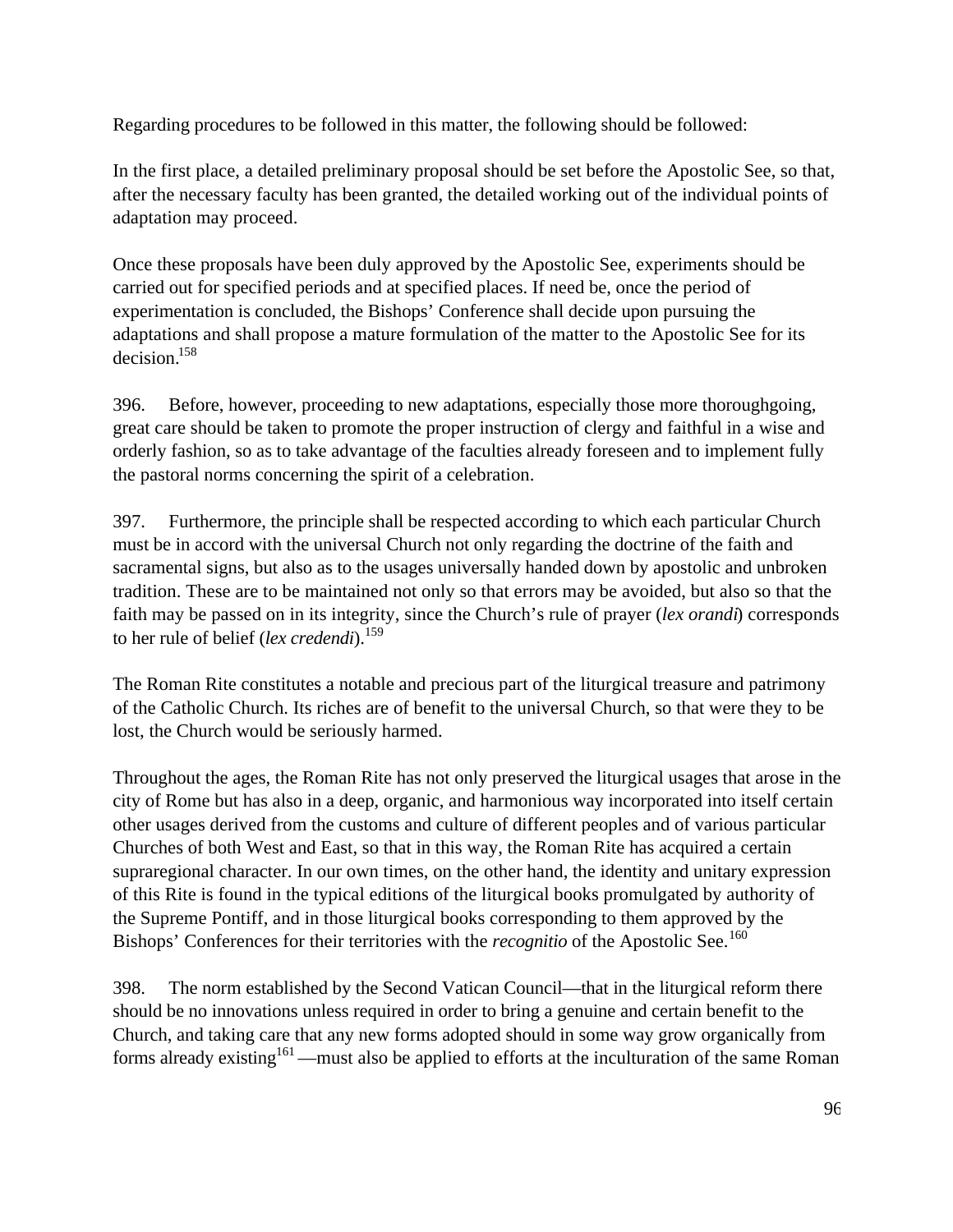Regarding procedures to be followed in this matter, the following should be followed:

In the first place, a detailed preliminary proposal should be set before the Apostolic See, so that, after the necessary faculty has been granted, the detailed working out of the individual points of adaptation may proceed.

Once these proposals have been duly approved by the Apostolic See, experiments should be carried out for specified periods and at specified places. If need be, once the period of experimentation is concluded, the Bishops' Conference shall decide upon pursuing the adaptations and shall propose a mature formulation of the matter to the Apostolic See for its decision.[158]

396. Before, however, proceeding to new adaptations, especially those more thoroughgoing, great care should be taken to promote the proper instruction of clergy and faithful in a wise and orderly fashion, so as to take advantage of the faculties already foreseen and to implement fully the pastoral norms concerning the spirit of a celebration.

397. Furthermore, the principle shall be respected according to which each particular Church must be in accord with the universal Church not only regarding the doctrine of the faith and sacramental signs, but also as to the usages universally handed down by apostolic and unbroken tradition. These are to be maintained not only so that errors may be avoided, but also so that the faith may be passed on in its integrity, since the Church's rule of prayer (*lex orandi*) corresponds to her rule of belief (*lex credendi*).[159]

The Roman Rite constitutes a notable and precious part of the liturgical treasure and patrimony of the Catholic Church. Its riches are of benefit to the universal Church, so that were they to be lost, the Church would be seriously harmed.

Throughout the ages, the Roman Rite has not only preserved the liturgical usages that arose in the city of Rome but has also in a deep, organic, and harmonious way incorporated into itself certain other usages derived from the customs and culture of different peoples and of various particular Churches of both West and East, so that in this way, the Roman Rite has acquired a certain supraregional character. In our own times, on the other hand, the identity and unitary expression of this Rite is found in the typical editions of the liturgical books promulgated by authority of the Supreme Pontiff, and in those liturgical books corresponding to them approved by the Bishops' Conferences for their territories with the *recognitio* of the Apostolic See.[160]

398. The norm established by the Second Vatican Council—that in the liturgical reform there should be no innovations unless required in order to bring a genuine and certain benefit to the Church, and taking care that any new forms adopted should in some way grow organically from forms already existing[161] —must also be applied to efforts at the inculturation of the same Roman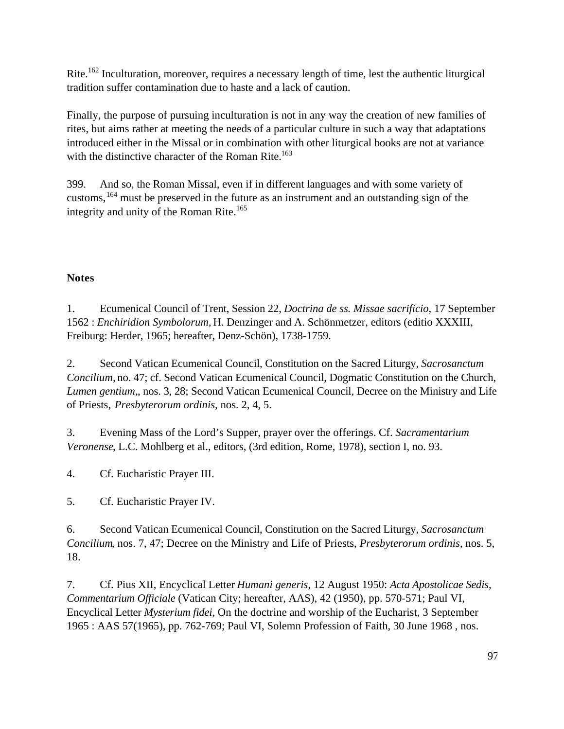Rite.[162] Inculturation, moreover, requires a necessary length of time, lest the authentic liturgical tradition suffer contamination due to haste and a lack of caution.

Finally, the purpose of pursuing inculturation is not in any way the creation of new families of rites, but aims rather at meeting the needs of a particular culture in such a way that adaptations introduced either in the Missal or in combination with other liturgical books are not at variance with the distinctive character of the Roman Rite.[163]

399. And so, the Roman Missal, even if in different languages and with some variety of customs,[164] must be preserved in the future as an instrument and an outstanding sign of the integrity and unity of the Roman Rite.[165]

**Notes**

1. Ecumenical Council of Trent, Session 22, *Doctrina de ss. Missae sacrificio*, 17 September 1562 : *Enchiridion Symbolorum,* H. Denzinger and A. Schönmetzer, editors (editio XXXIII, Freiburg: Herder, 1965; hereafter, Denz-Schön), 1738-1759.

2. Second Vatican Ecumenical Council, Constitution on the Sacred Liturgy, *Sacrosanctum Concilium,* no. 47; cf. Second Vatican Ecumenical Council, Dogmatic Constitution on the Church, *Lumen gentium*,, nos. 3, 28; Second Vatican Ecumenical Council, Decree on the Ministry and Life of Priests, *Presbyterorum ordinis,* nos. 2, 4, 5.

3. Evening Mass of the Lord's Supper, prayer over the offerings. Cf. *Sacramentarium Veronense*, L.C. Mohlberg et al., editors, (3rd edition, Rome, 1978), section I, no. 93.

4. Cf. Eucharistic Prayer III.

5. Cf. Eucharistic Prayer IV.

6. Second Vatican Ecumenical Council, Constitution on the Sacred Liturgy, *Sacrosanctum Concilium*, nos. 7, 47; Decree on the Ministry and Life of Priests, *Presbyterorum ordinis*, nos. 5, 18.

7. Cf. Pius XII, Encyclical Letter *Humani generis*, 12 August 1950: *Acta Apostolicae Sedis, Commentarium Officiale* (Vatican City; hereafter, AAS), 42 (1950), pp. 570-571; Paul VI, Encyclical Letter *Mysterium fidei*, On the doctrine and worship of the Eucharist, 3 September 1965 : AAS 57(1965), pp. 762-769; Paul VI, Solemn Profession of Faith, 30 June 1968 , nos.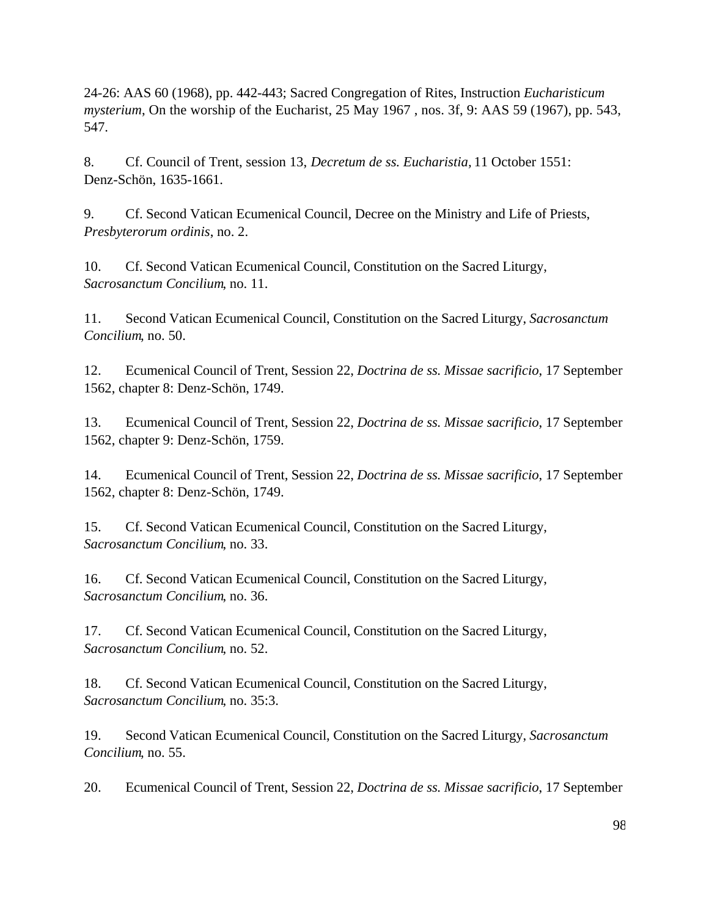24-26: AAS 60 (1968), pp. 442-443; Sacred Congregation of Rites, Instruction *Eucharisticum mysterium*, On the worship of the Eucharist, 25 May 1967 , nos. 3f, 9: AAS 59 (1967), pp. 543, 547.

8. Cf. Council of Trent, session 13, *Decretum de ss. Eucharistia*, 11 October 1551: Denz-Schön, 1635-1661.

9. Cf. Second Vatican Ecumenical Council, Decree on the Ministry and Life of Priests, *Presbyterorum ordinis*, no. 2.

10. Cf. Second Vatican Ecumenical Council, Constitution on the Sacred Liturgy, *Sacrosanctum Concilium*, no. 11.

11. Second Vatican Ecumenical Council, Constitution on the Sacred Liturgy, *Sacrosanctum Concilium*, no. 50.

12. Ecumenical Council of Trent, Session 22, *Doctrina de ss. Missae sacrificio*, 17 September 1562, chapter 8: Denz-Schön, 1749.

13. Ecumenical Council of Trent, Session 22, *Doctrina de ss. Missae sacrificio*, 17 September 1562, chapter 9: Denz-Schön, 1759.

14. Ecumenical Council of Trent, Session 22, *Doctrina de ss. Missae sacrificio*, 17 September 1562, chapter 8: Denz-Schön, 1749.

15. Cf. Second Vatican Ecumenical Council, Constitution on the Sacred Liturgy, *Sacrosanctum Concilium*, no. 33.

16. Cf. Second Vatican Ecumenical Council, Constitution on the Sacred Liturgy, *Sacrosanctum Concilium*, no. 36.

17. Cf. Second Vatican Ecumenical Council, Constitution on the Sacred Liturgy, *Sacrosanctum Concilium*, no. 52.

18. Cf. Second Vatican Ecumenical Council, Constitution on the Sacred Liturgy, *Sacrosanctum Concilium*, no. 35:3.

19. Second Vatican Ecumenical Council, Constitution on the Sacred Liturgy, *Sacrosanctum Concilium*, no. 55.

20. Ecumenical Council of Trent, Session 22, *Doctrina de ss. Missae sacrificio*, 17 September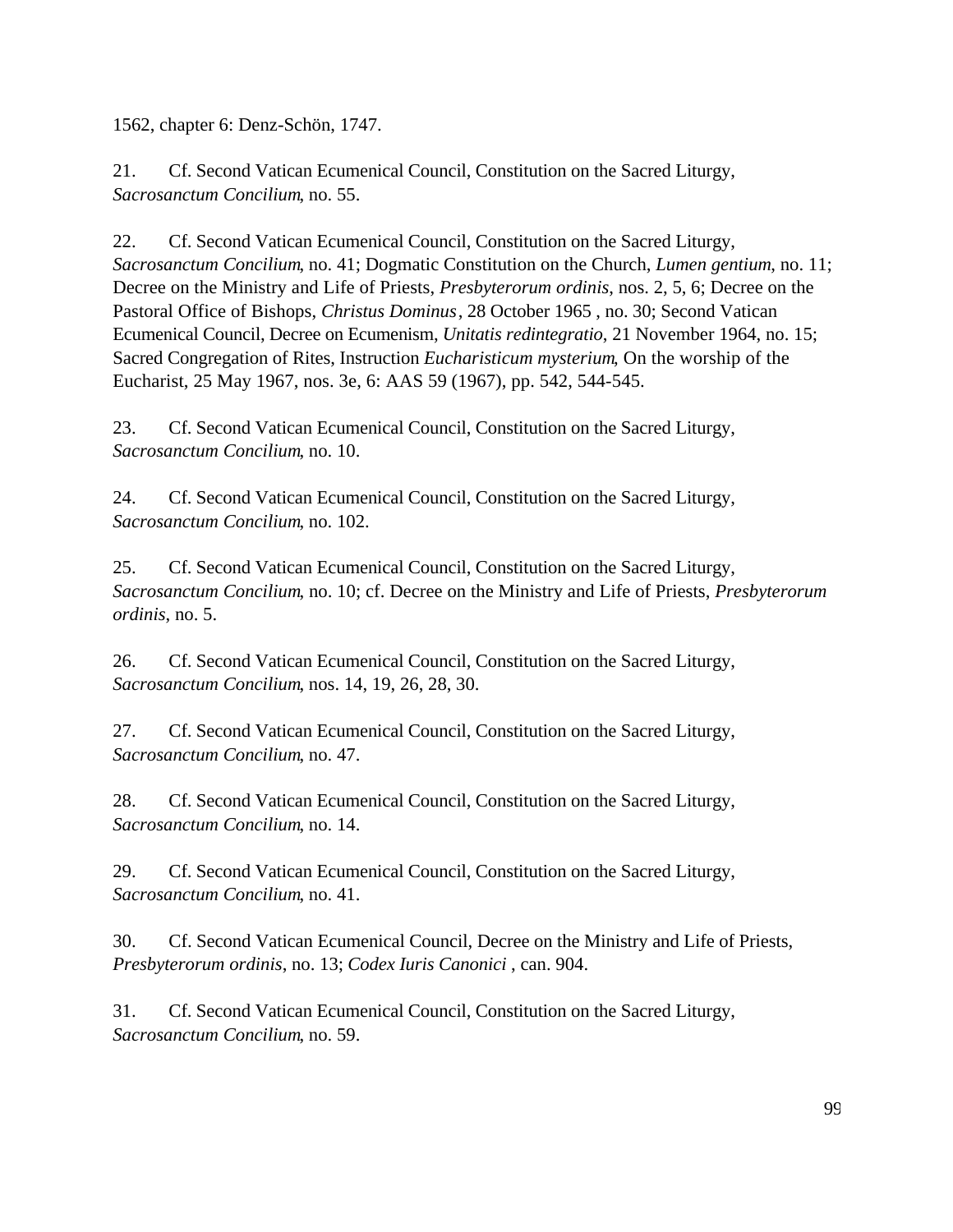1562, chapter 6: Denz-Schön, 1747.

21. Cf. Second Vatican Ecumenical Council, Constitution on the Sacred Liturgy, *Sacrosanctum Concilium*, no. 55.

22. Cf. Second Vatican Ecumenical Council, Constitution on the Sacred Liturgy, *Sacrosanctum Concilium*, no. 41; Dogmatic Constitution on the Church, *Lumen gentium*, no. 11; Decree on the Ministry and Life of Priests, *Presbyterorum ordinis*, nos. 2, 5, 6; Decree on the Pastoral Office of Bishops, *Christus Dominus*, 28 October 1965 , no. 30; Second Vatican Ecumenical Council, Decree on Ecumenism, *Unitatis redintegratio*, 21 November 1964, no. 15; Sacred Congregation of Rites, Instruction *Eucharisticum mysterium*, On the worship of the Eucharist, 25 May 1967, nos. 3e, 6: AAS 59 (1967), pp. 542, 544-545.

23. Cf. Second Vatican Ecumenical Council, Constitution on the Sacred Liturgy, *Sacrosanctum Concilium*, no. 10.

24. Cf. Second Vatican Ecumenical Council, Constitution on the Sacred Liturgy, *Sacrosanctum Concilium*, no. 102.

25. Cf. Second Vatican Ecumenical Council, Constitution on the Sacred Liturgy, *Sacrosanctum Concilium*, no. 10; cf. Decree on the Ministry and Life of Priests, *Presbyterorum ordinis*, no. 5.

26. Cf. Second Vatican Ecumenical Council, Constitution on the Sacred Liturgy, *Sacrosanctum Concilium*, nos. 14, 19, 26, 28, 30.

27. Cf. Second Vatican Ecumenical Council, Constitution on the Sacred Liturgy, *Sacrosanctum Concilium*, no. 47.

28. Cf. Second Vatican Ecumenical Council, Constitution on the Sacred Liturgy, *Sacrosanctum Concilium*, no. 14.

29. Cf. Second Vatican Ecumenical Council, Constitution on the Sacred Liturgy, *Sacrosanctum Concilium*, no. 41.

30. Cf. Second Vatican Ecumenical Council, Decree on the Ministry and Life of Priests, *Presbyterorum ordinis*, no. 13; *Codex Iuris Canonici* , can. 904.

31. Cf. Second Vatican Ecumenical Council, Constitution on the Sacred Liturgy, *Sacrosanctum Concilium*, no. 59.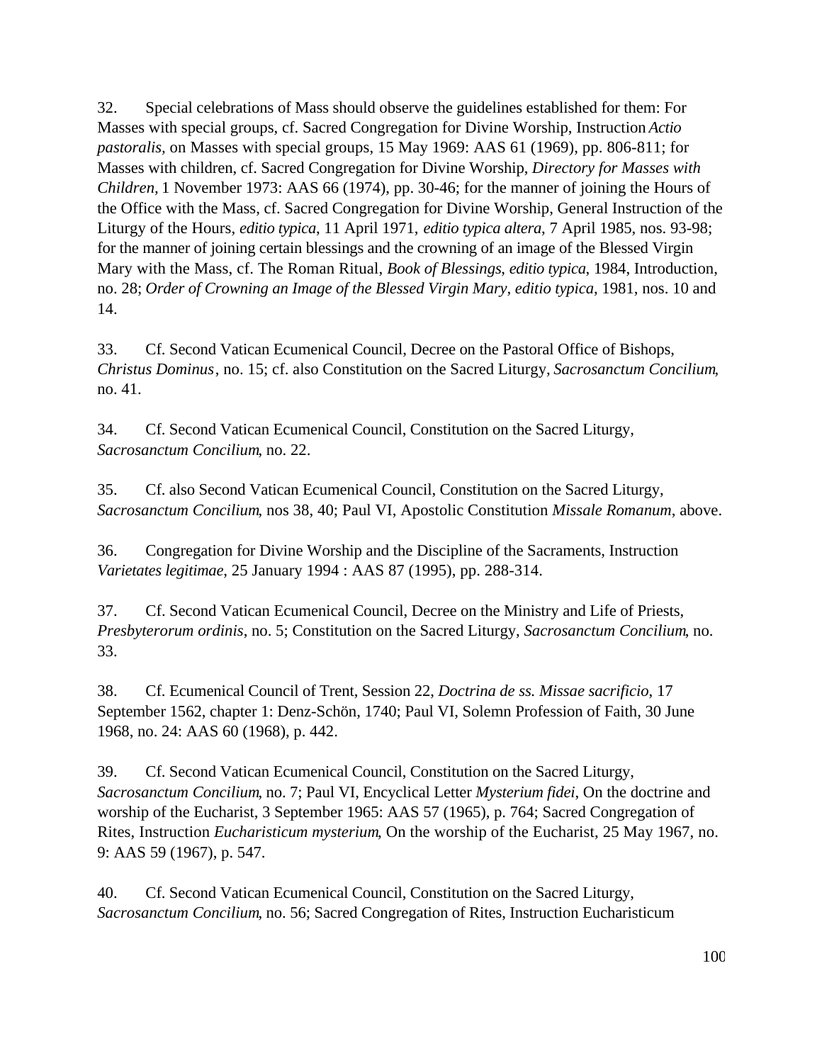32. Special celebrations of Mass should observe the guidelines established for them: For Masses with special groups, cf. Sacred Congregation for Divine Worship, Instruction *Actio pastoralis,* on Masses with special groups, 15 May 1969: AAS 61 (1969), pp. 806-811; for Masses with children, cf. Sacred Congregation for Divine Worship, *Directory for Masses with Children,* 1 November 1973: AAS 66 (1974), pp. 30-46; for the manner of joining the Hours of the Office with the Mass, cf. Sacred Congregation for Divine Worship, General Instruction of the Liturgy of the Hours, *editio typica*, 11 April 1971, *editio typica altera*, 7 April 1985, nos. 93-98; for the manner of joining certain blessings and the crowning of an image of the Blessed Virgin Mary with the Mass, cf. The Roman Ritual, *Book of Blessings*, *editio typica*, 1984, Introduction, no. 28; *Order of Crowning an Image of the Blessed Virgin Mary, editio typica*, 1981, nos. 10 and 14.

33. Cf. Second Vatican Ecumenical Council, Decree on the Pastoral Office of Bishops, *Christus Dominus*, no. 15; cf. also Constitution on the Sacred Liturgy, *Sacrosanctum Concilium*, no. 41.

34. Cf. Second Vatican Ecumenical Council, Constitution on the Sacred Liturgy, *Sacrosanctum Concilium*, no. 22.

35. Cf. also Second Vatican Ecumenical Council, Constitution on the Sacred Liturgy, *Sacrosanctum Concilium*, nos 38, 40; Paul VI, Apostolic Constitution *Missale Romanum*, above.

36. Congregation for Divine Worship and the Discipline of the Sacraments, Instruction *Varietates legitimae,* 25 January 1994 : AAS 87 (1995), pp. 288-314.

37. Cf. Second Vatican Ecumenical Council, Decree on the Ministry and Life of Priests, *Presbyterorum ordinis*, no. 5; Constitution on the Sacred Liturgy, *Sacrosanctum Concilium*, no. 33.

38. Cf. Ecumenical Council of Trent, Session 22, *Doctrina de ss. Missae sacrificio*, 17 September 1562, chapter 1: Denz-Schön, 1740; Paul VI, Solemn Profession of Faith, 30 June 1968, no. 24: AAS 60 (1968), p. 442.

39. Cf. Second Vatican Ecumenical Council, Constitution on the Sacred Liturgy, *Sacrosanctum Concilium*, no. 7; Paul VI, Encyclical Letter *Mysterium fidei*, On the doctrine and worship of the Eucharist, 3 September 1965: AAS 57 (1965), p. 764; Sacred Congregation of Rites, Instruction *Eucharisticum mysterium*, On the worship of the Eucharist, 25 May 1967, no. 9: AAS 59 (1967), p. 547.

40. Cf. Second Vatican Ecumenical Council, Constitution on the Sacred Liturgy, *Sacrosanctum Concilium*, no. 56; Sacred Congregation of Rites, Instruction Eucharisticum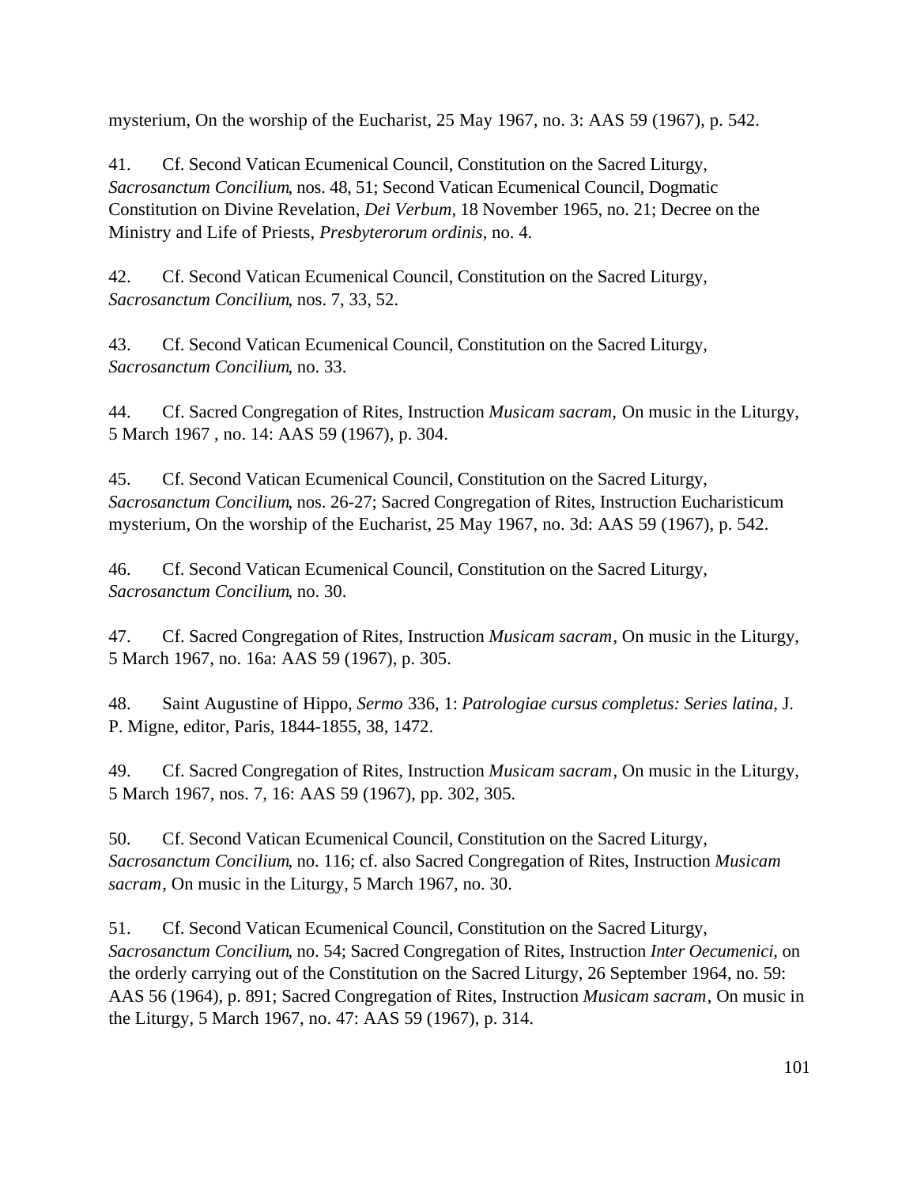mysterium, On the worship of the Eucharist, 25 May 1967, no. 3: AAS 59 (1967), p. 542.

41. Cf. Second Vatican Ecumenical Council, Constitution on the Sacred Liturgy, *Sacrosanctum Concilium*, nos. 48, 51; Second Vatican Ecumenical Council, Dogmatic Constitution on Divine Revelation, *Dei Verbum*, 18 November 1965, no. 21; Decree on the Ministry and Life of Priests, *Presbyterorum ordinis*, no. 4.

42. Cf. Second Vatican Ecumenical Council, Constitution on the Sacred Liturgy, *Sacrosanctum Concilium*, nos. 7, 33, 52.

43. Cf. Second Vatican Ecumenical Council, Constitution on the Sacred Liturgy, *Sacrosanctum Concilium*, no. 33.

44. Cf. Sacred Congregation of Rites, Instruction *Musicam sacram,* On music in the Liturgy, 5 March 1967 , no. 14: AAS 59 (1967), p. 304.

45. Cf. Second Vatican Ecumenical Council, Constitution on the Sacred Liturgy, *Sacrosanctum Concilium*, nos. 26-27; Sacred Congregation of Rites, Instruction Eucharisticum mysterium, On the worship of the Eucharist, 25 May 1967, no. 3d: AAS 59 (1967), p. 542.

46. Cf. Second Vatican Ecumenical Council, Constitution on the Sacred Liturgy, *Sacrosanctum Concilium*, no. 30.

47. Cf. Sacred Congregation of Rites, Instruction *Musicam sacram*, On music in the Liturgy, 5 March 1967, no. 16a: AAS 59 (1967), p. 305.

48. Saint Augustine of Hippo, *Sermo* 336, 1: *Patrologiae cursus completus: Series latina*, J. P. Migne, editor, Paris, 1844-1855, 38, 1472.

49. Cf. Sacred Congregation of Rites, Instruction *Musicam sacram*, On music in the Liturgy, 5 March 1967, nos. 7, 16: AAS 59 (1967), pp. 302, 305.

50. Cf. Second Vatican Ecumenical Council, Constitution on the Sacred Liturgy, *Sacrosanctum Concilium*, no. 116; cf. also Sacred Congregation of Rites, Instruction *Musicam sacram*, On music in the Liturgy, 5 March 1967, no. 30.

51. Cf. Second Vatican Ecumenical Council, Constitution on the Sacred Liturgy, *Sacrosanctum Concilium*, no. 54; Sacred Congregation of Rites, Instruction *Inter Oecumenici*, on the orderly carrying out of the Constitution on the Sacred Liturgy, 26 September 1964, no. 59: AAS 56 (1964), p. 891; Sacred Congregation of Rites, Instruction *Musicam sacram*, On music in the Liturgy, 5 March 1967, no. 47: AAS 59 (1967), p. 314.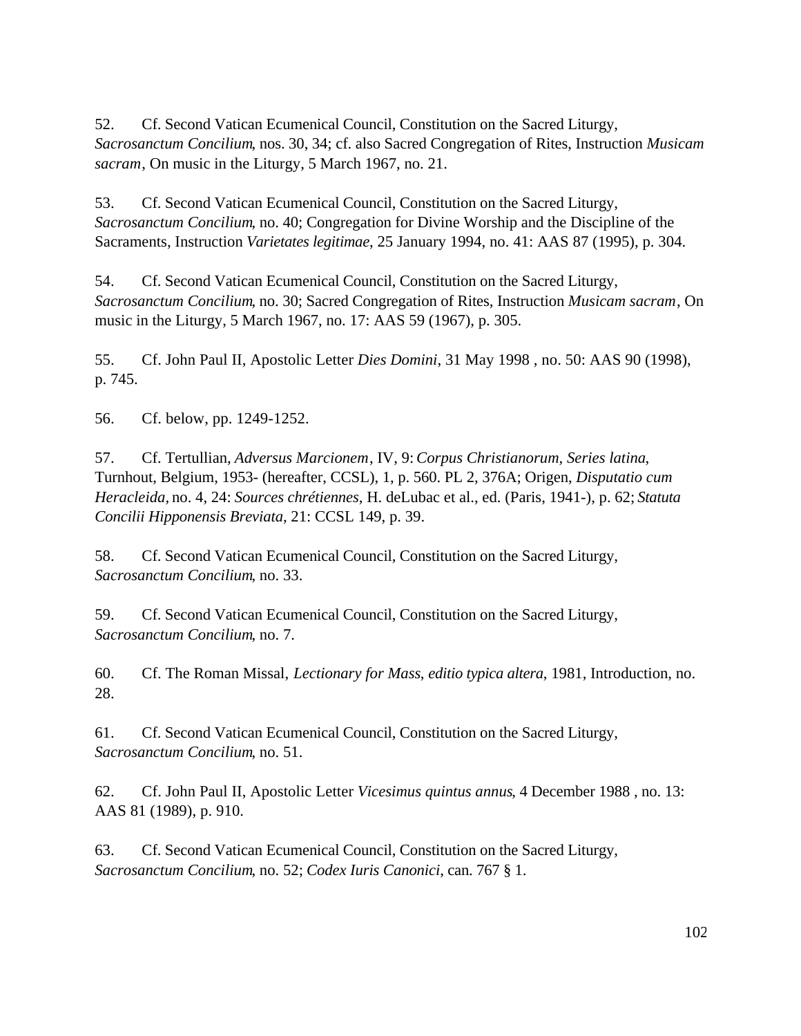52. Cf. Second Vatican Ecumenical Council, Constitution on the Sacred Liturgy, *Sacrosanctum Concilium*, nos. 30, 34; cf. also Sacred Congregation of Rites, Instruction *Musicam sacram*, On music in the Liturgy, 5 March 1967, no. 21.

53. Cf. Second Vatican Ecumenical Council, Constitution on the Sacred Liturgy, *Sacrosanctum Concilium*, no. 40; Congregation for Divine Worship and the Discipline of the Sacraments, Instruction *Varietates legitimae*, 25 January 1994, no. 41: AAS 87 (1995), p. 304.

54. Cf. Second Vatican Ecumenical Council, Constitution on the Sacred Liturgy, *Sacrosanctum Concilium*, no. 30; Sacred Congregation of Rites, Instruction *Musicam sacram*, On music in the Liturgy, 5 March 1967, no. 17: AAS 59 (1967), p. 305.

55. Cf. John Paul II, Apostolic Letter *Dies Domini*, 31 May 1998 , no. 50: AAS 90 (1998), p. 745.

56. Cf. below, pp. 1249-1252.

57. Cf. Tertullian, *Adversus Marcionem*, IV, 9: *Corpus Christianorum, Series latina*, Turnhout, Belgium, 1953- (hereafter, CCSL), 1, p. 560. PL 2, 376A; Origen, *Disputatio cum Heracleida,* no. 4, 24: *Sources chrétiennes*, H. deLubac et al., ed. (Paris, 1941-), p. 62; *Statuta Concilii Hipponensis Breviata*, 21: CCSL 149, p. 39.

58. Cf. Second Vatican Ecumenical Council, Constitution on the Sacred Liturgy, *Sacrosanctum Concilium*, no. 33.

59. Cf. Second Vatican Ecumenical Council, Constitution on the Sacred Liturgy, *Sacrosanctum Concilium*, no. 7.

60. Cf. The Roman Missal, *Lectionary for Mass*, *editio typica altera*, 1981, Introduction, no. 28.

61. Cf. Second Vatican Ecumenical Council, Constitution on the Sacred Liturgy, *Sacrosanctum Concilium*, no. 51.

62. Cf. John Paul II, Apostolic Letter *Vicesimus quintus annus*, 4 December 1988 , no. 13: AAS 81 (1989), p. 910.

63. Cf. Second Vatican Ecumenical Council, Constitution on the Sacred Liturgy, *Sacrosanctum Concilium*, no. 52; *Codex Iuris Canonici*, can. 767 § 1.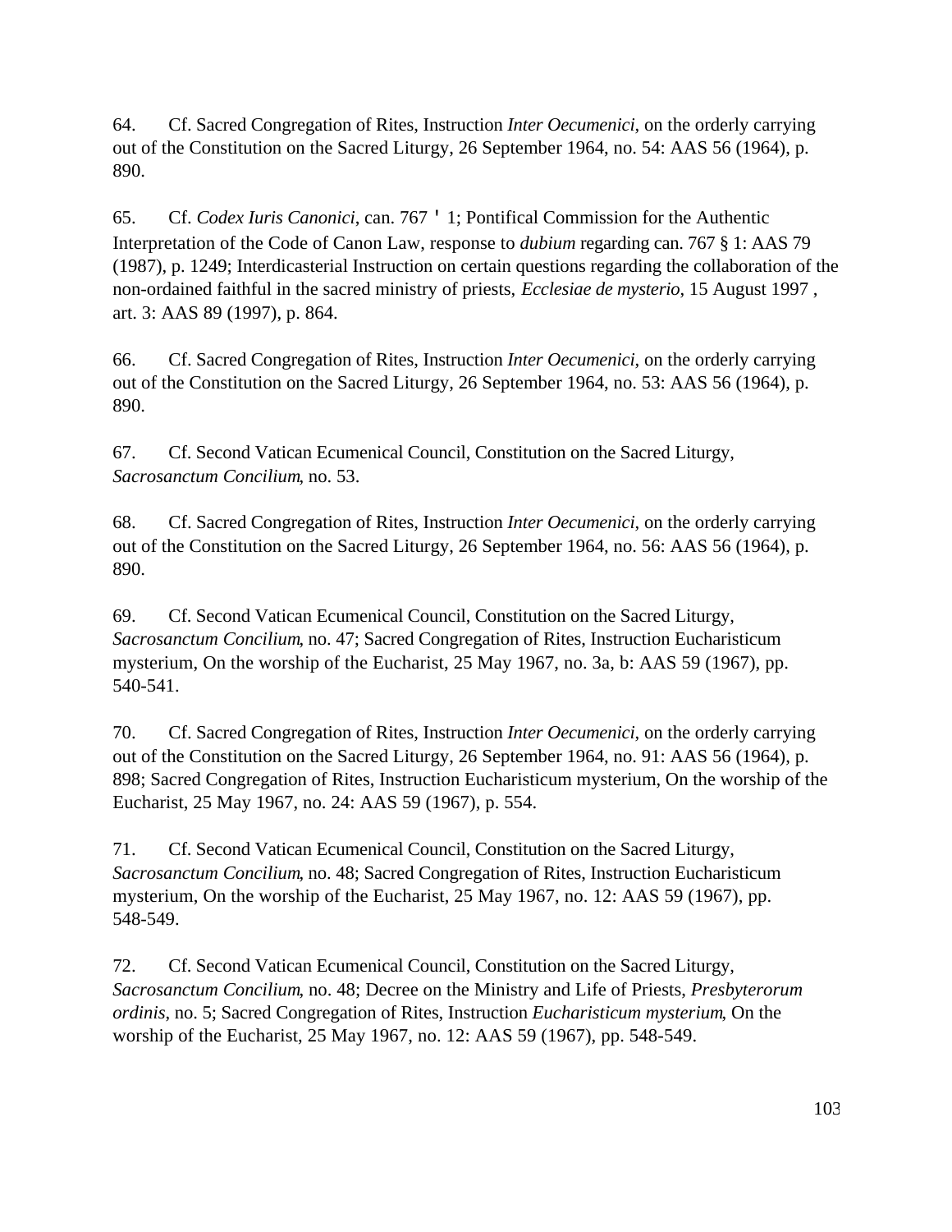64. Cf. Sacred Congregation of Rites, Instruction *Inter Oecumenici*, on the orderly carrying out of the Constitution on the Sacred Liturgy, 26 September 1964, no. 54: AAS 56 (1964), p. 890.

65. Cf. *Codex Iuris Canonici*, can. 767 ' 1; Pontifical Commission for the Authentic Interpretation of the Code of Canon Law, response to *dubium* regarding can. 767 § 1: AAS 79 (1987), p. 1249; Interdicasterial Instruction on certain questions regarding the collaboration of the non-ordained faithful in the sacred ministry of priests, *Ecclesiae de mysterio*, 15 August 1997 , art. 3: AAS 89 (1997), p. 864.

66. Cf. Sacred Congregation of Rites, Instruction *Inter Oecumenici*, on the orderly carrying out of the Constitution on the Sacred Liturgy, 26 September 1964, no. 53: AAS 56 (1964), p. 890.

67. Cf. Second Vatican Ecumenical Council, Constitution on the Sacred Liturgy, *Sacrosanctum Concilium*, no. 53.

68. Cf. Sacred Congregation of Rites, Instruction *Inter Oecumenici*, on the orderly carrying out of the Constitution on the Sacred Liturgy, 26 September 1964, no. 56: AAS 56 (1964), p. 890.

69. Cf. Second Vatican Ecumenical Council, Constitution on the Sacred Liturgy, *Sacrosanctum Concilium*, no. 47; Sacred Congregation of Rites, Instruction Eucharisticum mysterium, On the worship of the Eucharist, 25 May 1967, no. 3a, b: AAS 59 (1967), pp. 540-541.

70. Cf. Sacred Congregation of Rites, Instruction *Inter Oecumenici*, on the orderly carrying out of the Constitution on the Sacred Liturgy, 26 September 1964, no. 91: AAS 56 (1964), p. 898; Sacred Congregation of Rites, Instruction Eucharisticum mysterium, On the worship of the Eucharist, 25 May 1967, no. 24: AAS 59 (1967), p. 554.

71. Cf. Second Vatican Ecumenical Council, Constitution on the Sacred Liturgy, *Sacrosanctum Concilium*, no. 48; Sacred Congregation of Rites, Instruction Eucharisticum mysterium, On the worship of the Eucharist, 25 May 1967, no. 12: AAS 59 (1967), pp. 548-549.

72. Cf. Second Vatican Ecumenical Council, Constitution on the Sacred Liturgy, *Sacrosanctum Concilium*, no. 48; Decree on the Ministry and Life of Priests, *Presbyterorum ordinis*, no. 5; Sacred Congregation of Rites, Instruction *Eucharisticum mysterium*, On the worship of the Eucharist, 25 May 1967, no. 12: AAS 59 (1967), pp. 548-549.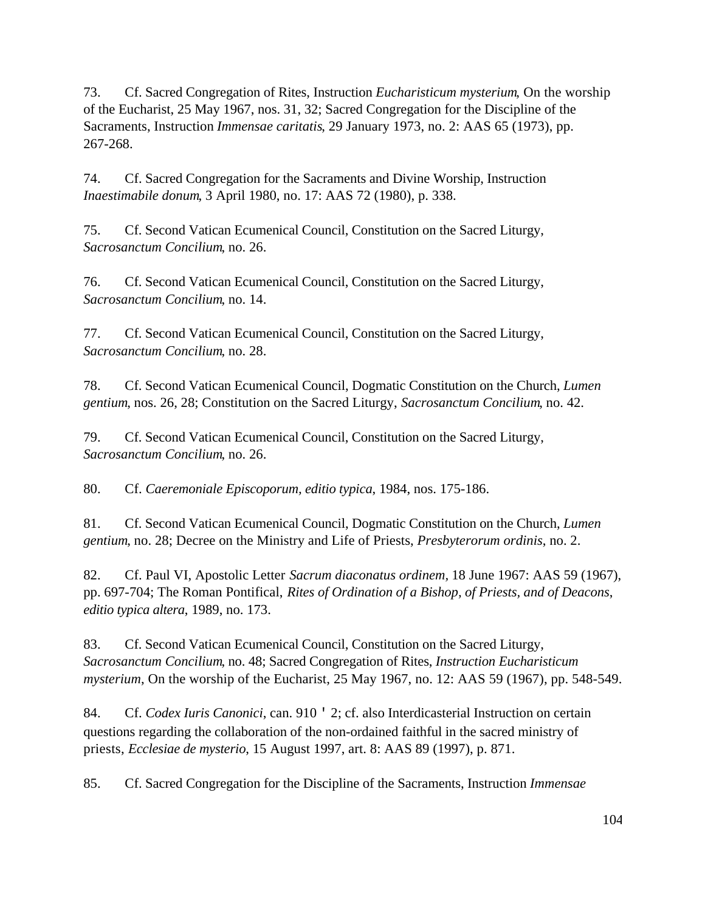73. Cf. Sacred Congregation of Rites, Instruction *Eucharisticum mysterium*, On the worship of the Eucharist, 25 May 1967, nos. 31, 32; Sacred Congregation for the Discipline of the Sacraments, Instruction *Immensae caritatis*, 29 January 1973, no. 2: AAS 65 (1973), pp. 267-268.

74. Cf. Sacred Congregation for the Sacraments and Divine Worship, Instruction *Inaestimabile donum*, 3 April 1980, no. 17: AAS 72 (1980), p. 338.

75. Cf. Second Vatican Ecumenical Council, Constitution on the Sacred Liturgy, *Sacrosanctum Concilium*, no. 26.

76. Cf. Second Vatican Ecumenical Council, Constitution on the Sacred Liturgy, *Sacrosanctum Concilium*, no. 14.

77. Cf. Second Vatican Ecumenical Council, Constitution on the Sacred Liturgy, *Sacrosanctum Concilium*, no. 28.

78. Cf. Second Vatican Ecumenical Council, Dogmatic Constitution on the Church, *Lumen gentium*, nos. 26, 28; Constitution on the Sacred Liturgy, *Sacrosanctum Concilium*, no. 42.

79. Cf. Second Vatican Ecumenical Council, Constitution on the Sacred Liturgy, *Sacrosanctum Concilium*, no. 26.

80. Cf. *Caeremoniale Episcoporum, editio typica*, 1984, nos. 175-186.

81. Cf. Second Vatican Ecumenical Council, Dogmatic Constitution on the Church, *Lumen gentium*, no. 28; Decree on the Ministry and Life of Priests, *Presbyterorum ordinis*, no. 2.

82. Cf. Paul VI, Apostolic Letter *Sacrum diaconatus ordinem*, 18 June 1967: AAS 59 (1967), pp. 697-704; The Roman Pontifical, *Rites of Ordination of a Bishop, of Priests, and of Deacons*, *editio typica altera*, 1989, no. 173.

83. Cf. Second Vatican Ecumenical Council, Constitution on the Sacred Liturgy, *Sacrosanctum Concilium*, no. 48; Sacred Congregation of Rites, *Instruction Eucharisticum mysterium*, On the worship of the Eucharist, 25 May 1967, no. 12: AAS 59 (1967), pp. 548-549.

84. Cf. *Codex Iuris Canonici*, can. 910 ' 2; cf. also Interdicasterial Instruction on certain questions regarding the collaboration of the non-ordained faithful in the sacred ministry of priests, *Ecclesiae de mysterio*, 15 August 1997, art. 8: AAS 89 (1997), p. 871.

85. Cf. Sacred Congregation for the Discipline of the Sacraments, Instruction *Immensae*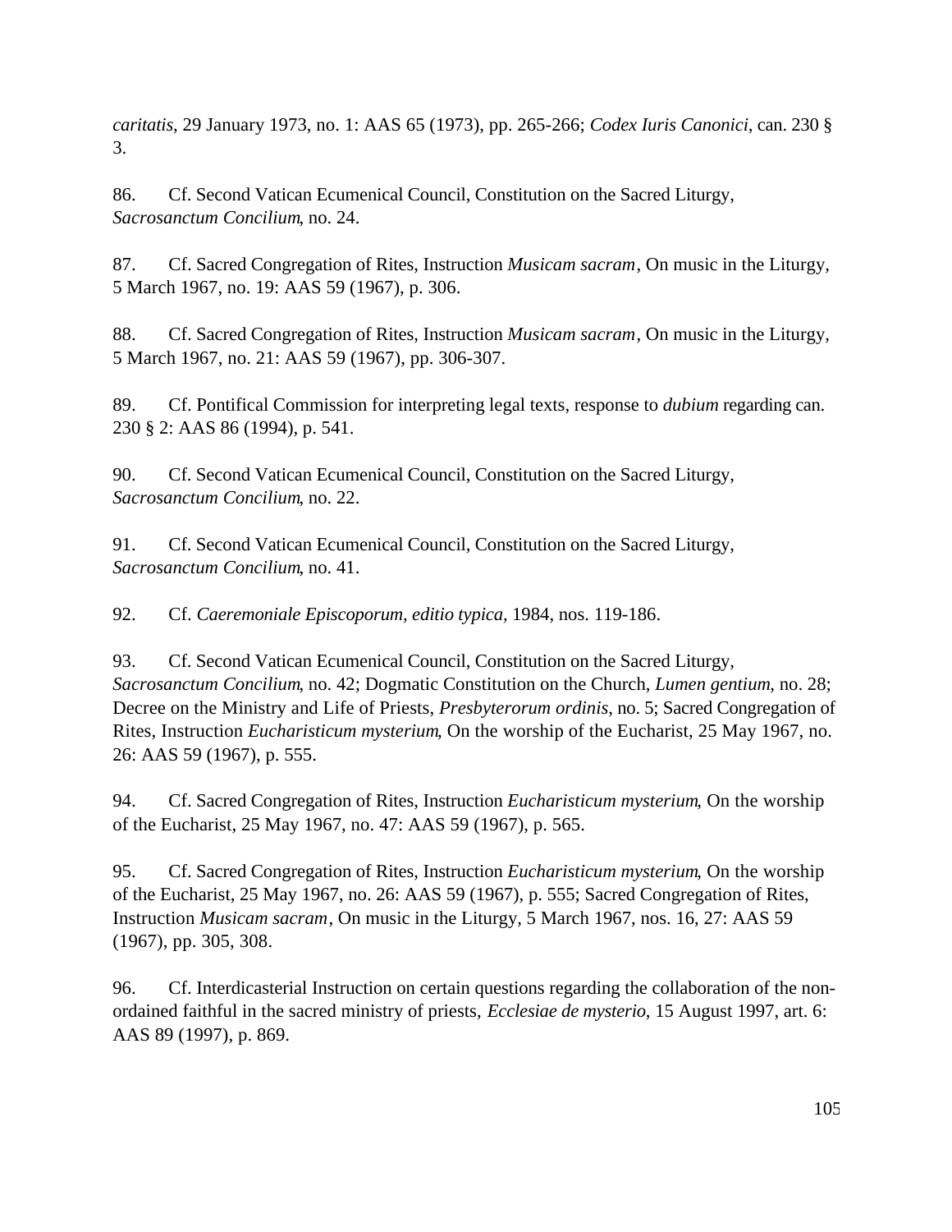*caritatis*, 29 January 1973, no. 1: AAS 65 (1973), pp. 265-266; *Codex Iuris Canonici*, can. 230 § 3.

86. Cf. Second Vatican Ecumenical Council, Constitution on the Sacred Liturgy, *Sacrosanctum Concilium*, no. 24.

87. Cf. Sacred Congregation of Rites, Instruction *Musicam sacram*, On music in the Liturgy, 5 March 1967, no. 19: AAS 59 (1967), p. 306.

88. Cf. Sacred Congregation of Rites, Instruction *Musicam sacram*, On music in the Liturgy, 5 March 1967, no. 21: AAS 59 (1967), pp. 306-307.

89. Cf. Pontifical Commission for interpreting legal texts, response to *dubium* regarding can. 230 § 2: AAS 86 (1994), p. 541.

90. Cf. Second Vatican Ecumenical Council, Constitution on the Sacred Liturgy, *Sacrosanctum Concilium*, no. 22.

91. Cf. Second Vatican Ecumenical Council, Constitution on the Sacred Liturgy, *Sacrosanctum Concilium*, no. 41.

92. Cf. *Caeremoniale Episcoporum, editio typica*, 1984, nos. 119-186.

93. Cf. Second Vatican Ecumenical Council, Constitution on the Sacred Liturgy, *Sacrosanctum Concilium*, no. 42; Dogmatic Constitution on the Church, *Lumen gentium*, no. 28; Decree on the Ministry and Life of Priests, *Presbyterorum ordinis*, no. 5; Sacred Congregation of Rites, Instruction *Eucharisticum mysterium*, On the worship of the Eucharist, 25 May 1967, no. 26: AAS 59 (1967), p. 555.

94. Cf. Sacred Congregation of Rites, Instruction *Eucharisticum mysterium*, On the worship of the Eucharist, 25 May 1967, no. 47: AAS 59 (1967), p. 565.

95. Cf. Sacred Congregation of Rites, Instruction *Eucharisticum mysterium*, On the worship of the Eucharist, 25 May 1967, no. 26: AAS 59 (1967), p. 555; Sacred Congregation of Rites, Instruction *Musicam sacram*, On music in the Liturgy, 5 March 1967, nos. 16, 27: AAS 59 (1967), pp. 305, 308.

96. Cf. Interdicasterial Instruction on certain questions regarding the collaboration of the non-ordained faithful in the sacred ministry of priests, *Ecclesiae de mysterio*, 15 August 1997, art. 6: AAS 89 (1997), p. 869.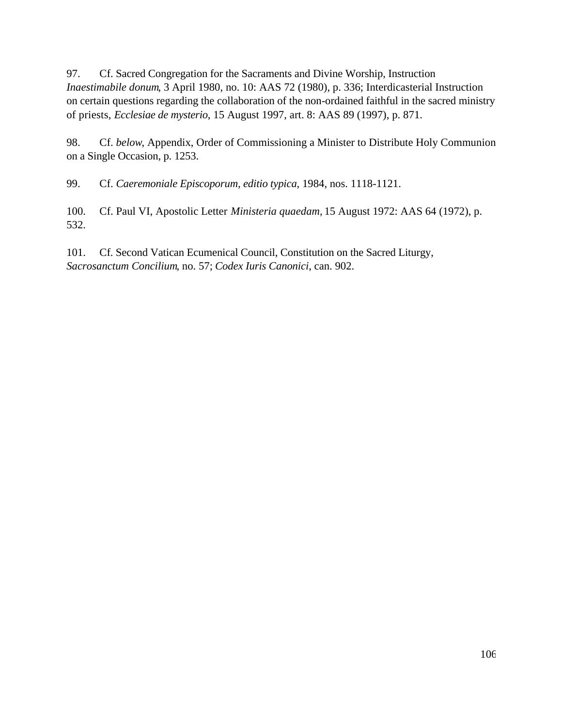97. Cf. Sacred Congregation for the Sacraments and Divine Worship, Instruction *Inaestimabile donum*, 3 April 1980, no. 10: AAS 72 (1980), p. 336; Interdicasterial Instruction on certain questions regarding the collaboration of the non-ordained faithful in the sacred ministry of priests, *Ecclesiae de mysterio*, 15 August 1997, art. 8: AAS 89 (1997), p. 871.

98. Cf. *below*, Appendix, Order of Commissioning a Minister to Distribute Holy Communion on a Single Occasion, p. 1253.

99. Cf. *Caeremoniale Episcoporum*, *editio typica*, 1984, nos. 1118-1121.

100. Cf. Paul VI, Apostolic Letter *Ministeria quaedam*, 15 August 1972: AAS 64 (1972), p. 532.

101. Cf. Second Vatican Ecumenical Council, Constitution on the Sacred Liturgy, *Sacrosanctum Concilium*, no. 57; *Codex Iuris Canonici*, can. 902.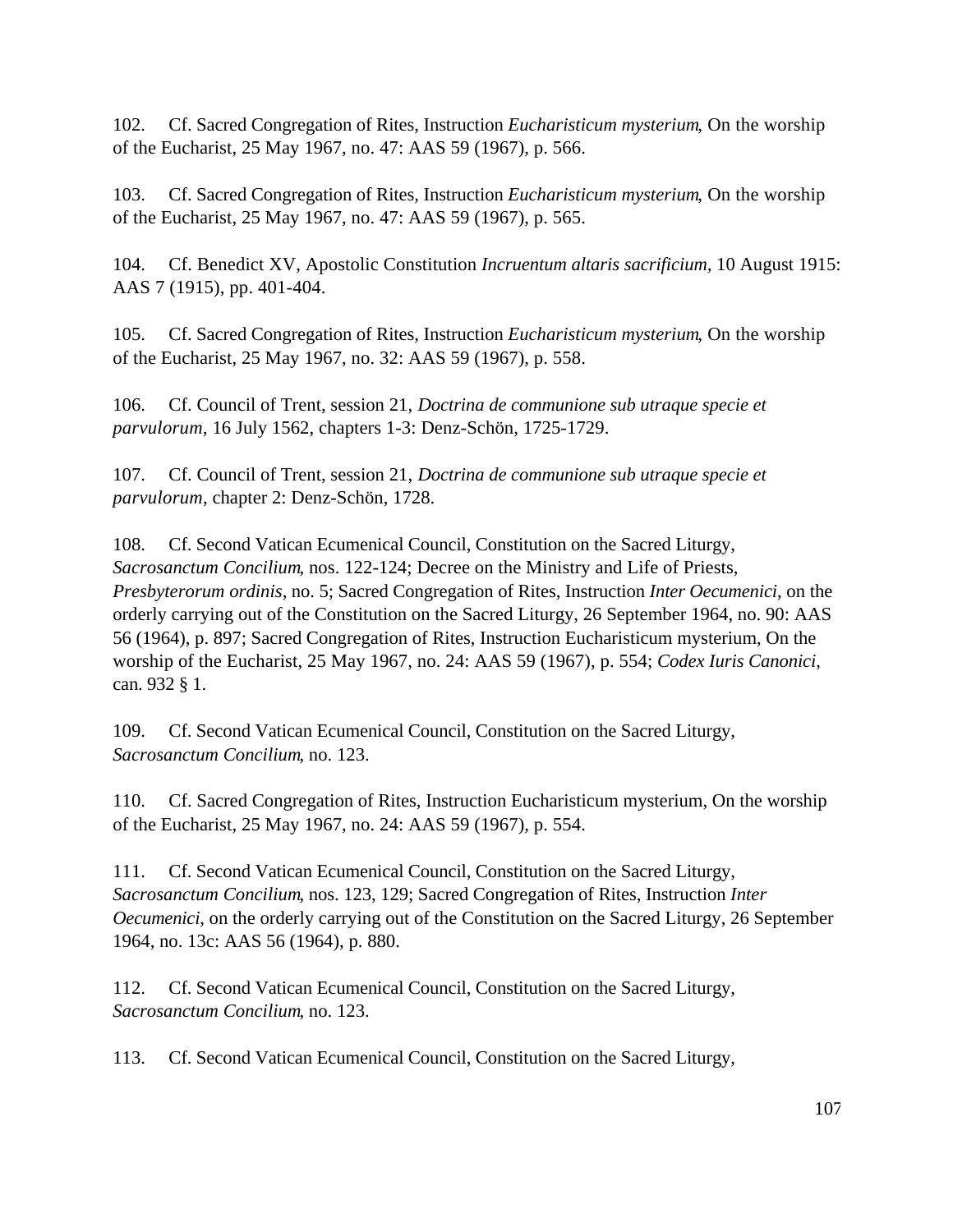102. Cf. Sacred Congregation of Rites, Instruction *Eucharisticum mysterium*, On the worship of the Eucharist, 25 May 1967, no. 47: AAS 59 (1967), p. 566.

103. Cf. Sacred Congregation of Rites, Instruction *Eucharisticum mysterium*, On the worship of the Eucharist, 25 May 1967, no. 47: AAS 59 (1967), p. 565.

104. Cf. Benedict XV, Apostolic Constitution *Incruentum altaris sacrificium*, 10 August 1915: AAS 7 (1915), pp. 401-404.

105. Cf. Sacred Congregation of Rites, Instruction *Eucharisticum mysterium*, On the worship of the Eucharist, 25 May 1967, no. 32: AAS 59 (1967), p. 558.

106. Cf. Council of Trent, session 21, *Doctrina de communione sub utraque specie et parvulorum*, 16 July 1562, chapters 1-3: Denz-Schön, 1725-1729.

107. Cf. Council of Trent, session 21, *Doctrina de communione sub utraque specie et parvulorum*, chapter 2: Denz-Schön, 1728.

108. Cf. Second Vatican Ecumenical Council, Constitution on the Sacred Liturgy, *Sacrosanctum Concilium*, nos. 122-124; Decree on the Ministry and Life of Priests, *Presbyterorum ordinis*, no. 5; Sacred Congregation of Rites, Instruction *Inter Oecumenici*, on the orderly carrying out of the Constitution on the Sacred Liturgy, 26 September 1964, no. 90: AAS 56 (1964), p. 897; Sacred Congregation of Rites, Instruction Eucharisticum mysterium, On the worship of the Eucharist, 25 May 1967, no. 24: AAS 59 (1967), p. 554; *Codex Iuris Canonici*, can. 932 § 1.

109. Cf. Second Vatican Ecumenical Council, Constitution on the Sacred Liturgy, *Sacrosanctum Concilium*, no. 123.

110. Cf. Sacred Congregation of Rites, Instruction Eucharisticum mysterium, On the worship of the Eucharist, 25 May 1967, no. 24: AAS 59 (1967), p. 554.

111. Cf. Second Vatican Ecumenical Council, Constitution on the Sacred Liturgy, *Sacrosanctum Concilium*, nos. 123, 129; Sacred Congregation of Rites, Instruction *Inter Oecumenici*, on the orderly carrying out of the Constitution on the Sacred Liturgy, 26 September 1964, no. 13c: AAS 56 (1964), p. 880.

112. Cf. Second Vatican Ecumenical Council, Constitution on the Sacred Liturgy, *Sacrosanctum Concilium*, no. 123.

113. Cf. Second Vatican Ecumenical Council, Constitution on the Sacred Liturgy,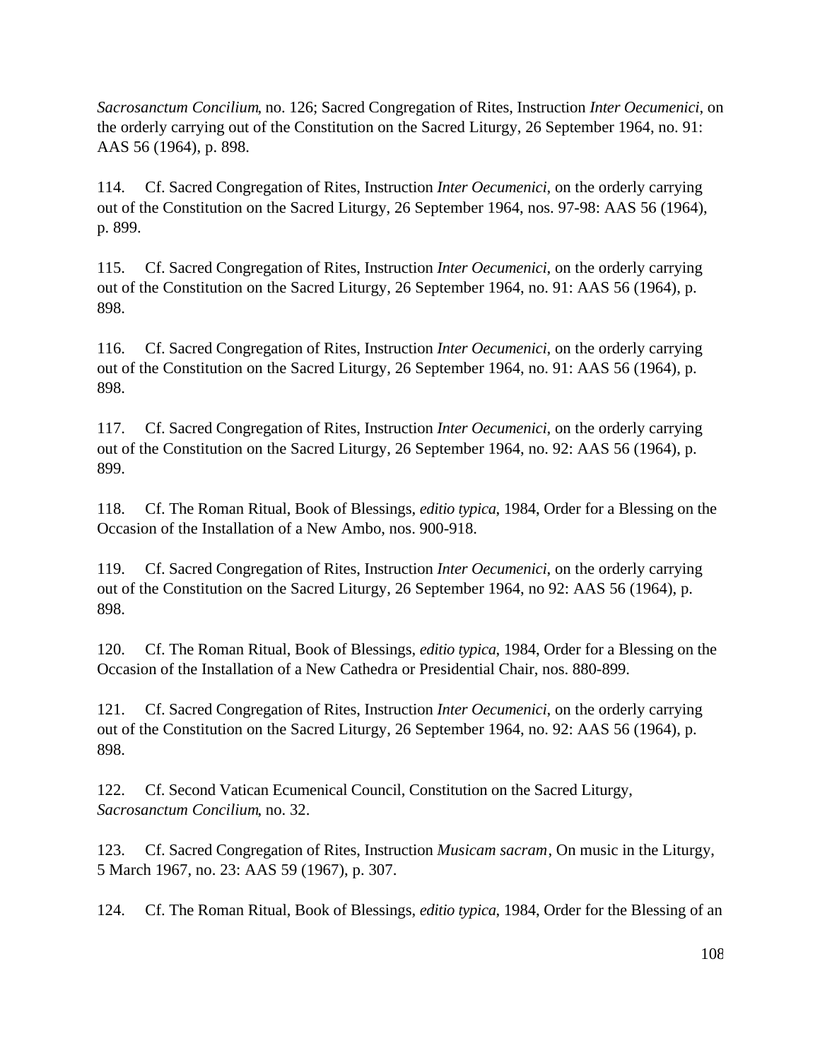*Sacrosanctum Concilium*, no. 126; Sacred Congregation of Rites, Instruction *Inter Oecumenici*, on the orderly carrying out of the Constitution on the Sacred Liturgy, 26 September 1964, no. 91: AAS 56 (1964), p. 898.

114. Cf. Sacred Congregation of Rites, Instruction *Inter Oecumenici*, on the orderly carrying out of the Constitution on the Sacred Liturgy, 26 September 1964, nos. 97-98: AAS 56 (1964), p. 899.

115. Cf. Sacred Congregation of Rites, Instruction *Inter Oecumenici*, on the orderly carrying out of the Constitution on the Sacred Liturgy, 26 September 1964, no. 91: AAS 56 (1964), p. 898.

116. Cf. Sacred Congregation of Rites, Instruction *Inter Oecumenici*, on the orderly carrying out of the Constitution on the Sacred Liturgy, 26 September 1964, no. 91: AAS 56 (1964), p. 898.

117. Cf. Sacred Congregation of Rites, Instruction *Inter Oecumenici*, on the orderly carrying out of the Constitution on the Sacred Liturgy, 26 September 1964, no. 92: AAS 56 (1964), p. 899.

118. Cf. The Roman Ritual, Book of Blessings, *editio typica*, 1984, Order for a Blessing on the Occasion of the Installation of a New Ambo, nos. 900-918.

119. Cf. Sacred Congregation of Rites, Instruction *Inter Oecumenici*, on the orderly carrying out of the Constitution on the Sacred Liturgy, 26 September 1964, no 92: AAS 56 (1964), p. 898.

120. Cf. The Roman Ritual, Book of Blessings, *editio typica*, 1984, Order for a Blessing on the Occasion of the Installation of a New Cathedra or Presidential Chair, nos. 880-899.

121. Cf. Sacred Congregation of Rites, Instruction *Inter Oecumenici*, on the orderly carrying out of the Constitution on the Sacred Liturgy, 26 September 1964, no. 92: AAS 56 (1964), p. 898.

122. Cf. Second Vatican Ecumenical Council, Constitution on the Sacred Liturgy, *Sacrosanctum Concilium*, no. 32.

123. Cf. Sacred Congregation of Rites, Instruction *Musicam sacram*, On music in the Liturgy, 5 March 1967, no. 23: AAS 59 (1967), p. 307.

124. Cf. The Roman Ritual, Book of Blessings, *editio typica*, 1984, Order for the Blessing of an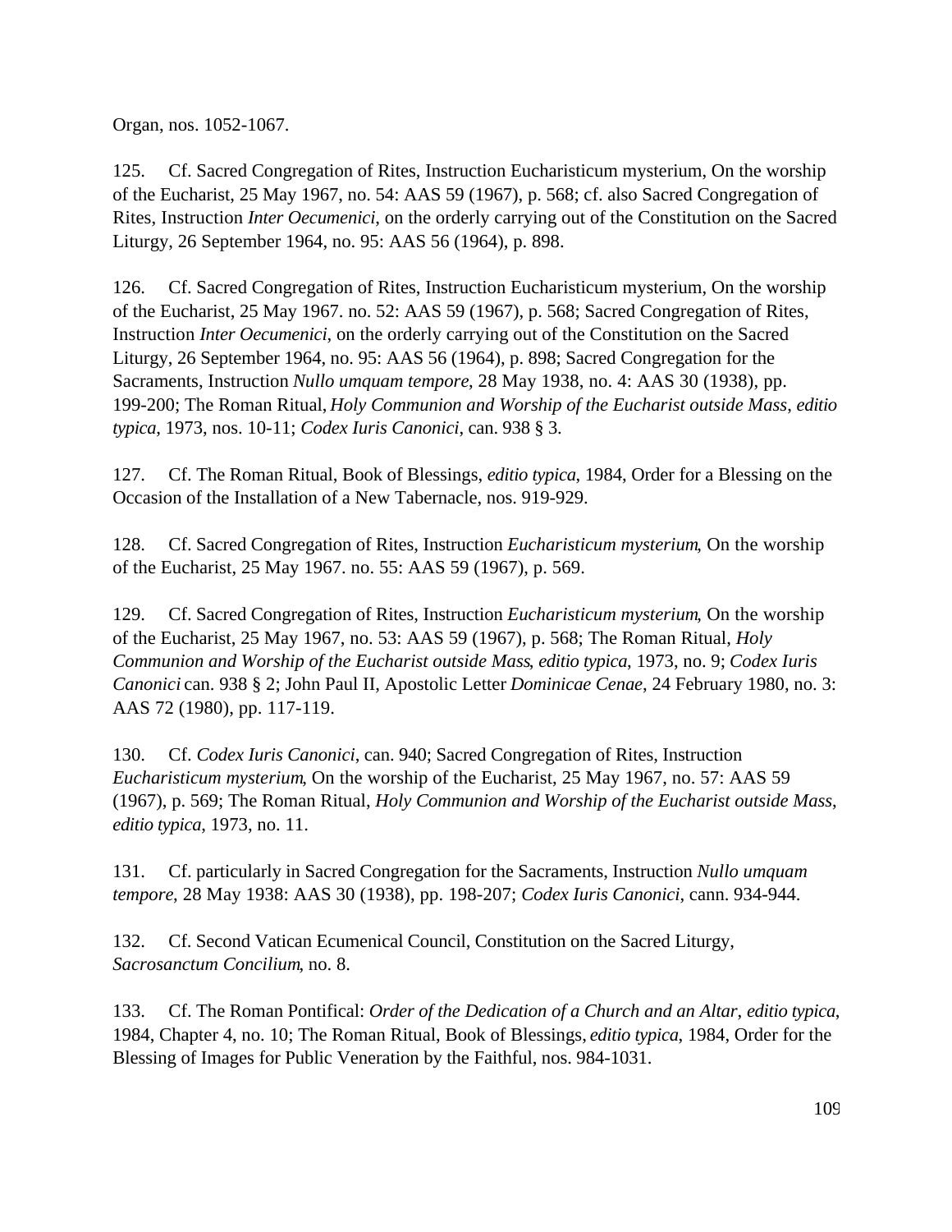Organ, nos. 1052-1067.

125. Cf. Sacred Congregation of Rites, Instruction Eucharisticum mysterium, On the worship of the Eucharist, 25 May 1967, no. 54: AAS 59 (1967), p. 568; cf. also Sacred Congregation of Rites, Instruction *Inter Oecumenici*, on the orderly carrying out of the Constitution on the Sacred Liturgy, 26 September 1964, no. 95: AAS 56 (1964), p. 898.

126. Cf. Sacred Congregation of Rites, Instruction Eucharisticum mysterium, On the worship of the Eucharist, 25 May 1967. no. 52: AAS 59 (1967), p. 568; Sacred Congregation of Rites, Instruction *Inter Oecumenici*, on the orderly carrying out of the Constitution on the Sacred Liturgy, 26 September 1964, no. 95: AAS 56 (1964), p. 898; Sacred Congregation for the Sacraments, Instruction *Nullo umquam tempore*, 28 May 1938, no. 4: AAS 30 (1938), pp. 199-200; The Roman Ritual, *Holy Communion and Worship of the Eucharist outside Mass*, *editio typica*, 1973, nos. 10-11; *Codex Iuris Canonici*, can. 938 § 3.

127. Cf. The Roman Ritual, Book of Blessings, *editio typica*, 1984, Order for a Blessing on the Occasion of the Installation of a New Tabernacle, nos. 919-929.

128. Cf. Sacred Congregation of Rites, Instruction *Eucharisticum mysterium*, On the worship of the Eucharist, 25 May 1967. no. 55: AAS 59 (1967), p. 569.

129. Cf. Sacred Congregation of Rites, Instruction *Eucharisticum mysterium*, On the worship of the Eucharist, 25 May 1967, no. 53: AAS 59 (1967), p. 568; The Roman Ritual, *Holy Communion and Worship of the Eucharist outside Mass*, *editio typica*, 1973, no. 9; *Codex Iuris Canonici* can. 938 § 2; John Paul II, Apostolic Letter *Dominicae Cenae*, 24 February 1980, no. 3: AAS 72 (1980), pp. 117-119.

130. Cf. *Codex Iuris Canonici*, can. 940; Sacred Congregation of Rites, Instruction *Eucharisticum mysterium*, On the worship of the Eucharist, 25 May 1967, no. 57: AAS 59 (1967), p. 569; The Roman Ritual, *Holy Communion and Worship of the Eucharist outside Mass*, *editio typica*, 1973, no. 11.

131. Cf. particularly in Sacred Congregation for the Sacraments, Instruction *Nullo umquam tempore*, 28 May 1938: AAS 30 (1938), pp. 198-207; *Codex Iuris Canonici*, cann. 934-944.

132. Cf. Second Vatican Ecumenical Council, Constitution on the Sacred Liturgy, *Sacrosanctum Concilium*, no. 8.

133. Cf. The Roman Pontifical: *Order of the Dedication of a Church and an Altar*, *editio typica*, 1984, Chapter 4, no. 10; The Roman Ritual, Book of Blessings, *editio typica*, 1984, Order for the Blessing of Images for Public Veneration by the Faithful, nos. 984-1031.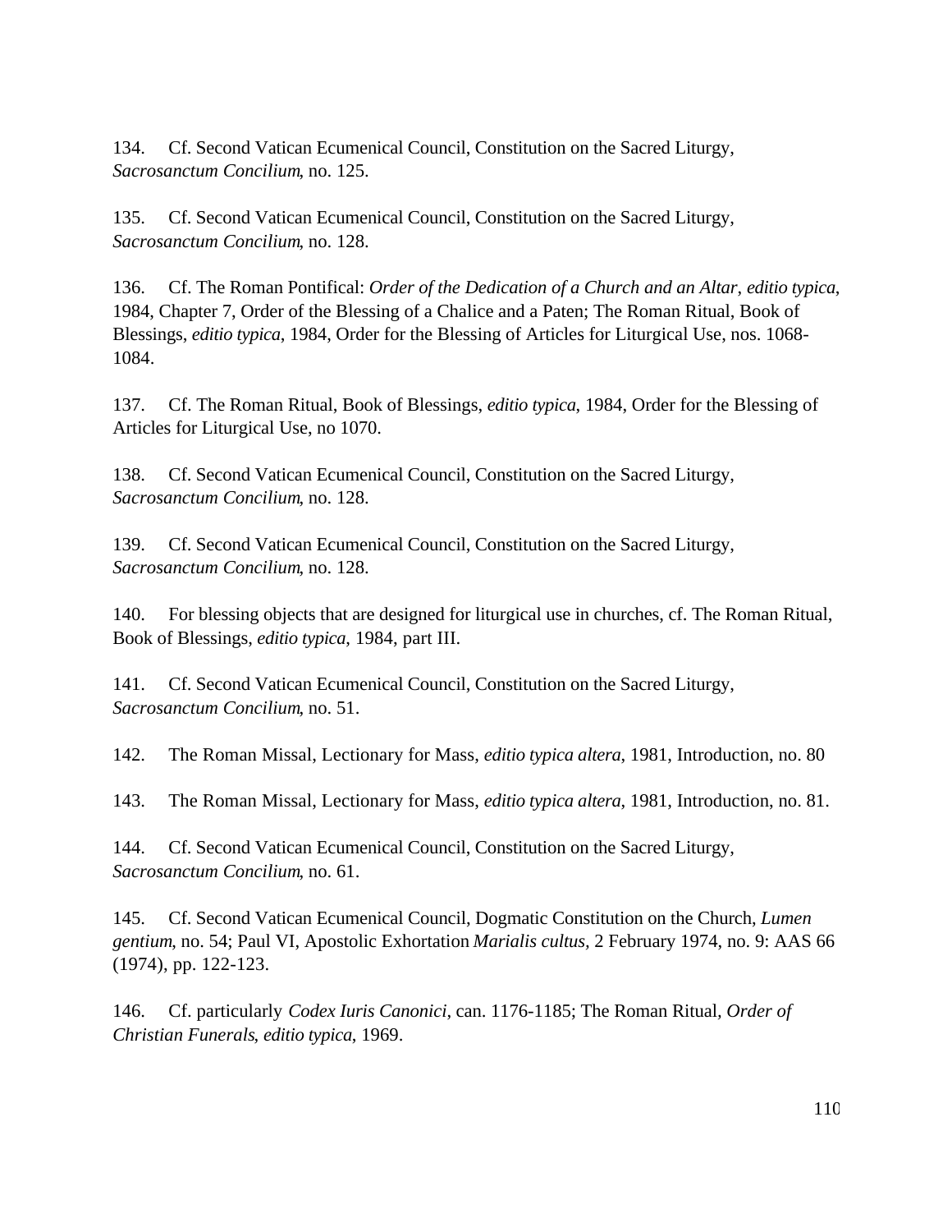134. Cf. Second Vatican Ecumenical Council, Constitution on the Sacred Liturgy, *Sacrosanctum Concilium*, no. 125.

135. Cf. Second Vatican Ecumenical Council, Constitution on the Sacred Liturgy, *Sacrosanctum Concilium*, no. 128.

136. Cf. The Roman Pontifical: *Order of the Dedication of a Church and an Altar*, *editio typica*, 1984, Chapter 7, Order of the Blessing of a Chalice and a Paten; The Roman Ritual, Book of Blessings, *editio typica*, 1984, Order for the Blessing of Articles for Liturgical Use, nos. 1068-1084.

137. Cf. The Roman Ritual, Book of Blessings, *editio typica*, 1984, Order for the Blessing of Articles for Liturgical Use, no 1070.

138. Cf. Second Vatican Ecumenical Council, Constitution on the Sacred Liturgy, *Sacrosanctum Concilium*, no. 128.

139. Cf. Second Vatican Ecumenical Council, Constitution on the Sacred Liturgy, *Sacrosanctum Concilium*, no. 128.

140. For blessing objects that are designed for liturgical use in churches, cf. The Roman Ritual, Book of Blessings, *editio typica*, 1984, part III.

141. Cf. Second Vatican Ecumenical Council, Constitution on the Sacred Liturgy, *Sacrosanctum Concilium*, no. 51.

142. The Roman Missal, Lectionary for Mass, *editio typica altera*, 1981, Introduction, no. 80

143. The Roman Missal, Lectionary for Mass, *editio typica altera*, 1981, Introduction, no. 81.

144. Cf. Second Vatican Ecumenical Council, Constitution on the Sacred Liturgy, *Sacrosanctum Concilium*, no. 61.

145. Cf. Second Vatican Ecumenical Council, Dogmatic Constitution on the Church, *Lumen gentium*, no. 54; Paul VI, Apostolic Exhortation *Marialis cultus*, 2 February 1974, no. 9: AAS 66 (1974), pp. 122-123.

146. Cf. particularly *Codex Iuris Canonici*, can. 1176-1185; The Roman Ritual, *Order of Christian Funerals*, *editio typica*, 1969.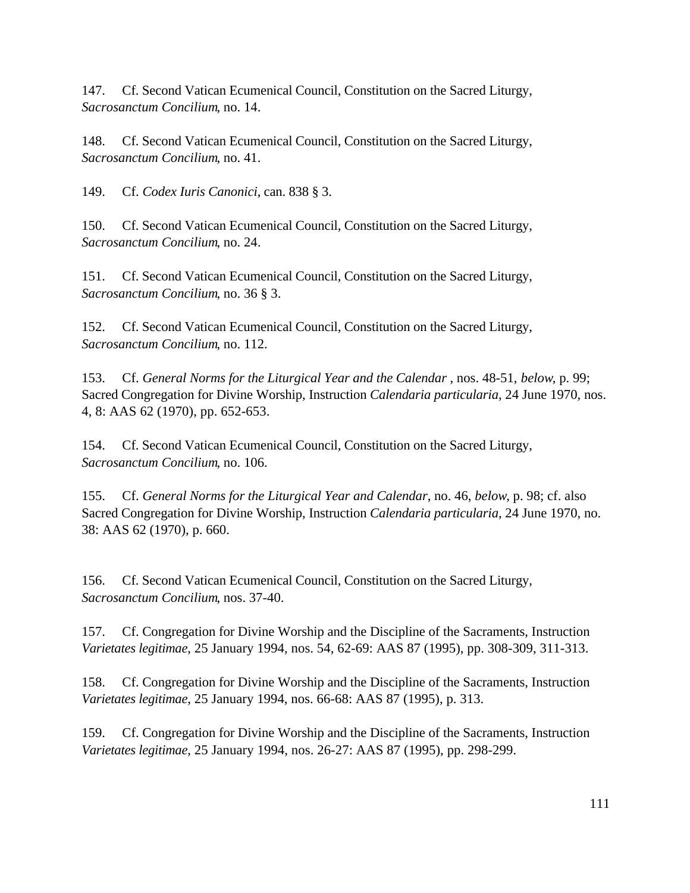147. Cf. Second Vatican Ecumenical Council, Constitution on the Sacred Liturgy, *Sacrosanctum Concilium*, no. 14.

148. Cf. Second Vatican Ecumenical Council, Constitution on the Sacred Liturgy, *Sacrosanctum Concilium*, no. 41.

149. Cf. *Codex Iuris Canonici*, can. 838 § 3.

150. Cf. Second Vatican Ecumenical Council, Constitution on the Sacred Liturgy, *Sacrosanctum Concilium*, no. 24.

151. Cf. Second Vatican Ecumenical Council, Constitution on the Sacred Liturgy, *Sacrosanctum Concilium*, no. 36 § 3.

152. Cf. Second Vatican Ecumenical Council, Constitution on the Sacred Liturgy, *Sacrosanctum Concilium*, no. 112.

153. Cf. *General Norms for the Liturgical Year and the Calendar* , nos. 48-51, *below*, p. 99; Sacred Congregation for Divine Worship, Instruction *Calendaria particularia*, 24 June 1970, nos. 4, 8: AAS 62 (1970), pp. 652-653.

154. Cf. Second Vatican Ecumenical Council, Constitution on the Sacred Liturgy, *Sacrosanctum Concilium*, no. 106.

155. Cf. *General Norms for the Liturgical Year and Calendar*, no. 46, *below*, p. 98; cf. also Sacred Congregation for Divine Worship, Instruction *Calendaria particularia*, 24 June 1970, no. 38: AAS 62 (1970), p. 660.

156. Cf. Second Vatican Ecumenical Council, Constitution on the Sacred Liturgy, *Sacrosanctum Concilium*, nos. 37-40.

157. Cf. Congregation for Divine Worship and the Discipline of the Sacraments, Instruction *Varietates legitimae*, 25 January 1994, nos. 54, 62-69: AAS 87 (1995), pp. 308-309, 311-313.

158. Cf. Congregation for Divine Worship and the Discipline of the Sacraments, Instruction *Varietates legitimae*, 25 January 1994, nos. 66-68: AAS 87 (1995), p. 313.

159. Cf. Congregation for Divine Worship and the Discipline of the Sacraments, Instruction *Varietates legitimae*, 25 January 1994, nos. 26-27: AAS 87 (1995), pp. 298-299.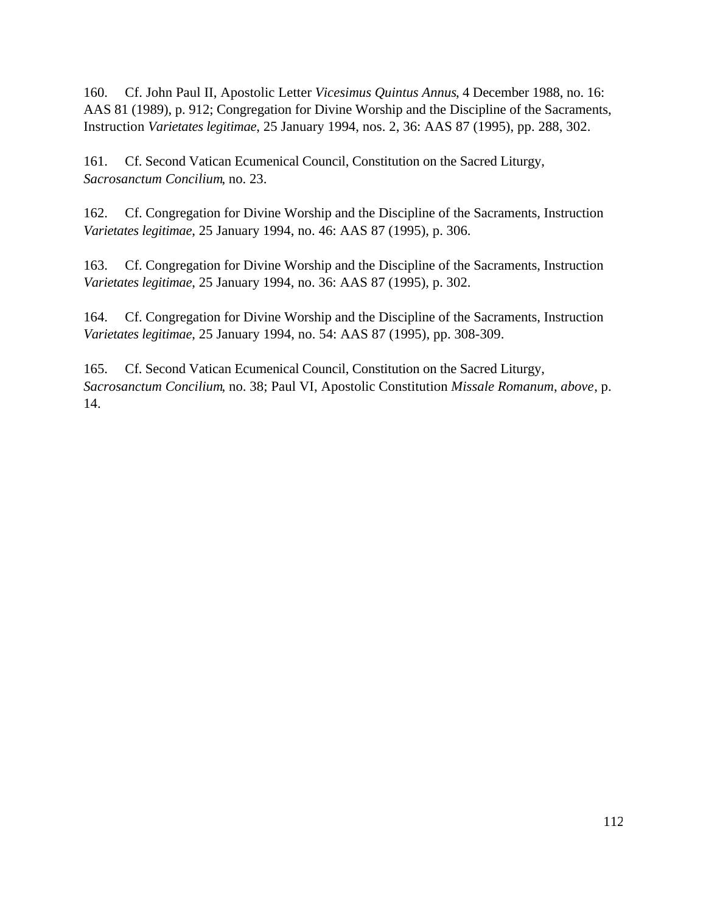160. Cf. John Paul II, Apostolic Letter *Vicesimus Quintus Annus*, 4 December 1988, no. 16: AAS 81 (1989), p. 912; Congregation for Divine Worship and the Discipline of the Sacraments, Instruction *Varietates legitimae*, 25 January 1994, nos. 2, 36: AAS 87 (1995), pp. 288, 302.

161. Cf. Second Vatican Ecumenical Council, Constitution on the Sacred Liturgy, *Sacrosanctum Concilium*, no. 23.

162. Cf. Congregation for Divine Worship and the Discipline of the Sacraments, Instruction *Varietates legitimae*, 25 January 1994, no. 46: AAS 87 (1995), p. 306.

163. Cf. Congregation for Divine Worship and the Discipline of the Sacraments, Instruction *Varietates legitimae*, 25 January 1994, no. 36: AAS 87 (1995), p. 302.

164. Cf. Congregation for Divine Worship and the Discipline of the Sacraments, Instruction *Varietates legitimae*, 25 January 1994, no. 54: AAS 87 (1995), pp. 308-309.

165. Cf. Second Vatican Ecumenical Council, Constitution on the Sacred Liturgy, *Sacrosanctum Concilium*, no. 38; Paul VI, Apostolic Constitution *Missale Romanum*, *above*, p. 14.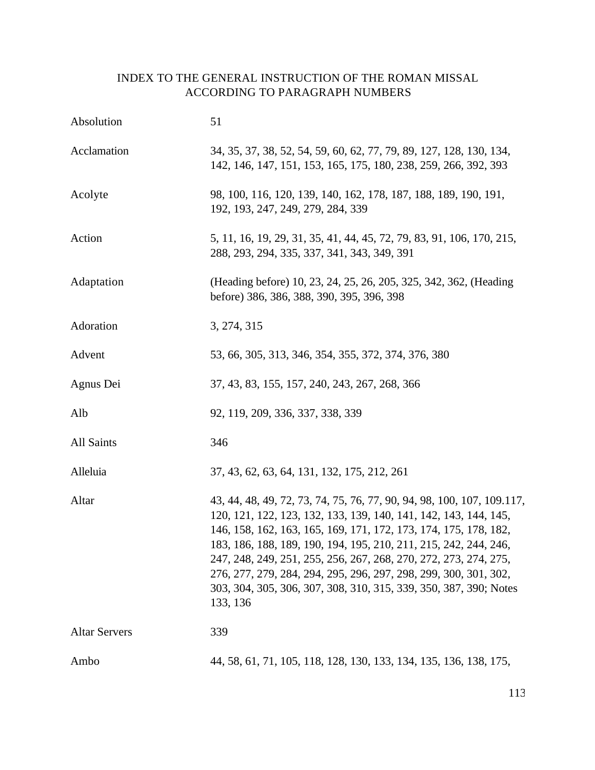# INDEX TO THE GENERAL INSTRUCTION OF THE ROMAN MISSAL ACCORDING TO PARAGRAPH NUMBERS

| | |
|---|---|
| Absolution | 51 |
| Acclamation | 34, 35, 37, 38, 52, 54, 59, 60, 62, 77, 79, 89, 127, 128, 130, 134, 142, 146, 147, 151, 153, 165, 175, 180, 238, 259, 266, 392, 393 |
| Acolyte | 98, 100, 116, 120, 139, 140, 162, 178, 187, 188, 189, 190, 191, 192, 193, 247, 249, 279, 284, 339 |
| Action | 5, 11, 16, 19, 29, 31, 35, 41, 44, 45, 72, 79, 83, 91, 106, 170, 215, 288, 293, 294, 335, 337, 341, 343, 349, 391 |
| Adaptation | (Heading before) 10, 23, 24, 25, 26, 205, 325, 342, 362, (Heading before) 386, 386, 388, 390, 395, 396, 398 |
| Adoration | 3, 274, 315 |
| Advent | 53, 66, 305, 313, 346, 354, 355, 372, 374, 376, 380 |
| Agnus Dei | 37, 43, 83, 155, 157, 240, 243, 267, 268, 366 |
| Alb | 92, 119, 209, 336, 337, 338, 339 |
| All Saints | 346 |
| Alleluia | 37, 43, 62, 63, 64, 131, 132, 175, 212, 261 |
| Altar | 43, 44, 48, 49, 72, 73, 74, 75, 76, 77, 90, 94, 98, 100, 107, 109.117, 120, 121, 122, 123, 132, 133, 139, 140, 141, 142, 143, 144, 145, 146, 158, 162, 163, 165, 169, 171, 172, 173, 174, 175, 178, 182, 183, 186, 188, 189, 190, 194, 195, 210, 211, 215, 242, 244, 246, 247, 248, 249, 251, 255, 256, 267, 268, 270, 272, 273, 274, 275, 276, 277, 279, 284, 294, 295, 296, 297, 298, 299, 300, 301, 302, 303, 304, 305, 306, 307, 308, 310, 315, 339, 350, 387, 390; Notes 133, 136 |
| Altar Servers | 339 |
| Ambo | 44, 58, 61, 71, 105, 118, 128, 130, 133, 134, 135, 136, 138, 175, |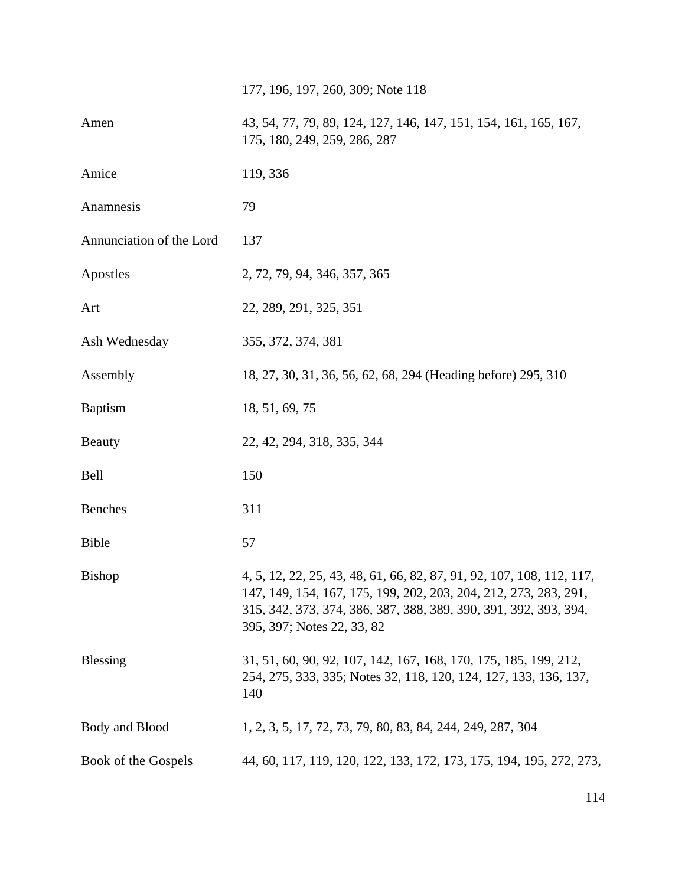| | |
|---|---|
| | 177, 196, 197, 260, 309; Note 118 |
| Amen | 43, 54, 77, 79, 89, 124, 127, 146, 147, 151, 154, 161, 165, 167, 175, 180, 249, 259, 286, 287 |
| Amice | 119, 336 |
| Anamnesis | 79 |
| Annunciation of the Lord | 137 |
| Apostles | 2, 72, 79, 94, 346, 357, 365 |
| Art | 22, 289, 291, 325, 351 |
| Ash Wednesday | 355, 372, 374, 381 |
| Assembly | 18, 27, 30, 31, 36, 56, 62, 68, 294 (Heading before) 295, 310 |
| Baptism | 18, 51, 69, 75 |
| Beauty | 22, 42, 294, 318, 335, 344 |
| Bell | 150 |
| Benches | 311 |
| Bible | 57 |
| Bishop | 4, 5, 12, 22, 25, 43, 48, 61, 66, 82, 87, 91, 92, 107, 108, 112, 117, 147, 149, 154, 167, 175, 199, 202, 203, 204, 212, 273, 283, 291, 315, 342, 373, 374, 386, 387, 388, 389, 390, 391, 392, 393, 394, 395, 397; Notes 22, 33, 82 |
| Blessing | 31, 51, 60, 90, 92, 107, 142, 167, 168, 170, 175, 185, 199, 212, 254, 275, 333, 335; Notes 32, 118, 120, 124, 127, 133, 136, 137, 140 |
| Body and Blood | 1, 2, 3, 5, 17, 72, 73, 79, 80, 83, 84, 244, 249, 287, 304 |
| Book of the Gospels | 44, 60, 117, 119, 120, 122, 133, 172, 173, 175, 194, 195, 272, 273, |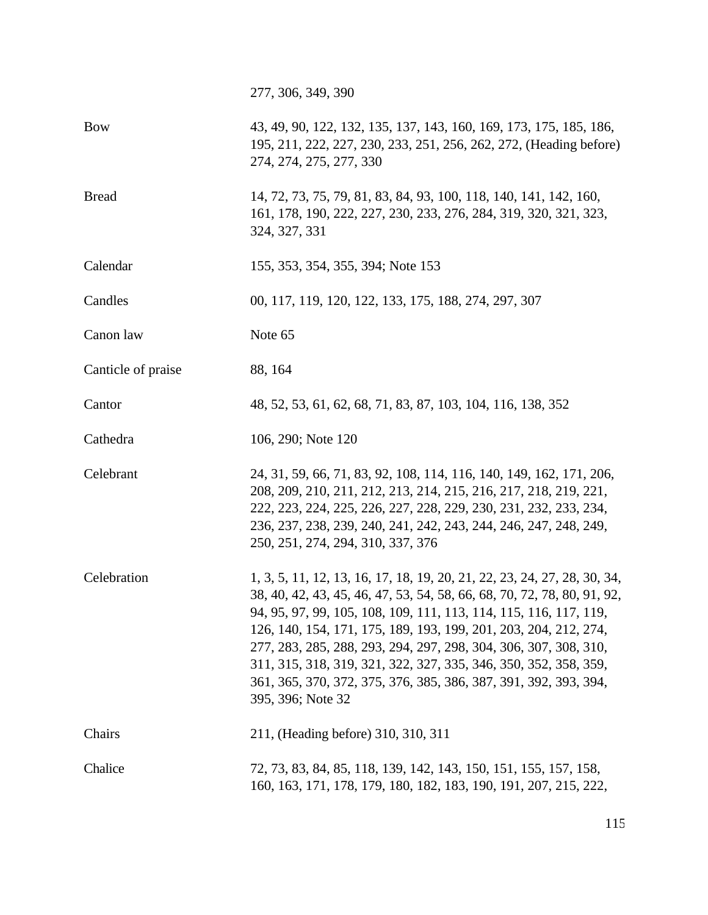277, 306, 349, 390

| | |
|---|---|
| Bow | 43, 49, 90, 122, 132, 135, 137, 143, 160, 169, 173, 175, 185, 186, 195, 211, 222, 227, 230, 233, 251, 256, 262, 272, (Heading before) 274, 274, 275, 277, 330 |
| Bread | 14, 72, 73, 75, 79, 81, 83, 84, 93, 100, 118, 140, 141, 142, 160, 161, 178, 190, 222, 227, 230, 233, 276, 284, 319, 320, 321, 323, 324, 327, 331 |
| Calendar | 155, 353, 354, 355, 394; Note 153 |
| Candles | 00, 117, 119, 120, 122, 133, 175, 188, 274, 297, 307 |
| Canon law | Note 65 |
| Canticle of praise | 88, 164 |
| Cantor | 48, 52, 53, 61, 62, 68, 71, 83, 87, 103, 104, 116, 138, 352 |
| Cathedra | 106, 290; Note 120 |
| Celebrant | 24, 31, 59, 66, 71, 83, 92, 108, 114, 116, 140, 149, 162, 171, 206, 208, 209, 210, 211, 212, 213, 214, 215, 216, 217, 218, 219, 221, 222, 223, 224, 225, 226, 227, 228, 229, 230, 231, 232, 233, 234, 236, 237, 238, 239, 240, 241, 242, 243, 244, 246, 247, 248, 249, 250, 251, 274, 294, 310, 337, 376 |
| Celebration | 1, 3, 5, 11, 12, 13, 16, 17, 18, 19, 20, 21, 22, 23, 24, 27, 28, 30, 34, 38, 40, 42, 43, 45, 46, 47, 53, 54, 58, 66, 68, 70, 72, 78, 80, 91, 92, 94, 95, 97, 99, 105, 108, 109, 111, 113, 114, 115, 116, 117, 119, 126, 140, 154, 171, 175, 189, 193, 199, 201, 203, 204, 212, 274, 277, 283, 285, 288, 293, 294, 297, 298, 304, 306, 307, 308, 310, 311, 315, 318, 319, 321, 322, 327, 335, 346, 350, 352, 358, 359, 361, 365, 370, 372, 375, 376, 385, 386, 387, 391, 392, 393, 394, 395, 396; Note 32 |
| Chairs | 211, (Heading before) 310, 310, 311 |
| Chalice | 72, 73, 83, 84, 85, 118, 139, 142, 143, 150, 151, 155, 157, 158, 160, 163, 171, 178, 179, 180, 182, 183, 190, 191, 207, 215, 222, |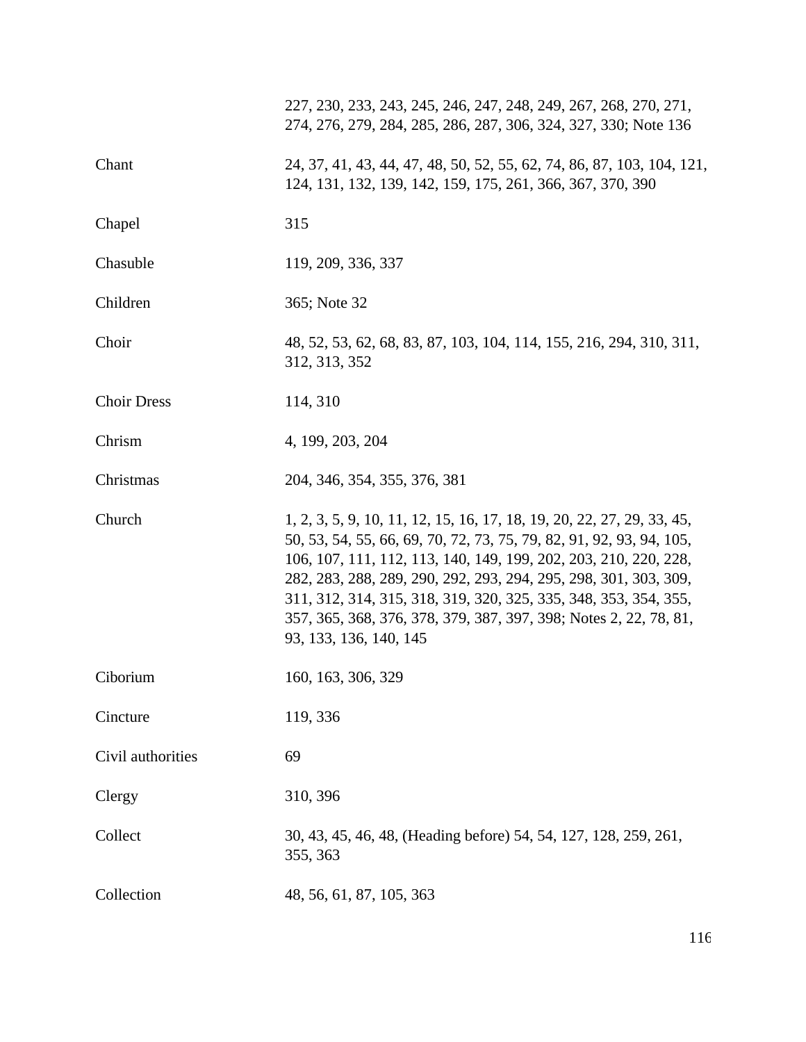| | |
|---|---|
| | 227, 230, 233, 243, 245, 246, 247, 248, 249, 267, 268, 270, 271, 274, 276, 279, 284, 285, 286, 287, 306, 324, 327, 330; Note 136 |
| Chant | 24, 37, 41, 43, 44, 47, 48, 50, 52, 55, 62, 74, 86, 87, 103, 104, 121, 124, 131, 132, 139, 142, 159, 175, 261, 366, 367, 370, 390 |
| Chapel | 315 |
| Chasuble | 119, 209, 336, 337 |
| Children | 365; Note 32 |
| Choir | 48, 52, 53, 62, 68, 83, 87, 103, 104, 114, 155, 216, 294, 310, 311, 312, 313, 352 |
| Choir Dress | 114, 310 |
| Chrism | 4, 199, 203, 204 |
| Christmas | 204, 346, 354, 355, 376, 381 |
| Church | 1, 2, 3, 5, 9, 10, 11, 12, 15, 16, 17, 18, 19, 20, 22, 27, 29, 33, 45, 50, 53, 54, 55, 66, 69, 70, 72, 73, 75, 79, 82, 91, 92, 93, 94, 105, 106, 107, 111, 112, 113, 140, 149, 199, 202, 203, 210, 220, 228, 282, 283, 288, 289, 290, 292, 293, 294, 295, 298, 301, 303, 309, 311, 312, 314, 315, 318, 319, 320, 325, 335, 348, 353, 354, 355, 357, 365, 368, 376, 378, 379, 387, 397, 398; Notes 2, 22, 78, 81, 93, 133, 136, 140, 145 |
| Ciborium | 160, 163, 306, 329 |
| Cincture | 119, 336 |
| Civil authorities | 69 |
| Clergy | 310, 396 |
| Collect | 30, 43, 45, 46, 48, (Heading before) 54, 54, 127, 128, 259, 261, 355, 363 |
| Collection | 48, 56, 61, 87, 105, 363 |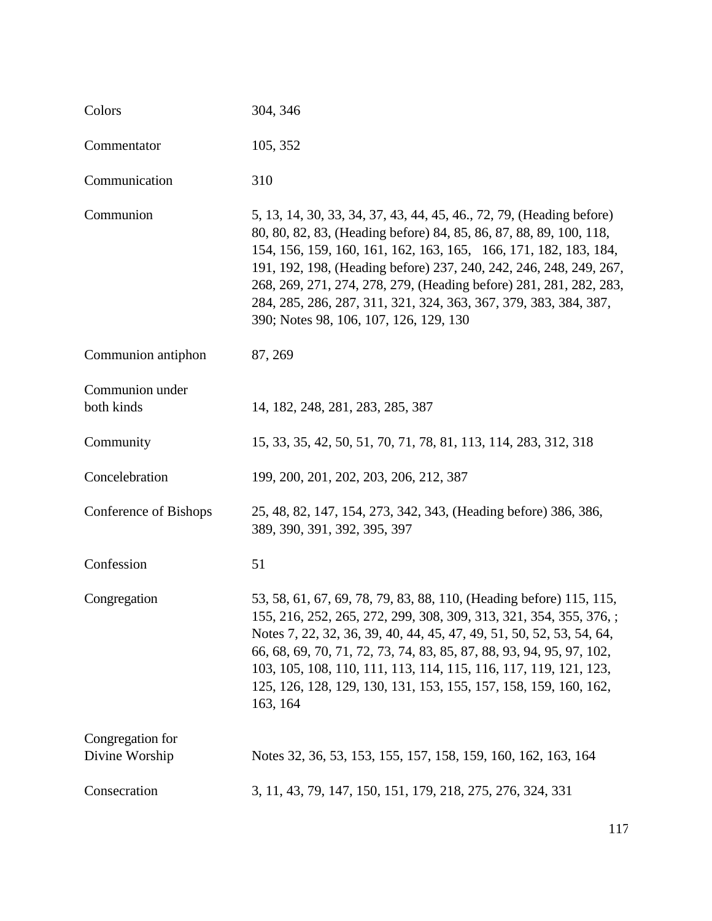| | |
|---|---|
| Colors | 304, 346 |
| Commentator | 105, 352 |
| Communication | 310 |
| Communion | 5, 13, 14, 30, 33, 34, 37, 43, 44, 45, 46., 72, 79, (Heading before) 80, 80, 82, 83, (Heading before) 84, 85, 86, 87, 88, 89, 100, 118, 154, 156, 159, 160, 161, 162, 163, 165, 166, 171, 182, 183, 184, 191, 192, 198, (Heading before) 237, 240, 242, 246, 248, 249, 267, 268, 269, 271, 274, 278, 279, (Heading before) 281, 281, 282, 283, 284, 285, 286, 287, 311, 321, 324, 363, 367, 379, 383, 384, 387, 390; Notes 98, 106, 107, 126, 129, 130 |
| Communion antiphon | 87, 269 |
| Communion under both kinds | 14, 182, 248, 281, 283, 285, 387 |
| Community | 15, 33, 35, 42, 50, 51, 70, 71, 78, 81, 113, 114, 283, 312, 318 |
| Concelebration | 199, 200, 201, 202, 203, 206, 212, 387 |
| Conference of Bishops | 25, 48, 82, 147, 154, 273, 342, 343, (Heading before) 386, 386, 389, 390, 391, 392, 395, 397 |
| Confession | 51 |
| Congregation | 53, 58, 61, 67, 69, 78, 79, 83, 88, 110, (Heading before) 115, 115, 155, 216, 252, 265, 272, 299, 308, 309, 313, 321, 354, 355, 376, ; Notes 7, 22, 32, 36, 39, 40, 44, 45, 47, 49, 51, 50, 52, 53, 54, 64, 66, 68, 69, 70, 71, 72, 73, 74, 83, 85, 87, 88, 93, 94, 95, 97, 102, 103, 105, 108, 110, 111, 113, 114, 115, 116, 117, 119, 121, 123, 125, 126, 128, 129, 130, 131, 153, 155, 157, 158, 159, 160, 162, 163, 164 |
| Congregation for Divine Worship | Notes 32, 36, 53, 153, 155, 157, 158, 159, 160, 162, 163, 164 |
| Consecration | 3, 11, 43, 79, 147, 150, 151, 179, 218, 275, 276, 324, 331 |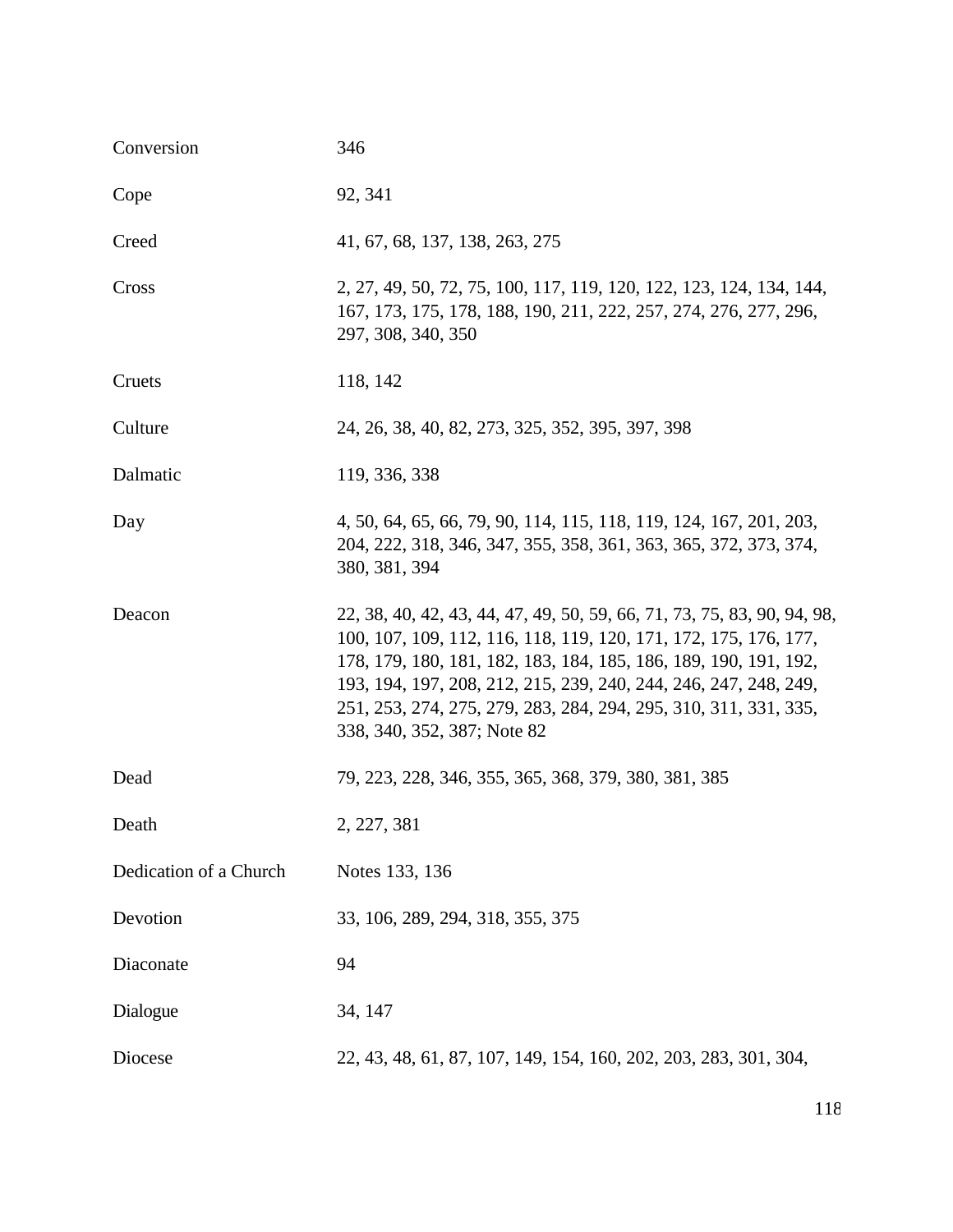| | |
|---|---|
| Conversion | 346 |
| Cope | 92, 341 |
| Creed | 41, 67, 68, 137, 138, 263, 275 |
| Cross | 2, 27, 49, 50, 72, 75, 100, 117, 119, 120, 122, 123, 124, 134, 144, 167, 173, 175, 178, 188, 190, 211, 222, 257, 274, 276, 277, 296, 297, 308, 340, 350 |
| Cruets | 118, 142 |
| Culture | 24, 26, 38, 40, 82, 273, 325, 352, 395, 397, 398 |
| Dalmatic | 119, 336, 338 |
| Day | 4, 50, 64, 65, 66, 79, 90, 114, 115, 118, 119, 124, 167, 201, 203, 204, 222, 318, 346, 347, 355, 358, 361, 363, 365, 372, 373, 374, 380, 381, 394 |
| Deacon | 22, 38, 40, 42, 43, 44, 47, 49, 50, 59, 66, 71, 73, 75, 83, 90, 94, 98, 100, 107, 109, 112, 116, 118, 119, 120, 171, 172, 175, 176, 177, 178, 179, 180, 181, 182, 183, 184, 185, 186, 189, 190, 191, 192, 193, 194, 197, 208, 212, 215, 239, 240, 244, 246, 247, 248, 249, 251, 253, 274, 275, 279, 283, 284, 294, 295, 310, 311, 331, 335, 338, 340, 352, 387; Note 82 |
| Dead | 79, 223, 228, 346, 355, 365, 368, 379, 380, 381, 385 |
| Death | 2, 227, 381 |
| Dedication of a Church | Notes 133, 136 |
| Devotion | 33, 106, 289, 294, 318, 355, 375 |
| Diaconate | 94 |
| Dialogue | 34, 147 |
| Diocese | 22, 43, 48, 61, 87, 107, 149, 154, 160, 202, 203, 283, 301, 304, |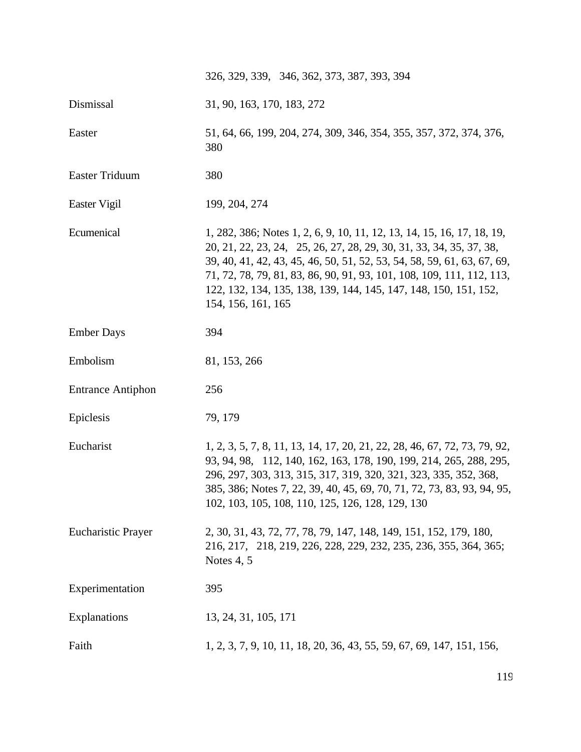| | |
|---|---|
| | 326, 329, 339, 346, 362, 373, 387, 393, 394 |
| Dismissal | 31, 90, 163, 170, 183, 272 |
| Easter | 51, 64, 66, 199, 204, 274, 309, 346, 354, 355, 357, 372, 374, 376, 380 |
| Easter Triduum | 380 |
| Easter Vigil | 199, 204, 274 |
| Ecumenical | 1, 282, 386; Notes 1, 2, 6, 9, 10, 11, 12, 13, 14, 15, 16, 17, 18, 19, 20, 21, 22, 23, 24, 25, 26, 27, 28, 29, 30, 31, 33, 34, 35, 37, 38, 39, 40, 41, 42, 43, 45, 46, 50, 51, 52, 53, 54, 58, 59, 61, 63, 67, 69, 71, 72, 78, 79, 81, 83, 86, 90, 91, 93, 101, 108, 109, 111, 112, 113, 122, 132, 134, 135, 138, 139, 144, 145, 147, 148, 150, 151, 152, 154, 156, 161, 165 |
| Ember Days | 394 |
| Embolism | 81, 153, 266 |
| Entrance Antiphon | 256 |
| Epiclesis | 79, 179 |
| Eucharist | 1, 2, 3, 5, 7, 8, 11, 13, 14, 17, 20, 21, 22, 28, 46, 67, 72, 73, 79, 92, 93, 94, 98, 112, 140, 162, 163, 178, 190, 199, 214, 265, 288, 295, 296, 297, 303, 313, 315, 317, 319, 320, 321, 323, 335, 352, 368, 385, 386; Notes 7, 22, 39, 40, 45, 69, 70, 71, 72, 73, 83, 93, 94, 95, 102, 103, 105, 108, 110, 125, 126, 128, 129, 130 |
| Eucharistic Prayer | 2, 30, 31, 43, 72, 77, 78, 79, 147, 148, 149, 151, 152, 179, 180, 216, 217, 218, 219, 226, 228, 229, 232, 235, 236, 355, 364, 365; Notes 4, 5 |
| Experimentation | 395 |
| Explanations | 13, 24, 31, 105, 171 |
| Faith | 1, 2, 3, 7, 9, 10, 11, 18, 20, 36, 43, 55, 59, 67, 69, 147, 151, 156, |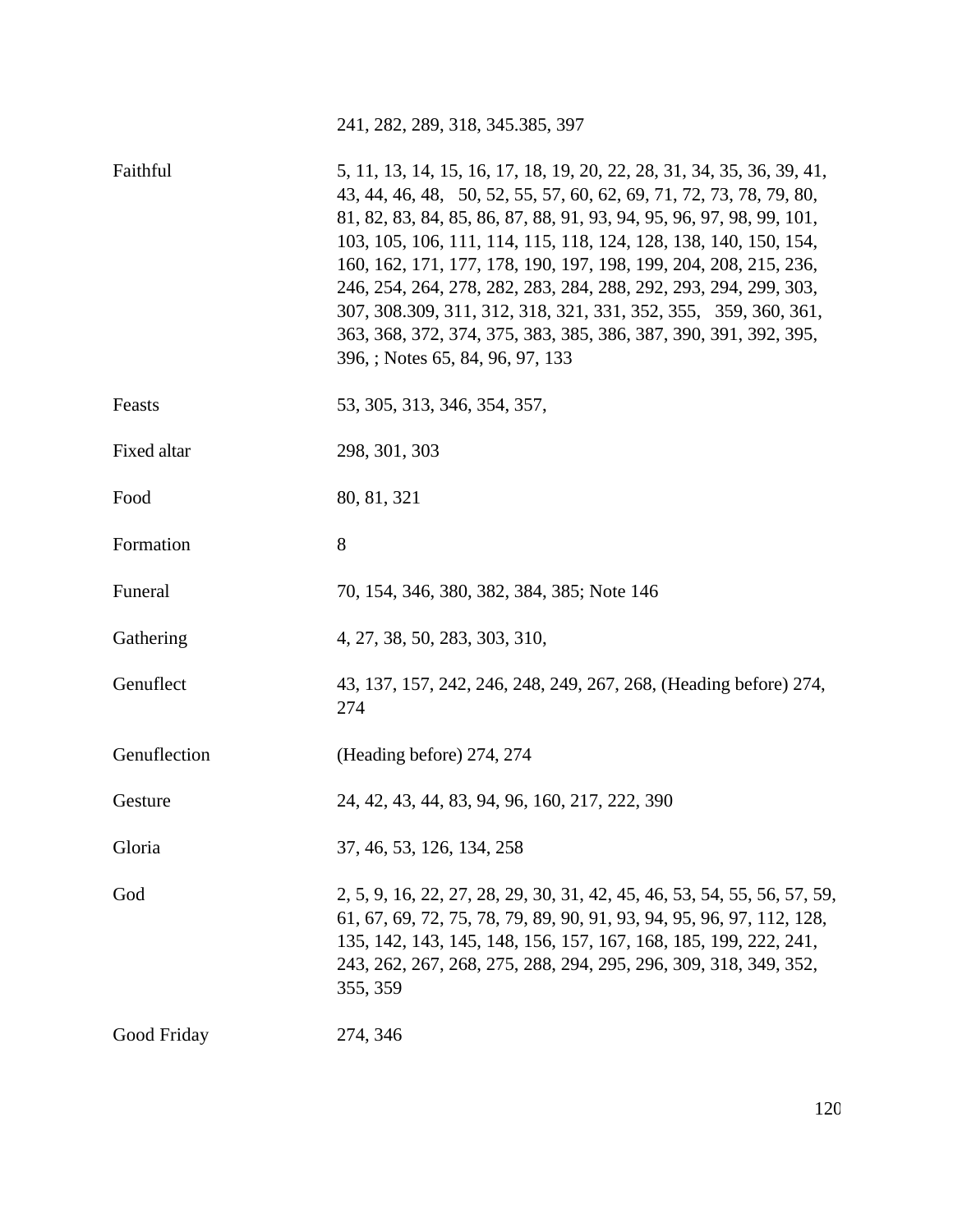| | |
|---|---|
| | 241, 282, 289, 318, 345.385, 397 |
| Faithful | 5, 11, 13, 14, 15, 16, 17, 18, 19, 20, 22, 28, 31, 34, 35, 36, 39, 41, 43, 44, 46, 48, 50, 52, 55, 57, 60, 62, 69, 71, 72, 73, 78, 79, 80, 81, 82, 83, 84, 85, 86, 87, 88, 91, 93, 94, 95, 96, 97, 98, 99, 101, 103, 105, 106, 111, 114, 115, 118, 124, 128, 138, 140, 150, 154, 160, 162, 171, 177, 178, 190, 197, 198, 199, 204, 208, 215, 236, 246, 254, 264, 278, 282, 283, 284, 288, 292, 293, 294, 299, 303, 307, 308.309, 311, 312, 318, 321, 331, 352, 355, 359, 360, 361, 363, 368, 372, 374, 375, 383, 385, 386, 387, 390, 391, 392, 395, 396, ; Notes 65, 84, 96, 97, 133 |
| Feasts | 53, 305, 313, 346, 354, 357, |
| Fixed altar | 298, 301, 303 |
| Food | 80, 81, 321 |
| Formation | 8 |
| Funeral | 70, 154, 346, 380, 382, 384, 385; Note 146 |
| Gathering | 4, 27, 38, 50, 283, 303, 310, |
| Genuflect | 43, 137, 157, 242, 246, 248, 249, 267, 268, (Heading before) 274, 274 |
| Genuflection | (Heading before) 274, 274 |
| Gesture | 24, 42, 43, 44, 83, 94, 96, 160, 217, 222, 390 |
| Gloria | 37, 46, 53, 126, 134, 258 |
| God | 2, 5, 9, 16, 22, 27, 28, 29, 30, 31, 42, 45, 46, 53, 54, 55, 56, 57, 59, 61, 67, 69, 72, 75, 78, 79, 89, 90, 91, 93, 94, 95, 96, 97, 112, 128, 135, 142, 143, 145, 148, 156, 157, 167, 168, 185, 199, 222, 241, 243, 262, 267, 268, 275, 288, 294, 295, 296, 309, 318, 349, 352, 355, 359 |
| Good Friday | 274, 346 |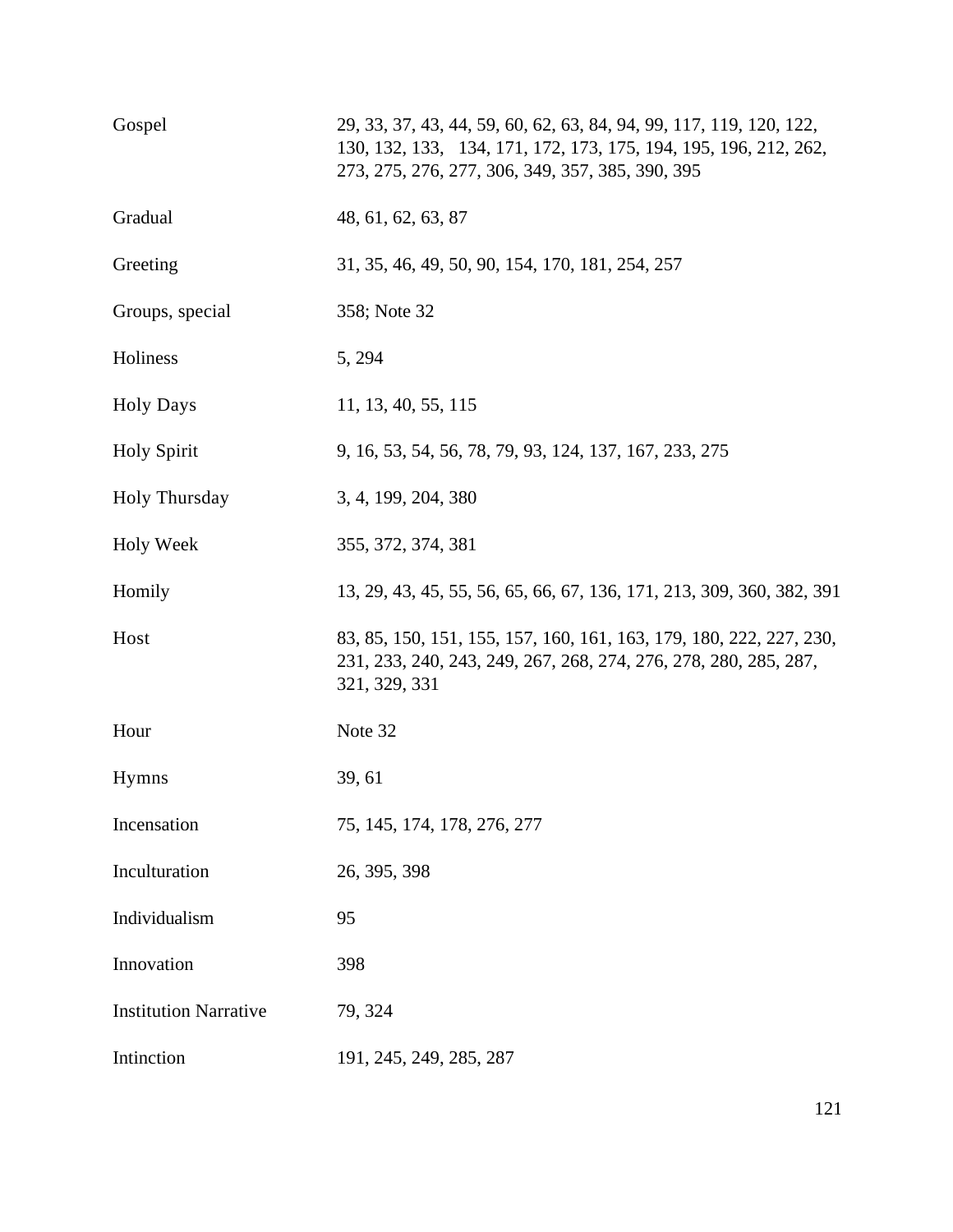| | |
|---|---|
| Gospel | 29, 33, 37, 43, 44, 59, 60, 62, 63, 84, 94, 99, 117, 119, 120, 122, 130, 132, 133, 134, 171, 172, 173, 175, 194, 195, 196, 212, 262, 273, 275, 276, 277, 306, 349, 357, 385, 390, 395 |
| Gradual | 48, 61, 62, 63, 87 |
| Greeting | 31, 35, 46, 49, 50, 90, 154, 170, 181, 254, 257 |
| Groups, special | 358; Note 32 |
| Holiness | 5, 294 |
| Holy Days | 11, 13, 40, 55, 115 |
| Holy Spirit | 9, 16, 53, 54, 56, 78, 79, 93, 124, 137, 167, 233, 275 |
| Holy Thursday | 3, 4, 199, 204, 380 |
| Holy Week | 355, 372, 374, 381 |
| Homily | 13, 29, 43, 45, 55, 56, 65, 66, 67, 136, 171, 213, 309, 360, 382, 391 |
| Host | 83, 85, 150, 151, 155, 157, 160, 161, 163, 179, 180, 222, 227, 230, 231, 233, 240, 243, 249, 267, 268, 274, 276, 278, 280, 285, 287, 321, 329, 331 |
| Hour | Note 32 |
| Hymns | 39, 61 |
| Incensation | 75, 145, 174, 178, 276, 277 |
| Inculturation | 26, 395, 398 |
| Individualism | 95 |
| Innovation | 398 |
| Institution Narrative | 79, 324 |
| Intinction | 191, 245, 249, 285, 287 |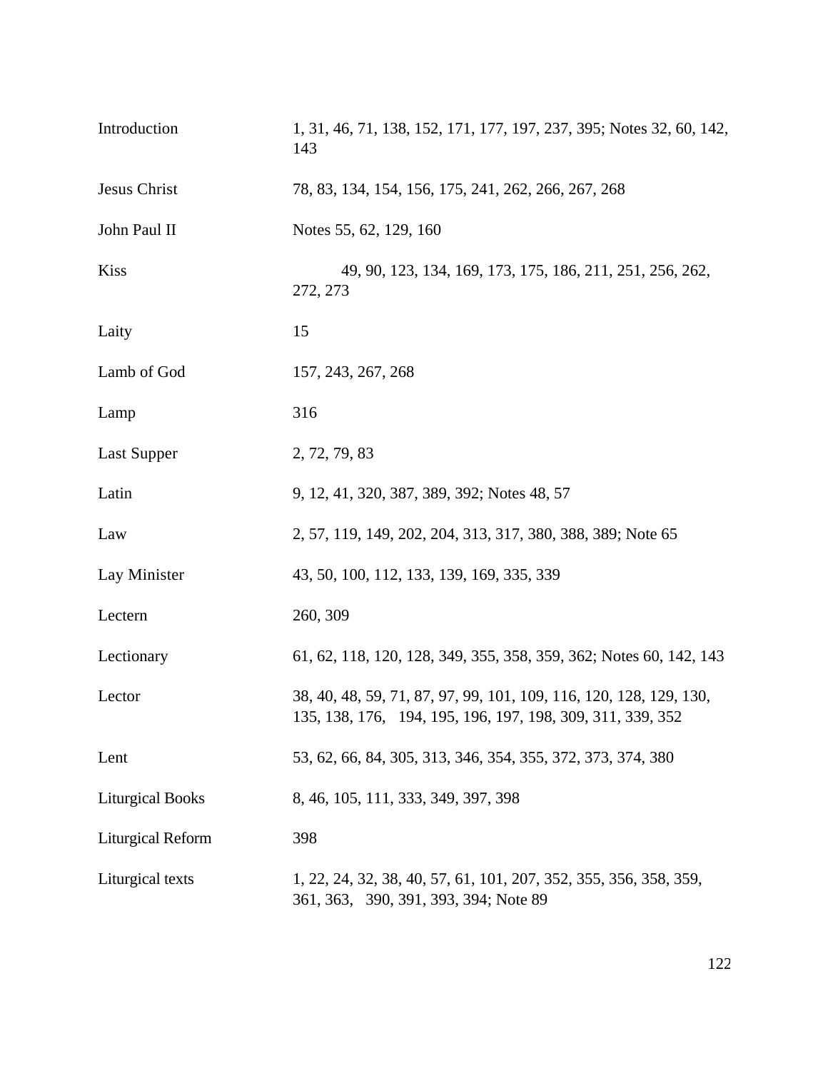| | |
|---|---|
| Introduction | 1, 31, 46, 71, 138, 152, 171, 177, 197, 237, 395; Notes 32, 60, 142, 143 |
| Jesus Christ | 78, 83, 134, 154, 156, 175, 241, 262, 266, 267, 268 |
| John Paul II | Notes 55, 62, 129, 160 |
| Kiss | 49, 90, 123, 134, 169, 173, 175, 186, 211, 251, 256, 262, 272, 273 |
| Laity | 15 |
| Lamb of God | 157, 243, 267, 268 |
| Lamp | 316 |
| Last Supper | 2, 72, 79, 83 |
| Latin | 9, 12, 41, 320, 387, 389, 392; Notes 48, 57 |
| Law | 2, 57, 119, 149, 202, 204, 313, 317, 380, 388, 389; Note 65 |
| Lay Minister | 43, 50, 100, 112, 133, 139, 169, 335, 339 |
| Lectern | 260, 309 |
| Lectionary | 61, 62, 118, 120, 128, 349, 355, 358, 359, 362; Notes 60, 142, 143 |
| Lector | 38, 40, 48, 59, 71, 87, 97, 99, 101, 109, 116, 120, 128, 129, 130, 135, 138, 176, 194, 195, 196, 197, 198, 309, 311, 339, 352 |
| Lent | 53, 62, 66, 84, 305, 313, 346, 354, 355, 372, 373, 374, 380 |
| Liturgical Books | 8, 46, 105, 111, 333, 349, 397, 398 |
| Liturgical Reform | 398 |
| Liturgical texts | 1, 22, 24, 32, 38, 40, 57, 61, 101, 207, 352, 355, 356, 358, 359, 361, 363, 390, 391, 393, 394; Note 89 |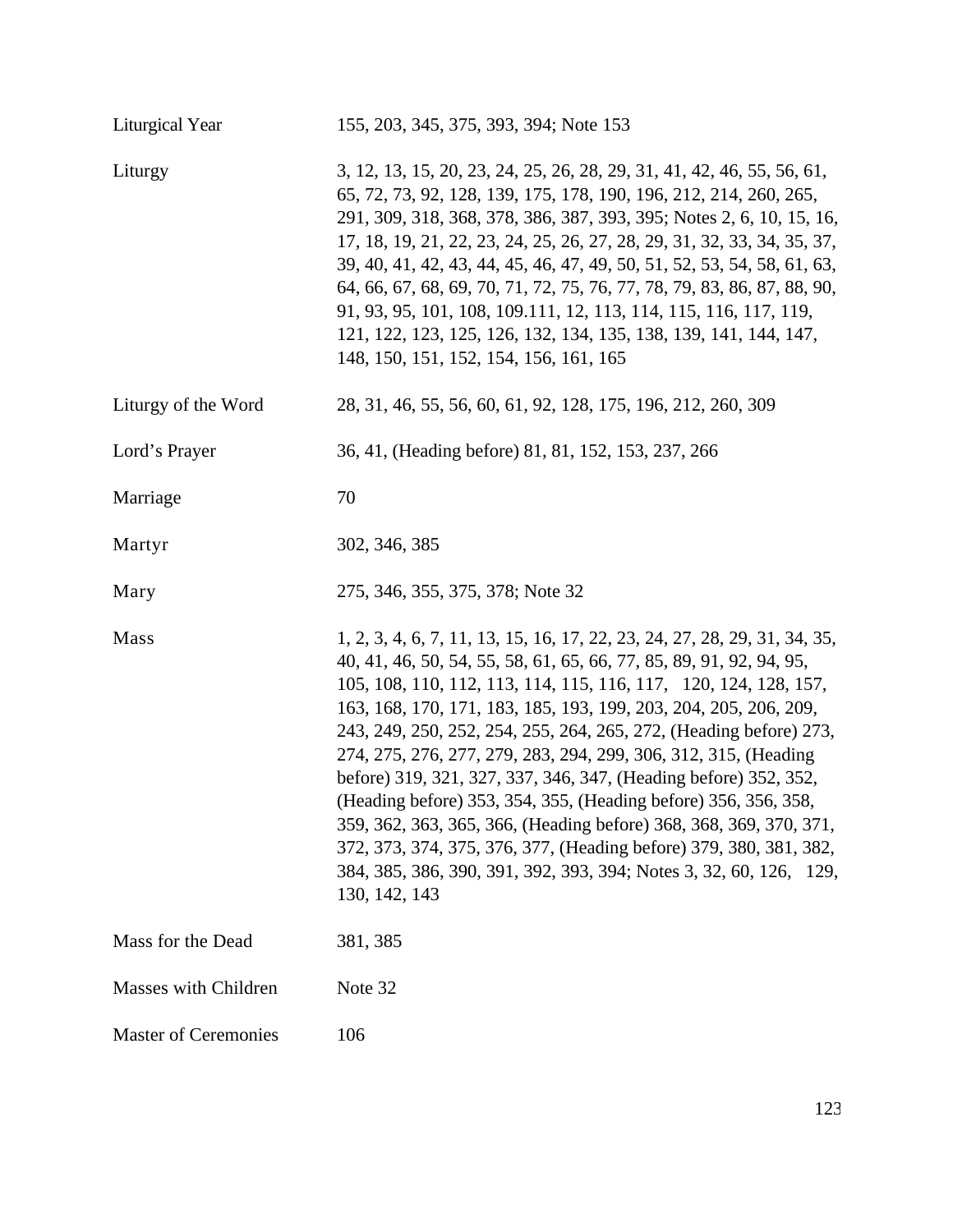| | |
|---|---|
| Liturgical Year | 155, 203, 345, 375, 393, 394; Note 153 |
| Liturgy | 3, 12, 13, 15, 20, 23, 24, 25, 26, 28, 29, 31, 41, 42, 46, 55, 56, 61, 65, 72, 73, 92, 128, 139, 175, 178, 190, 196, 212, 214, 260, 265, 291, 309, 318, 368, 378, 386, 387, 393, 395; Notes 2, 6, 10, 15, 16, 17, 18, 19, 21, 22, 23, 24, 25, 26, 27, 28, 29, 31, 32, 33, 34, 35, 37, 39, 40, 41, 42, 43, 44, 45, 46, 47, 49, 50, 51, 52, 53, 54, 58, 61, 63, 64, 66, 67, 68, 69, 70, 71, 72, 75, 76, 77, 78, 79, 83, 86, 87, 88, 90, 91, 93, 95, 101, 108, 109.111, 12, 113, 114, 115, 116, 117, 119, 121, 122, 123, 125, 126, 132, 134, 135, 138, 139, 141, 144, 147, 148, 150, 151, 152, 154, 156, 161, 165 |
| Liturgy of the Word | 28, 31, 46, 55, 56, 60, 61, 92, 128, 175, 196, 212, 260, 309 |
| Lord's Prayer | 36, 41, (Heading before) 81, 81, 152, 153, 237, 266 |
| Marriage | 70 |
| Martyr | 302, 346, 385 |
| Mary | 275, 346, 355, 375, 378; Note 32 |
| Mass | 1, 2, 3, 4, 6, 7, 11, 13, 15, 16, 17, 22, 23, 24, 27, 28, 29, 31, 34, 35, 40, 41, 46, 50, 54, 55, 58, 61, 65, 66, 77, 85, 89, 91, 92, 94, 95, 105, 108, 110, 112, 113, 114, 115, 116, 117, 120, 124, 128, 157, 163, 168, 170, 171, 183, 185, 193, 199, 203, 204, 205, 206, 209, 243, 249, 250, 252, 254, 255, 264, 265, 272, (Heading before) 273, 274, 275, 276, 277, 279, 283, 294, 299, 306, 312, 315, (Heading before) 319, 321, 327, 337, 346, 347, (Heading before) 352, 352, (Heading before) 353, 354, 355, (Heading before) 356, 356, 358, 359, 362, 363, 365, 366, (Heading before) 368, 368, 369, 370, 371, 372, 373, 374, 375, 376, 377, (Heading before) 379, 380, 381, 382, 384, 385, 386, 390, 391, 392, 393, 394; Notes 3, 32, 60, 126, 129, 130, 142, 143 |
| Mass for the Dead | 381, 385 |
| Masses with Children | Note 32 |
| Master of Ceremonies | 106 |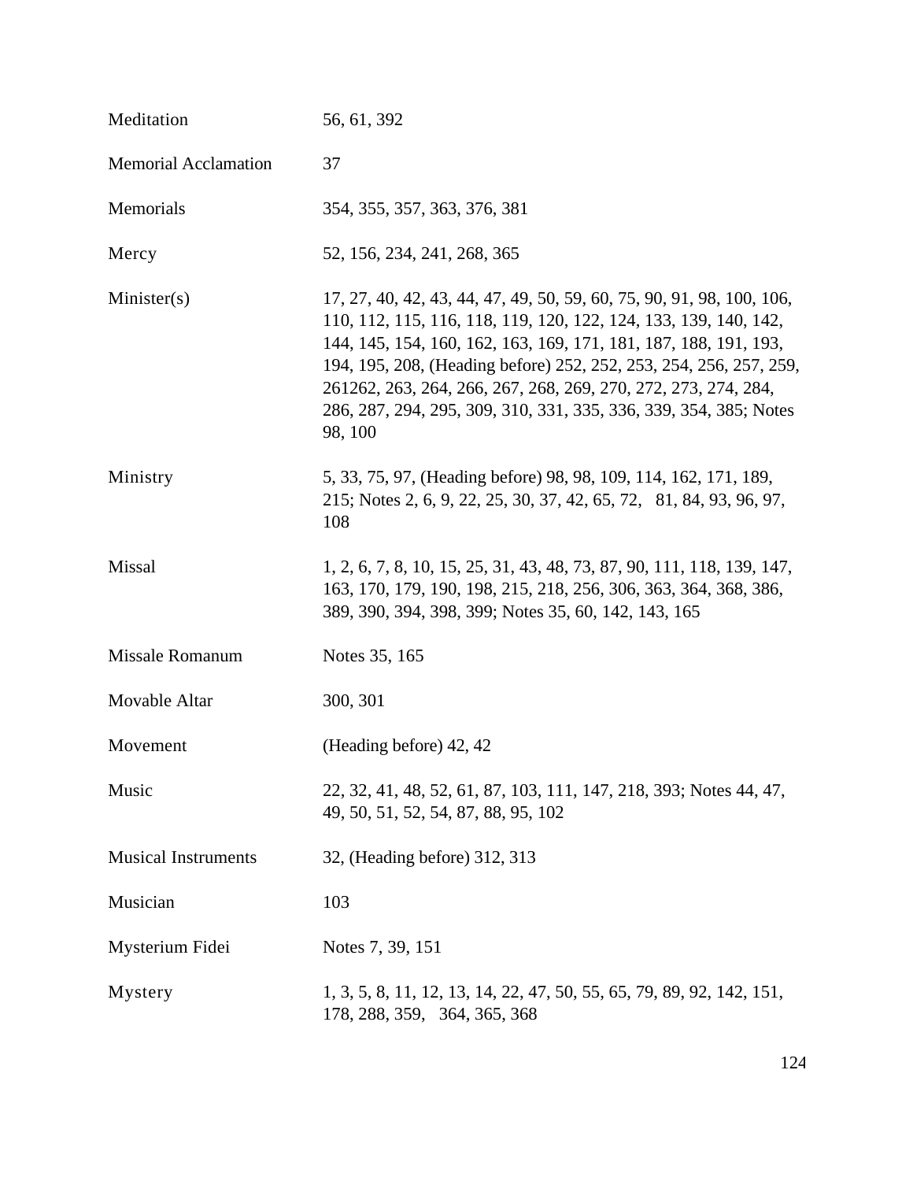| | |
|---|---|
| Meditation | 56, 61, 392 |
| Memorial Acclamation | 37 |
| Memorials | 354, 355, 357, 363, 376, 381 |
| Mercy | 52, 156, 234, 241, 268, 365 |
| Minister(s) | 17, 27, 40, 42, 43, 44, 47, 49, 50, 59, 60, 75, 90, 91, 98, 100, 106, 110, 112, 115, 116, 118, 119, 120, 122, 124, 133, 139, 140, 142, 144, 145, 154, 160, 162, 163, 169, 171, 181, 187, 188, 191, 193, 194, 195, 208, (Heading before) 252, 252, 253, 254, 256, 257, 259, 261262, 263, 264, 266, 267, 268, 269, 270, 272, 273, 274, 284, 286, 287, 294, 295, 309, 310, 331, 335, 336, 339, 354, 385; Notes 98, 100 |
| Ministry | 5, 33, 75, 97, (Heading before) 98, 98, 109, 114, 162, 171, 189, 215; Notes 2, 6, 9, 22, 25, 30, 37, 42, 65, 72, 81, 84, 93, 96, 97, 108 |
| Missal | 1, 2, 6, 7, 8, 10, 15, 25, 31, 43, 48, 73, 87, 90, 111, 118, 139, 147, 163, 170, 179, 190, 198, 215, 218, 256, 306, 363, 364, 368, 386, 389, 390, 394, 398, 399; Notes 35, 60, 142, 143, 165 |
| Missale Romanum | Notes 35, 165 |
| Movable Altar | 300, 301 |
| Movement | (Heading before) 42, 42 |
| Music | 22, 32, 41, 48, 52, 61, 87, 103, 111, 147, 218, 393; Notes 44, 47, 49, 50, 51, 52, 54, 87, 88, 95, 102 |
| Musical Instruments | 32, (Heading before) 312, 313 |
| Musician | 103 |
| Mysterium Fidei | Notes 7, 39, 151 |
| Mystery | 1, 3, 5, 8, 11, 12, 13, 14, 22, 47, 50, 55, 65, 79, 89, 92, 142, 151, 178, 288, 359, 364, 365, 368 |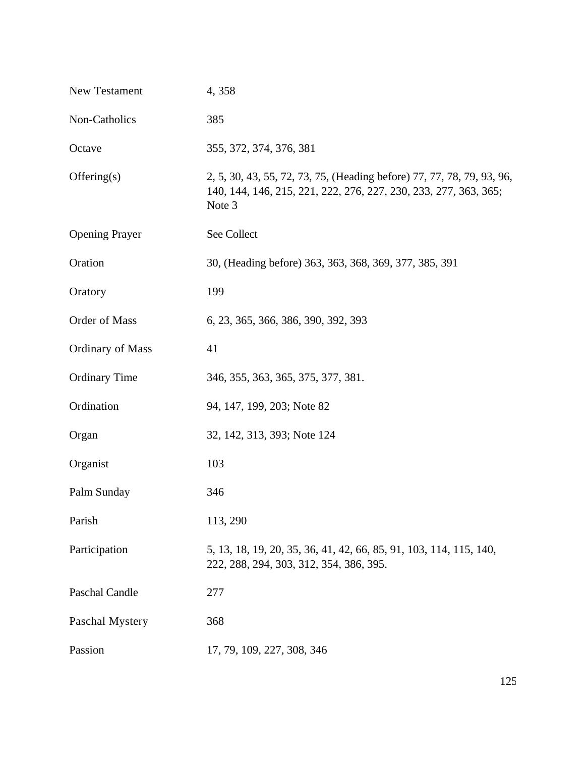| | |
|---|---|
| New Testament | 4, 358 |
| Non-Catholics | 385 |
| Octave | 355, 372, 374, 376, 381 |
| Offering(s) | 2, 5, 30, 43, 55, 72, 73, 75, (Heading before) 77, 77, 78, 79, 93, 96, 140, 144, 146, 215, 221, 222, 276, 227, 230, 233, 277, 363, 365; Note 3 |
| Opening Prayer | See Collect |
| Oration | 30, (Heading before) 363, 363, 368, 369, 377, 385, 391 |
| Oratory | 199 |
| Order of Mass | 6, 23, 365, 366, 386, 390, 392, 393 |
| Ordinary of Mass | 41 |
| Ordinary Time | 346, 355, 363, 365, 375, 377, 381. |
| Ordination | 94, 147, 199, 203; Note 82 |
| Organ | 32, 142, 313, 393; Note 124 |
| Organist | 103 |
| Palm Sunday | 346 |
| Parish | 113, 290 |
| Participation | 5, 13, 18, 19, 20, 35, 36, 41, 42, 66, 85, 91, 103, 114, 115, 140, 222, 288, 294, 303, 312, 354, 386, 395. |
| Paschal Candle | 277 |
| Paschal Mystery | 368 |
| Passion | 17, 79, 109, 227, 308, 346 |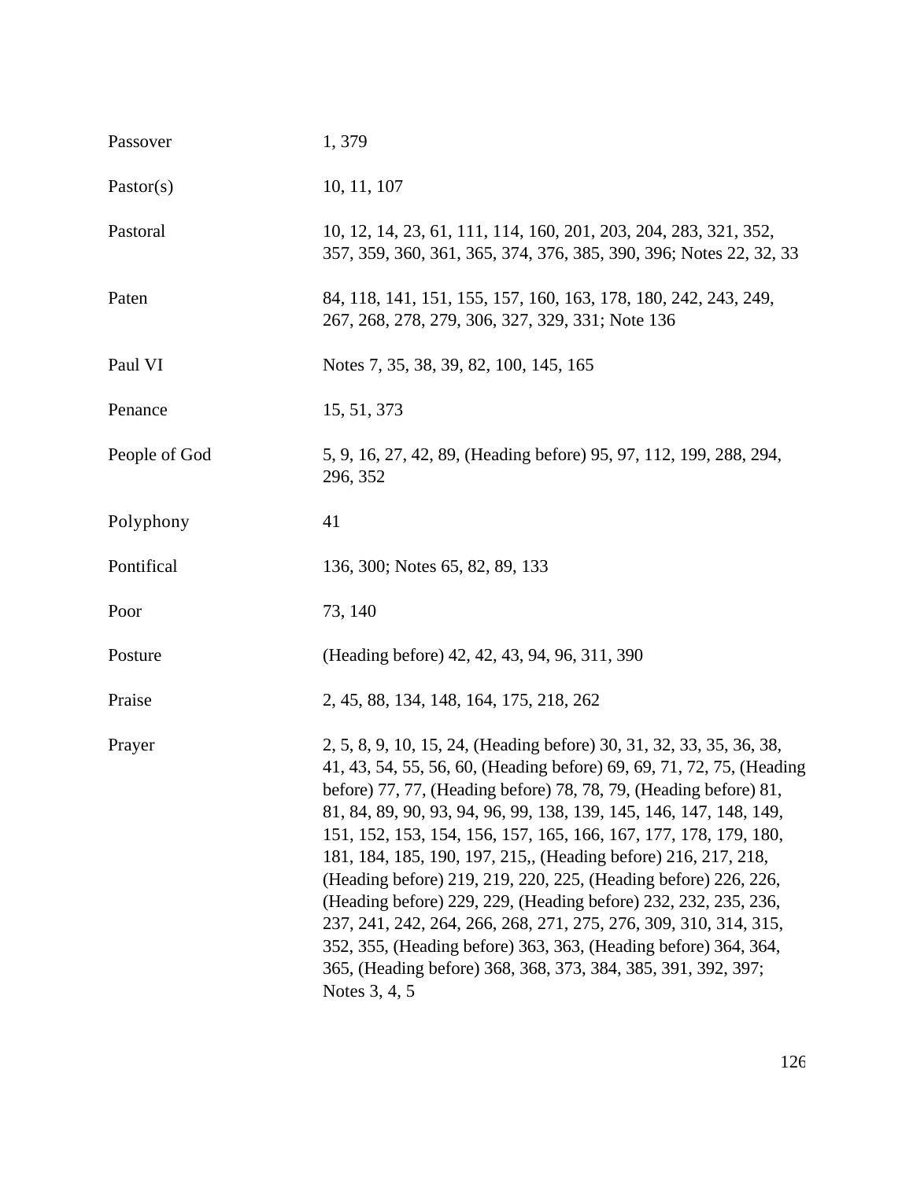| | |
|---|---|
| Passover | 1, 379 |
| Pastor(s) | 10, 11, 107 |
| Pastoral | 10, 12, 14, 23, 61, 111, 114, 160, 201, 203, 204, 283, 321, 352, 357, 359, 360, 361, 365, 374, 376, 385, 390, 396; Notes 22, 32, 33 |
| Paten | 84, 118, 141, 151, 155, 157, 160, 163, 178, 180, 242, 243, 249, 267, 268, 278, 279, 306, 327, 329, 331; Note 136 |
| Paul VI | Notes 7, 35, 38, 39, 82, 100, 145, 165 |
| Penance | 15, 51, 373 |
| People of God | 5, 9, 16, 27, 42, 89, (Heading before) 95, 97, 112, 199, 288, 294, 296, 352 |
| Polyphony | 41 |
| Pontifical | 136, 300; Notes 65, 82, 89, 133 |
| Poor | 73, 140 |
| Posture | (Heading before) 42, 42, 43, 94, 96, 311, 390 |
| Praise | 2, 45, 88, 134, 148, 164, 175, 218, 262 |
| Prayer | 2, 5, 8, 9, 10, 15, 24, (Heading before) 30, 31, 32, 33, 35, 36, 38, 41, 43, 54, 55, 56, 60, (Heading before) 69, 69, 71, 72, 75, (Heading before) 77, 77, (Heading before) 78, 78, 79, (Heading before) 81, 81, 84, 89, 90, 93, 94, 96, 99, 138, 139, 145, 146, 147, 148, 149, 151, 152, 153, 154, 156, 157, 165, 166, 167, 177, 178, 179, 180, 181, 184, 185, 190, 197, 215,, (Heading before) 216, 217, 218, (Heading before) 219, 219, 220, 225, (Heading before) 226, 226, (Heading before) 229, 229, (Heading before) 232, 232, 235, 236, 237, 241, 242, 264, 266, 268, 271, 275, 276, 309, 310, 314, 315, 352, 355, (Heading before) 363, 363, (Heading before) 364, 364, 365, (Heading before) 368, 368, 373, 384, 385, 391, 392, 397; Notes 3, 4, 5 |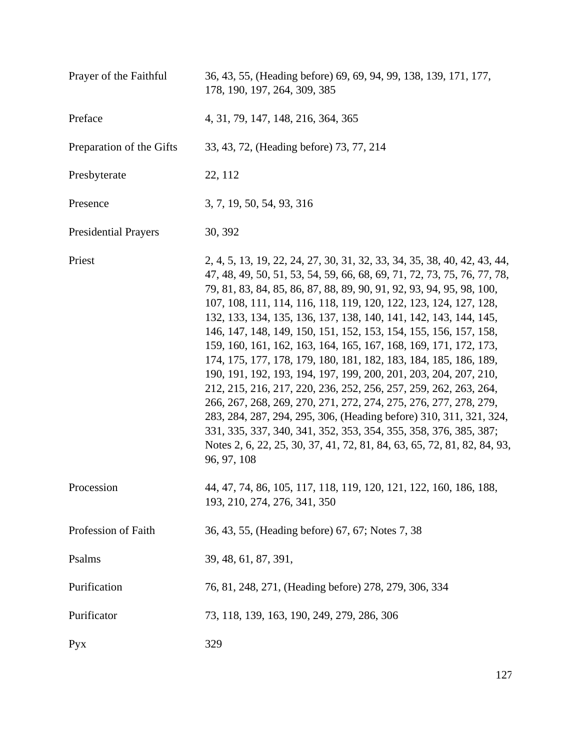| | |
|---|---|
| Prayer of the Faithful | 36, 43, 55, (Heading before) 69, 69, 94, 99, 138, 139, 171, 177, 178, 190, 197, 264, 309, 385 |
| Preface | 4, 31, 79, 147, 148, 216, 364, 365 |
| Preparation of the Gifts | 33, 43, 72, (Heading before) 73, 77, 214 |
| Presbyterate | 22, 112 |
| Presence | 3, 7, 19, 50, 54, 93, 316 |
| Presidential Prayers | 30, 392 |
| Priest | 2, 4, 5, 13, 19, 22, 24, 27, 30, 31, 32, 33, 34, 35, 38, 40, 42, 43, 44, 47, 48, 49, 50, 51, 53, 54, 59, 66, 68, 69, 71, 72, 73, 75, 76, 77, 78, 79, 81, 83, 84, 85, 86, 87, 88, 89, 90, 91, 92, 93, 94, 95, 98, 100, 107, 108, 111, 114, 116, 118, 119, 120, 122, 123, 124, 127, 128, 132, 133, 134, 135, 136, 137, 138, 140, 141, 142, 143, 144, 145, 146, 147, 148, 149, 150, 151, 152, 153, 154, 155, 156, 157, 158, 159, 160, 161, 162, 163, 164, 165, 167, 168, 169, 171, 172, 173, 174, 175, 177, 178, 179, 180, 181, 182, 183, 184, 185, 186, 189, 190, 191, 192, 193, 194, 197, 199, 200, 201, 203, 204, 207, 210, 212, 215, 216, 217, 220, 236, 252, 256, 257, 259, 262, 263, 264, 266, 267, 268, 269, 270, 271, 272, 274, 275, 276, 277, 278, 279, 283, 284, 287, 294, 295, 306, (Heading before) 310, 311, 321, 324, 331, 335, 337, 340, 341, 352, 353, 354, 355, 358, 376, 385, 387; Notes 2, 6, 22, 25, 30, 37, 41, 72, 81, 84, 63, 65, 72, 81, 82, 84, 93, 96, 97, 108 |
| Procession | 44, 47, 74, 86, 105, 117, 118, 119, 120, 121, 122, 160, 186, 188, 193, 210, 274, 276, 341, 350 |
| Profession of Faith | 36, 43, 55, (Heading before) 67, 67; Notes 7, 38 |
| Psalms | 39, 48, 61, 87, 391, |
| Purification | 76, 81, 248, 271, (Heading before) 278, 279, 306, 334 |
| Purificator | 73, 118, 139, 163, 190, 249, 279, 286, 306 |
| Pyx | 329 |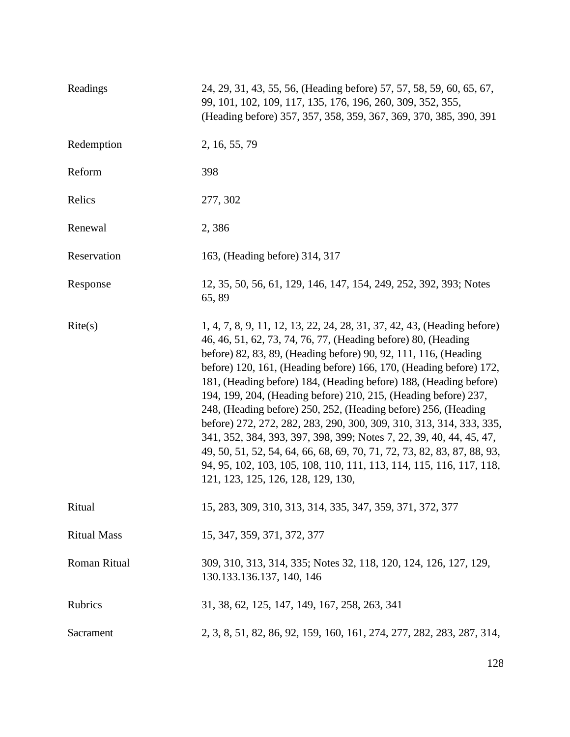| | |
|---|---|
| Readings | 24, 29, 31, 43, 55, 56, (Heading before) 57, 57, 58, 59, 60, 65, 67, 99, 101, 102, 109, 117, 135, 176, 196, 260, 309, 352, 355, (Heading before) 357, 357, 358, 359, 367, 369, 370, 385, 390, 391 |
| Redemption | 2, 16, 55, 79 |
| Reform | 398 |
| Relics | 277, 302 |
| Renewal | 2, 386 |
| Reservation | 163, (Heading before) 314, 317 |
| Response | 12, 35, 50, 56, 61, 129, 146, 147, 154, 249, 252, 392, 393; Notes 65, 89 |
| Rite(s) | 1, 4, 7, 8, 9, 11, 12, 13, 22, 24, 28, 31, 37, 42, 43, (Heading before) 46, 46, 51, 62, 73, 74, 76, 77, (Heading before) 80, (Heading before) 82, 83, 89, (Heading before) 90, 92, 111, 116, (Heading before) 120, 161, (Heading before) 166, 170, (Heading before) 172, 181, (Heading before) 184, (Heading before) 188, (Heading before) 194, 199, 204, (Heading before) 210, 215, (Heading before) 237, 248, (Heading before) 250, 252, (Heading before) 256, (Heading before) 272, 272, 282, 283, 290, 300, 309, 310, 313, 314, 333, 335, 341, 352, 384, 393, 397, 398, 399; Notes 7, 22, 39, 40, 44, 45, 47, 49, 50, 51, 52, 54, 64, 66, 68, 69, 70, 71, 72, 73, 82, 83, 87, 88, 93, 94, 95, 102, 103, 105, 108, 110, 111, 113, 114, 115, 116, 117, 118, 121, 123, 125, 126, 128, 129, 130, |
| Ritual | 15, 283, 309, 310, 313, 314, 335, 347, 359, 371, 372, 377 |
| Ritual Mass | 15, 347, 359, 371, 372, 377 |
| Roman Ritual | 309, 310, 313, 314, 335; Notes 32, 118, 120, 124, 126, 127, 129, 130.133.136.137, 140, 146 |
| Rubrics | 31, 38, 62, 125, 147, 149, 167, 258, 263, 341 |
| Sacrament | 2, 3, 8, 51, 82, 86, 92, 159, 160, 161, 274, 277, 282, 283, 287, 314, |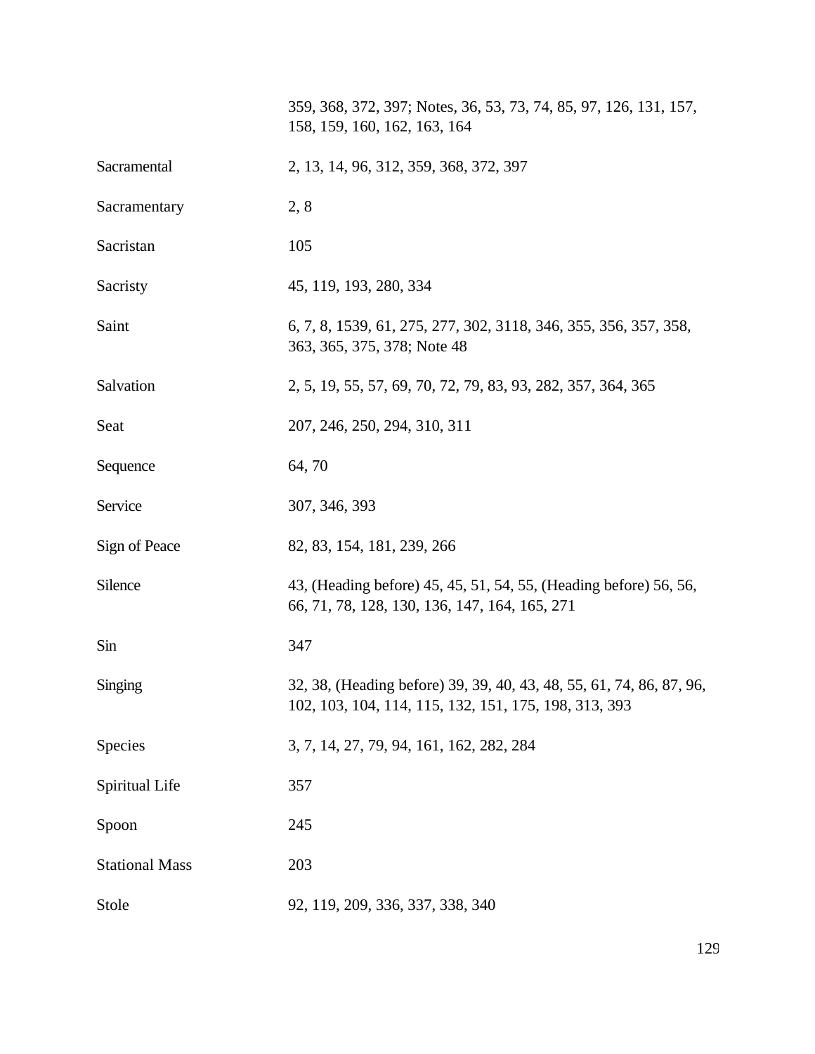| | |
|---|---|
| | 359, 368, 372, 397; Notes, 36, 53, 73, 74, 85, 97, 126, 131, 157, 158, 159, 160, 162, 163, 164 |
| Sacramental | 2, 13, 14, 96, 312, 359, 368, 372, 397 |
| Sacramentary | 2, 8 |
| Sacristan | 105 |
| Sacristy | 45, 119, 193, 280, 334 |
| Saint | 6, 7, 8, 1539, 61, 275, 277, 302, 3118, 346, 355, 356, 357, 358, 363, 365, 375, 378; Note 48 |
| Salvation | 2, 5, 19, 55, 57, 69, 70, 72, 79, 83, 93, 282, 357, 364, 365 |
| Seat | 207, 246, 250, 294, 310, 311 |
| Sequence | 64, 70 |
| Service | 307, 346, 393 |
| Sign of Peace | 82, 83, 154, 181, 239, 266 |
| Silence | 43, (Heading before) 45, 45, 51, 54, 55, (Heading before) 56, 56, 66, 71, 78, 128, 130, 136, 147, 164, 165, 271 |
| Sin | 347 |
| Singing | 32, 38, (Heading before) 39, 39, 40, 43, 48, 55, 61, 74, 86, 87, 96, 102, 103, 104, 114, 115, 132, 151, 175, 198, 313, 393 |
| Species | 3, 7, 14, 27, 79, 94, 161, 162, 282, 284 |
| Spiritual Life | 357 |
| Spoon | 245 |
| Stational Mass | 203 |
| Stole | 92, 119, 209, 336, 337, 338, 340 |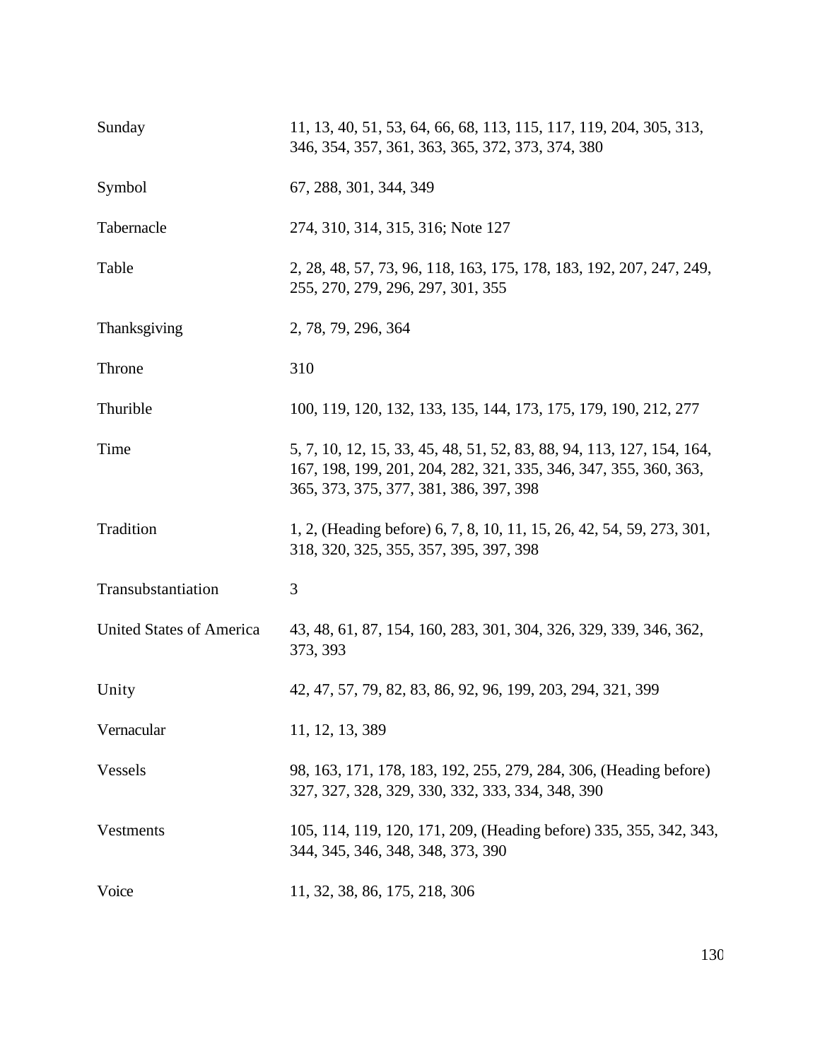| | |
|---|---|
| Sunday | 11, 13, 40, 51, 53, 64, 66, 68, 113, 115, 117, 119, 204, 305, 313, 346, 354, 357, 361, 363, 365, 372, 373, 374, 380 |
| Symbol | 67, 288, 301, 344, 349 |
| Tabernacle | 274, 310, 314, 315, 316; Note 127 |
| Table | 2, 28, 48, 57, 73, 96, 118, 163, 175, 178, 183, 192, 207, 247, 249, 255, 270, 279, 296, 297, 301, 355 |
| Thanksgiving | 2, 78, 79, 296, 364 |
| Throne | 310 |
| Thurible | 100, 119, 120, 132, 133, 135, 144, 173, 175, 179, 190, 212, 277 |
| Time | 5, 7, 10, 12, 15, 33, 45, 48, 51, 52, 83, 88, 94, 113, 127, 154, 164, 167, 198, 199, 201, 204, 282, 321, 335, 346, 347, 355, 360, 363, 365, 373, 375, 377, 381, 386, 397, 398 |
| Tradition | 1, 2, (Heading before) 6, 7, 8, 10, 11, 15, 26, 42, 54, 59, 273, 301, 318, 320, 325, 355, 357, 395, 397, 398 |
| Transubstantiation | 3 |
| United States of America | 43, 48, 61, 87, 154, 160, 283, 301, 304, 326, 329, 339, 346, 362, 373, 393 |
| Unity | 42, 47, 57, 79, 82, 83, 86, 92, 96, 199, 203, 294, 321, 399 |
| Vernacular | 11, 12, 13, 389 |
| Vessels | 98, 163, 171, 178, 183, 192, 255, 279, 284, 306, (Heading before) 327, 327, 328, 329, 330, 332, 333, 334, 348, 390 |
| Vestments | 105, 114, 119, 120, 171, 209, (Heading before) 335, 355, 342, 343, 344, 345, 346, 348, 348, 373, 390 |
| Voice | 11, 32, 38, 86, 175, 218, 306 |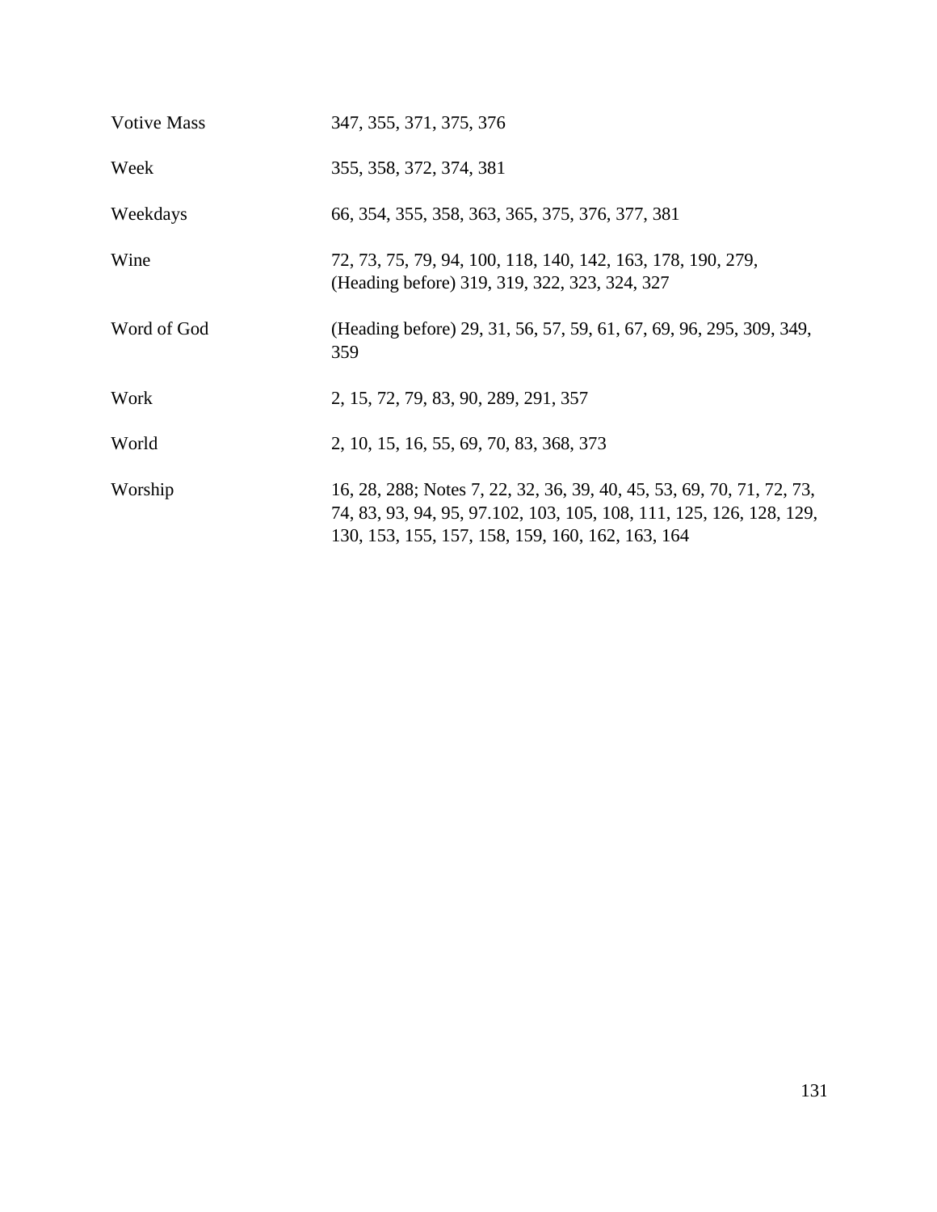| | |
|---|---|
| Votive Mass | 347, 355, 371, 375, 376 |
| Week | 355, 358, 372, 374, 381 |
| Weekdays | 66, 354, 355, 358, 363, 365, 375, 376, 377, 381 |
| Wine | 72, 73, 75, 79, 94, 100, 118, 140, 142, 163, 178, 190, 279, (Heading before) 319, 319, 322, 323, 324, 327 |
| Word of God | (Heading before) 29, 31, 56, 57, 59, 61, 67, 69, 96, 295, 309, 349, 359 |
| Work | 2, 15, 72, 79, 83, 90, 289, 291, 357 |
| World | 2, 10, 15, 16, 55, 69, 70, 83, 368, 373 |
| Worship | 16, 28, 288; Notes 7, 22, 32, 36, 39, 40, 45, 53, 69, 70, 71, 72, 73, 74, 83, 93, 94, 95, 97.102, 103, 105, 108, 111, 125, 126, 128, 129, 130, 153, 155, 157, 158, 159, 160, 162, 163, 164 |